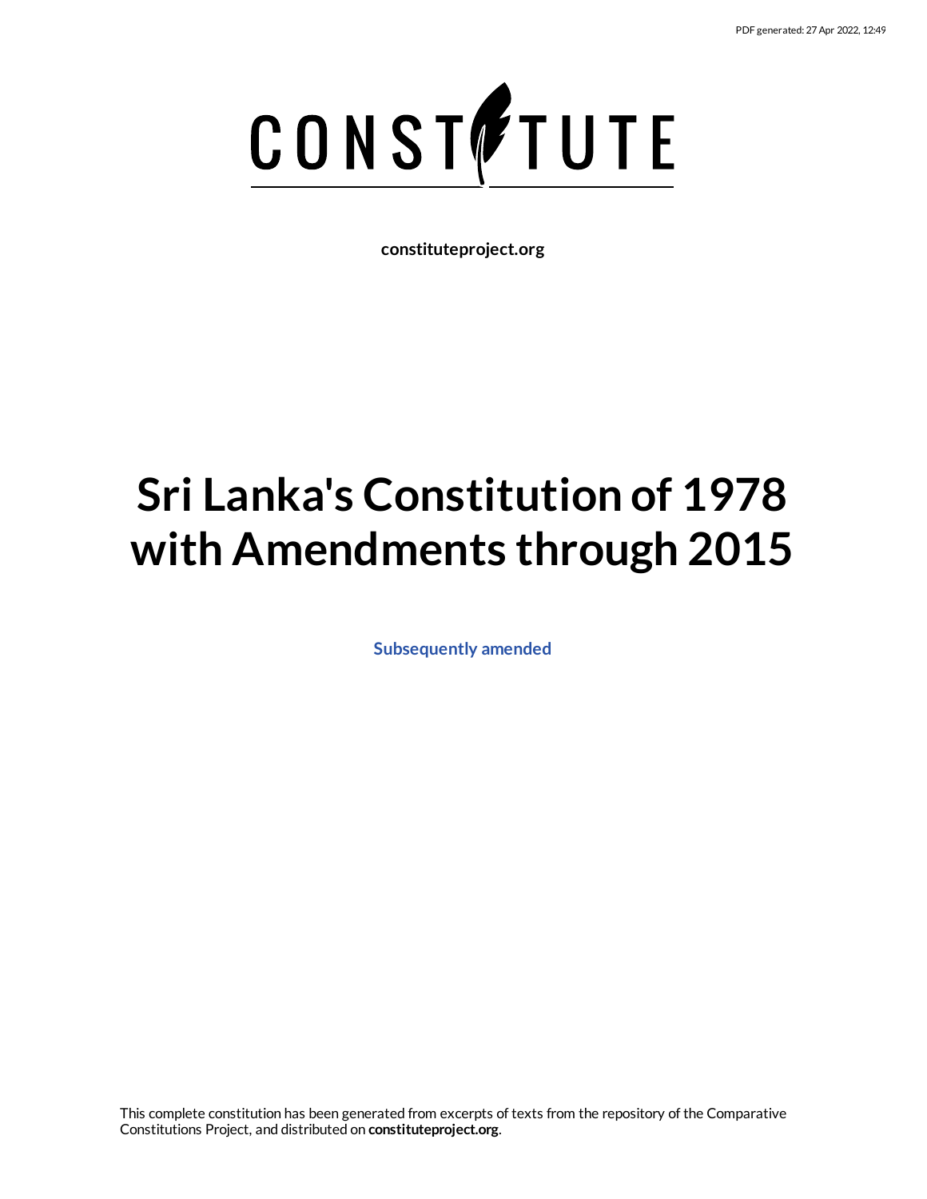CONSTITUTE

**constituteproject.org**

# Sri Lanka's Constitution of 1978 with Amendments through 2015

**Subsequently amended**

This complete constitution has been generated from excerpts of texts from the repository of the Comparative Constitutions Project, and distributed on **constituteproject.org**.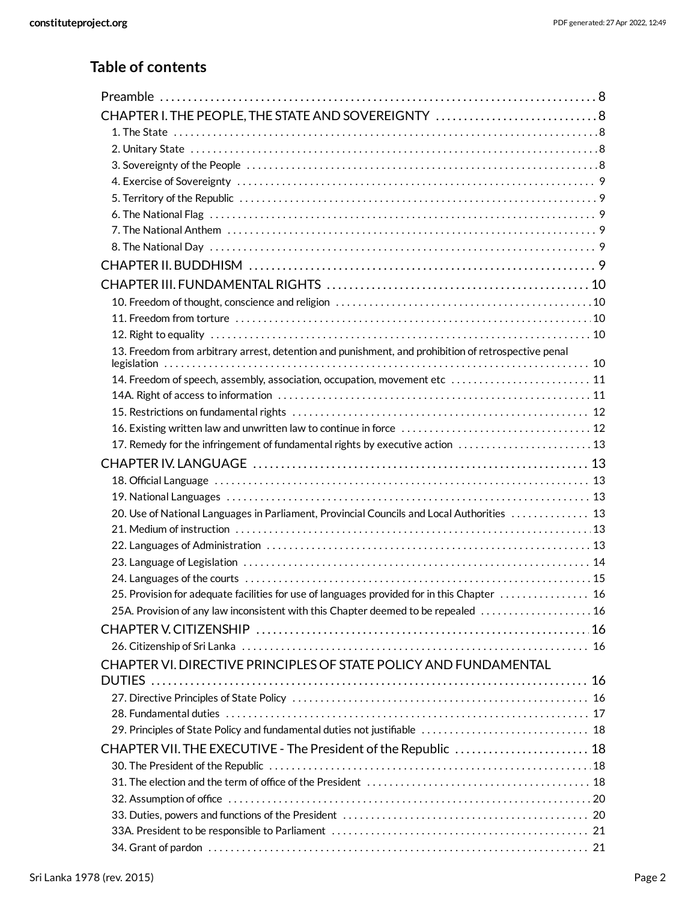## Table of contents

Preamble . . . . . . . . . . 8
CHAPTER I. THE PEOPLE, THE STATE AND SOVEREIGNTY . . . . . . . . . . 8
- 1. The State . . . . . . . . . . 8
- 2. Unitary State . . . . . . . . . . 8
- 3. Sovereignty of the People . . . . . . . . . . 8
- 4. Exercise of Sovereignty . . . . . . . . . . 9
- 5. Territory of the Republic . . . . . . . . . . 9
- 6. The National Flag . . . . . . . . . . 9
- 7. The National Anthem . . . . . . . . . . 9
- 8. The National Day . . . . . . . . . . 9

CHAPTER II. BUDDHISM . . . . . . . . . . 9
CHAPTER III. FUNDAMENTAL RIGHTS . . . . . . . . . . 10
- 10. Freedom of thought, conscience and religion . . . . . . . . . . 10
- 11. Freedom from torture . . . . . . . . . . 10
- 12. Right to equality . . . . . . . . . . 10
- 13. Freedom from arbitrary arrest, detention and punishment, and prohibition of retrospective penal legislation . . . . . . . . . . 10
- 14. Freedom of speech, assembly, association, occupation, movement etc . . . . . . . . . . 11
- 14A. Right of access to information . . . . . . . . . . 11
- 15. Restrictions on fundamental rights . . . . . . . . . . 12
- 16. Existing written law and unwritten law to continue in force . . . . . . . . . . 12
- 17. Remedy for the infringement of fundamental rights by executive action . . . . . . . . . . 13

CHAPTER IV. LANGUAGE . . . . . . . . . . 13
- 18. Official Language . . . . . . . . . . 13
- 19. National Languages . . . . . . . . . . 13
- 20. Use of National Languages in Parliament, Provincial Councils and Local Authorities . . . . . . . . . . 13
- 21. Medium of instruction . . . . . . . . . . 13
- 22. Languages of Administration . . . . . . . . . . 13
- 23. Language of Legislation . . . . . . . . . . 14
- 24. Languages of the courts . . . . . . . . . . 15
- 25. Provision for adequate facilities for use of languages provided for in this Chapter . . . . . . . . . . 16
- 25A. Provision of any law inconsistent with this Chapter deemed to be repealed . . . . . . . . . . 16

CHAPTER V. CITIZENSHIP . . . . . . . . . . 16
- 26. Citizenship of Sri Lanka . . . . . . . . . . 16

CHAPTER VI. DIRECTIVE PRINCIPLES OF STATE POLICY AND FUNDAMENTAL DUTIES . . . . . . . . . . 16
- 27. Directive Principles of State Policy . . . . . . . . . . 16
- 28. Fundamental duties . . . . . . . . . . 17
- 29. Principles of State Policy and fundamental duties not justifiable . . . . . . . . . . 18

CHAPTER VII. THE EXECUTIVE - The President of the Republic . . . . . . . . . . 18
- 30. The President of the Republic . . . . . . . . . . 18
- 31. The election and the term of office of the President . . . . . . . . . . 18
- 32. Assumption of office . . . . . . . . . . 20
- 33. Duties, powers and functions of the President . . . . . . . . . . 20
- 33A. President to be responsible to Parliament . . . . . . . . . . 21
- 34. Grant of pardon . . . . . . . . . . 21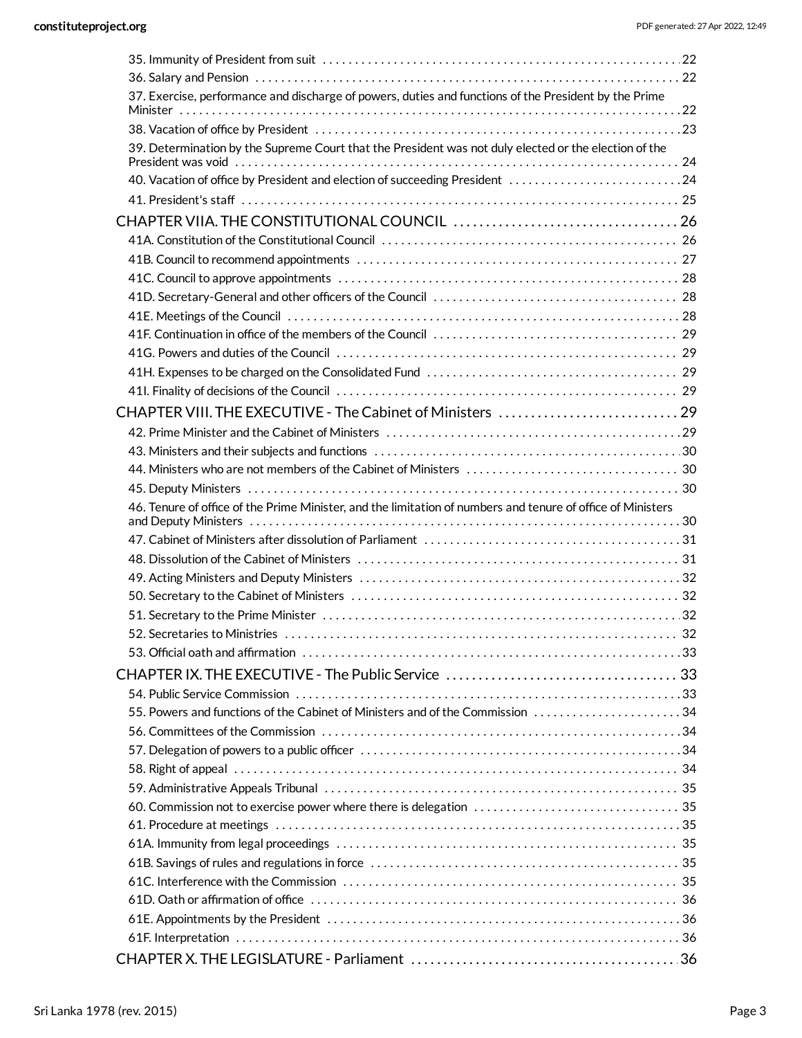35. Immunity of President from suit . . . . . . . . . . 22
36. Salary and Pension . . . . . . . . . . 22
37. Exercise, performance and discharge of powers, duties and functions of the President by the Prime Minister . . . . . . . . . . 22
38. Vacation of office by President . . . . . . . . . . 23
39. Determination by the Supreme Court that the President was not duly elected or the election of the President was void . . . . . . . . . . 24
40. Vacation of office by President and election of succeeding President . . . . . . . . . . 24
41. President's staff . . . . . . . . . . 25

CHAPTER VIIA. THE CONSTITUTIONAL COUNCIL . . . . . . . . . . 26

41A. Constitution of the Constitutional Council . . . . . . . . . . 26
41B. Council to recommend appointments . . . . . . . . . . 27
41C. Council to approve appointments . . . . . . . . . . 28
41D. Secretary-General and other officers of the Council . . . . . . . . . . 28
41E. Meetings of the Council . . . . . . . . . . 28
41F. Continuation in office of the members of the Council . . . . . . . . . . 29
41G. Powers and duties of the Council . . . . . . . . . . 29
41H. Expenses to be charged on the Consolidated Fund . . . . . . . . . . 29
41I. Finality of decisions of the Council . . . . . . . . . . 29

CHAPTER VIII. THE EXECUTIVE - The Cabinet of Ministers . . . . . . . . . . 29

42. Prime Minister and the Cabinet of Ministers . . . . . . . . . . 29
43. Ministers and their subjects and functions . . . . . . . . . . 30
44. Ministers who are not members of the Cabinet of Ministers . . . . . . . . . . 30
45. Deputy Ministers . . . . . . . . . . 30
46. Tenure of office of the Prime Minister, and the limitation of numbers and tenure of office of Ministers and Deputy Ministers . . . . . . . . . . 30
47. Cabinet of Ministers after dissolution of Parliament . . . . . . . . . . 31
48. Dissolution of the Cabinet of Ministers . . . . . . . . . . 31
49. Acting Ministers and Deputy Ministers . . . . . . . . . . 32
50. Secretary to the Cabinet of Ministers . . . . . . . . . . 32
51. Secretary to the Prime Minister . . . . . . . . . . 32
52. Secretaries to Ministries . . . . . . . . . . 32
53. Official oath and affirmation . . . . . . . . . . 33

CHAPTER IX. THE EXECUTIVE - The Public Service . . . . . . . . . . 33

54. Public Service Commission . . . . . . . . . . 33
55. Powers and functions of the Cabinet of Ministers and of the Commission . . . . . . . . . . 34
56. Committees of the Commission . . . . . . . . . . 34
57. Delegation of powers to a public officer . . . . . . . . . . 34
58. Right of appeal . . . . . . . . . . 34
59. Administrative Appeals Tribunal . . . . . . . . . . 35
60. Commission not to exercise power where there is delegation . . . . . . . . . . 35
61. Procedure at meetings . . . . . . . . . . 35
61A. Immunity from legal proceedings . . . . . . . . . . 35
61B. Savings of rules and regulations in force . . . . . . . . . . 35
61C. Interference with the Commission . . . . . . . . . . 35
61D. Oath or affirmation of office . . . . . . . . . . 36
61E. Appointments by the President . . . . . . . . . . 36
61F. Interpretation . . . . . . . . . . 36

CHAPTER X. THE LEGISLATURE - Parliament . . . . . . . . . . 36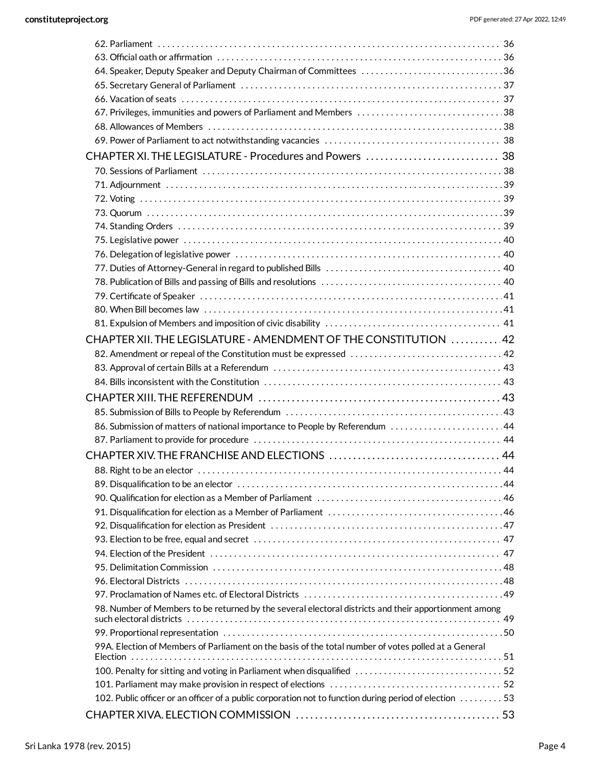62. Parliament . . . 36
63. Official oath or affirmation . . . 36
64. Speaker, Deputy Speaker and Deputy Chairman of Committees . . . 36
65. Secretary General of Parliament . . . 37
66. Vacation of seats . . . 37
67. Privileges, immunities and powers of Parliament and Members . . . 38
68. Allowances of Members . . . 38
69. Power of Parliament to act notwithstanding vacancies . . . 38

CHAPTER XI. THE LEGISLATURE - Procedures and Powers . . . 38

70. Sessions of Parliament . . . 38
71. Adjournment . . . 39
72. Voting . . . 39
73. Quorum . . . 39
74. Standing Orders . . . 39
75. Legislative power . . . 40
76. Delegation of legislative power . . . 40
77. Duties of Attorney-General in regard to published Bills . . . 40
78. Publication of Bills and passing of Bills and resolutions . . . 40
79. Certificate of Speaker . . . 41
80. When Bill becomes law . . . 41
81. Expulsion of Members and imposition of civic disability . . . 41

CHAPTER XII. THE LEGISLATURE - AMENDMENT OF THE CONSTITUTION . . . 42

82. Amendment or repeal of the Constitution must be expressed . . . 42
83. Approval of certain Bills at a Referendum . . . 43
84. Bills inconsistent with the Constitution . . . 43

CHAPTER XIII. THE REFERENDUM . . . 43

85. Submission of Bills to People by Referendum . . . 43
86. Submission of matters of national importance to People by Referendum . . . 44
87. Parliament to provide for procedure . . . 44

CHAPTER XIV. THE FRANCHISE AND ELECTIONS . . . 44

88. Right to be an elector . . . 44
89. Disqualification to be an elector . . . 44
90. Qualification for election as a Member of Parliament . . . 46
91. Disqualification for election as a Member of Parliament . . . 46
92. Disqualification for election as President . . . 47
93. Election to be free, equal and secret . . . 47
94. Election of the President . . . 47
95. Delimitation Commission . . . 48
96. Electoral Districts . . . 48
97. Proclamation of Names etc. of Electoral Districts . . . 49
98. Number of Members to be returned by the several electoral districts and their apportionment among such electoral districts . . . 49
99. Proportional representation . . . 50
99A. Election of Members of Parliament on the basis of the total number of votes polled at a General Election . . . 51
100. Penalty for sitting and voting in Parliament when disqualified . . . 52
101. Parliament may make provision in respect of elections . . . 52
102. Public officer or an officer of a public corporation not to function during period of election . . . 53

CHAPTER XIVA. ELECTION COMMISSION . . . 53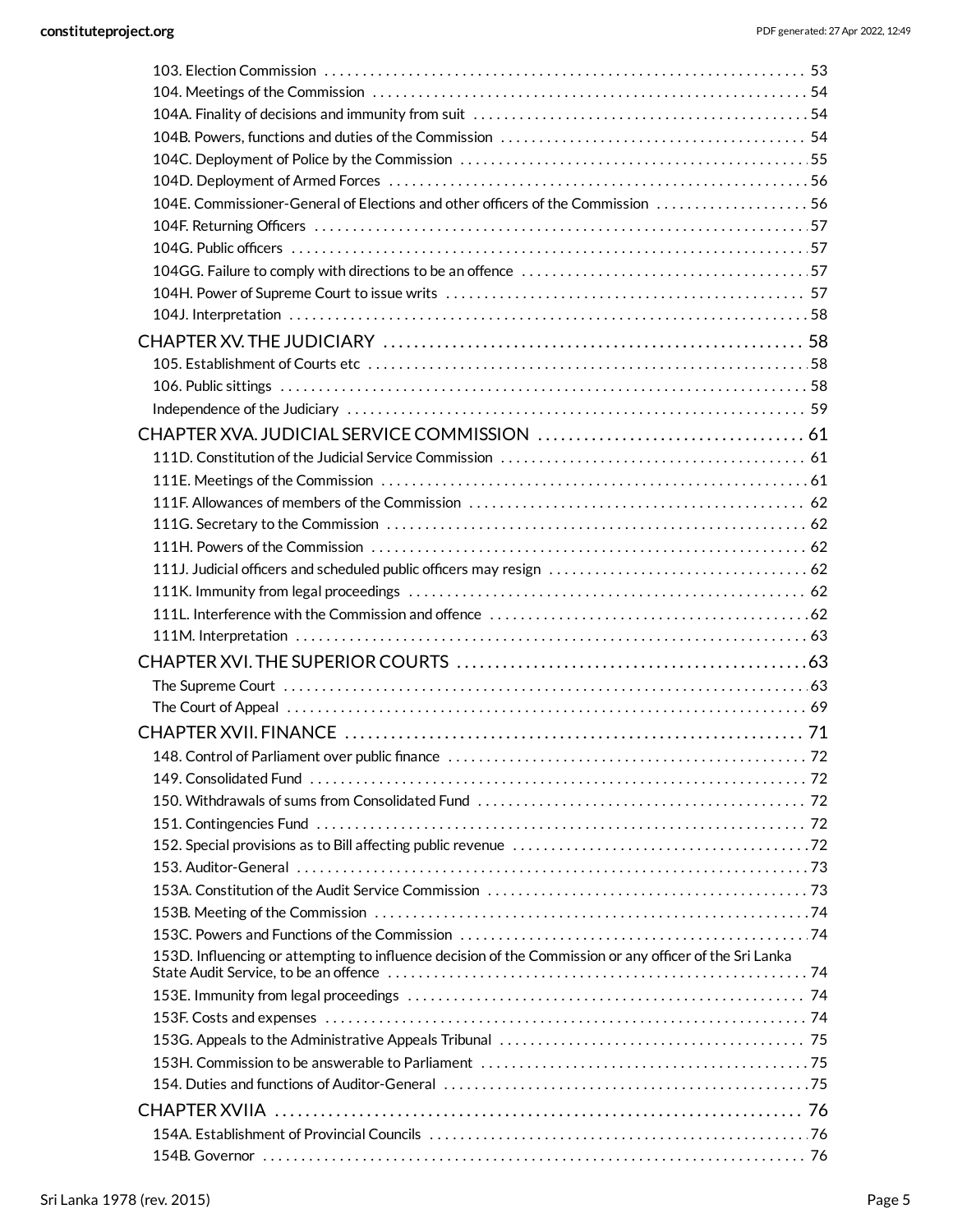103. Election Commission . . . . . . . . . . 53
104. Meetings of the Commission . . . . . . . . . . 54
104A. Finality of decisions and immunity from suit . . . . . . . . . . 54
104B. Powers, functions and duties of the Commission . . . . . . . . . . 54
104C. Deployment of Police by the Commission . . . . . . . . . . 55
104D. Deployment of Armed Forces . . . . . . . . . . 56
104E. Commissioner-General of Elections and other officers of the Commission . . . . . . . . . . 56
104F. Returning Officers . . . . . . . . . . 57
104G. Public officers . . . . . . . . . . 57
104GG. Failure to comply with directions to be an offence . . . . . . . . . . 57
104H. Power of Supreme Court to issue writs . . . . . . . . . . 57
104J. Interpretation . . . . . . . . . . 58

CHAPTER XV. THE JUDICIARY . . . . . . . . . . 58
105. Establishment of Courts etc . . . . . . . . . . 58
106. Public sittings . . . . . . . . . . 58
Independence of the Judiciary . . . . . . . . . . 59

CHAPTER XVA. JUDICIAL SERVICE COMMISSION . . . . . . . . . . 61
111D. Constitution of the Judicial Service Commission . . . . . . . . . . 61
111E. Meetings of the Commission . . . . . . . . . . 61
111F. Allowances of members of the Commission . . . . . . . . . . 62
111G. Secretary to the Commission . . . . . . . . . . 62
111H. Powers of the Commission . . . . . . . . . . 62
111J. Judicial officers and scheduled public officers may resign . . . . . . . . . . 62
111K. Immunity from legal proceedings . . . . . . . . . . 62
111L. Interference with the Commission and offence . . . . . . . . . . 62
111M. Interpretation . . . . . . . . . . 63

CHAPTER XVI. THE SUPERIOR COURTS . . . . . . . . . . 63
The Supreme Court . . . . . . . . . . 63
The Court of Appeal . . . . . . . . . . 69

CHAPTER XVII. FINANCE . . . . . . . . . . 71
148. Control of Parliament over public finance . . . . . . . . . . 72
149. Consolidated Fund . . . . . . . . . . 72
150. Withdrawals of sums from Consolidated Fund . . . . . . . . . . 72
151. Contingencies Fund . . . . . . . . . . 72
152. Special provisions as to Bill affecting public revenue . . . . . . . . . . 72
153. Auditor-General . . . . . . . . . . 73
153A. Constitution of the Audit Service Commission . . . . . . . . . . 73
153B. Meeting of the Commission . . . . . . . . . . 74
153C. Powers and Functions of the Commission . . . . . . . . . . 74
153D. Influencing or attempting to influence decision of the Commission or any officer of the Sri Lanka State Audit Service, to be an offence . . . . . . . . . . 74
153E. Immunity from legal proceedings . . . . . . . . . . 74
153F. Costs and expenses . . . . . . . . . . 74
153G. Appeals to the Administrative Appeals Tribunal . . . . . . . . . . 75
153H. Commission to be answerable to Parliament . . . . . . . . . . 75
154. Duties and functions of Auditor-General . . . . . . . . . . 75

CHAPTER XVIIA . . . . . . . . . . 76
154A. Establishment of Provincial Councils . . . . . . . . . . 76
154B. Governor . . . . . . . . . . 76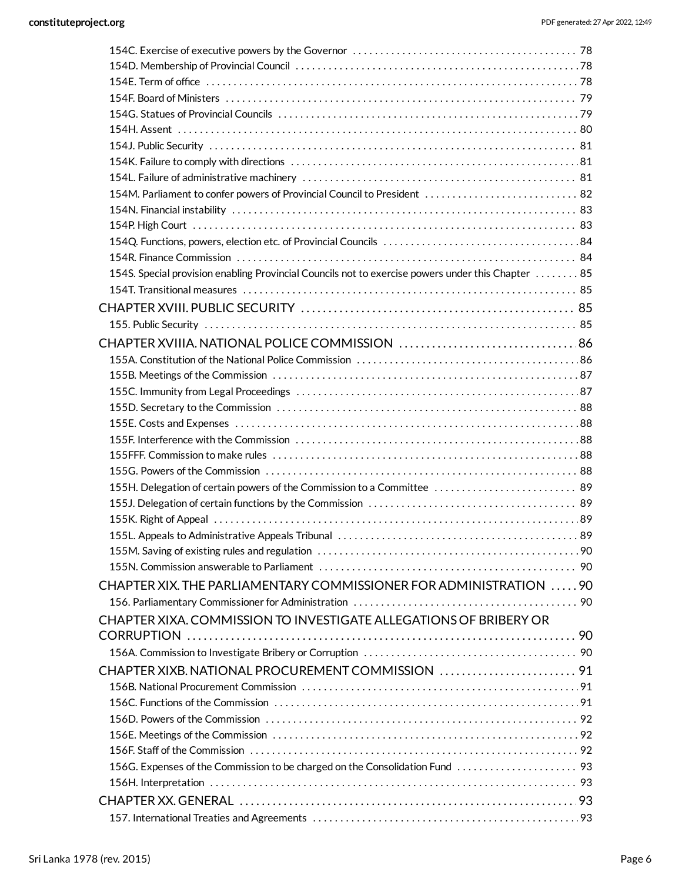154C. Exercise of executive powers by the Governor . . . . . 78
154D. Membership of Provincial Council . . . . . 78
154E. Term of office . . . . . 78
154F. Board of Ministers . . . . . 79
154G. Statues of Provincial Councils . . . . . 79
154H. Assent . . . . . 80
154J. Public Security . . . . . 81
154K. Failure to comply with directions . . . . . 81
154L. Failure of administrative machinery . . . . . 81
154M. Parliament to confer powers of Provincial Council to President . . . . . 82
154N. Financial instability . . . . . 83
154P. High Court . . . . . 83
154Q. Functions, powers, election etc. of Provincial Councils . . . . . 84
154R. Finance Commission . . . . . 84
154S. Special provision enabling Provincial Councils not to exercise powers under this Chapter . . . . . 85
154T. Transitional measures . . . . . 85

CHAPTER XVIII. PUBLIC SECURITY . . . . . 85
155. Public Security . . . . . 85

CHAPTER XVIIIA. NATIONAL POLICE COMMISSION . . . . . 86
155A. Constitution of the National Police Commission . . . . . 86
155B. Meetings of the Commission . . . . . 87
155C. Immunity from Legal Proceedings . . . . . 87
155D. Secretary to the Commission . . . . . 88
155E. Costs and Expenses . . . . . 88
155F. Interference with the Commission . . . . . 88
155FFF. Commission to make rules . . . . . 88
155G. Powers of the Commission . . . . . 88
155H. Delegation of certain powers of the Commission to a Committee . . . . . 89
155J. Delegation of certain functions by the Commission . . . . . 89
155K. Right of Appeal . . . . . 89
155L. Appeals to Administrative Appeals Tribunal . . . . . 89
155M. Saving of existing rules and regulation . . . . . 90
155N. Commission answerable to Parliament . . . . . 90

CHAPTER XIX. THE PARLIAMENTARY COMMISSIONER FOR ADMINISTRATION . . . . . 90
156. Parliamentary Commissioner for Administration . . . . . 90

CHAPTER XIXA. COMMISSION TO INVESTIGATE ALLEGATIONS OF BRIBERY OR CORRUPTION . . . . . 90
156A. Commission to Investigate Bribery or Corruption . . . . . 90

CHAPTER XIXB. NATIONAL PROCUREMENT COMMISSION . . . . . 91
156B. National Procurement Commission . . . . . 91
156C. Functions of the Commission . . . . . 91
156D. Powers of the Commission . . . . . 92
156E. Meetings of the Commission . . . . . 92
156F. Staff of the Commission . . . . . 92
156G. Expenses of the Commission to be charged on the Consolidation Fund . . . . . 93
156H. Interpretation . . . . . 93

CHAPTER XX. GENERAL . . . . . 93
157. International Treaties and Agreements . . . . . 93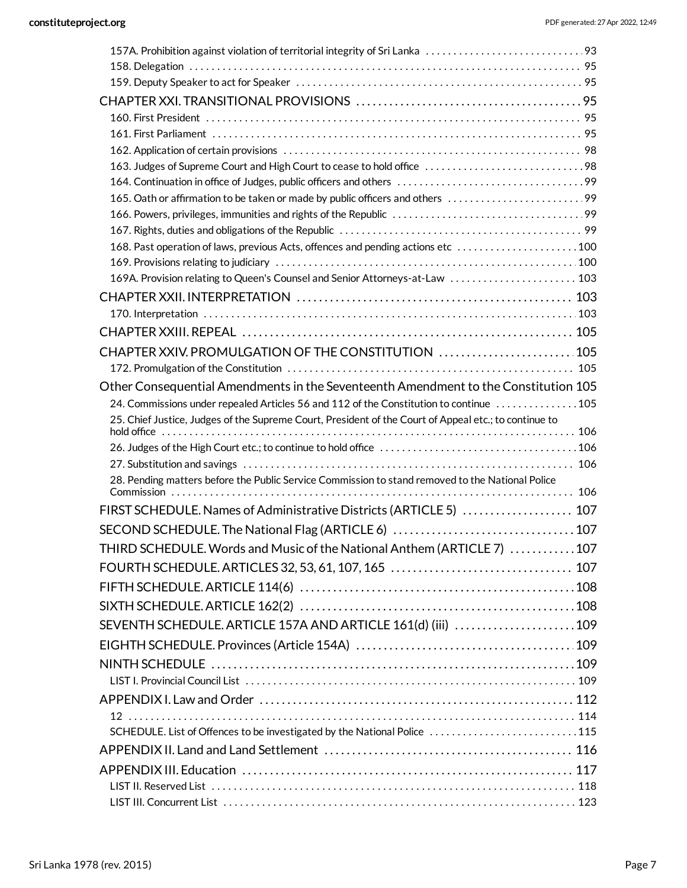- 157A. Prohibition against violation of territorial integrity of Sri Lanka . . . . . . . . . . . . . . . . . . . . . . . . . . . . . 93
- 158. Delegation . . . . . . . . . . . . . . . . . . . . . . . . . . . . . . . . . . . . . . . . . . . . . . . . . . . . . . . . . . . . . . . . . . . . . 95
- 159. Deputy Speaker to act for Speaker . . . . . . . . . . . . . . . . . . . . . . . . . . . . . . . . . . . . . . . . . . . . . . . . . . . . 95

CHAPTER XXI. TRANSITIONAL PROVISIONS . . . . . . . . . . . . . . . . . . . . . . . . . . . . . . . . . . . . . . . . 95

- 160. First President . . . . . . . . . . . . . . . . . . . . . . . . . . . . . . . . . . . . . . . . . . . . . . . . . . . . . . . . . . . . . . . . . . . 95
- 161. First Parliament . . . . . . . . . . . . . . . . . . . . . . . . . . . . . . . . . . . . . . . . . . . . . . . . . . . . . . . . . . . . . . . . . . 95
- 162. Application of certain provisions . . . . . . . . . . . . . . . . . . . . . . . . . . . . . . . . . . . . . . . . . . . . . . . . . . . . . 98
- 163. Judges of Supreme Court and High Court to cease to hold office . . . . . . . . . . . . . . . . . . . . . . . . . . . . . 98
- 164. Continuation in office of Judges, public officers and others . . . . . . . . . . . . . . . . . . . . . . . . . . . . . . . . . 99
- 165. Oath or affirmation to be taken or made by public officers and others . . . . . . . . . . . . . . . . . . . . . . . . 99
- 166. Powers, privileges, immunities and rights of the Republic . . . . . . . . . . . . . . . . . . . . . . . . . . . . . . . . . . 99
- 167. Rights, duties and obligations of the Republic . . . . . . . . . . . . . . . . . . . . . . . . . . . . . . . . . . . . . . . . . . . 99
- 168. Past operation of laws, previous Acts, offences and pending actions etc . . . . . . . . . . . . . . . . . . . . . . 100
- 169. Provisions relating to judiciary . . . . . . . . . . . . . . . . . . . . . . . . . . . . . . . . . . . . . . . . . . . . . . . . . . . . . . 100
- 169A. Provision relating to Queen's Counsel and Senior Attorneys-at-Law . . . . . . . . . . . . . . . . . . . . . . . 103

CHAPTER XXII. INTERPRETATION . . . . . . . . . . . . . . . . . . . . . . . . . . . . . . . . . . . . . . . . . . . . . . . . 103

- 170. Interpretation . . . . . . . . . . . . . . . . . . . . . . . . . . . . . . . . . . . . . . . . . . . . . . . . . . . . . . . . . . . . . . . . . . . 103

CHAPTER XXIII. REPEAL . . . . . . . . . . . . . . . . . . . . . . . . . . . . . . . . . . . . . . . . . . . . . . . . . . . . . . . . . 105

CHAPTER XXIV. PROMULGATION OF THE CONSTITUTION . . . . . . . . . . . . . . . . . . . . . . . . 105

- 172. Promulgation of the Constitution . . . . . . . . . . . . . . . . . . . . . . . . . . . . . . . . . . . . . . . . . . . . . . . . . . . . 105

Other Consequential Amendments in the Seventeenth Amendment to the Constitution 105

- 24. Commissions under repealed Articles 56 and 112 of the Constitution to continue . . . . . . . . . . . . . . . 105
- 25. Chief Justice, Judges of the Supreme Court, President of the Court of Appeal etc.; to continue to hold office . . . . . . . . . . . . . . . . . . . . . . . . . . . . . . . . . . . . . . . . . . . . . . . . . . . . . . . . . . . . . . . . . . . . . . . . . . 106
- 26. Judges of the High Court etc.; to continue to hold office . . . . . . . . . . . . . . . . . . . . . . . . . . . . . . . . . . . 106
- 27. Substitution and savings . . . . . . . . . . . . . . . . . . . . . . . . . . . . . . . . . . . . . . . . . . . . . . . . . . . . . . . . . . . . 106
- 28. Pending matters before the Public Service Commission to stand removed to the National Police Commission . . . . . . . . . . . . . . . . . . . . . . . . . . . . . . . . . . . . . . . . . . . . . . . . . . . . . . . . . . . . . . . . . . . . . . . 106

FIRST SCHEDULE. Names of Administrative Districts (ARTICLE 5) . . . . . . . . . . . . . . . . . . . . 107

SECOND SCHEDULE. The National Flag (ARTICLE 6) . . . . . . . . . . . . . . . . . . . . . . . . . . . . . . . . 107

THIRD SCHEDULE. Words and Music of the National Anthem (ARTICLE 7) . . . . . . . . . . . . 107

FOURTH SCHEDULE. ARTICLES 32, 53, 61, 107, 165 . . . . . . . . . . . . . . . . . . . . . . . . . . . . . . . . 107

FIFTH SCHEDULE. ARTICLE 114(6) . . . . . . . . . . . . . . . . . . . . . . . . . . . . . . . . . . . . . . . . . . . . . . . . 108

SIXTH SCHEDULE. ARTICLE 162(2) . . . . . . . . . . . . . . . . . . . . . . . . . . . . . . . . . . . . . . . . . . . . . . . . 108

SEVENTH SCHEDULE. ARTICLE 157A AND ARTICLE 161(d) (iii) . . . . . . . . . . . . . . . . . . . . . 109

EIGHTH SCHEDULE. Provinces (Article 154A) . . . . . . . . . . . . . . . . . . . . . . . . . . . . . . . . . . . . . . 109

NINTH SCHEDULE . . . . . . . . . . . . . . . . . . . . . . . . . . . . . . . . . . . . . . . . . . . . . . . . . . . . . . . . . . . . . . . 109

- LIST I. Provincial Council List . . . . . . . . . . . . . . . . . . . . . . . . . . . . . . . . . . . . . . . . . . . . . . . . . . . . . . . . . . 109

APPENDIX I. Law and Order . . . . . . . . . . . . . . . . . . . . . . . . . . . . . . . . . . . . . . . . . . . . . . . . . . . . . . . 112

- 12 . . . . . . . . . . . . . . . . . . . . . . . . . . . . . . . . . . . . . . . . . . . . . . . . . . . . . . . . . . . . . . . . . . . . . . . . . . . . . . . 114
- SCHEDULE. List of Offences to be investigated by the National Police . . . . . . . . . . . . . . . . . . . . . . . . . . 115

APPENDIX II. Land and Land Settlement . . . . . . . . . . . . . . . . . . . . . . . . . . . . . . . . . . . . . . . . . . . . 116

APPENDIX III. Education . . . . . . . . . . . . . . . . . . . . . . . . . . . . . . . . . . . . . . . . . . . . . . . . . . . . . . . . . 117

- LIST II. Reserved List . . . . . . . . . . . . . . . . . . . . . . . . . . . . . . . . . . . . . . . . . . . . . . . . . . . . . . . . . . . . . . . . 118
- LIST III. Concurrent List . . . . . . . . . . . . . . . . . . . . . . . . . . . . . . . . . . . . . . . . . . . . . . . . . . . . . . . . . . . . . . 123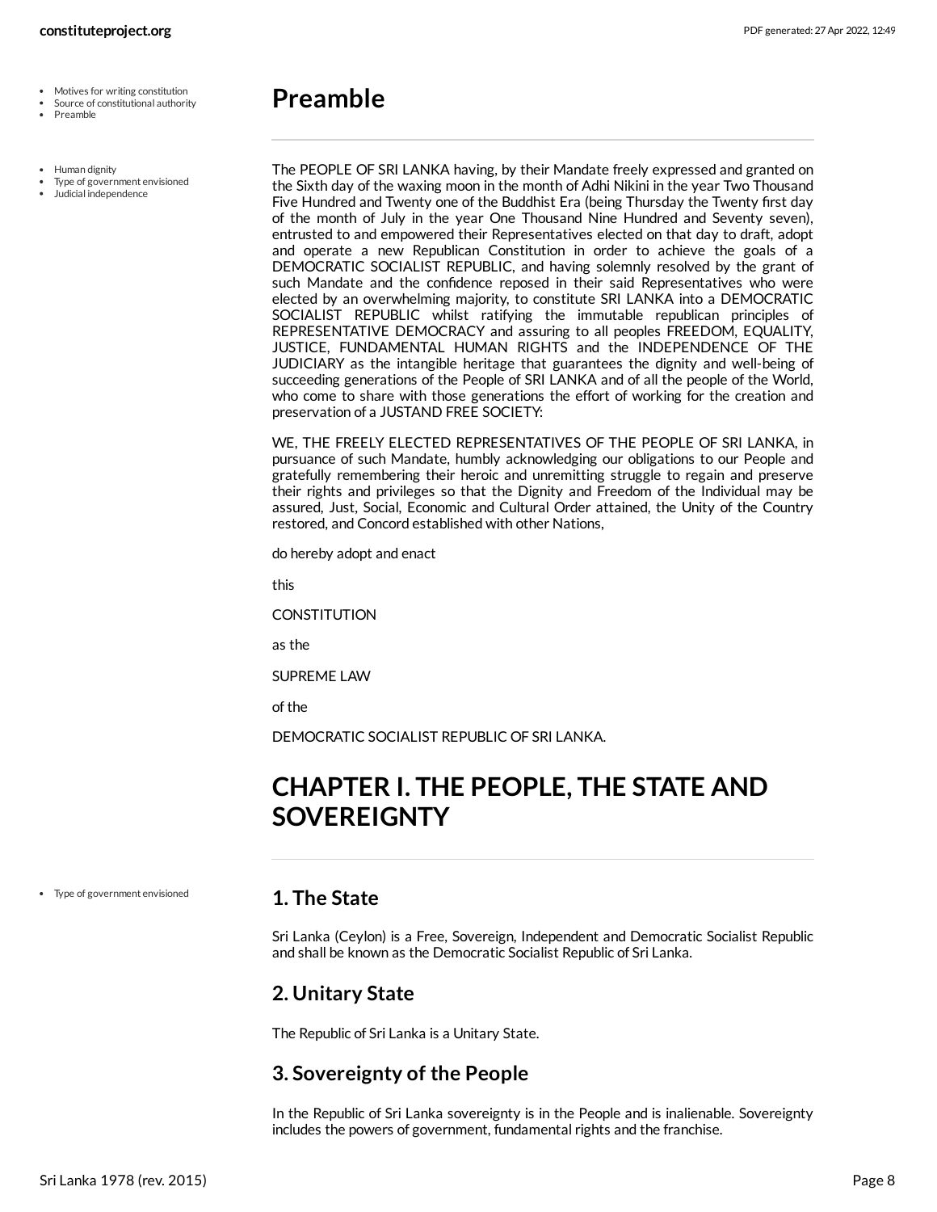# Preamble

The PEOPLE OF SRI LANKA having, by their Mandate freely expressed and granted on the Sixth day of the waxing moon in the month of Adhi Nikini in the year Two Thousand Five Hundred and Twenty one of the Buddhist Era (being Thursday the Twenty first day of the month of July in the year One Thousand Nine Hundred and Seventy seven), entrusted to and empowered their Representatives elected on that day to draft, adopt and operate a new Republican Constitution in order to achieve the goals of a DEMOCRATIC SOCIALIST REPUBLIC, and having solemnly resolved by the grant of such Mandate and the confidence reposed in their said Representatives who were elected by an overwhelming majority, to constitute SRI LANKA into a DEMOCRATIC SOCIALIST REPUBLIC whilst ratifying the immutable republican principles of REPRESENTATIVE DEMOCRACY and assuring to all peoples FREEDOM, EQUALITY, JUSTICE, FUNDAMENTAL HUMAN RIGHTS and the INDEPENDENCE OF THE JUDICIARY as the intangible heritage that guarantees the dignity and well-being of succeeding generations of the People of SRI LANKA and of all the people of the World, who come to share with those generations the effort of working for the creation and preservation of a JUSTAND FREE SOCIETY:

WE, THE FREELY ELECTED REPRESENTATIVES OF THE PEOPLE OF SRI LANKA, in pursuance of such Mandate, humbly acknowledging our obligations to our People and gratefully remembering their heroic and unremitting struggle to regain and preserve their rights and privileges so that the Dignity and Freedom of the Individual may be assured, Just, Social, Economic and Cultural Order attained, the Unity of the Country restored, and Concord established with other Nations,

do hereby adopt and enact

this

CONSTITUTION

as the

SUPREME LAW

of the

DEMOCRATIC SOCIALIST REPUBLIC OF SRI LANKA.

# CHAPTER I. THE PEOPLE, THE STATE AND SOVEREIGNTY

## 1. The State

Sri Lanka (Ceylon) is a Free, Sovereign, Independent and Democratic Socialist Republic and shall be known as the Democratic Socialist Republic of Sri Lanka.

## 2. Unitary State

The Republic of Sri Lanka is a Unitary State.

## 3. Sovereignty of the People

In the Republic of Sri Lanka sovereignty is in the People and is inalienable. Sovereignty includes the powers of government, fundamental rights and the franchise.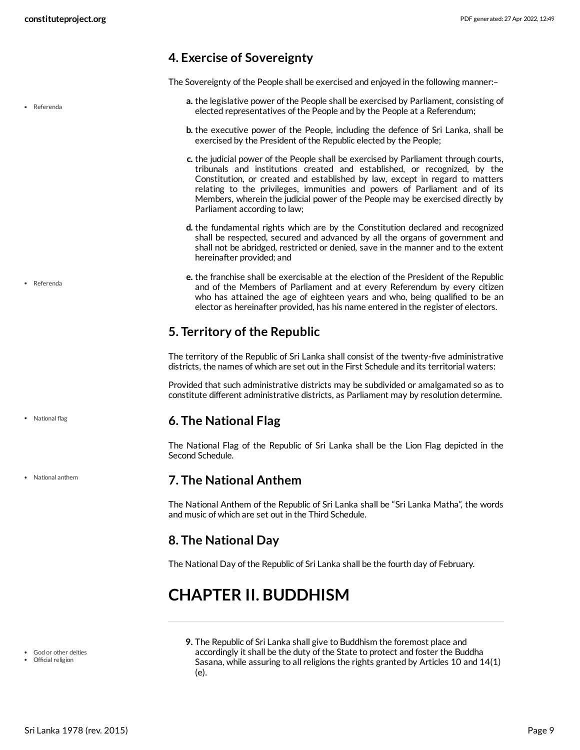## 4. Exercise of Sovereignty

The Sovereignty of the People shall be exercised and enjoyed in the following manner:–

- Referenda

**a.** the legislative power of the People shall be exercised by Parliament, consisting of elected representatives of the People and by the People at a Referendum;

**b.** the executive power of the People, including the defence of Sri Lanka, shall be exercised by the President of the Republic elected by the People;

**c.** the judicial power of the People shall be exercised by Parliament through courts, tribunals and institutions created and established, or recognized, by the Constitution, or created and established by law, except in regard to matters relating to the privileges, immunities and powers of Parliament and of its Members, wherein the judicial power of the People may be exercised directly by Parliament according to law;

**d.** the fundamental rights which are by the Constitution declared and recognized shall be respected, secured and advanced by all the organs of government and shall not be abridged, restricted or denied, save in the manner and to the extent hereinafter provided; and

- Referenda

**e.** the franchise shall be exercisable at the election of the President of the Republic and of the Members of Parliament and at every Referendum by every citizen who has attained the age of eighteen years and who, being qualified to be an elector as hereinafter provided, has his name entered in the register of electors.

## 5. Territory of the Republic

The territory of the Republic of Sri Lanka shall consist of the twenty-five administrative districts, the names of which are set out in the First Schedule and its territorial waters:

Provided that such administrative districts may be subdivided or amalgamated so as to constitute different administrative districts, as Parliament may by resolution determine.

- National flag

## 6. The National Flag

The National Flag of the Republic of Sri Lanka shall be the Lion Flag depicted in the Second Schedule.

- National anthem

## 7. The National Anthem

The National Anthem of the Republic of Sri Lanka shall be "Sri Lanka Matha", the words and music of which are set out in the Third Schedule.

## 8. The National Day

The National Day of the Republic of Sri Lanka shall be the fourth day of February.

# CHAPTER II. BUDDHISM

- God or other deities
- Official religion

**9.** The Republic of Sri Lanka shall give to Buddhism the foremost place and accordingly it shall be the duty of the State to protect and foster the Buddha Sasana, while assuring to all religions the rights granted by Articles 10 and 14(1)(e).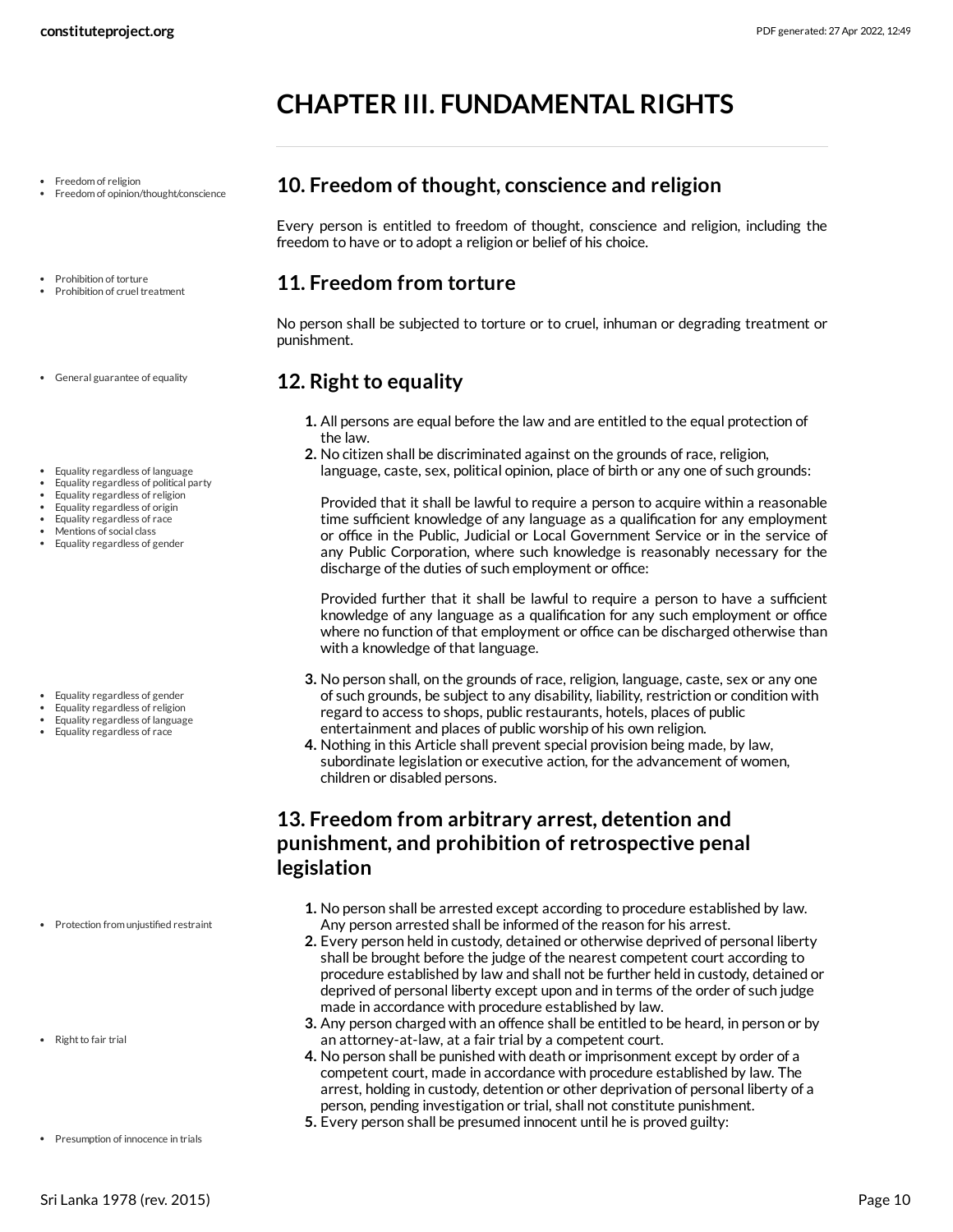# CHAPTER III. FUNDAMENTAL RIGHTS

- Freedom of religion
- Freedom of opinion/thought/conscience

## 10. Freedom of thought, conscience and religion

Every person is entitled to freedom of thought, conscience and religion, including the freedom to have or to adopt a religion or belief of his choice.

- Prohibition of torture
- Prohibition of cruel treatment

## 11. Freedom from torture

No person shall be subjected to torture or to cruel, inhuman or degrading treatment or punishment.

- General guarantee of equality

## 12. Right to equality

1. All persons are equal before the law and are entitled to the equal protection of the law.
2. No citizen shall be discriminated against on the grounds of race, religion, language, caste, sex, political opinion, place of birth or any one of such grounds:

   Provided that it shall be lawful to require a person to acquire within a reasonable time sufficient knowledge of any language as a qualification for any employment or office in the Public, Judicial or Local Government Service or in the service of any Public Corporation, where such knowledge is reasonably necessary for the discharge of the duties of such employment or office:

   Provided further that it shall be lawful to require a person to have a sufficient knowledge of any language as a qualification for any such employment or office where no function of that employment or office can be discharged otherwise than with a knowledge of that language.
3. No person shall, on the grounds of race, religion, language, caste, sex or any one of such grounds, be subject to any disability, liability, restriction or condition with regard to access to shops, public restaurants, hotels, places of public entertainment and places of public worship of his own religion.
4. Nothing in this Article shall prevent special provision being made, by law, subordinate legislation or executive action, for the advancement of women, children or disabled persons.

- Equality regardless of language
- Equality regardless of political party
- Equality regardless of religion
- Equality regardless of origin
- Equality regardless of race
- Mentions of social class
- Equality regardless of gender

- Equality regardless of gender
- Equality regardless of religion
- Equality regardless of language
- Equality regardless of race

## 13. Freedom from arbitrary arrest, detention and punishment, and prohibition of retrospective penal legislation

1. No person shall be arrested except according to procedure established by law. Any person arrested shall be informed of the reason for his arrest.
2. Every person held in custody, detained or otherwise deprived of personal liberty shall be brought before the judge of the nearest competent court according to procedure established by law and shall not be further held in custody, detained or deprived of personal liberty except upon and in terms of the order of such judge made in accordance with procedure established by law.
3. Any person charged with an offence shall be entitled to be heard, in person or by an attorney-at-law, at a fair trial by a competent court.
4. No person shall be punished with death or imprisonment except by order of a competent court, made in accordance with procedure established by law. The arrest, holding in custody, detention or other deprivation of personal liberty of a person, pending investigation or trial, shall not constitute punishment.
5. Every person shall be presumed innocent until he is proved guilty:

- Protection from unjustified restraint
- Right to fair trial
- Presumption of innocence in trials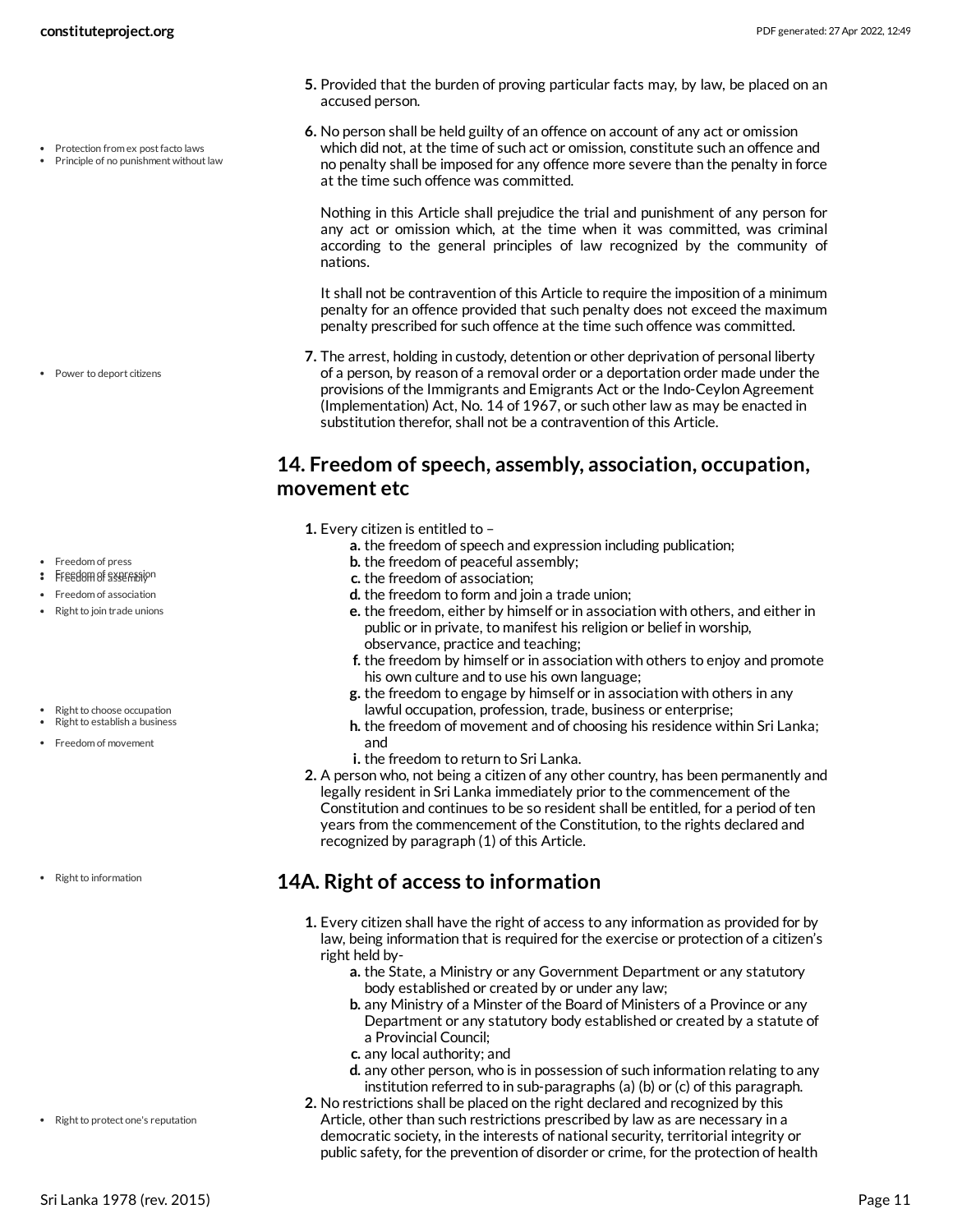5. Provided that the burden of proving particular facts may, by law, be placed on an accused person.

6. No person shall be held guilty of an offence on account of any act or omission which did not, at the time of such act or omission, constitute such an offence and no penalty shall be imposed for any offence more severe than the penalty in force at the time such offence was committed.

   Nothing in this Article shall prejudice the trial and punishment of any person for any act or omission which, at the time when it was committed, was criminal according to the general principles of law recognized by the community of nations.

   It shall not be contravention of this Article to require the imposition of a minimum penalty for an offence provided that such penalty does not exceed the maximum penalty prescribed for such offence at the time such offence was committed.

7. The arrest, holding in custody, detention or other deprivation of personal liberty of a person, by reason of a removal order or a deportation order made under the provisions of the Immigrants and Emigrants Act or the Indo-Ceylon Agreement (Implementation) Act, No. 14 of 1967, or such other law as may be enacted in substitution therefor, shall not be a contravention of this Article.

## 14. Freedom of speech, assembly, association, occupation, movement etc

1. Every citizen is entitled to –
   a. the freedom of speech and expression including publication;
   b. the freedom of peaceful assembly;
   c. the freedom of association;
   d. the freedom to form and join a trade union;
   e. the freedom, either by himself or in association with others, and either in public or in private, to manifest his religion or belief in worship, observance, practice and teaching;
   f. the freedom by himself or in association with others to enjoy and promote his own culture and to use his own language;
   g. the freedom to engage by himself or in association with others in any lawful occupation, profession, trade, business or enterprise;
   h. the freedom of movement and of choosing his residence within Sri Lanka; and
   i. the freedom to return to Sri Lanka.
2. A person who, not being a citizen of any other country, has been permanently and legally resident in Sri Lanka immediately prior to the commencement of the Constitution and continues to be so resident shall be entitled, for a period of ten years from the commencement of the Constitution, to the rights declared and recognized by paragraph (1) of this Article.

## 14A. Right of access to information

1. Every citizen shall have the right of access to any information as provided for by law, being information that is required for the exercise or protection of a citizen's right held by-
   a. the State, a Ministry or any Government Department or any statutory body established or created by or under any law;
   b. any Ministry of a Minster of the Board of Ministers of a Province or any Department or any statutory body established or created by a statute of a Provincial Council;
   c. any local authority; and
   d. any other person, who is in possession of such information relating to any institution referred to in sub-paragraphs (a) (b) or (c) of this paragraph.
2. No restrictions shall be placed on the right declared and recognized by this Article, other than such restrictions prescribed by law as are necessary in a democratic society, in the interests of national security, territorial integrity or public safety, for the prevention of disorder or crime, for the protection of health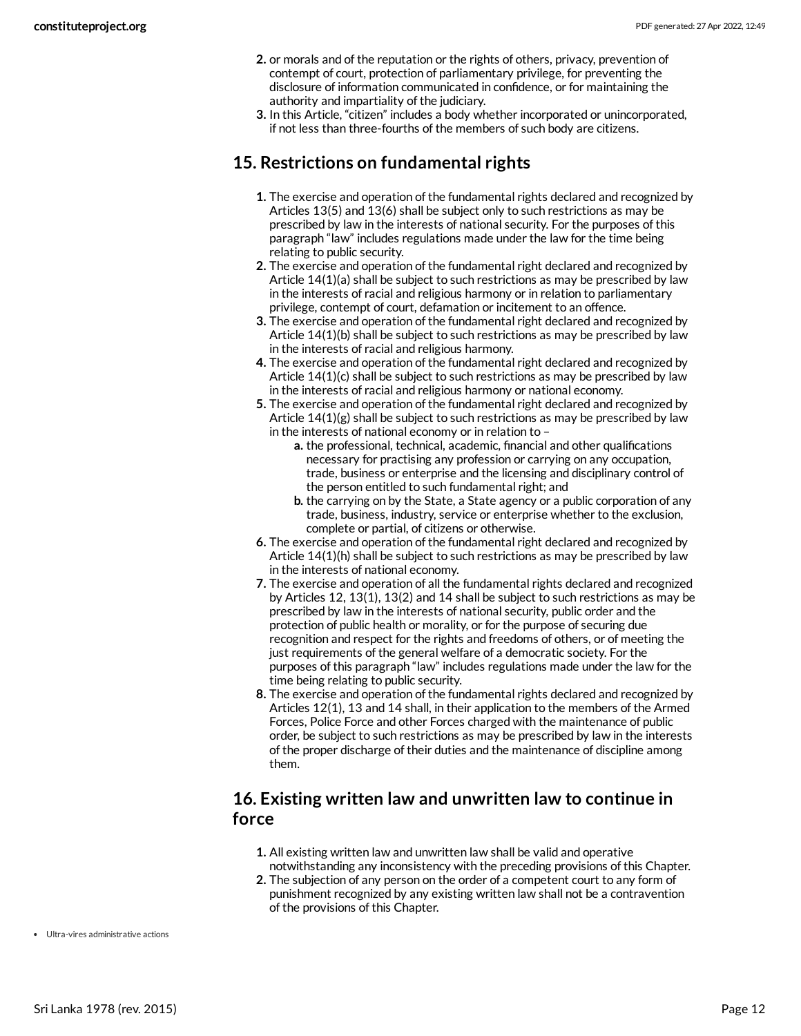2. or morals and of the reputation or the rights of others, privacy, prevention of contempt of court, protection of parliamentary privilege, for preventing the disclosure of information communicated in confidence, or for maintaining the authority and impartiality of the judiciary.
3. In this Article, "citizen" includes a body whether incorporated or unincorporated, if not less than three-fourths of the members of such body are citizens.

## 15. Restrictions on fundamental rights

1. The exercise and operation of the fundamental rights declared and recognized by Articles 13(5) and 13(6) shall be subject only to such restrictions as may be prescribed by law in the interests of national security. For the purposes of this paragraph "law" includes regulations made under the law for the time being relating to public security.
2. The exercise and operation of the fundamental right declared and recognized by Article 14(1)(a) shall be subject to such restrictions as may be prescribed by law in the interests of racial and religious harmony or in relation to parliamentary privilege, contempt of court, defamation or incitement to an offence.
3. The exercise and operation of the fundamental right declared and recognized by Article 14(1)(b) shall be subject to such restrictions as may be prescribed by law in the interests of racial and religious harmony.
4. The exercise and operation of the fundamental right declared and recognized by Article 14(1)(c) shall be subject to such restrictions as may be prescribed by law in the interests of racial and religious harmony or national economy.
5. The exercise and operation of the fundamental right declared and recognized by Article 14(1)(g) shall be subject to such restrictions as may be prescribed by law in the interests of national economy or in relation to –
   a. the professional, technical, academic, financial and other qualifications necessary for practising any profession or carrying on any occupation, trade, business or enterprise and the licensing and disciplinary control of the person entitled to such fundamental right; and
   b. the carrying on by the State, a State agency or a public corporation of any trade, business, industry, service or enterprise whether to the exclusion, complete or partial, of citizens or otherwise.
6. The exercise and operation of the fundamental right declared and recognized by Article 14(1)(h) shall be subject to such restrictions as may be prescribed by law in the interests of national economy.
7. The exercise and operation of all the fundamental rights declared and recognized by Articles 12, 13(1), 13(2) and 14 shall be subject to such restrictions as may be prescribed by law in the interests of national security, public order and the protection of public health or morality, or for the purpose of securing due recognition and respect for the rights and freedoms of others, or of meeting the just requirements of the general welfare of a democratic society. For the purposes of this paragraph "law" includes regulations made under the law for the time being relating to public security.
8. The exercise and operation of the fundamental rights declared and recognized by Articles 12(1), 13 and 14 shall, in their application to the members of the Armed Forces, Police Force and other Forces charged with the maintenance of public order, be subject to such restrictions as may be prescribed by law in the interests of the proper discharge of their duties and the maintenance of discipline among them.

## 16. Existing written law and unwritten law to continue in force

1. All existing written law and unwritten law shall be valid and operative notwithstanding any inconsistency with the preceding provisions of this Chapter.
2. The subjection of any person on the order of a competent court to any form of punishment recognized by any existing written law shall not be a contravention of the provisions of this Chapter.

- Ultra-vires administrative actions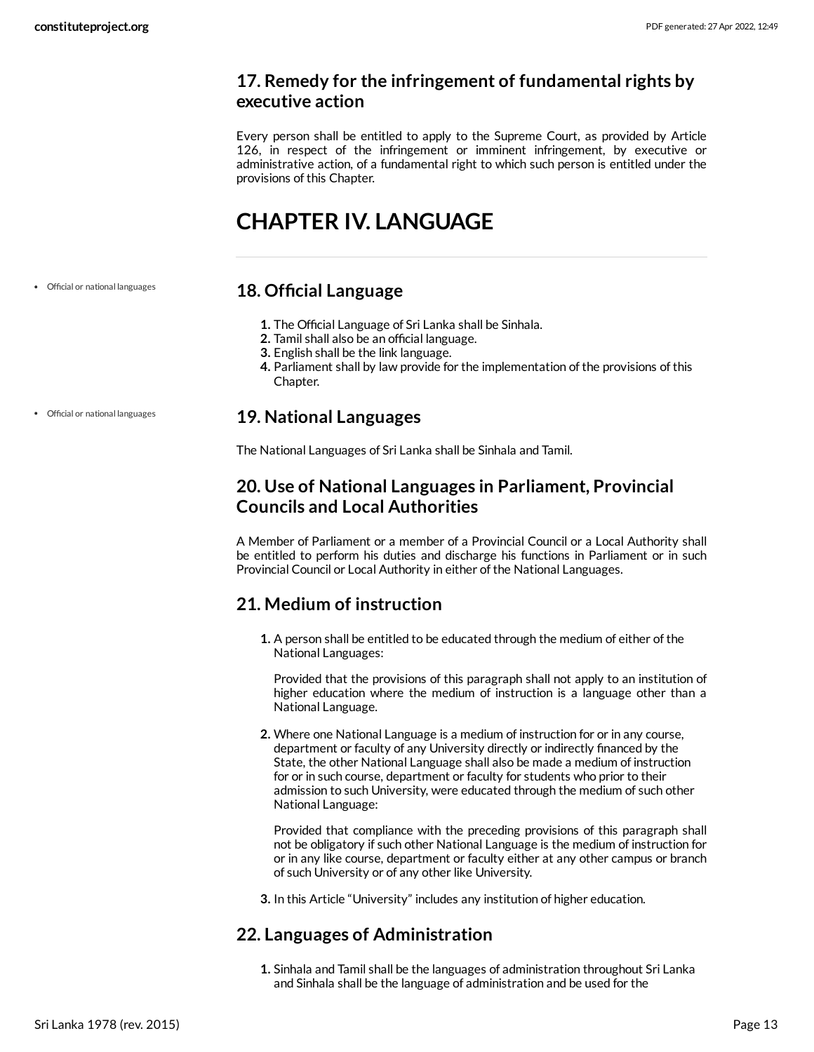## 17. Remedy for the infringement of fundamental rights by executive action

Every person shall be entitled to apply to the Supreme Court, as provided by Article 126, in respect of the infringement or imminent infringement, by executive or administrative action, of a fundamental right to which such person is entitled under the provisions of this Chapter.

# CHAPTER IV. LANGUAGE

- Official or national languages

## 18. Official Language

1. The Official Language of Sri Lanka shall be Sinhala.
2. Tamil shall also be an official language.
3. English shall be the link language.
4. Parliament shall by law provide for the implementation of the provisions of this Chapter.

- Official or national languages

## 19. National Languages

The National Languages of Sri Lanka shall be Sinhala and Tamil.

## 20. Use of National Languages in Parliament, Provincial Councils and Local Authorities

A Member of Parliament or a member of a Provincial Council or a Local Authority shall be entitled to perform his duties and discharge his functions in Parliament or in such Provincial Council or Local Authority in either of the National Languages.

## 21. Medium of instruction

1. A person shall be entitled to be educated through the medium of either of the National Languages:

   Provided that the provisions of this paragraph shall not apply to an institution of higher education where the medium of instruction is a language other than a National Language.

2. Where one National Language is a medium of instruction for or in any course, department or faculty of any University directly or indirectly financed by the State, the other National Language shall also be made a medium of instruction for or in such course, department or faculty for students who prior to their admission to such University, were educated through the medium of such other National Language:

   Provided that compliance with the preceding provisions of this paragraph shall not be obligatory if such other National Language is the medium of instruction for or in any like course, department or faculty either at any other campus or branch of such University or of any other like University.

3. In this Article "University" includes any institution of higher education.

## 22. Languages of Administration

1. Sinhala and Tamil shall be the languages of administration throughout Sri Lanka and Sinhala shall be the language of administration and be used for the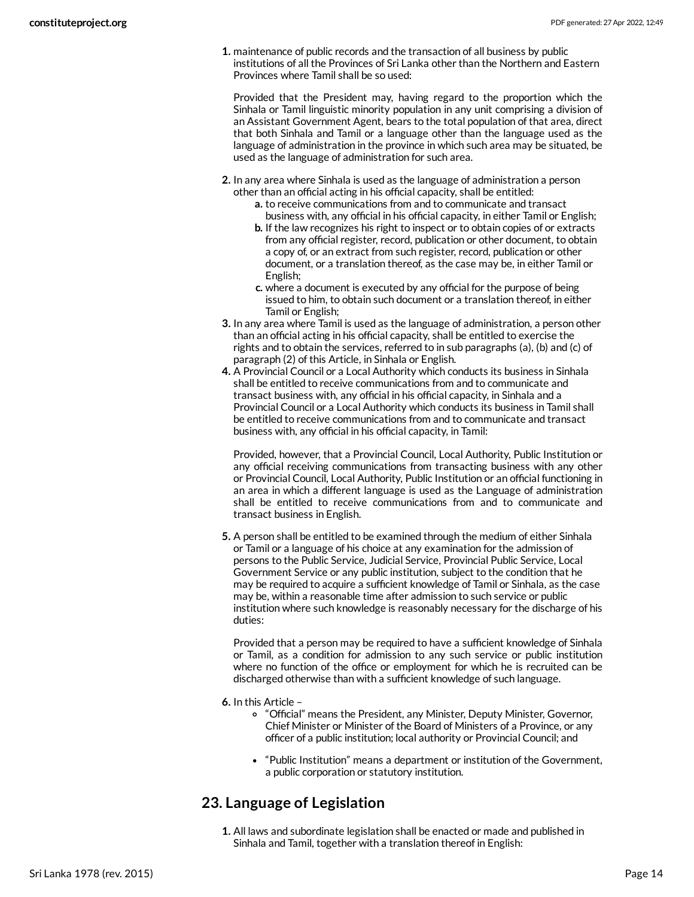1. maintenance of public records and the transaction of all business by public institutions of all the Provinces of Sri Lanka other than the Northern and Eastern Provinces where Tamil shall be so used:

   Provided that the President may, having regard to the proportion which the Sinhala or Tamil linguistic minority population in any unit comprising a division of an Assistant Government Agent, bears to the total population of that area, direct that both Sinhala and Tamil or a language other than the language used as the language of administration in the province in which such area may be situated, be used as the language of administration for such area.

2. In any area where Sinhala is used as the language of administration a person other than an official acting in his official capacity, shall be entitled:
   a. to receive communications from and to communicate and transact business with, any official in his official capacity, in either Tamil or English;
   b. If the law recognizes his right to inspect or to obtain copies of or extracts from any official register, record, publication or other document, to obtain a copy of, or an extract from such register, record, publication or other document, or a translation thereof, as the case may be, in either Tamil or English;
   c. where a document is executed by any official for the purpose of being issued to him, to obtain such document or a translation thereof, in either Tamil or English;
3. In any area where Tamil is used as the language of administration, a person other than an official acting in his official capacity, shall be entitled to exercise the rights and to obtain the services, referred to in sub paragraphs (a), (b) and (c) of paragraph (2) of this Article, in Sinhala or English.
4. A Provincial Council or a Local Authority which conducts its business in Sinhala shall be entitled to receive communications from and to communicate and transact business with, any official in his official capacity, in Sinhala and a Provincial Council or a Local Authority which conducts its business in Tamil shall be entitled to receive communications from and to communicate and transact business with, any official in his official capacity, in Tamil:

   Provided, however, that a Provincial Council, Local Authority, Public Institution or any official receiving communications from transacting business with any other or Provincial Council, Local Authority, Public Institution or an official functioning in an area in which a different language is used as the Language of administration shall be entitled to receive communications from and to communicate and transact business in English.

5. A person shall be entitled to be examined through the medium of either Sinhala or Tamil or a language of his choice at any examination for the admission of persons to the Public Service, Judicial Service, Provincial Public Service, Local Government Service or any public institution, subject to the condition that he may be required to acquire a sufficient knowledge of Tamil or Sinhala, as the case may be, within a reasonable time after admission to such service or public institution where such knowledge is reasonably necessary for the discharge of his duties:

   Provided that a person may be required to have a sufficient knowledge of Sinhala or Tamil, as a condition for admission to any such service or public institution where no function of the office or employment for which he is recruited can be discharged otherwise than with a sufficient knowledge of such language.

6. In this Article –
   - "Official" means the President, any Minister, Deputy Minister, Governor, Chief Minister or Minister of the Board of Ministers of a Province, or any officer of a public institution; local authority or Provincial Council; and
   - "Public Institution" means a department or institution of the Government, a public corporation or statutory institution.

## 23. Language of Legislation

1. All laws and subordinate legislation shall be enacted or made and published in Sinhala and Tamil, together with a translation thereof in English: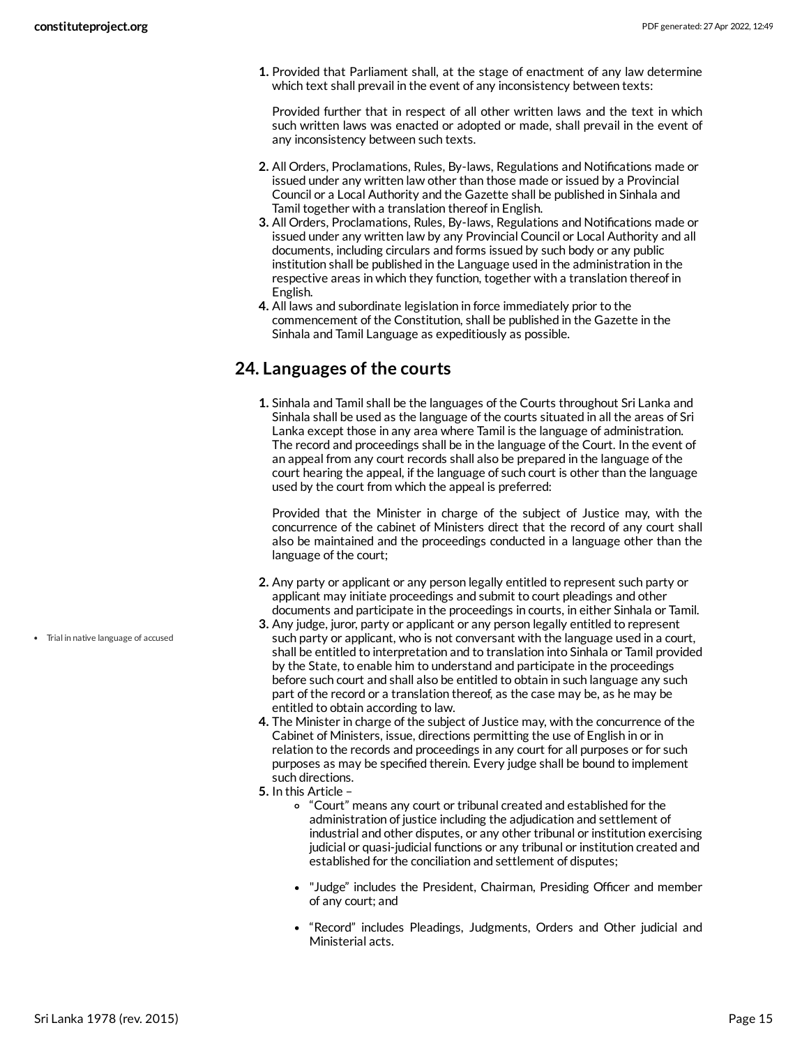1. Provided that Parliament shall, at the stage of enactment of any law determine which text shall prevail in the event of any inconsistency between texts:

   Provided further that in respect of all other written laws and the text in which such written laws was enacted or adopted or made, shall prevail in the event of any inconsistency between such texts.

2. All Orders, Proclamations, Rules, By-laws, Regulations and Notifications made or issued under any written law other than those made or issued by a Provincial Council or a Local Authority and the Gazette shall be published in Sinhala and Tamil together with a translation thereof in English.
3. All Orders, Proclamations, Rules, By-laws, Regulations and Notifications made or issued under any written law by any Provincial Council or Local Authority and all documents, including circulars and forms issued by such body or any public institution shall be published in the Language used in the administration in the respective areas in which they function, together with a translation thereof in English.
4. All laws and subordinate legislation in force immediately prior to the commencement of the Constitution, shall be published in the Gazette in the Sinhala and Tamil Language as expeditiously as possible.

## 24. Languages of the courts

1. Sinhala and Tamil shall be the languages of the Courts throughout Sri Lanka and Sinhala shall be used as the language of the courts situated in all the areas of Sri Lanka except those in any area where Tamil is the language of administration. The record and proceedings shall be in the language of the Court. In the event of an appeal from any court records shall also be prepared in the language of the court hearing the appeal, if the language of such court is other than the language used by the court from which the appeal is preferred:

   Provided that the Minister in charge of the subject of Justice may, with the concurrence of the cabinet of Ministers direct that the record of any court shall also be maintained and the proceedings conducted in a language other than the language of the court;

2. Any party or applicant or any person legally entitled to represent such party or applicant may initiate proceedings and submit to court pleadings and other documents and participate in the proceedings in courts, in either Sinhala or Tamil.
3. Any judge, juror, party or applicant or any person legally entitled to represent such party or applicant, who is not conversant with the language used in a court, shall be entitled to interpretation and to translation into Sinhala or Tamil provided by the State, to enable him to understand and participate in the proceedings before such court and shall also be entitled to obtain in such language any such part of the record or a translation thereof, as the case may be, as he may be entitled to obtain according to law.
4. The Minister in charge of the subject of Justice may, with the concurrence of the Cabinet of Ministers, issue, directions permitting the use of English in or in relation to the records and proceedings in any court for all purposes or for such purposes as may be specified therein. Every judge shall be bound to implement such directions.
5. In this Article –
   - "Court" means any court or tribunal created and established for the administration of justice including the adjudication and settlement of industrial and other disputes, or any other tribunal or institution exercising judicial or quasi-judicial functions or any tribunal or institution created and established for the conciliation and settlement of disputes;
   - "Judge" includes the President, Chairman, Presiding Officer and member of any court; and
   - "Record" includes Pleadings, Judgments, Orders and Other judicial and Ministerial acts.

- Trial in native language of accused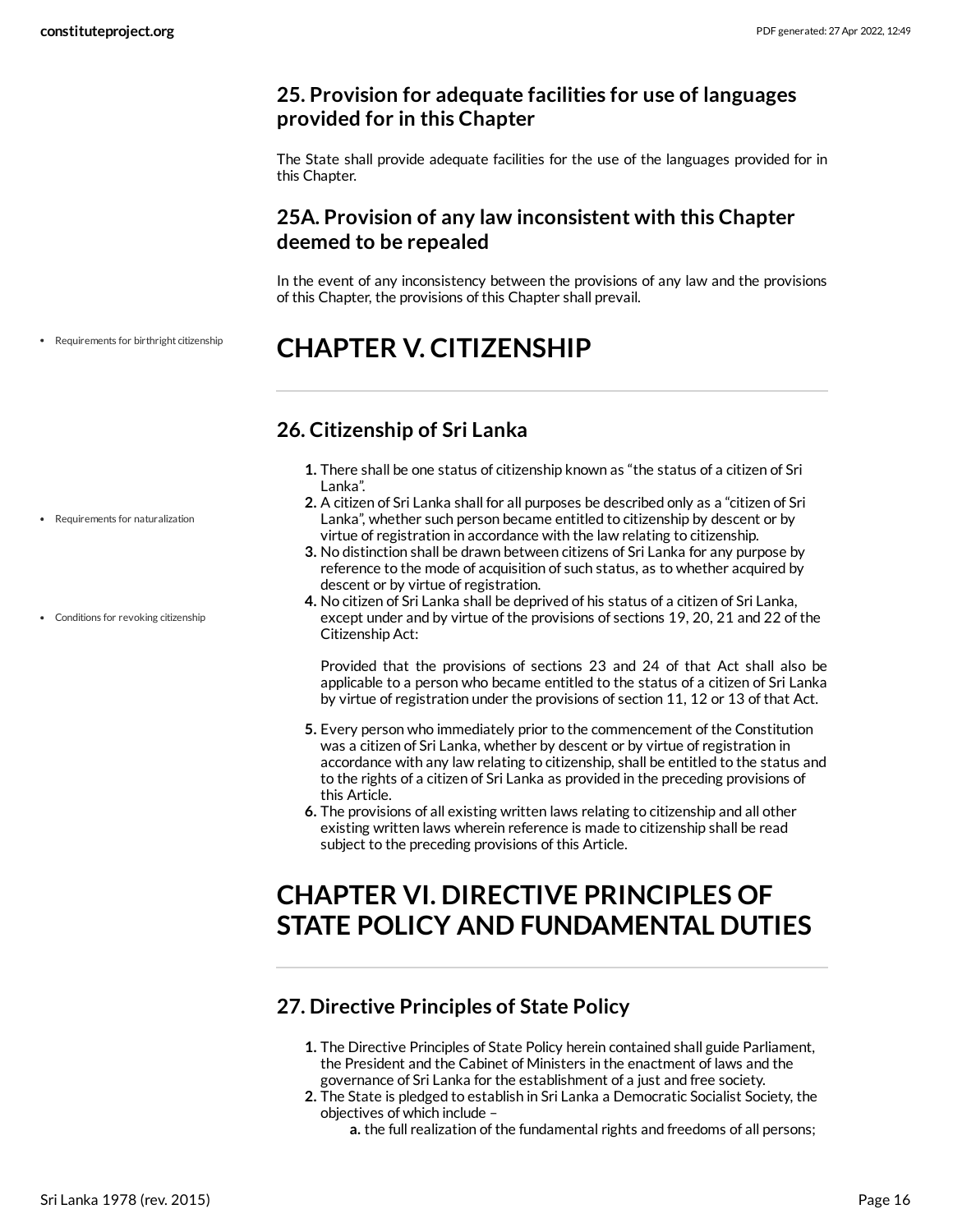## 25. Provision for adequate facilities for use of languages provided for in this Chapter

The State shall provide adequate facilities for the use of the languages provided for in this Chapter.

## 25A. Provision of any law inconsistent with this Chapter deemed to be repealed

In the event of any inconsistency between the provisions of any law and the provisions of this Chapter, the provisions of this Chapter shall prevail.

- Requirements for birthright citizenship

# CHAPTER V. CITIZENSHIP

## 26. Citizenship of Sri Lanka

- Requirements for naturalization
- Conditions for revoking citizenship

1. There shall be one status of citizenship known as "the status of a citizen of Sri Lanka".
2. A citizen of Sri Lanka shall for all purposes be described only as a "citizen of Sri Lanka", whether such person became entitled to citizenship by descent or by virtue of registration in accordance with the law relating to citizenship.
3. No distinction shall be drawn between citizens of Sri Lanka for any purpose by reference to the mode of acquisition of such status, as to whether acquired by descent or by virtue of registration.
4. No citizen of Sri Lanka shall be deprived of his status of a citizen of Sri Lanka, except under and by virtue of the provisions of sections 19, 20, 21 and 22 of the Citizenship Act:

   Provided that the provisions of sections 23 and 24 of that Act shall also be applicable to a person who became entitled to the status of a citizen of Sri Lanka by virtue of registration under the provisions of section 11, 12 or 13 of that Act.

5. Every person who immediately prior to the commencement of the Constitution was a citizen of Sri Lanka, whether by descent or by virtue of registration in accordance with any law relating to citizenship, shall be entitled to the status and to the rights of a citizen of Sri Lanka as provided in the preceding provisions of this Article.
6. The provisions of all existing written laws relating to citizenship and all other existing written laws wherein reference is made to citizenship shall be read subject to the preceding provisions of this Article.

# CHAPTER VI. DIRECTIVE PRINCIPLES OF STATE POLICY AND FUNDAMENTAL DUTIES

## 27. Directive Principles of State Policy

1. The Directive Principles of State Policy herein contained shall guide Parliament, the President and the Cabinet of Ministers in the enactment of laws and the governance of Sri Lanka for the establishment of a just and free society.
2. The State is pledged to establish in Sri Lanka a Democratic Socialist Society, the objectives of which include –
   a. the full realization of the fundamental rights and freedoms of all persons;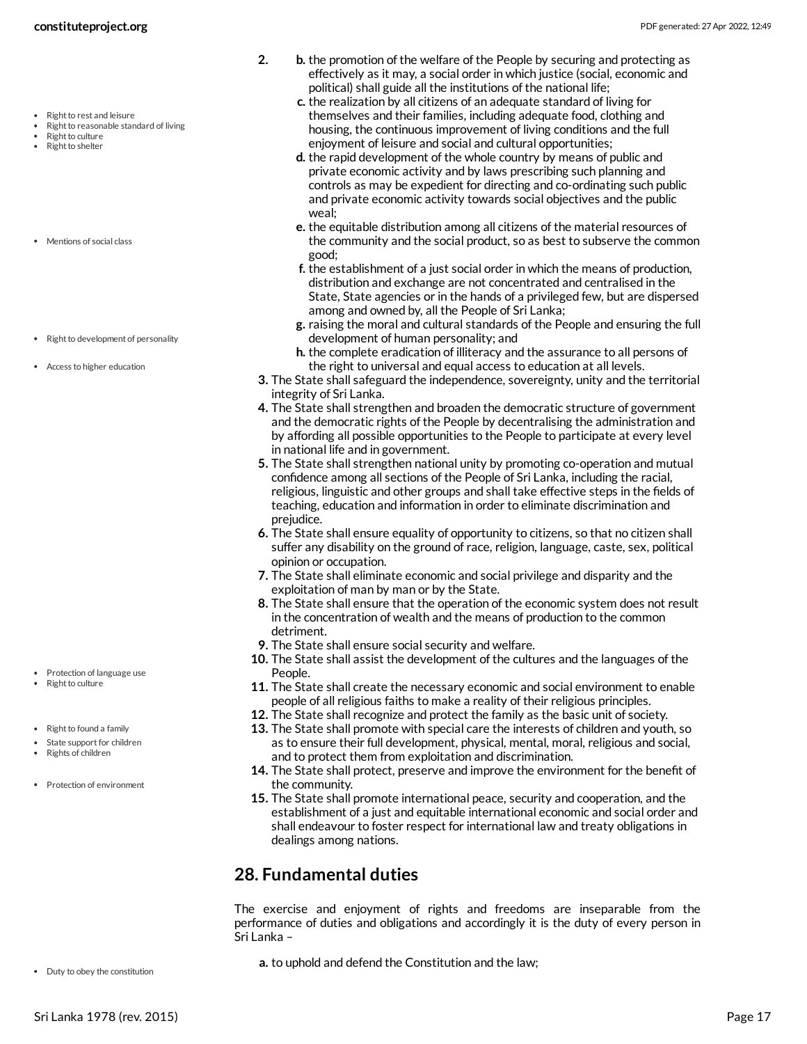2. 
    b. the promotion of the welfare of the People by securing and protecting as effectively as it may, a social order in which justice (social, economic and political) shall guide all the institutions of the national life;
    c. the realization by all citizens of an adequate standard of living for themselves and their families, including adequate food, clothing and housing, the continuous improvement of living conditions and the full enjoyment of leisure and social and cultural opportunities;
    d. the rapid development of the whole country by means of public and private economic activity and by laws prescribing such planning and controls as may be expedient for directing and co-ordinating such public and private economic activity towards social objectives and the public weal;
    e. the equitable distribution among all citizens of the material resources of the community and the social product, so as best to subserve the common good;
    f. the establishment of a just social order in which the means of production, distribution and exchange are not concentrated and centralised in the State, State agencies or in the hands of a privileged few, but are dispersed among and owned by, all the People of Sri Lanka;
    g. raising the moral and cultural standards of the People and ensuring the full development of human personality; and
    h. the complete eradication of illiteracy and the assurance to all persons of the right to universal and equal access to education at all levels.
3. The State shall safeguard the independence, sovereignty, unity and the territorial integrity of Sri Lanka.
4. The State shall strengthen and broaden the democratic structure of government and the democratic rights of the People by decentralising the administration and by affording all possible opportunities to the People to participate at every level in national life and in government.
5. The State shall strengthen national unity by promoting co-operation and mutual confidence among all sections of the People of Sri Lanka, including the racial, religious, linguistic and other groups and shall take effective steps in the fields of teaching, education and information in order to eliminate discrimination and prejudice.
6. The State shall ensure equality of opportunity to citizens, so that no citizen shall suffer any disability on the ground of race, religion, language, caste, sex, political opinion or occupation.
7. The State shall eliminate economic and social privilege and disparity and the exploitation of man by man or by the State.
8. The State shall ensure that the operation of the economic system does not result in the concentration of wealth and the means of production to the common detriment.
9. The State shall ensure social security and welfare.
10. The State shall assist the development of the cultures and the languages of the People.
11. The State shall create the necessary economic and social environment to enable people of all religious faiths to make a reality of their religious principles.
12. The State shall recognize and protect the family as the basic unit of society.
13. The State shall promote with special care the interests of children and youth, so as to ensure their full development, physical, mental, moral, religious and social, and to protect them from exploitation and discrimination.
14. The State shall protect, preserve and improve the environment for the benefit of the community.
15. The State shall promote international peace, security and cooperation, and the establishment of a just and equitable international economic and social order and shall endeavour to foster respect for international law and treaty obligations in dealings among nations.

## 28. Fundamental duties

The exercise and enjoyment of rights and freedoms are inseparable from the performance of duties and obligations and accordingly it is the duty of every person in Sri Lanka –

a. to uphold and defend the Constitution and the law;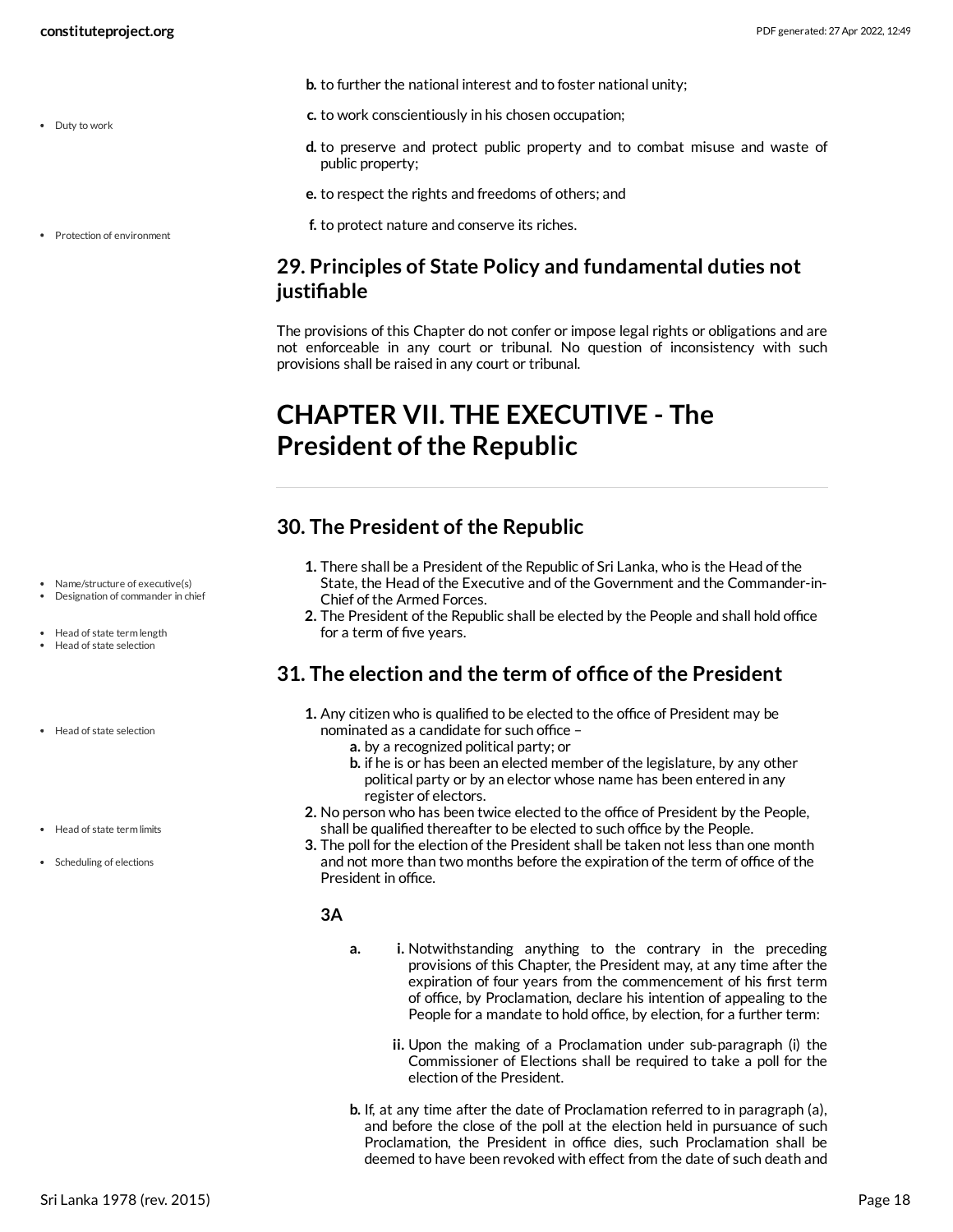b. to further the national interest and to foster national unity;

c. to work conscientiously in his chosen occupation;

d. to preserve and protect public property and to combat misuse and waste of public property;

e. to respect the rights and freedoms of others; and

f. to protect nature and conserve its riches.

## 29. Principles of State Policy and fundamental duties not justifiable

The provisions of this Chapter do not confer or impose legal rights or obligations and are not enforceable in any court or tribunal. No question of inconsistency with such provisions shall be raised in any court or tribunal.

# CHAPTER VII. THE EXECUTIVE - The President of the Republic

## 30. The President of the Republic

1. There shall be a President of the Republic of Sri Lanka, who is the Head of the State, the Head of the Executive and of the Government and the Commander-in-Chief of the Armed Forces.
2. The President of the Republic shall be elected by the People and shall hold office for a term of five years.

## 31. The election and the term of office of the President

1. Any citizen who is qualified to be elected to the office of President may be nominated as a candidate for such office –
   a. by a recognized political party; or
   b. if he is or has been an elected member of the legislature, by any other political party or by an elector whose name has been entered in any register of electors.
2. No person who has been twice elected to the office of President by the People, shall be qualified thereafter to be elected to such office by the People.
3. The poll for the election of the President shall be taken not less than one month and not more than two months before the expiration of the term of office of the President in office.

### 3A

a. 
   i. Notwithstanding anything to the contrary in the preceding provisions of this Chapter, the President may, at any time after the expiration of four years from the commencement of his first term of office, by Proclamation, declare his intention of appealing to the People for a mandate to hold office, by election, for a further term:
   ii. Upon the making of a Proclamation under sub-paragraph (i) the Commissioner of Elections shall be required to take a poll for the election of the President.

b. If, at any time after the date of Proclamation referred to in paragraph (a), and before the close of the poll at the election held in pursuance of such Proclamation, the President in office dies, such Proclamation shall be deemed to have been revoked with effect from the date of such death and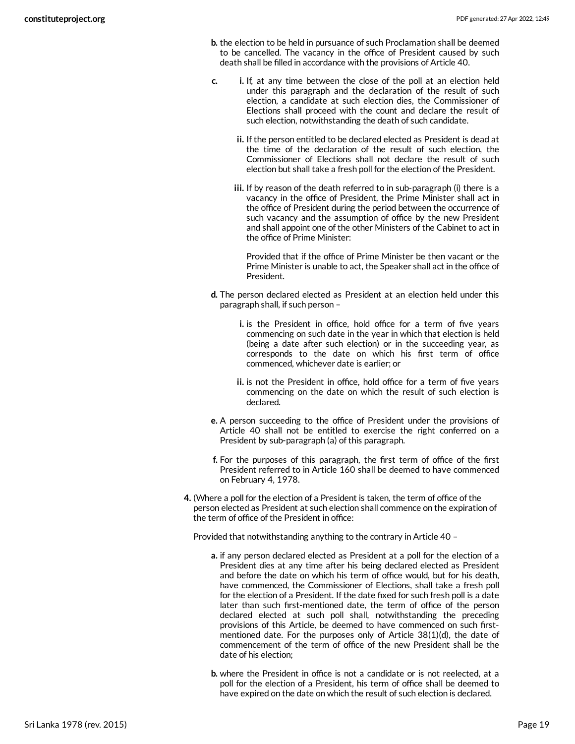b. the election to be held in pursuance of such Proclamation shall be deemed to be cancelled. The vacancy in the office of President caused by such death shall be filled in accordance with the provisions of Article 40.

c. 
   i. If, at any time between the close of the poll at an election held under this paragraph and the declaration of the result of such election, a candidate at such election dies, the Commissioner of Elections shall proceed with the count and declare the result of such election, notwithstanding the death of such candidate.

   ii. If the person entitled to be declared elected as President is dead at the time of the declaration of the result of such election, the Commissioner of Elections shall not declare the result of such election but shall take a fresh poll for the election of the President.

   iii. If by reason of the death referred to in sub-paragraph (i) there is a vacancy in the office of President, the Prime Minister shall act in the office of President during the period between the occurrence of such vacancy and the assumption of office by the new President and shall appoint one of the other Ministers of the Cabinet to act in the office of Prime Minister:

      Provided that if the office of Prime Minister be then vacant or the Prime Minister is unable to act, the Speaker shall act in the office of President.

d. The person declared elected as President at an election held under this paragraph shall, if such person –

   i. is the President in office, hold office for a term of five years commencing on such date in the year in which that election is held (being a date after such election) or in the succeeding year, as corresponds to the date on which his first term of office commenced, whichever date is earlier; or

   ii. is not the President in office, hold office for a term of five years commencing on the date on which the result of such election is declared.

e. A person succeeding to the office of President under the provisions of Article 40 shall not be entitled to exercise the right conferred on a President by sub-paragraph (a) of this paragraph.

f. For the purposes of this paragraph, the first term of office of the first President referred to in Article 160 shall be deemed to have commenced on February 4, 1978.

4. (Where a poll for the election of a President is taken, the term of office of the person elected as President at such election shall commence on the expiration of the term of office of the President in office:

   Provided that notwithstanding anything to the contrary in Article 40 –

   a. if any person declared elected as President at a poll for the election of a President dies at any time after his being declared elected as President and before the date on which his term of office would, but for his death, have commenced, the Commissioner of Elections, shall take a fresh poll for the election of a President. If the date fixed for such fresh poll is a date later than such first-mentioned date, the term of office of the person declared elected at such poll shall, notwithstanding the preceding provisions of this Article, be deemed to have commenced on such first-mentioned date. For the purposes only of Article 38(1)(d), the date of commencement of the term of office of the new President shall be the date of his election;

   b. where the President in office is not a candidate or is not reelected, at a poll for the election of a President, his term of office shall be deemed to have expired on the date on which the result of such election is declared.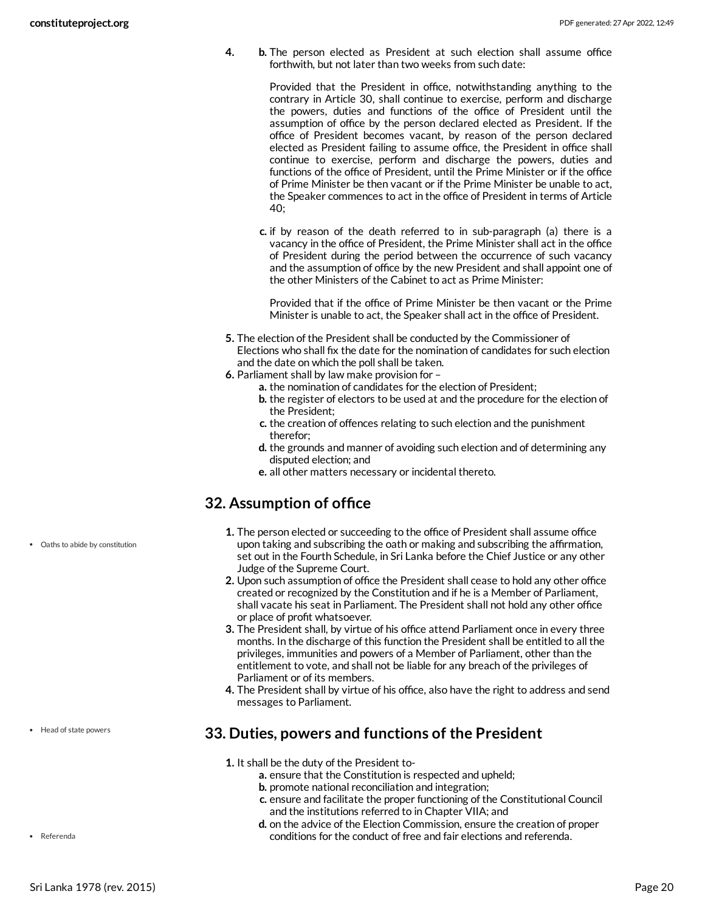4. 
   b. The person elected as President at such election shall assume office forthwith, but not later than two weeks from such date:

      Provided that the President in office, notwithstanding anything to the contrary in Article 30, shall continue to exercise, perform and discharge the powers, duties and functions of the office of President until the assumption of office by the person declared elected as President. If the office of President becomes vacant, by reason of the person declared elected as President failing to assume office, the President in office shall continue to exercise, perform and discharge the powers, duties and functions of the office of President, until the Prime Minister or if the office of Prime Minister be then vacant or if the Prime Minister be unable to act, the Speaker commences to act in the office of President in terms of Article 40;

   c. if by reason of the death referred to in sub-paragraph (a) there is a vacancy in the office of President, the Prime Minister shall act in the office of President during the period between the occurrence of such vacancy and the assumption of office by the new President and shall appoint one of the other Ministers of the Cabinet to act as Prime Minister:

      Provided that if the office of Prime Minister be then vacant or the Prime Minister is unable to act, the Speaker shall act in the office of President.

5. The election of the President shall be conducted by the Commissioner of Elections who shall fix the date for the nomination of candidates for such election and the date on which the poll shall be taken.
6. Parliament shall by law make provision for –
   a. the nomination of candidates for the election of President;
   b. the register of electors to be used at and the procedure for the election of the President;
   c. the creation of offences relating to such election and the punishment therefor;
   d. the grounds and manner of avoiding such election and of determining any disputed election; and
   e. all other matters necessary or incidental thereto.

## 32. Assumption of office

- Oaths to abide by constitution

1. The person elected or succeeding to the office of President shall assume office upon taking and subscribing the oath or making and subscribing the affirmation, set out in the Fourth Schedule, in Sri Lanka before the Chief Justice or any other Judge of the Supreme Court.
2. Upon such assumption of office the President shall cease to hold any other office created or recognized by the Constitution and if he is a Member of Parliament, shall vacate his seat in Parliament. The President shall not hold any other office or place of profit whatsoever.
3. The President shall, by virtue of his office attend Parliament once in every three months. In the discharge of this function the President shall be entitled to all the privileges, immunities and powers of a Member of Parliament, other than the entitlement to vote, and shall not be liable for any breach of the privileges of Parliament or of its members.
4. The President shall by virtue of his office, also have the right to address and send messages to Parliament.

- Head of state powers

## 33. Duties, powers and functions of the President

1. It shall be the duty of the President to-
   a. ensure that the Constitution is respected and upheld;
   b. promote national reconciliation and integration;
   c. ensure and facilitate the proper functioning of the Constitutional Council and the institutions referred to in Chapter VIIA; and
   d. on the advice of the Election Commission, ensure the creation of proper conditions for the conduct of free and fair elections and referenda.

- Referenda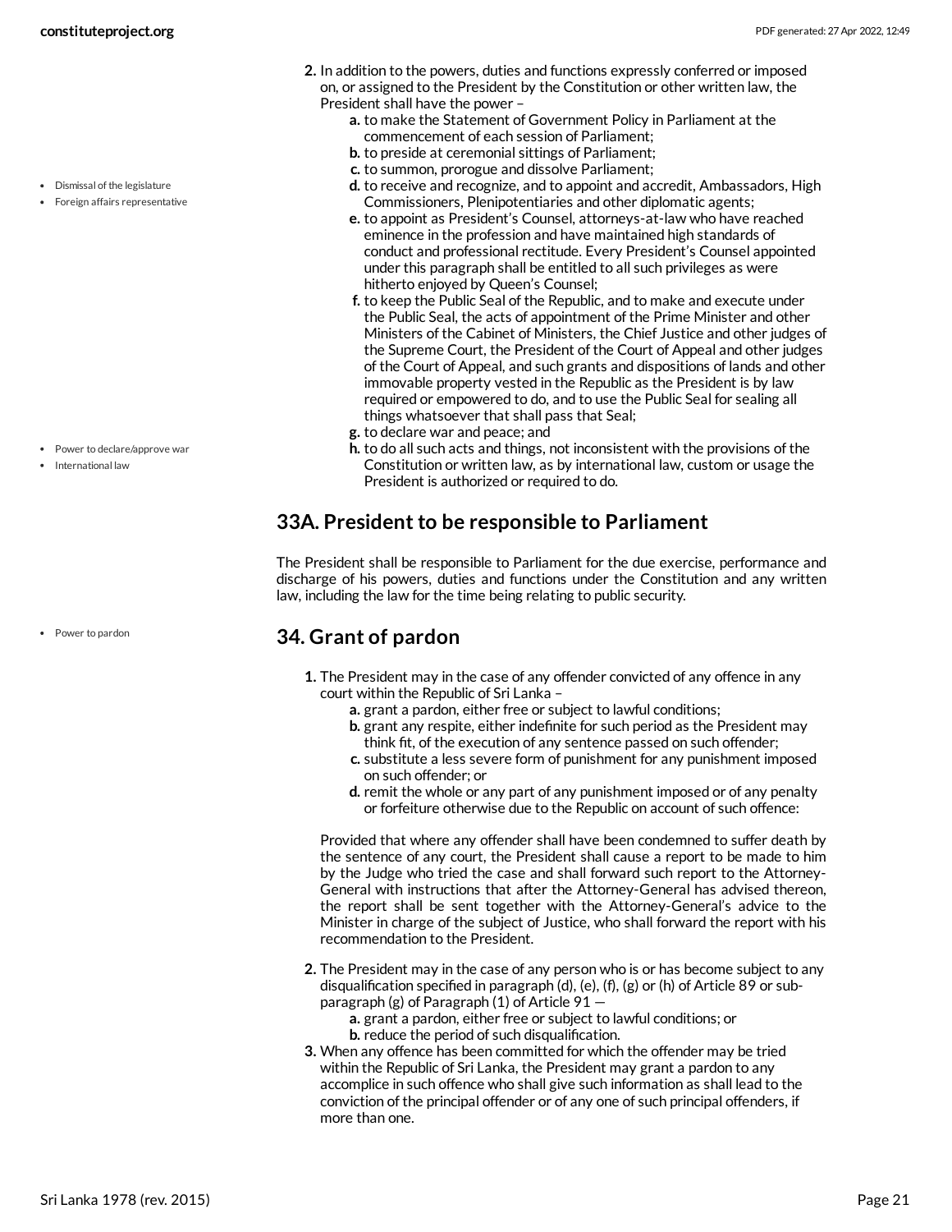2. In addition to the powers, duties and functions expressly conferred or imposed on, or assigned to the President by the Constitution or other written law, the President shall have the power –
    a. to make the Statement of Government Policy in Parliament at the commencement of each session of Parliament;
    b. to preside at ceremonial sittings of Parliament;
    c. to summon, prorogue and dissolve Parliament;
    d. to receive and recognize, and to appoint and accredit, Ambassadors, High Commissioners, Plenipotentiaries and other diplomatic agents;
    e. to appoint as President's Counsel, attorneys-at-law who have reached eminence in the profession and have maintained high standards of conduct and professional rectitude. Every President's Counsel appointed under this paragraph shall be entitled to all such privileges as were hitherto enjoyed by Queen's Counsel;
    f. to keep the Public Seal of the Republic, and to make and execute under the Public Seal, the acts of appointment of the Prime Minister and other Ministers of the Cabinet of Ministers, the Chief Justice and other judges of the Supreme Court, the President of the Court of Appeal and other judges of the Court of Appeal, and such grants and dispositions of lands and other immovable property vested in the Republic as the President is by law required or empowered to do, and to use the Public Seal for sealing all things whatsoever that shall pass that Seal;
    g. to declare war and peace; and
    h. to do all such acts and things, not inconsistent with the provisions of the Constitution or written law, as by international law, custom or usage the President is authorized or required to do.

## 33A. President to be responsible to Parliament

The President shall be responsible to Parliament for the due exercise, performance and discharge of his powers, duties and functions under the Constitution and any written law, including the law for the time being relating to public security.

## 34. Grant of pardon

1. The President may in the case of any offender convicted of any offence in any court within the Republic of Sri Lanka –
    a. grant a pardon, either free or subject to lawful conditions;
    b. grant any respite, either indefinite for such period as the President may think fit, of the execution of any sentence passed on such offender;
    c. substitute a less severe form of punishment for any punishment imposed on such offender; or
    d. remit the whole or any part of any punishment imposed or of any penalty or forfeiture otherwise due to the Republic on account of such offence:

    Provided that where any offender shall have been condemned to suffer death by the sentence of any court, the President shall cause a report to be made to him by the Judge who tried the case and shall forward such report to the Attorney-General with instructions that after the Attorney-General has advised thereon, the report shall be sent together with the Attorney-General's advice to the Minister in charge of the subject of Justice, who shall forward the report with his recommendation to the President.

2. The President may in the case of any person who is or has become subject to any disqualification specified in paragraph (d), (e), (f), (g) or (h) of Article 89 or sub-paragraph (g) of Paragraph (1) of Article 91 —
    a. grant a pardon, either free or subject to lawful conditions; or
    b. reduce the period of such disqualification.
3. When any offence has been committed for which the offender may be tried within the Republic of Sri Lanka, the President may grant a pardon to any accomplice in such offence who shall give such information as shall lead to the conviction of the principal offender or of any one of such principal offenders, if more than one.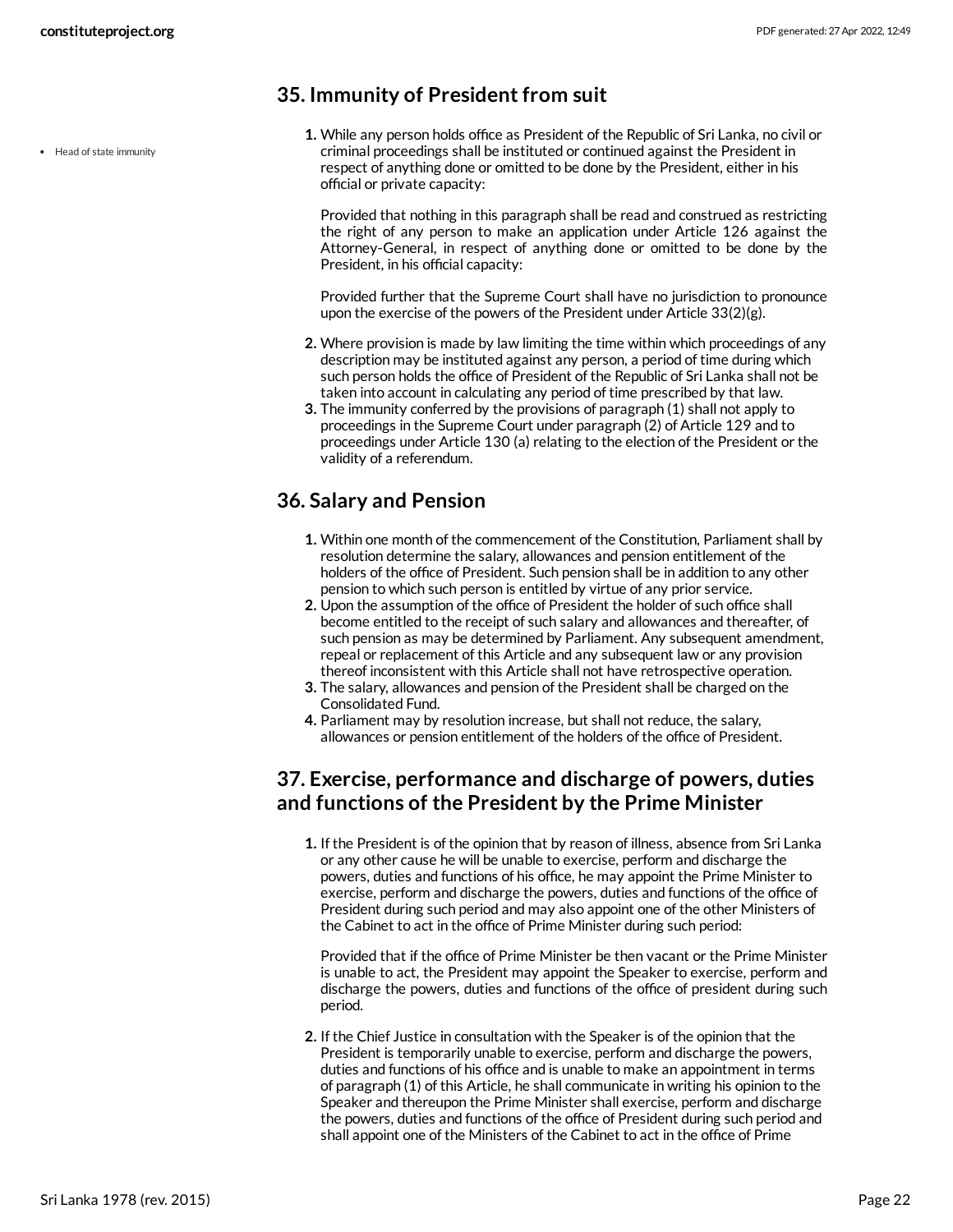## 35. Immunity of President from suit

Head of state immunity

1. While any person holds office as President of the Republic of Sri Lanka, no civil or criminal proceedings shall be instituted or continued against the President in respect of anything done or omitted to be done by the President, either in his official or private capacity:

   Provided that nothing in this paragraph shall be read and construed as restricting the right of any person to make an application under Article 126 against the Attorney-General, in respect of anything done or omitted to be done by the President, in his official capacity:

   Provided further that the Supreme Court shall have no jurisdiction to pronounce upon the exercise of the powers of the President under Article 33(2)(g).

2. Where provision is made by law limiting the time within which proceedings of any description may be instituted against any person, a period of time during which such person holds the office of President of the Republic of Sri Lanka shall not be taken into account in calculating any period of time prescribed by that law.
3. The immunity conferred by the provisions of paragraph (1) shall not apply to proceedings in the Supreme Court under paragraph (2) of Article 129 and to proceedings under Article 130 (a) relating to the election of the President or the validity of a referendum.

## 36. Salary and Pension

1. Within one month of the commencement of the Constitution, Parliament shall by resolution determine the salary, allowances and pension entitlement of the holders of the office of President. Such pension shall be in addition to any other pension to which such person is entitled by virtue of any prior service.
2. Upon the assumption of the office of President the holder of such office shall become entitled to the receipt of such salary and allowances and thereafter, of such pension as may be determined by Parliament. Any subsequent amendment, repeal or replacement of this Article and any subsequent law or any provision thereof inconsistent with this Article shall not have retrospective operation.
3. The salary, allowances and pension of the President shall be charged on the Consolidated Fund.
4. Parliament may by resolution increase, but shall not reduce, the salary, allowances or pension entitlement of the holders of the office of President.

## 37. Exercise, performance and discharge of powers, duties and functions of the President by the Prime Minister

1. If the President is of the opinion that by reason of illness, absence from Sri Lanka or any other cause he will be unable to exercise, perform and discharge the powers, duties and functions of his office, he may appoint the Prime Minister to exercise, perform and discharge the powers, duties and functions of the office of President during such period and may also appoint one of the other Ministers of the Cabinet to act in the office of Prime Minister during such period:

   Provided that if the office of Prime Minister be then vacant or the Prime Minister is unable to act, the President may appoint the Speaker to exercise, perform and discharge the powers, duties and functions of the office of president during such period.

2. If the Chief Justice in consultation with the Speaker is of the opinion that the President is temporarily unable to exercise, perform and discharge the powers, duties and functions of his office and is unable to make an appointment in terms of paragraph (1) of this Article, he shall communicate in writing his opinion to the Speaker and thereupon the Prime Minister shall exercise, perform and discharge the powers, duties and functions of the office of President during such period and shall appoint one of the Ministers of the Cabinet to act in the office of Prime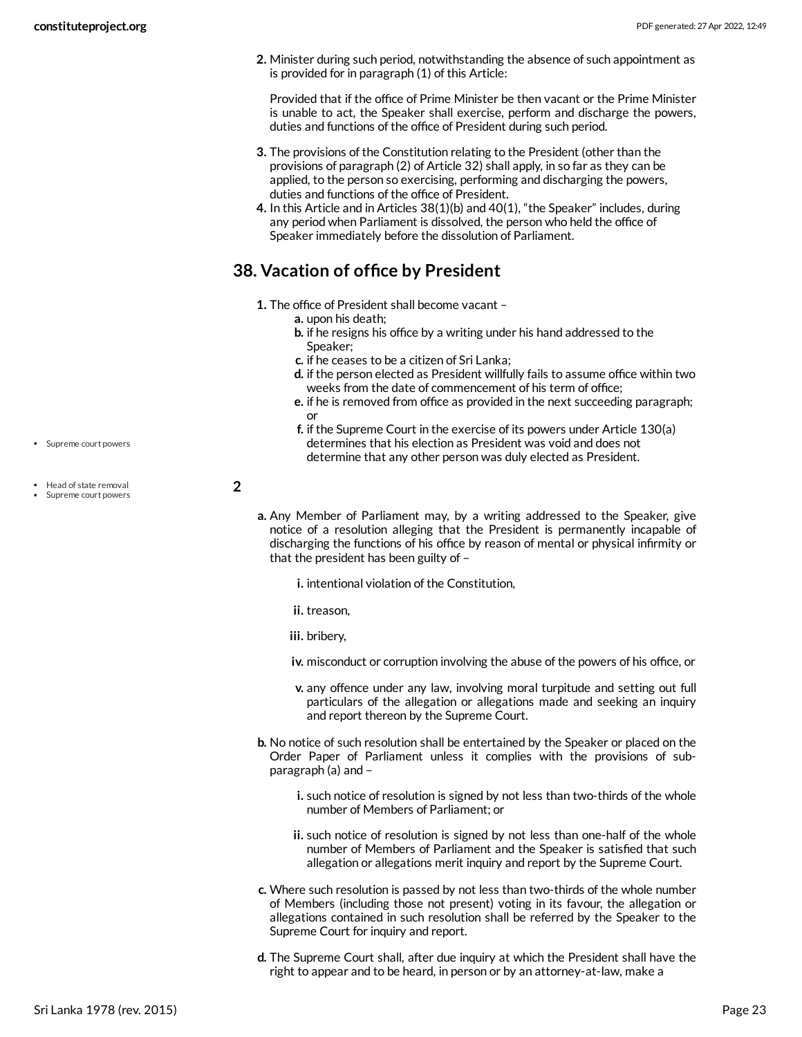2. Minister during such period, notwithstanding the absence of such appointment as is provided for in paragraph (1) of this Article:

   Provided that if the office of Prime Minister be then vacant or the Prime Minister is unable to act, the Speaker shall exercise, perform and discharge the powers, duties and functions of the office of President during such period.

3. The provisions of the Constitution relating to the President (other than the provisions of paragraph (2) of Article 32) shall apply, in so far as they can be applied, to the person so exercising, performing and discharging the powers, duties and functions of the office of President.
4. In this Article and in Articles 38(1)(b) and 40(1), "the Speaker" includes, during any period when Parliament is dissolved, the person who held the office of Speaker immediately before the dissolution of Parliament.

## 38. Vacation of office by President

1. The office of President shall become vacant –
   a. upon his death;
   b. if he resigns his office by a writing under his hand addressed to the Speaker;
   c. if he ceases to be a citizen of Sri Lanka;
   d. if the person elected as President willfully fails to assume office within two weeks from the date of commencement of his term of office;
   e. if he is removed from office as provided in the next succeeding paragraph; or
   f. if the Supreme Court in the exercise of its powers under Article 130(a) determines that his election as President was void and does not determine that any other person was duly elected as President.

- Supreme court powers

**2**

- Head of state removal
- Supreme court powers

a. Any Member of Parliament may, by a writing addressed to the Speaker, give notice of a resolution alleging that the President is permanently incapable of discharging the functions of his office by reason of mental or physical infirmity or that the president has been guilty of –

   i. intentional violation of the Constitution,

   ii. treason,

   iii. bribery,

   iv. misconduct or corruption involving the abuse of the powers of his office, or

   v. any offence under any law, involving moral turpitude and setting out full particulars of the allegation or allegations made and seeking an inquiry and report thereon by the Supreme Court.

b. No notice of such resolution shall be entertained by the Speaker or placed on the Order Paper of Parliament unless it complies with the provisions of sub-paragraph (a) and –

   i. such notice of resolution is signed by not less than two-thirds of the whole number of Members of Parliament; or

   ii. such notice of resolution is signed by not less than one-half of the whole number of Members of Parliament and the Speaker is satisfied that such allegation or allegations merit inquiry and report by the Supreme Court.

c. Where such resolution is passed by not less than two-thirds of the whole number of Members (including those not present) voting in its favour, the allegation or allegations contained in such resolution shall be referred by the Speaker to the Supreme Court for inquiry and report.

d. The Supreme Court shall, after due inquiry at which the President shall have the right to appear and to be heard, in person or by an attorney-at-law, make a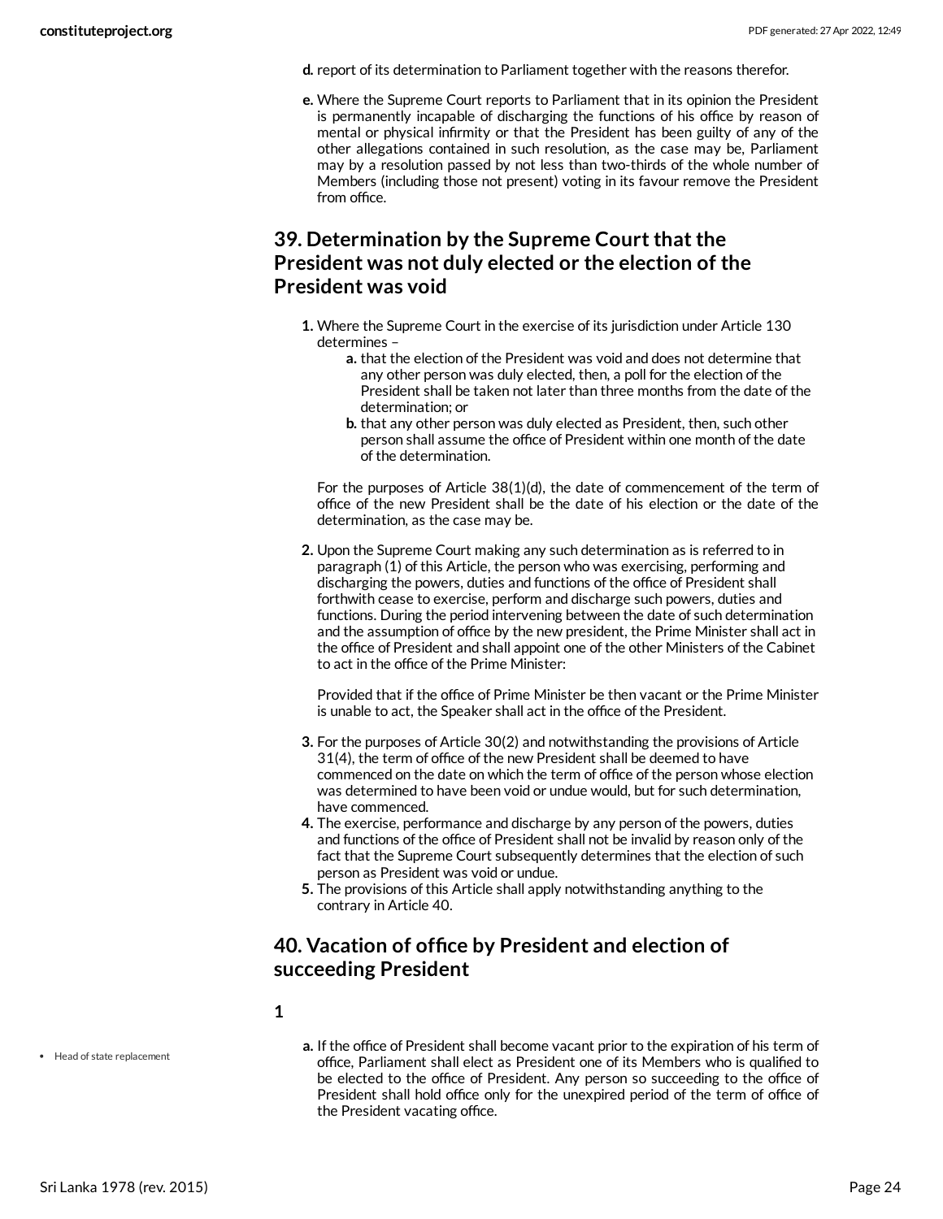d. report of its determination to Parliament together with the reasons therefor.

e. Where the Supreme Court reports to Parliament that in its opinion the President is permanently incapable of discharging the functions of his office by reason of mental or physical infirmity or that the President has been guilty of any of the other allegations contained in such resolution, as the case may be, Parliament may by a resolution passed by not less than two-thirds of the whole number of Members (including those not present) voting in its favour remove the President from office.

## 39. Determination by the Supreme Court that the President was not duly elected or the election of the President was void

1. Where the Supreme Court in the exercise of its jurisdiction under Article 130 determines –
   a. that the election of the President was void and does not determine that any other person was duly elected, then, a poll for the election of the President shall be taken not later than three months from the date of the determination; or
   b. that any other person was duly elected as President, then, such other person shall assume the office of President within one month of the date of the determination.

   For the purposes of Article 38(1)(d), the date of commencement of the term of office of the new President shall be the date of his election or the date of the determination, as the case may be.

2. Upon the Supreme Court making any such determination as is referred to in paragraph (1) of this Article, the person who was exercising, performing and discharging the powers, duties and functions of the office of President shall forthwith cease to exercise, perform and discharge such powers, duties and functions. During the period intervening between the date of such determination and the assumption of office by the new president, the Prime Minister shall act in the office of President and shall appoint one of the other Ministers of the Cabinet to act in the office of the Prime Minister:

   Provided that if the office of Prime Minister be then vacant or the Prime Minister is unable to act, the Speaker shall act in the office of the President.

3. For the purposes of Article 30(2) and notwithstanding the provisions of Article 31(4), the term of office of the new President shall be deemed to have commenced on the date on which the term of office of the person whose election was determined to have been void or undue would, but for such determination, have commenced.
4. The exercise, performance and discharge by any person of the powers, duties and functions of the office of President shall not be invalid by reason only of the fact that the Supreme Court subsequently determines that the election of such person as President was void or undue.
5. The provisions of this Article shall apply notwithstanding anything to the contrary in Article 40.

## 40. Vacation of office by President and election of succeeding President

1

- Head of state replacement

a. If the office of President shall become vacant prior to the expiration of his term of office, Parliament shall elect as President one of its Members who is qualified to be elected to the office of President. Any person so succeeding to the office of President shall hold office only for the unexpired period of the term of office of the President vacating office.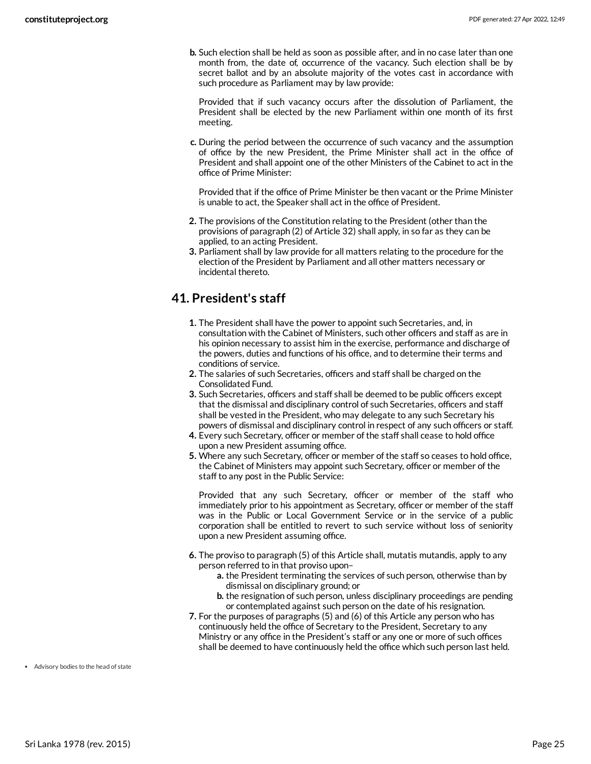b. Such election shall be held as soon as possible after, and in no case later than one month from, the date of, occurrence of the vacancy. Such election shall be by secret ballot and by an absolute majority of the votes cast in accordance with such procedure as Parliament may by law provide:

   Provided that if such vacancy occurs after the dissolution of Parliament, the President shall be elected by the new Parliament within one month of its first meeting.

c. During the period between the occurrence of such vacancy and the assumption of office by the new President, the Prime Minister shall act in the office of President and shall appoint one of the other Ministers of the Cabinet to act in the office of Prime Minister:

   Provided that if the office of Prime Minister be then vacant or the Prime Minister is unable to act, the Speaker shall act in the office of President.

2. The provisions of the Constitution relating to the President (other than the provisions of paragraph (2) of Article 32) shall apply, in so far as they can be applied, to an acting President.
3. Parliament shall by law provide for all matters relating to the procedure for the election of the President by Parliament and all other matters necessary or incidental thereto.

## 41. President's staff

1. The President shall have the power to appoint such Secretaries, and, in consultation with the Cabinet of Ministers, such other officers and staff as are in his opinion necessary to assist him in the exercise, performance and discharge of the powers, duties and functions of his office, and to determine their terms and conditions of service.
2. The salaries of such Secretaries, officers and staff shall be charged on the Consolidated Fund.
3. Such Secretaries, officers and staff shall be deemed to be public officers except that the dismissal and disciplinary control of such Secretaries, officers and staff shall be vested in the President, who may delegate to any such Secretary his powers of dismissal and disciplinary control in respect of any such officers or staff.
4. Every such Secretary, officer or member of the staff shall cease to hold office upon a new President assuming office.
5. Where any such Secretary, officer or member of the staff so ceases to hold office, the Cabinet of Ministers may appoint such Secretary, officer or member of the staff to any post in the Public Service:

   Provided that any such Secretary, officer or member of the staff who immediately prior to his appointment as Secretary, officer or member of the staff was in the Public or Local Government Service or in the service of a public corporation shall be entitled to revert to such service without loss of seniority upon a new President assuming office.

6. The proviso to paragraph (5) of this Article shall, mutatis mutandis, apply to any person referred to in that proviso upon–
   a. the President terminating the services of such person, otherwise than by dismissal on disciplinary ground; or
   b. the resignation of such person, unless disciplinary proceedings are pending or contemplated against such person on the date of his resignation.
7. For the purposes of paragraphs (5) and (6) of this Article any person who has continuously held the office of Secretary to the President, Secretary to any Ministry or any office in the President's staff or any one or more of such offices shall be deemed to have continuously held the office which such person last held.

- Advisory bodies to the head of state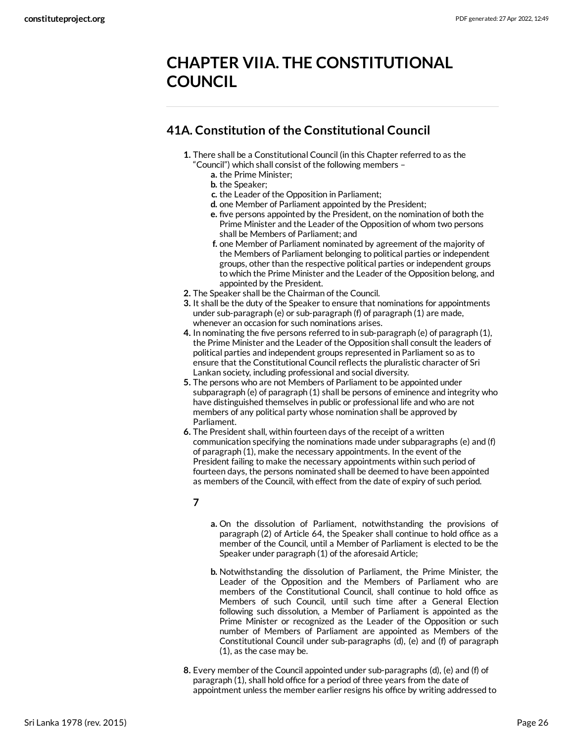# CHAPTER VIIA. THE CONSTITUTIONAL COUNCIL

## 41A. Constitution of the Constitutional Council

1. There shall be a Constitutional Council (in this Chapter referred to as the "Council") which shall consist of the following members –
   a. the Prime Minister;
   b. the Speaker;
   c. the Leader of the Opposition in Parliament;
   d. one Member of Parliament appointed by the President;
   e. five persons appointed by the President, on the nomination of both the Prime Minister and the Leader of the Opposition of whom two persons shall be Members of Parliament; and
   f. one Member of Parliament nominated by agreement of the majority of the Members of Parliament belonging to political parties or independent groups, other than the respective political parties or independent groups to which the Prime Minister and the Leader of the Opposition belong, and appointed by the President.
2. The Speaker shall be the Chairman of the Council.
3. It shall be the duty of the Speaker to ensure that nominations for appointments under sub-paragraph (e) or sub-paragraph (f) of paragraph (1) are made, whenever an occasion for such nominations arises.
4. In nominating the five persons referred to in sub-paragraph (e) of paragraph (1), the Prime Minister and the Leader of the Opposition shall consult the leaders of political parties and independent groups represented in Parliament so as to ensure that the Constitutional Council reflects the pluralistic character of Sri Lankan society, including professional and social diversity.
5. The persons who are not Members of Parliament to be appointed under subparagraph (e) of paragraph (1) shall be persons of eminence and integrity who have distinguished themselves in public or professional life and who are not members of any political party whose nomination shall be approved by Parliament.
6. The President shall, within fourteen days of the receipt of a written communication specifying the nominations made under subparagraphs (e) and (f) of paragraph (1), make the necessary appointments. In the event of the President failing to make the necessary appointments within such period of fourteen days, the persons nominated shall be deemed to have been appointed as members of the Council, with effect from the date of expiry of such period.

**7**

   a. On the dissolution of Parliament, notwithstanding the provisions of paragraph (2) of Article 64, the Speaker shall continue to hold office as a member of the Council, until a Member of Parliament is elected to be the Speaker under paragraph (1) of the aforesaid Article;
   b. Notwithstanding the dissolution of Parliament, the Prime Minister, the Leader of the Opposition and the Members of Parliament who are members of the Constitutional Council, shall continue to hold office as Members of such Council, until such time after a General Election following such dissolution, a Member of Parliament is appointed as the Prime Minister or recognized as the Leader of the Opposition or such number of Members of Parliament are appointed as Members of the Constitutional Council under sub-paragraphs (d), (e) and (f) of paragraph (1), as the case may be.

8. Every member of the Council appointed under sub-paragraphs (d), (e) and (f) of paragraph (1), shall hold office for a period of three years from the date of appointment unless the member earlier resigns his office by writing addressed to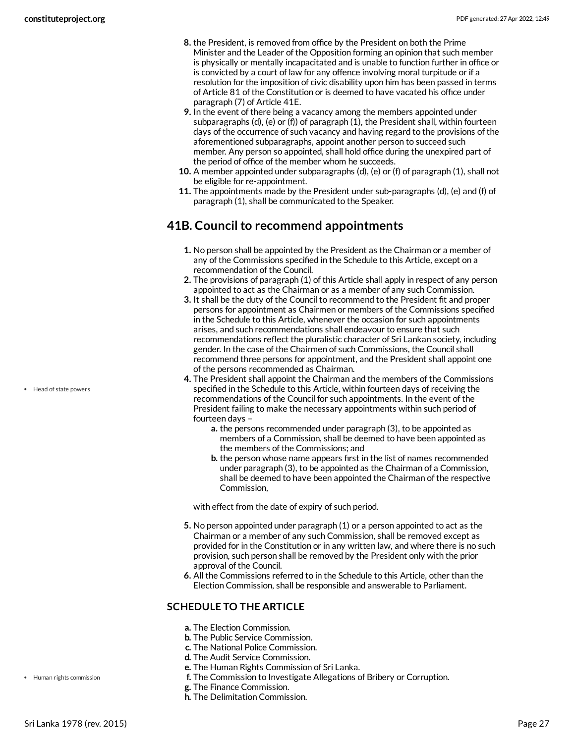8. the President, is removed from office by the President on both the Prime Minister and the Leader of the Opposition forming an opinion that such member is physically or mentally incapacitated and is unable to function further in office or is convicted by a court of law for any offence involving moral turpitude or if a resolution for the imposition of civic disability upon him has been passed in terms of Article 81 of the Constitution or is deemed to have vacated his office under paragraph (7) of Article 41E.
9. In the event of there being a vacancy among the members appointed under subparagraphs (d), (e) or (f)) of paragraph (1), the President shall, within fourteen days of the occurrence of such vacancy and having regard to the provisions of the aforementioned subparagraphs, appoint another person to succeed such member. Any person so appointed, shall hold office during the unexpired part of the period of office of the member whom he succeeds.
10. A member appointed under subparagraphs (d), (e) or (f) of paragraph (1), shall not be eligible for re-appointment.
11. The appointments made by the President under sub-paragraphs (d), (e) and (f) of paragraph (1), shall be communicated to the Speaker.

## 41B. Council to recommend appointments

1. No person shall be appointed by the President as the Chairman or a member of any of the Commissions specified in the Schedule to this Article, except on a recommendation of the Council.
2. The provisions of paragraph (1) of this Article shall apply in respect of any person appointed to act as the Chairman or as a member of any such Commission.
3. It shall be the duty of the Council to recommend to the President fit and proper persons for appointment as Chairmen or members of the Commissions specified in the Schedule to this Article, whenever the occasion for such appointments arises, and such recommendations shall endeavour to ensure that such recommendations reflect the pluralistic character of Sri Lankan society, including gender. In the case of the Chairmen of such Commissions, the Council shall recommend three persons for appointment, and the President shall appoint one of the persons recommended as Chairman.
4. The President shall appoint the Chairman and the members of the Commissions specified in the Schedule to this Article, within fourteen days of receiving the recommendations of the Council for such appointments. In the event of the President failing to make the necessary appointments within such period of fourteen days –
   a. the persons recommended under paragraph (3), to be appointed as members of a Commission, shall be deemed to have been appointed as the members of the Commissions; and
   b. the person whose name appears first in the list of names recommended under paragraph (3), to be appointed as the Chairman of a Commission, shall be deemed to have been appointed the Chairman of the respective Commission,

   with effect from the date of expiry of such period.
5. No person appointed under paragraph (1) or a person appointed to act as the Chairman or a member of any such Commission, shall be removed except as provided for in the Constitution or in any written law, and where there is no such provision, such person shall be removed by the President only with the prior approval of the Council.
6. All the Commissions referred to in the Schedule to this Article, other than the Election Commission, shall be responsible and answerable to Parliament.

### SCHEDULE TO THE ARTICLE

a. The Election Commission.
b. The Public Service Commission.
c. The National Police Commission.
d. The Audit Service Commission.
e. The Human Rights Commission of Sri Lanka.
f. The Commission to Investigate Allegations of Bribery or Corruption.
g. The Finance Commission.
h. The Delimitation Commission.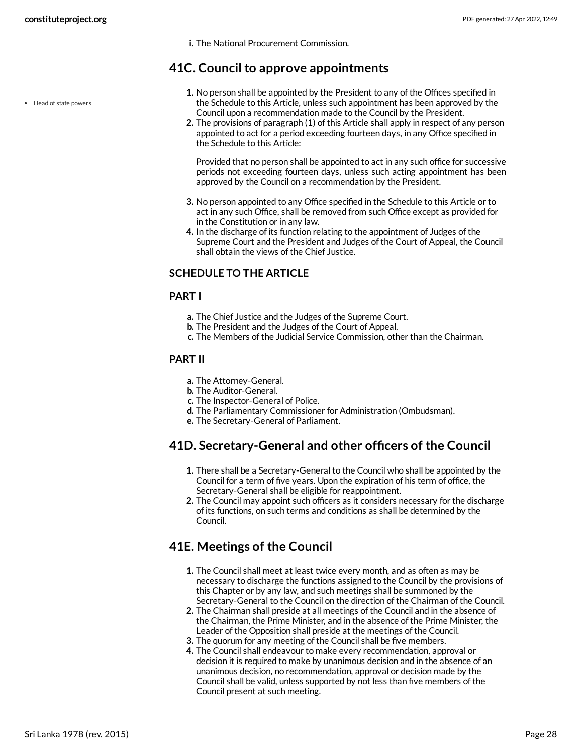i. The National Procurement Commission.

## 41C. Council to approve appointments

- Head of state powers

1. No person shall be appointed by the President to any of the Offices specified in the Schedule to this Article, unless such appointment has been approved by the Council upon a recommendation made to the Council by the President.
2. The provisions of paragraph (1) of this Article shall apply in respect of any person appointed to act for a period exceeding fourteen days, in any Office specified in the Schedule to this Article:

   Provided that no person shall be appointed to act in any such office for successive periods not exceeding fourteen days, unless such acting appointment has been approved by the Council on a recommendation by the President.

3. No person appointed to any Office specified in the Schedule to this Article or to act in any such Office, shall be removed from such Office except as provided for in the Constitution or in any law.
4. In the discharge of its function relating to the appointment of Judges of the Supreme Court and the President and Judges of the Court of Appeal, the Council shall obtain the views of the Chief Justice.

### SCHEDULE TO THE ARTICLE

### PART I

a. The Chief Justice and the Judges of the Supreme Court.
b. The President and the Judges of the Court of Appeal.
c. The Members of the Judicial Service Commission, other than the Chairman.

### PART II

a. The Attorney-General.
b. The Auditor-General.
c. The Inspector-General of Police.
d. The Parliamentary Commissioner for Administration (Ombudsman).
e. The Secretary-General of Parliament.

## 41D. Secretary-General and other officers of the Council

1. There shall be a Secretary-General to the Council who shall be appointed by the Council for a term of five years. Upon the expiration of his term of office, the Secretary-General shall be eligible for reappointment.
2. The Council may appoint such officers as it considers necessary for the discharge of its functions, on such terms and conditions as shall be determined by the Council.

## 41E. Meetings of the Council

1. The Council shall meet at least twice every month, and as often as may be necessary to discharge the functions assigned to the Council by the provisions of this Chapter or by any law, and such meetings shall be summoned by the Secretary-General to the Council on the direction of the Chairman of the Council.
2. The Chairman shall preside at all meetings of the Council and in the absence of the Chairman, the Prime Minister, and in the absence of the Prime Minister, the Leader of the Opposition shall preside at the meetings of the Council.
3. The quorum for any meeting of the Council shall be five members.
4. The Council shall endeavour to make every recommendation, approval or decision it is required to make by unanimous decision and in the absence of an unanimous decision, no recommendation, approval or decision made by the Council shall be valid, unless supported by not less than five members of the Council present at such meeting.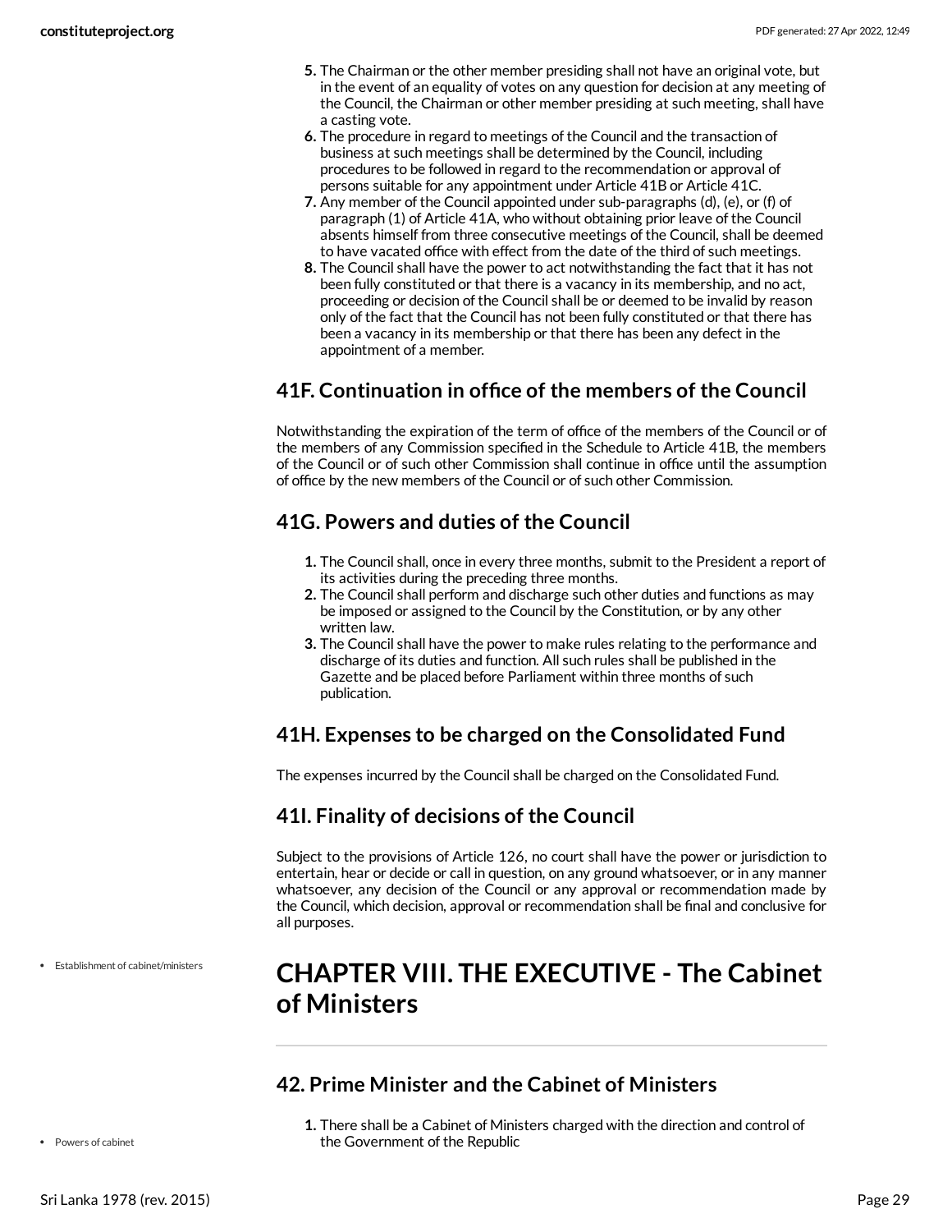5. The Chairman or the other member presiding shall not have an original vote, but in the event of an equality of votes on any question for decision at any meeting of the Council, the Chairman or other member presiding at such meeting, shall have a casting vote.
6. The procedure in regard to meetings of the Council and the transaction of business at such meetings shall be determined by the Council, including procedures to be followed in regard to the recommendation or approval of persons suitable for any appointment under Article 41B or Article 41C.
7. Any member of the Council appointed under sub-paragraphs (d), (e), or (f) of paragraph (1) of Article 41A, who without obtaining prior leave of the Council absents himself from three consecutive meetings of the Council, shall be deemed to have vacated office with effect from the date of the third of such meetings.
8. The Council shall have the power to act notwithstanding the fact that it has not been fully constituted or that there is a vacancy in its membership, and no act, proceeding or decision of the Council shall be or deemed to be invalid by reason only of the fact that the Council has not been fully constituted or that there has been a vacancy in its membership or that there has been any defect in the appointment of a member.

## 41F. Continuation in office of the members of the Council

Notwithstanding the expiration of the term of office of the members of the Council or of the members of any Commission specified in the Schedule to Article 41B, the members of the Council or of such other Commission shall continue in office until the assumption of office by the new members of the Council or of such other Commission.

## 41G. Powers and duties of the Council

1. The Council shall, once in every three months, submit to the President a report of its activities during the preceding three months.
2. The Council shall perform and discharge such other duties and functions as may be imposed or assigned to the Council by the Constitution, or by any other written law.
3. The Council shall have the power to make rules relating to the performance and discharge of its duties and function. All such rules shall be published in the Gazette and be placed before Parliament within three months of such publication.

## 41H. Expenses to be charged on the Consolidated Fund

The expenses incurred by the Council shall be charged on the Consolidated Fund.

## 41I. Finality of decisions of the Council

Subject to the provisions of Article 126, no court shall have the power or jurisdiction to entertain, hear or decide or call in question, on any ground whatsoever, or in any manner whatsoever, any decision of the Council or any approval or recommendation made by the Council, which decision, approval or recommendation shall be final and conclusive for all purposes.

- Establishment of cabinet/ministers

# CHAPTER VIII. THE EXECUTIVE - The Cabinet of Ministers

## 42. Prime Minister and the Cabinet of Ministers

- Powers of cabinet

1. There shall be a Cabinet of Ministers charged with the direction and control of the Government of the Republic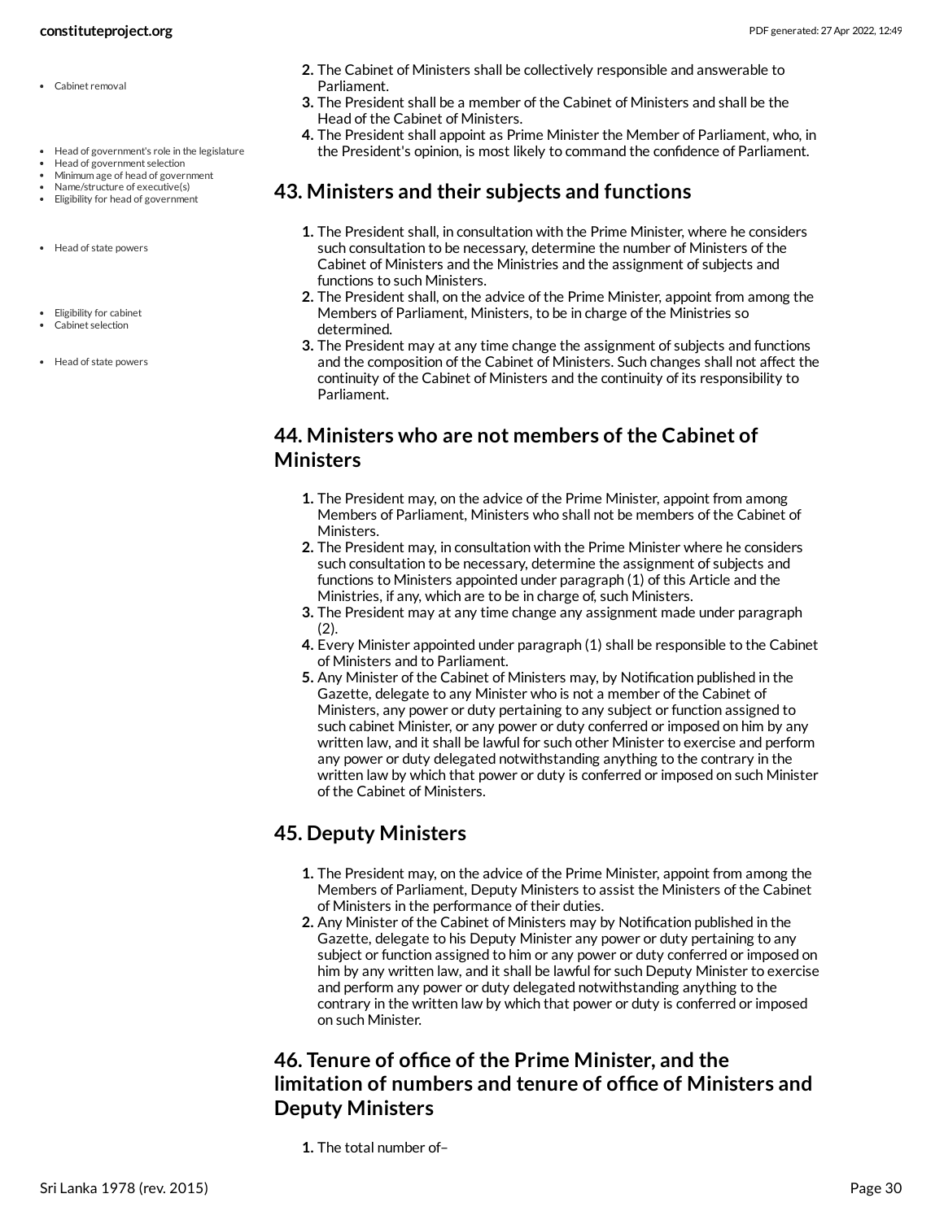2. The Cabinet of Ministers shall be collectively responsible and answerable to Parliament.
3. The President shall be a member of the Cabinet of Ministers and shall be the Head of the Cabinet of Ministers.
4. The President shall appoint as Prime Minister the Member of Parliament, who, in the President's opinion, is most likely to command the confidence of Parliament.

## 43. Ministers and their subjects and functions

1. The President shall, in consultation with the Prime Minister, where he considers such consultation to be necessary, determine the number of Ministers of the Cabinet of Ministers and the Ministries and the assignment of subjects and functions to such Ministers.
2. The President shall, on the advice of the Prime Minister, appoint from among the Members of Parliament, Ministers, to be in charge of the Ministries so determined.
3. The President may at any time change the assignment of subjects and functions and the composition of the Cabinet of Ministers. Such changes shall not affect the continuity of the Cabinet of Ministers and the continuity of its responsibility to Parliament.

## 44. Ministers who are not members of the Cabinet of Ministers

1. The President may, on the advice of the Prime Minister, appoint from among Members of Parliament, Ministers who shall not be members of the Cabinet of Ministers.
2. The President may, in consultation with the Prime Minister where he considers such consultation to be necessary, determine the assignment of subjects and functions to Ministers appointed under paragraph (1) of this Article and the Ministries, if any, which are to be in charge of, such Ministers.
3. The President may at any time change any assignment made under paragraph (2).
4. Every Minister appointed under paragraph (1) shall be responsible to the Cabinet of Ministers and to Parliament.
5. Any Minister of the Cabinet of Ministers may, by Notification published in the Gazette, delegate to any Minister who is not a member of the Cabinet of Ministers, any power or duty pertaining to any subject or function assigned to such cabinet Minister, or any power or duty conferred or imposed on him by any written law, and it shall be lawful for such other Minister to exercise and perform any power or duty delegated notwithstanding anything to the contrary in the written law by which that power or duty is conferred or imposed on such Minister of the Cabinet of Ministers.

## 45. Deputy Ministers

1. The President may, on the advice of the Prime Minister, appoint from among the Members of Parliament, Deputy Ministers to assist the Ministers of the Cabinet of Ministers in the performance of their duties.
2. Any Minister of the Cabinet of Ministers may by Notification published in the Gazette, delegate to his Deputy Minister any power or duty pertaining to any subject or function assigned to him or any power or duty conferred or imposed on him by any written law, and it shall be lawful for such Deputy Minister to exercise and perform any power or duty delegated notwithstanding anything to the contrary in the written law by which that power or duty is conferred or imposed on such Minister.

## 46. Tenure of office of the Prime Minister, and the limitation of numbers and tenure of office of Ministers and Deputy Ministers

1. The total number of–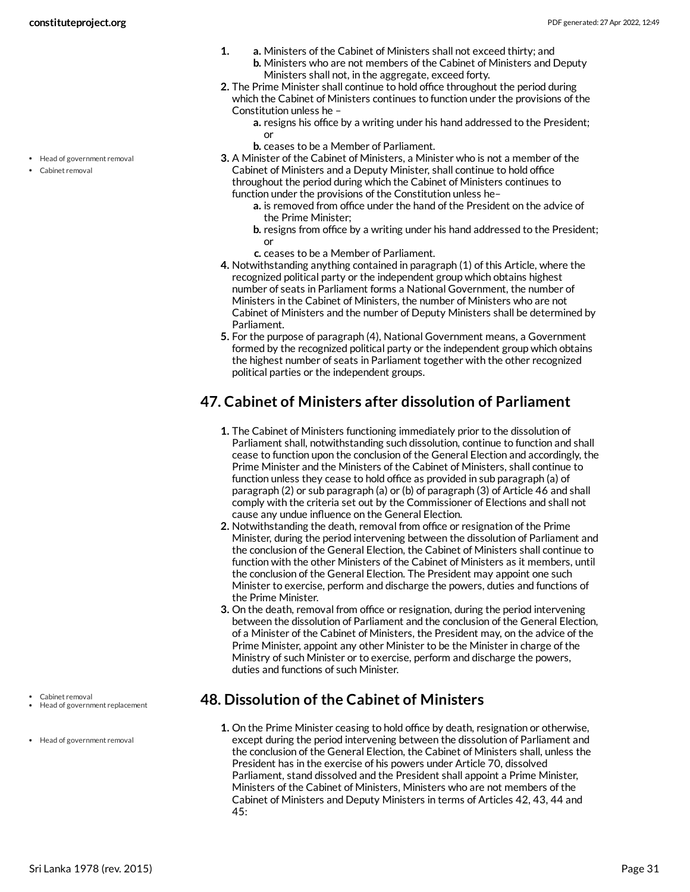1. a. Ministers of the Cabinet of Ministers shall not exceed thirty; and
   b. Ministers who are not members of the Cabinet of Ministers and Deputy Ministers shall not, in the aggregate, exceed forty.
2. The Prime Minister shall continue to hold office throughout the period during which the Cabinet of Ministers continues to function under the provisions of the Constitution unless he –
   a. resigns his office by a writing under his hand addressed to the President; or
   b. ceases to be a Member of Parliament.
3. A Minister of the Cabinet of Ministers, a Minister who is not a member of the Cabinet of Ministers and a Deputy Minister, shall continue to hold office throughout the period during which the Cabinet of Ministers continues to function under the provisions of the Constitution unless he–
   a. is removed from office under the hand of the President on the advice of the Prime Minister;
   b. resigns from office by a writing under his hand addressed to the President; or
   c. ceases to be a Member of Parliament.
4. Notwithstanding anything contained in paragraph (1) of this Article, where the recognized political party or the independent group which obtains highest number of seats in Parliament forms a National Government, the number of Ministers in the Cabinet of Ministers, the number of Ministers who are not Cabinet of Ministers and the number of Deputy Ministers shall be determined by Parliament.
5. For the purpose of paragraph (4), National Government means, a Government formed by the recognized political party or the independent group which obtains the highest number of seats in Parliament together with the other recognized political parties or the independent groups.

## 47. Cabinet of Ministers after dissolution of Parliament

1. The Cabinet of Ministers functioning immediately prior to the dissolution of Parliament shall, notwithstanding such dissolution, continue to function and shall cease to function upon the conclusion of the General Election and accordingly, the Prime Minister and the Ministers of the Cabinet of Ministers, shall continue to function unless they cease to hold office as provided in sub paragraph (a) of paragraph (2) or sub paragraph (a) or (b) of paragraph (3) of Article 46 and shall comply with the criteria set out by the Commissioner of Elections and shall not cause any undue influence on the General Election.
2. Notwithstanding the death, removal from office or resignation of the Prime Minister, during the period intervening between the dissolution of Parliament and the conclusion of the General Election, the Cabinet of Ministers shall continue to function with the other Ministers of the Cabinet of Ministers as it members, until the conclusion of the General Election. The President may appoint one such Minister to exercise, perform and discharge the powers, duties and functions of the Prime Minister.
3. On the death, removal from office or resignation, during the period intervening between the dissolution of Parliament and the conclusion of the General Election, of a Minister of the Cabinet of Ministers, the President may, on the advice of the Prime Minister, appoint any other Minister to be the Minister in charge of the Ministry of such Minister or to exercise, perform and discharge the powers, duties and functions of such Minister.

## 48. Dissolution of the Cabinet of Ministers

1. On the Prime Minister ceasing to hold office by death, resignation or otherwise, except during the period intervening between the dissolution of Parliament and the conclusion of the General Election, the Cabinet of Ministers shall, unless the President has in the exercise of his powers under Article 70, dissolved Parliament, stand dissolved and the President shall appoint a Prime Minister, Ministers of the Cabinet of Ministers, Ministers who are not members of the Cabinet of Ministers and Deputy Ministers in terms of Articles 42, 43, 44 and 45: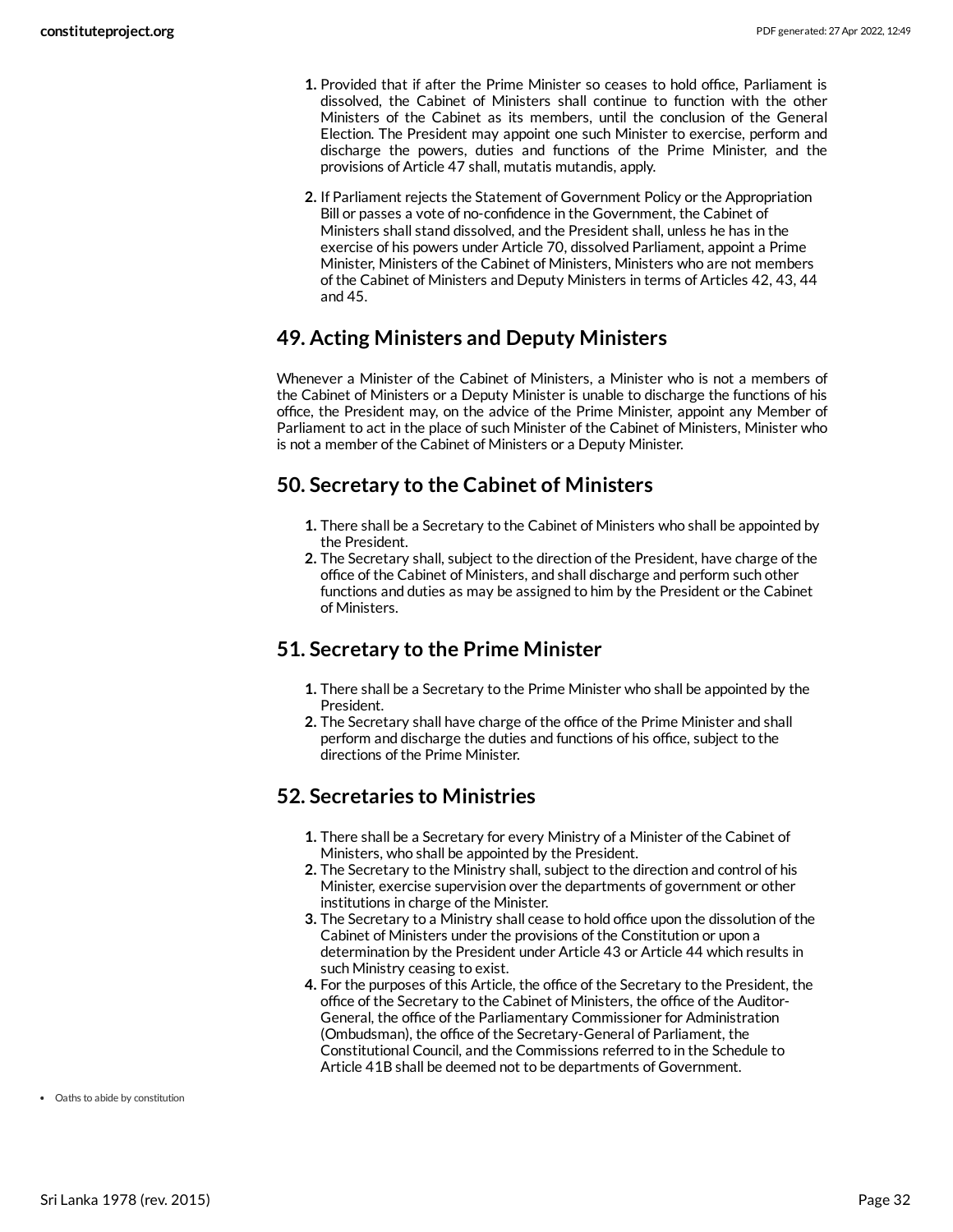1. Provided that if after the Prime Minister so ceases to hold office, Parliament is dissolved, the Cabinet of Ministers shall continue to function with the other Ministers of the Cabinet as its members, until the conclusion of the General Election. The President may appoint one such Minister to exercise, perform and discharge the powers, duties and functions of the Prime Minister, and the provisions of Article 47 shall, mutatis mutandis, apply.

2. If Parliament rejects the Statement of Government Policy or the Appropriation Bill or passes a vote of no-confidence in the Government, the Cabinet of Ministers shall stand dissolved, and the President shall, unless he has in the exercise of his powers under Article 70, dissolved Parliament, appoint a Prime Minister, Ministers of the Cabinet of Ministers, Ministers who are not members of the Cabinet of Ministers and Deputy Ministers in terms of Articles 42, 43, 44 and 45.

## 49. Acting Ministers and Deputy Ministers

Whenever a Minister of the Cabinet of Ministers, a Minister who is not a members of the Cabinet of Ministers or a Deputy Minister is unable to discharge the functions of his office, the President may, on the advice of the Prime Minister, appoint any Member of Parliament to act in the place of such Minister of the Cabinet of Ministers, Minister who is not a member of the Cabinet of Ministers or a Deputy Minister.

## 50. Secretary to the Cabinet of Ministers

1. There shall be a Secretary to the Cabinet of Ministers who shall be appointed by the President.
2. The Secretary shall, subject to the direction of the President, have charge of the office of the Cabinet of Ministers, and shall discharge and perform such other functions and duties as may be assigned to him by the President or the Cabinet of Ministers.

## 51. Secretary to the Prime Minister

1. There shall be a Secretary to the Prime Minister who shall be appointed by the President.
2. The Secretary shall have charge of the office of the Prime Minister and shall perform and discharge the duties and functions of his office, subject to the directions of the Prime Minister.

## 52. Secretaries to Ministries

1. There shall be a Secretary for every Ministry of a Minister of the Cabinet of Ministers, who shall be appointed by the President.
2. The Secretary to the Ministry shall, subject to the direction and control of his Minister, exercise supervision over the departments of government or other institutions in charge of the Minister.
3. The Secretary to a Ministry shall cease to hold office upon the dissolution of the Cabinet of Ministers under the provisions of the Constitution or upon a determination by the President under Article 43 or Article 44 which results in such Ministry ceasing to exist.
4. For the purposes of this Article, the office of the Secretary to the President, the office of the Secretary to the Cabinet of Ministers, the office of the Auditor-General, the office of the Parliamentary Commissioner for Administration (Ombudsman), the office of the Secretary-General of Parliament, the Constitutional Council, and the Commissions referred to in the Schedule to Article 41B shall be deemed not to be departments of Government.

- Oaths to abide by constitution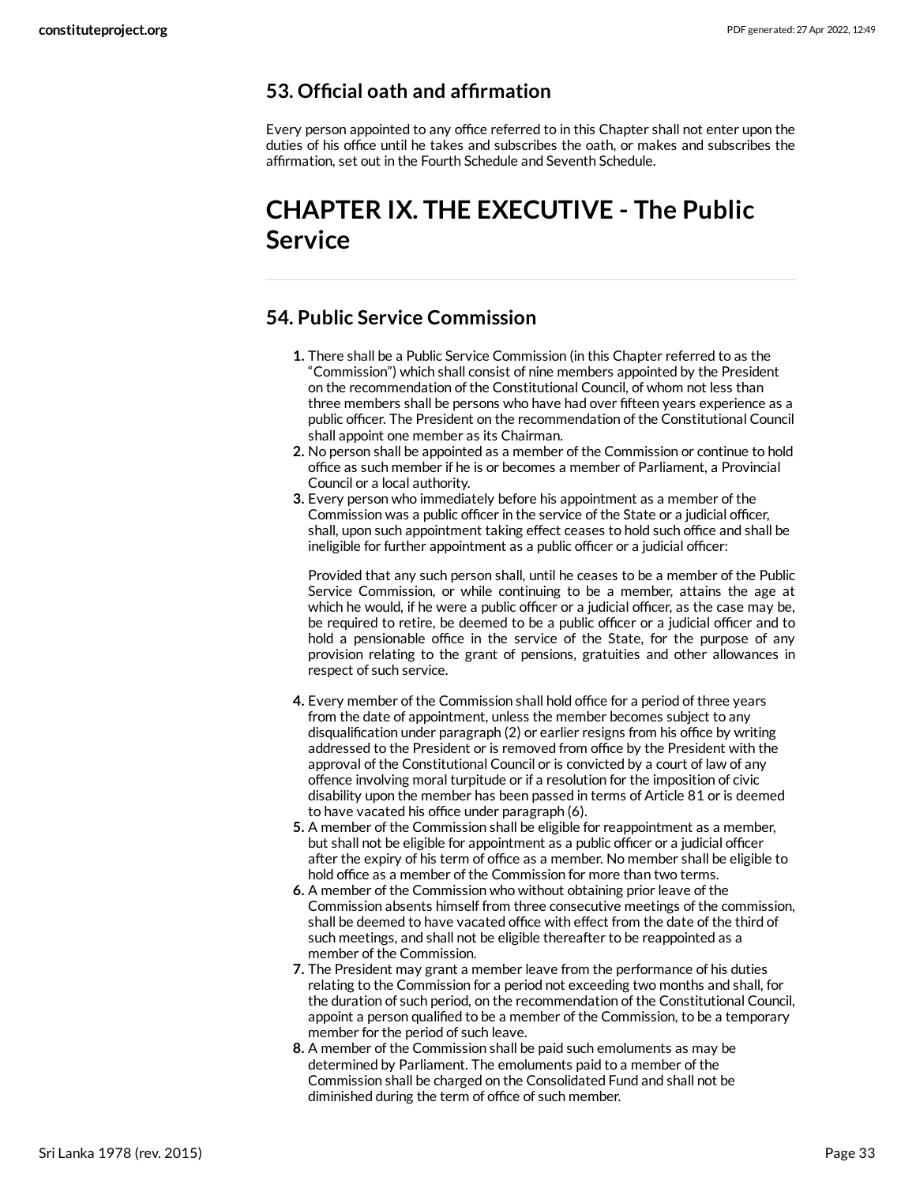### 53. Official oath and affirmation

Every person appointed to any office referred to in this Chapter shall not enter upon the duties of his office until he takes and subscribes the oath, or makes and subscribes the affirmation, set out in the Fourth Schedule and Seventh Schedule.

# CHAPTER IX. THE EXECUTIVE - The Public Service

### 54. Public Service Commission

1. There shall be a Public Service Commission (in this Chapter referred to as the "Commission") which shall consist of nine members appointed by the President on the recommendation of the Constitutional Council, of whom not less than three members shall be persons who have had over fifteen years experience as a public officer. The President on the recommendation of the Constitutional Council shall appoint one member as its Chairman.
2. No person shall be appointed as a member of the Commission or continue to hold office as such member if he is or becomes a member of Parliament, a Provincial Council or a local authority.
3. Every person who immediately before his appointment as a member of the Commission was a public officer in the service of the State or a judicial officer, shall, upon such appointment taking effect ceases to hold such office and shall be ineligible for further appointment as a public officer or a judicial officer:

   Provided that any such person shall, until he ceases to be a member of the Public Service Commission, or while continuing to be a member, attains the age at which he would, if he were a public officer or a judicial officer, as the case may be, be required to retire, be deemed to be a public officer or a judicial officer and to hold a pensionable office in the service of the State, for the purpose of any provision relating to the grant of pensions, gratuities and other allowances in respect of such service.

4. Every member of the Commission shall hold office for a period of three years from the date of appointment, unless the member becomes subject to any disqualification under paragraph (2) or earlier resigns from his office by writing addressed to the President or is removed from office by the President with the approval of the Constitutional Council or is convicted by a court of law of any offence involving moral turpitude or if a resolution for the imposition of civic disability upon the member has been passed in terms of Article 81 or is deemed to have vacated his office under paragraph (6).
5. A member of the Commission shall be eligible for reappointment as a member, but shall not be eligible for appointment as a public officer or a judicial officer after the expiry of his term of office as a member. No member shall be eligible to hold office as a member of the Commission for more than two terms.
6. A member of the Commission who without obtaining prior leave of the Commission absents himself from three consecutive meetings of the commission, shall be deemed to have vacated office with effect from the date of the third of such meetings, and shall not be eligible thereafter to be reappointed as a member of the Commission.
7. The President may grant a member leave from the performance of his duties relating to the Commission for a period not exceeding two months and shall, for the duration of such period, on the recommendation of the Constitutional Council, appoint a person qualified to be a member of the Commission, to be a temporary member for the period of such leave.
8. A member of the Commission shall be paid such emoluments as may be determined by Parliament. The emoluments paid to a member of the Commission shall be charged on the Consolidated Fund and shall not be diminished during the term of office of such member.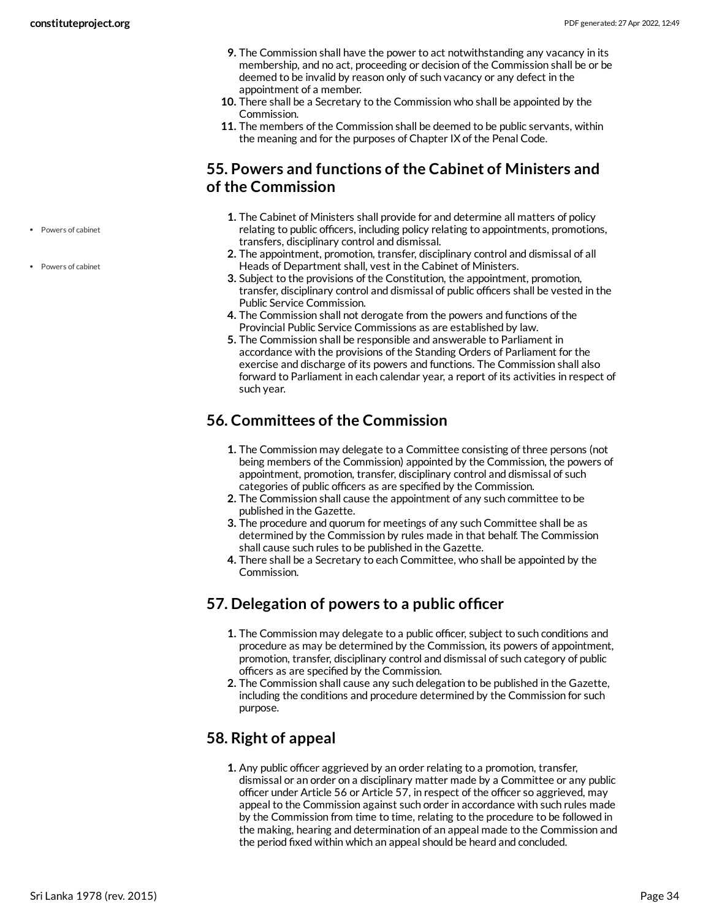9. The Commission shall have the power to act notwithstanding any vacancy in its membership, and no act, proceeding or decision of the Commission shall be or be deemed to be invalid by reason only of such vacancy or any defect in the appointment of a member.
10. There shall be a Secretary to the Commission who shall be appointed by the Commission.
11. The members of the Commission shall be deemed to be public servants, within the meaning and for the purposes of Chapter IX of the Penal Code.

## 55. Powers and functions of the Cabinet of Ministers and of the Commission

- Powers of cabinet
- Powers of cabinet

1. The Cabinet of Ministers shall provide for and determine all matters of policy relating to public officers, including policy relating to appointments, promotions, transfers, disciplinary control and dismissal.
2. The appointment, promotion, transfer, disciplinary control and dismissal of all Heads of Department shall, vest in the Cabinet of Ministers.
3. Subject to the provisions of the Constitution, the appointment, promotion, transfer, disciplinary control and dismissal of public officers shall be vested in the Public Service Commission.
4. The Commission shall not derogate from the powers and functions of the Provincial Public Service Commissions as are established by law.
5. The Commission shall be responsible and answerable to Parliament in accordance with the provisions of the Standing Orders of Parliament for the exercise and discharge of its powers and functions. The Commission shall also forward to Parliament in each calendar year, a report of its activities in respect of such year.

## 56. Committees of the Commission

1. The Commission may delegate to a Committee consisting of three persons (not being members of the Commission) appointed by the Commission, the powers of appointment, promotion, transfer, disciplinary control and dismissal of such categories of public officers as are specified by the Commission.
2. The Commission shall cause the appointment of any such committee to be published in the Gazette.
3. The procedure and quorum for meetings of any such Committee shall be as determined by the Commission by rules made in that behalf. The Commission shall cause such rules to be published in the Gazette.
4. There shall be a Secretary to each Committee, who shall be appointed by the Commission.

## 57. Delegation of powers to a public officer

1. The Commission may delegate to a public officer, subject to such conditions and procedure as may be determined by the Commission, its powers of appointment, promotion, transfer, disciplinary control and dismissal of such category of public officers as are specified by the Commission.
2. The Commission shall cause any such delegation to be published in the Gazette, including the conditions and procedure determined by the Commission for such purpose.

## 58. Right of appeal

1. Any public officer aggrieved by an order relating to a promotion, transfer, dismissal or an order on a disciplinary matter made by a Committee or any public officer under Article 56 or Article 57, in respect of the officer so aggrieved, may appeal to the Commission against such order in accordance with such rules made by the Commission from time to time, relating to the procedure to be followed in the making, hearing and determination of an appeal made to the Commission and the period fixed within which an appeal should be heard and concluded.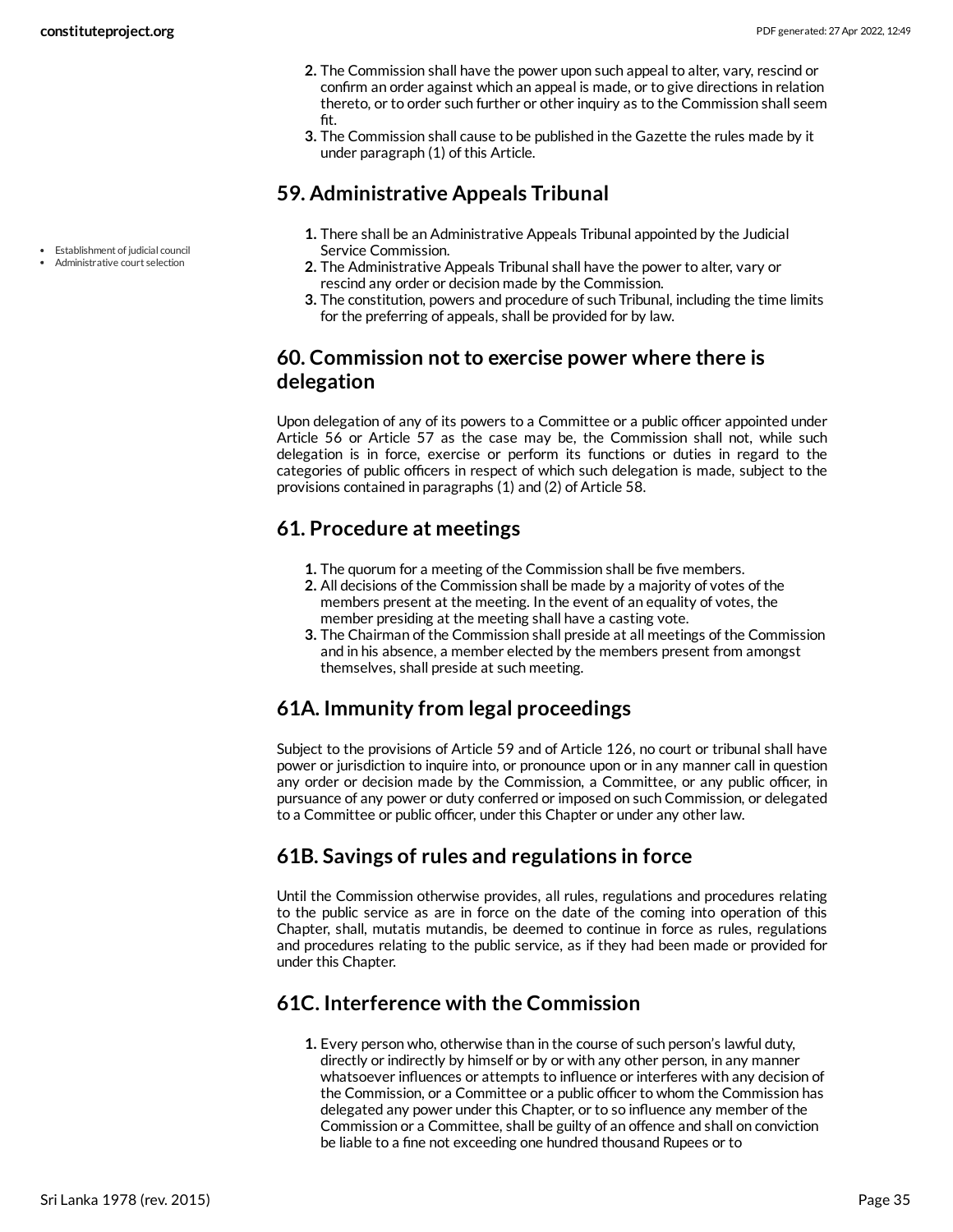2. The Commission shall have the power upon such appeal to alter, vary, rescind or confirm an order against which an appeal is made, or to give directions in relation thereto, or to order such further or other inquiry as to the Commission shall seem fit.
3. The Commission shall cause to be published in the Gazette the rules made by it under paragraph (1) of this Article.

## 59. Administrative Appeals Tribunal

- Establishment of judicial council
- Administrative court selection

1. There shall be an Administrative Appeals Tribunal appointed by the Judicial Service Commission.
2. The Administrative Appeals Tribunal shall have the power to alter, vary or rescind any order or decision made by the Commission.
3. The constitution, powers and procedure of such Tribunal, including the time limits for the preferring of appeals, shall be provided for by law.

## 60. Commission not to exercise power where there is delegation

Upon delegation of any of its powers to a Committee or a public officer appointed under Article 56 or Article 57 as the case may be, the Commission shall not, while such delegation is in force, exercise or perform its functions or duties in regard to the categories of public officers in respect of which such delegation is made, subject to the provisions contained in paragraphs (1) and (2) of Article 58.

## 61. Procedure at meetings

1. The quorum for a meeting of the Commission shall be five members.
2. All decisions of the Commission shall be made by a majority of votes of the members present at the meeting. In the event of an equality of votes, the member presiding at the meeting shall have a casting vote.
3. The Chairman of the Commission shall preside at all meetings of the Commission and in his absence, a member elected by the members present from amongst themselves, shall preside at such meeting.

## 61A. Immunity from legal proceedings

Subject to the provisions of Article 59 and of Article 126, no court or tribunal shall have power or jurisdiction to inquire into, or pronounce upon or in any manner call in question any order or decision made by the Commission, a Committee, or any public officer, in pursuance of any power or duty conferred or imposed on such Commission, or delegated to a Committee or public officer, under this Chapter or under any other law.

## 61B. Savings of rules and regulations in force

Until the Commission otherwise provides, all rules, regulations and procedures relating to the public service as are in force on the date of the coming into operation of this Chapter, shall, mutatis mutandis, be deemed to continue in force as rules, regulations and procedures relating to the public service, as if they had been made or provided for under this Chapter.

## 61C. Interference with the Commission

1. Every person who, otherwise than in the course of such person's lawful duty, directly or indirectly by himself or by or with any other person, in any manner whatsoever influences or attempts to influence or interferes with any decision of the Commission, or a Committee or a public officer to whom the Commission has delegated any power under this Chapter, or to so influence any member of the Commission or a Committee, shall be guilty of an offence and shall on conviction be liable to a fine not exceeding one hundred thousand Rupees or to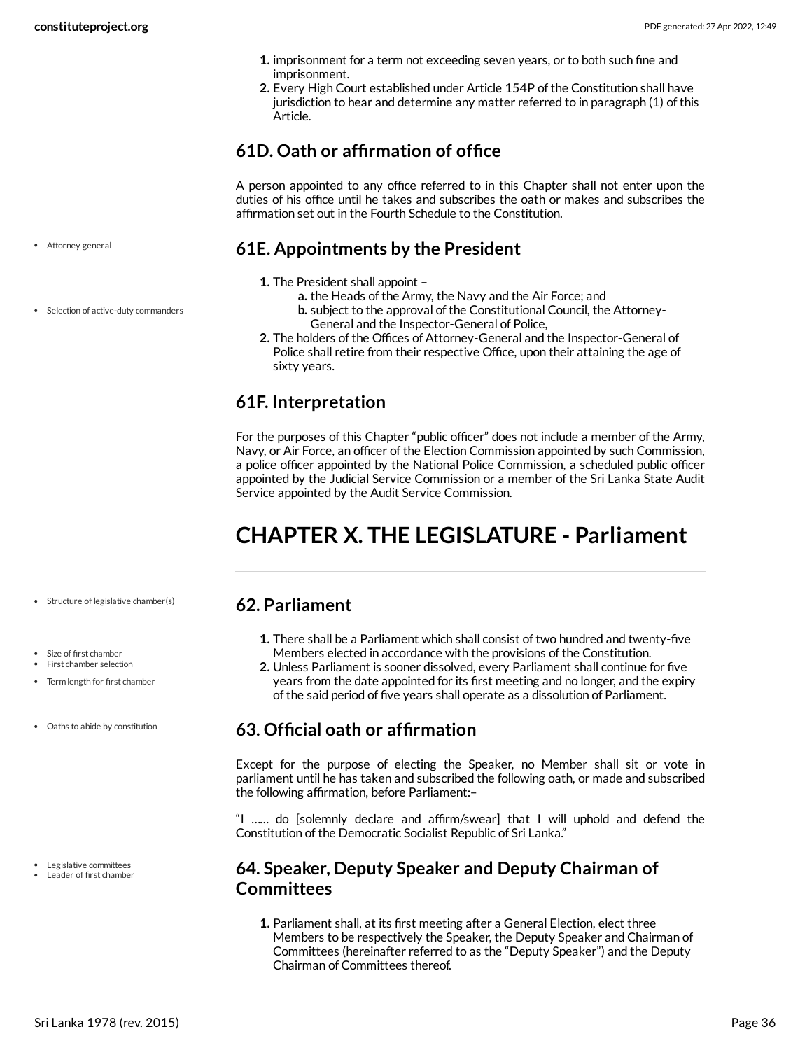1. imprisonment for a term not exceeding seven years, or to both such fine and imprisonment.
2. Every High Court established under Article 154P of the Constitution shall have jurisdiction to hear and determine any matter referred to in paragraph (1) of this Article.

### 61D. Oath or affirmation of office

A person appointed to any office referred to in this Chapter shall not enter upon the duties of his office until he takes and subscribes the oath or makes and subscribes the affirmation set out in the Fourth Schedule to the Constitution.

- Attorney general
- Selection of active-duty commanders

### 61E. Appointments by the President

1. The President shall appoint –
    a. the Heads of the Army, the Navy and the Air Force; and
    b. subject to the approval of the Constitutional Council, the Attorney-General and the Inspector-General of Police,
2. The holders of the Offices of Attorney-General and the Inspector-General of Police shall retire from their respective Office, upon their attaining the age of sixty years.

### 61F. Interpretation

For the purposes of this Chapter "public officer" does not include a member of the Army, Navy, or Air Force, an officer of the Election Commission appointed by such Commission, a police officer appointed by the National Police Commission, a scheduled public officer appointed by the Judicial Service Commission or a member of the Sri Lanka State Audit Service appointed by the Audit Service Commission.

# CHAPTER X. THE LEGISLATURE - Parliament

- Structure of legislative chamber(s)
- Size of first chamber
- First chamber selection
- Term length for first chamber

### 62. Parliament

1. There shall be a Parliament which shall consist of two hundred and twenty-five Members elected in accordance with the provisions of the Constitution.
2. Unless Parliament is sooner dissolved, every Parliament shall continue for five years from the date appointed for its first meeting and no longer, and the expiry of the said period of five years shall operate as a dissolution of Parliament.

- Oaths to abide by constitution

### 63. Official oath or affirmation

Except for the purpose of electing the Speaker, no Member shall sit or vote in parliament until he has taken and subscribed the following oath, or made and subscribed the following affirmation, before Parliament:–

"I ...... do [solemnly declare and affirm/swear] that I will uphold and defend the Constitution of the Democratic Socialist Republic of Sri Lanka."

- Legislative committees
- Leader of first chamber

### 64. Speaker, Deputy Speaker and Deputy Chairman of Committees

1. Parliament shall, at its first meeting after a General Election, elect three Members to be respectively the Speaker, the Deputy Speaker and Chairman of Committees (hereinafter referred to as the "Deputy Speaker") and the Deputy Chairman of Committees thereof.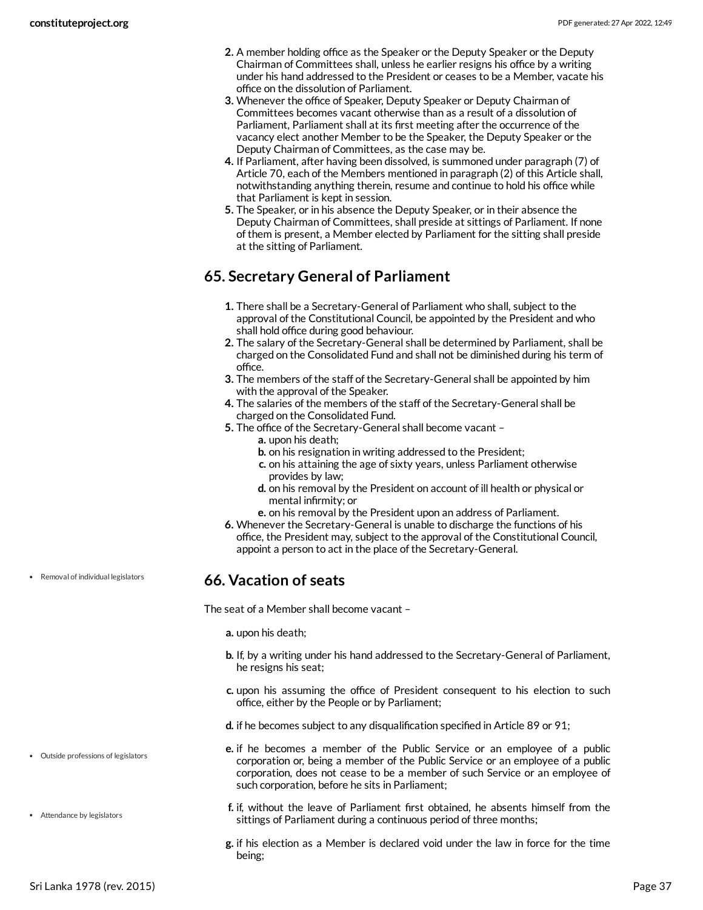2. A member holding office as the Speaker or the Deputy Speaker or the Deputy Chairman of Committees shall, unless he earlier resigns his office by a writing under his hand addressed to the President or ceases to be a Member, vacate his office on the dissolution of Parliament.
3. Whenever the office of Speaker, Deputy Speaker or Deputy Chairman of Committees becomes vacant otherwise than as a result of a dissolution of Parliament, Parliament shall at its first meeting after the occurrence of the vacancy elect another Member to be the Speaker, the Deputy Speaker or the Deputy Chairman of Committees, as the case may be.
4. If Parliament, after having been dissolved, is summoned under paragraph (7) of Article 70, each of the Members mentioned in paragraph (2) of this Article shall, notwithstanding anything therein, resume and continue to hold his office while that Parliament is kept in session.
5. The Speaker, or in his absence the Deputy Speaker, or in their absence the Deputy Chairman of Committees, shall preside at sittings of Parliament. If none of them is present, a Member elected by Parliament for the sitting shall preside at the sitting of Parliament.

## 65. Secretary General of Parliament

1. There shall be a Secretary-General of Parliament who shall, subject to the approval of the Constitutional Council, be appointed by the President and who shall hold office during good behaviour.
2. The salary of the Secretary-General shall be determined by Parliament, shall be charged on the Consolidated Fund and shall not be diminished during his term of office.
3. The members of the staff of the Secretary-General shall be appointed by him with the approval of the Speaker.
4. The salaries of the members of the staff of the Secretary-General shall be charged on the Consolidated Fund.
5. The office of the Secretary-General shall become vacant –
   a. upon his death;
   b. on his resignation in writing addressed to the President;
   c. on his attaining the age of sixty years, unless Parliament otherwise provides by law;
   d. on his removal by the President on account of ill health or physical or mental infirmity; or
   e. on his removal by the President upon an address of Parliament.
6. Whenever the Secretary-General is unable to discharge the functions of his office, the President may, subject to the approval of the Constitutional Council, appoint a person to act in the place of the Secretary-General.

## 66. Vacation of seats

- Removal of individual legislators

The seat of a Member shall become vacant –

a. upon his death;

b. If, by a writing under his hand addressed to the Secretary-General of Parliament, he resigns his seat;

c. upon his assuming the office of President consequent to his election to such office, either by the People or by Parliament;

d. if he becomes subject to any disqualification specified in Article 89 or 91;

- Outside professions of legislators

e. if he becomes a member of the Public Service or an employee of a public corporation or, being a member of the Public Service or an employee of a public corporation, does not cease to be a member of such Service or an employee of such corporation, before he sits in Parliament;

- Attendance by legislators

f. if, without the leave of Parliament first obtained, he absents himself from the sittings of Parliament during a continuous period of three months;

g. if his election as a Member is declared void under the law in force for the time being;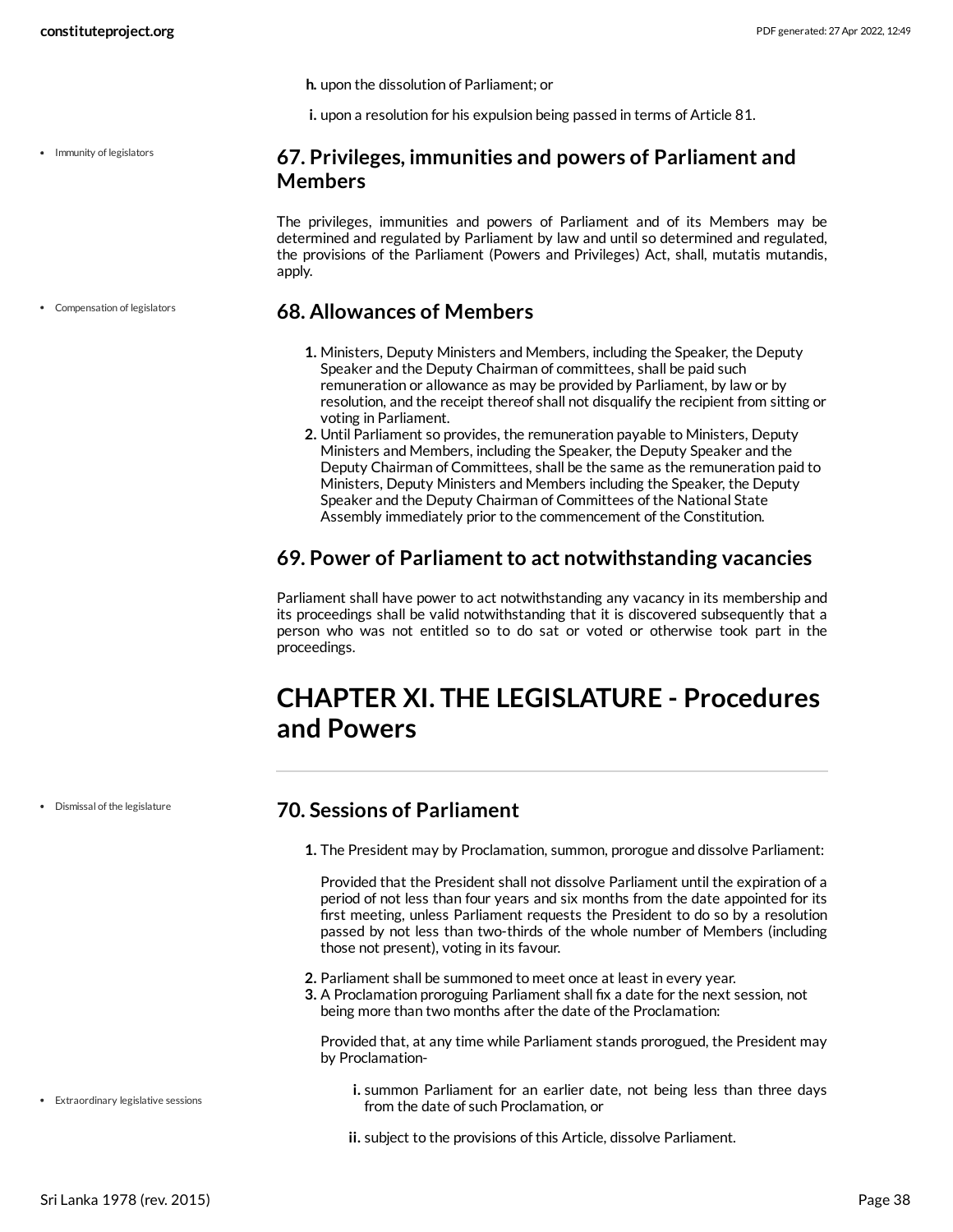h. upon the dissolution of Parliament; or

i. upon a resolution for his expulsion being passed in terms of Article 81.

- Immunity of legislators

### 67. Privileges, immunities and powers of Parliament and Members

The privileges, immunities and powers of Parliament and of its Members may be determined and regulated by Parliament by law and until so determined and regulated, the provisions of the Parliament (Powers and Privileges) Act, shall, mutatis mutandis, apply.

- Compensation of legislators

### 68. Allowances of Members

1. Ministers, Deputy Ministers and Members, including the Speaker, the Deputy Speaker and the Deputy Chairman of committees, shall be paid such remuneration or allowance as may be provided by Parliament, by law or by resolution, and the receipt thereof shall not disqualify the recipient from sitting or voting in Parliament.
2. Until Parliament so provides, the remuneration payable to Ministers, Deputy Ministers and Members, including the Speaker, the Deputy Speaker and the Deputy Chairman of Committees, shall be the same as the remuneration paid to Ministers, Deputy Ministers and Members including the Speaker, the Deputy Speaker and the Deputy Chairman of Committees of the National State Assembly immediately prior to the commencement of the Constitution.

### 69. Power of Parliament to act notwithstanding vacancies

Parliament shall have power to act notwithstanding any vacancy in its membership and its proceedings shall be valid notwithstanding that it is discovered subsequently that a person who was not entitled so to do sat or voted or otherwise took part in the proceedings.

## CHAPTER XI. THE LEGISLATURE - Procedures and Powers

- Dismissal of the legislature

### 70. Sessions of Parliament

1. The President may by Proclamation, summon, prorogue and dissolve Parliament:

   Provided that the President shall not dissolve Parliament until the expiration of a period of not less than four years and six months from the date appointed for its first meeting, unless Parliament requests the President to do so by a resolution passed by not less than two-thirds of the whole number of Members (including those not present), voting in its favour.

2. Parliament shall be summoned to meet once at least in every year.
3. A Proclamation proroguing Parliament shall fix a date for the next session, not being more than two months after the date of the Proclamation:

   Provided that, at any time while Parliament stands prorogued, the President may by Proclamation-

- Extraordinary legislative sessions

   i. summon Parliament for an earlier date, not being less than three days from the date of such Proclamation, or

   ii. subject to the provisions of this Article, dissolve Parliament.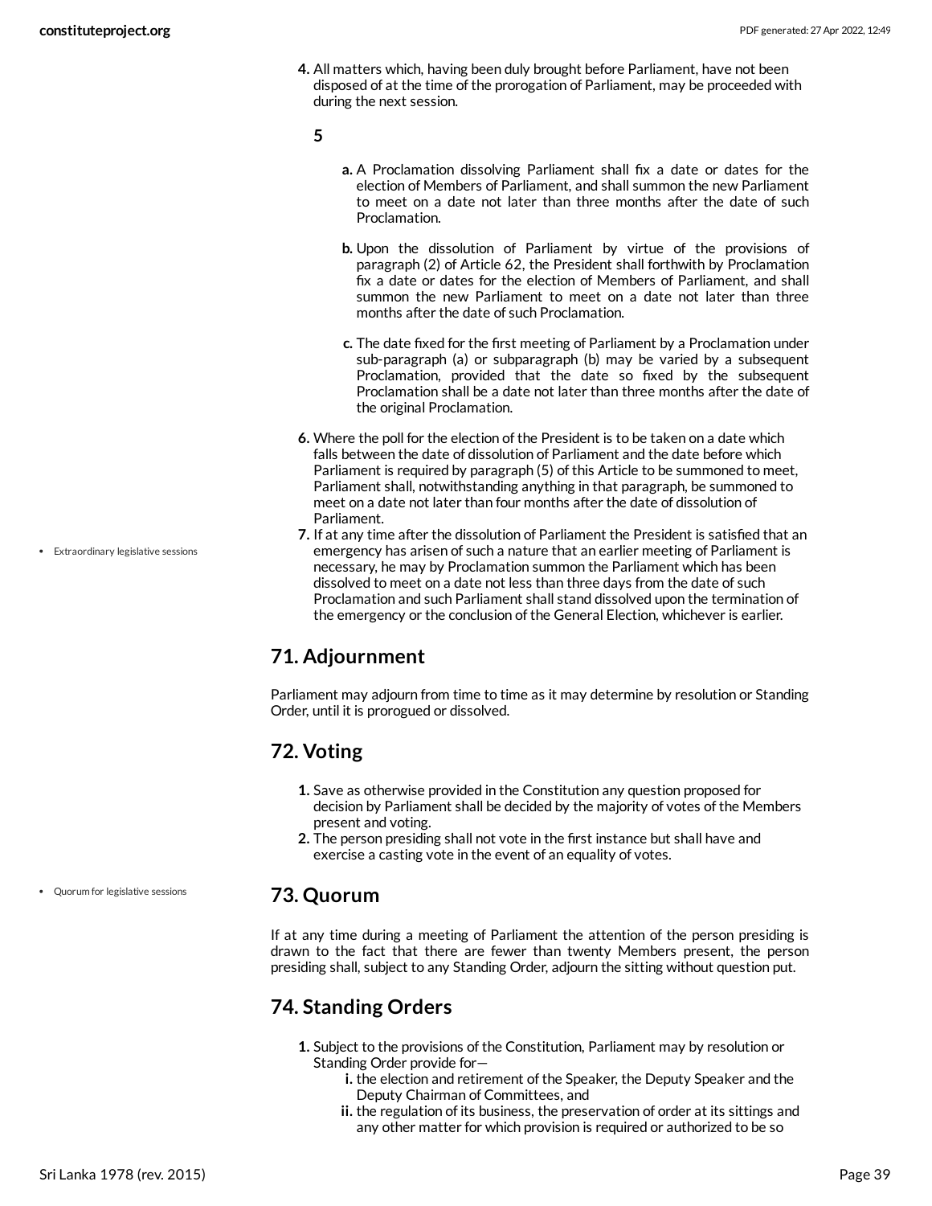4. All matters which, having been duly brought before Parliament, have not been disposed of at the time of the prorogation of Parliament, may be proceeded with during the next session.

5

   a. A Proclamation dissolving Parliament shall fix a date or dates for the election of Members of Parliament, and shall summon the new Parliament to meet on a date not later than three months after the date of such Proclamation.

   b. Upon the dissolution of Parliament by virtue of the provisions of paragraph (2) of Article 62, the President shall forthwith by Proclamation fix a date or dates for the election of Members of Parliament, and shall summon the new Parliament to meet on a date not later than three months after the date of such Proclamation.

   c. The date fixed for the first meeting of Parliament by a Proclamation under sub-paragraph (a) or subparagraph (b) may be varied by a subsequent Proclamation, provided that the date so fixed by the subsequent Proclamation shall be a date not later than three months after the date of the original Proclamation.

6. Where the poll for the election of the President is to be taken on a date which falls between the date of dissolution of Parliament and the date before which Parliament is required by paragraph (5) of this Article to be summoned to meet, Parliament shall, notwithstanding anything in that paragraph, be summoned to meet on a date not later than four months after the date of dissolution of Parliament.
7. If at any time after the dissolution of Parliament the President is satisfied that an emergency has arisen of such a nature that an earlier meeting of Parliament is necessary, he may by Proclamation summon the Parliament which has been dissolved to meet on a date not less than three days from the date of such Proclamation and such Parliament shall stand dissolved upon the termination of the emergency or the conclusion of the General Election, whichever is earlier.

- Extraordinary legislative sessions

## 71. Adjournment

Parliament may adjourn from time to time as it may determine by resolution or Standing Order, until it is prorogued or dissolved.

## 72. Voting

1. Save as otherwise provided in the Constitution any question proposed for decision by Parliament shall be decided by the majority of votes of the Members present and voting.
2. The person presiding shall not vote in the first instance but shall have and exercise a casting vote in the event of an equality of votes.

- Quorum for legislative sessions

## 73. Quorum

If at any time during a meeting of Parliament the attention of the person presiding is drawn to the fact that there are fewer than twenty Members present, the person presiding shall, subject to any Standing Order, adjourn the sitting without question put.

## 74. Standing Orders

1. Subject to the provisions of the Constitution, Parliament may by resolution or Standing Order provide for—
   i. the election and retirement of the Speaker, the Deputy Speaker and the Deputy Chairman of Committees, and
   ii. the regulation of its business, the preservation of order at its sittings and any other matter for which provision is required or authorized to be so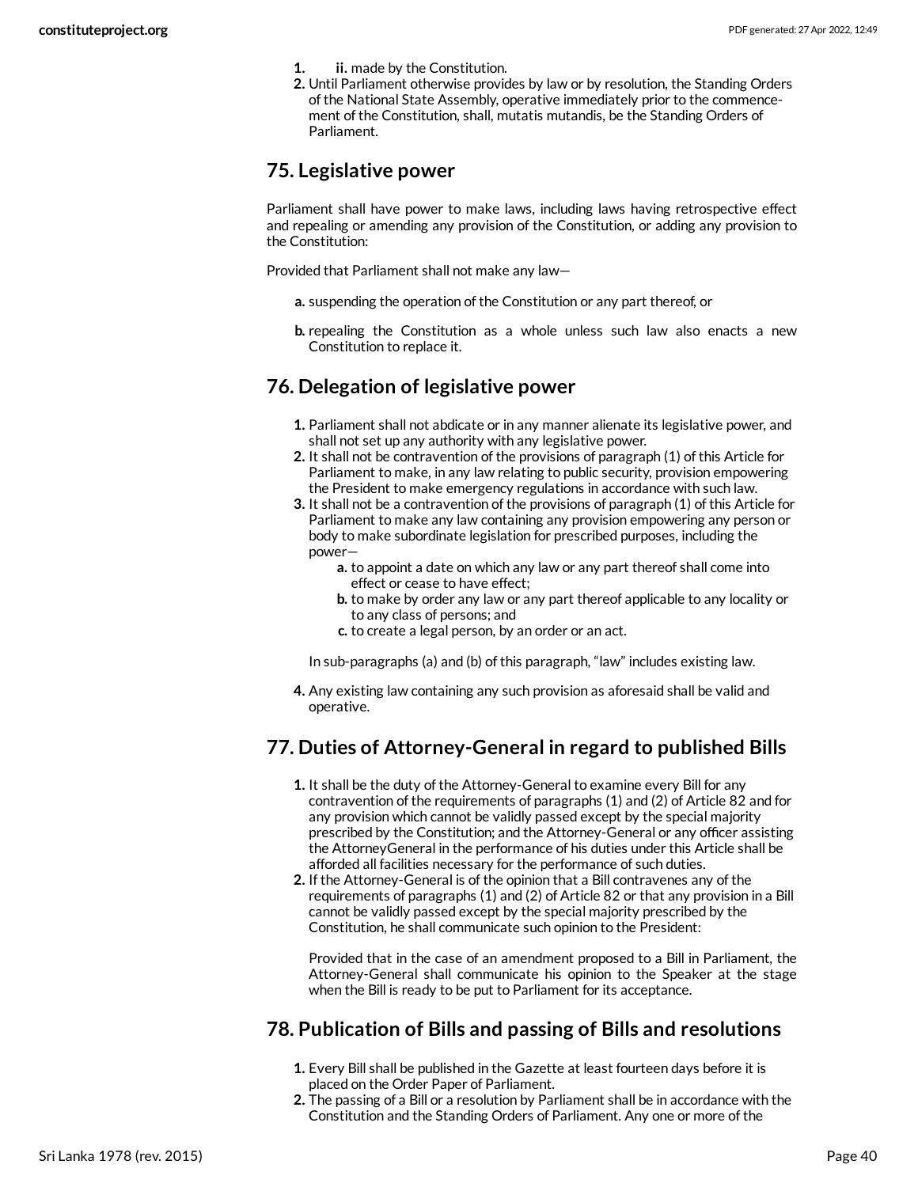1. ii. made by the Constitution.
2. Until Parliament otherwise provides by law or by resolution, the Standing Orders of the National State Assembly, operative immediately prior to the commencement of the Constitution, shall, mutatis mutandis, be the Standing Orders of Parliament.

## 75. Legislative power

Parliament shall have power to make laws, including laws having retrospective effect and repealing or amending any provision of the Constitution, or adding any provision to the Constitution:

Provided that Parliament shall not make any law—

a. suspending the operation of the Constitution or any part thereof, or

b. repealing the Constitution as a whole unless such law also enacts a new Constitution to replace it.

## 76. Delegation of legislative power

1. Parliament shall not abdicate or in any manner alienate its legislative power, and shall not set up any authority with any legislative power.
2. It shall not be contravention of the provisions of paragraph (1) of this Article for Parliament to make, in any law relating to public security, provision empowering the President to make emergency regulations in accordance with such law.
3. It shall not be a contravention of the provisions of paragraph (1) of this Article for Parliament to make any law containing any provision empowering any person or body to make subordinate legislation for prescribed purposes, including the power—
   a. to appoint a date on which any law or any part thereof shall come into effect or cease to have effect;
   b. to make by order any law or any part thereof applicable to any locality or to any class of persons; and
   c. to create a legal person, by an order or an act.

   In sub-paragraphs (a) and (b) of this paragraph, "law" includes existing law.

4. Any existing law containing any such provision as aforesaid shall be valid and operative.

## 77. Duties of Attorney-General in regard to published Bills

1. It shall be the duty of the Attorney-General to examine every Bill for any contravention of the requirements of paragraphs (1) and (2) of Article 82 and for any provision which cannot be validly passed except by the special majority prescribed by the Constitution; and the Attorney-General or any officer assisting the AttorneyGeneral in the performance of his duties under this Article shall be afforded all facilities necessary for the performance of such duties.
2. If the Attorney-General is of the opinion that a Bill contravenes any of the requirements of paragraphs (1) and (2) of Article 82 or that any provision in a Bill cannot be validly passed except by the special majority prescribed by the Constitution, he shall communicate such opinion to the President:

   Provided that in the case of an amendment proposed to a Bill in Parliament, the Attorney-General shall communicate his opinion to the Speaker at the stage when the Bill is ready to be put to Parliament for its acceptance.

## 78. Publication of Bills and passing of Bills and resolutions

1. Every Bill shall be published in the Gazette at least fourteen days before it is placed on the Order Paper of Parliament.
2. The passing of a Bill or a resolution by Parliament shall be in accordance with the Constitution and the Standing Orders of Parliament. Any one or more of the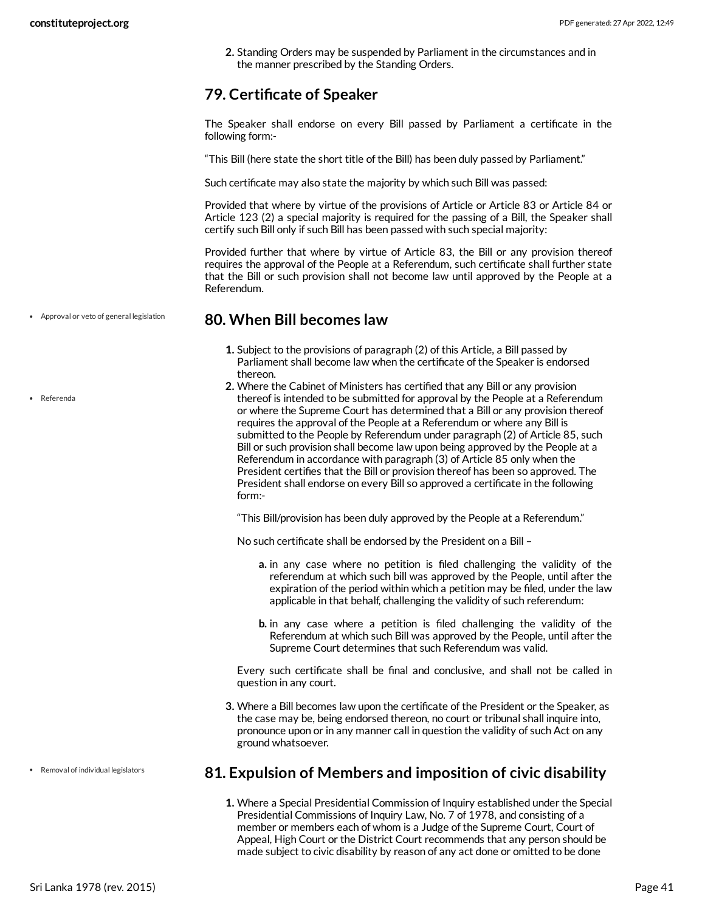2. Standing Orders may be suspended by Parliament in the circumstances and in the manner prescribed by the Standing Orders.

## 79. Certificate of Speaker

The Speaker shall endorse on every Bill passed by Parliament a certificate in the following form:-

"This Bill (here state the short title of the Bill) has been duly passed by Parliament."

Such certificate may also state the majority by which such Bill was passed:

Provided that where by virtue of the provisions of Article or Article 83 or Article 84 or Article 123 (2) a special majority is required for the passing of a Bill, the Speaker shall certify such Bill only if such Bill has been passed with such special majority:

Provided further that where by virtue of Article 83, the Bill or any provision thereof requires the approval of the People at a Referendum, such certificate shall further state that the Bill or such provision shall not become law until approved by the People at a Referendum.

- Approval or veto of general legislation

## 80. When Bill becomes law

- Referenda

1. Subject to the provisions of paragraph (2) of this Article, a Bill passed by Parliament shall become law when the certificate of the Speaker is endorsed thereon.
2. Where the Cabinet of Ministers has certified that any Bill or any provision thereof is intended to be submitted for approval by the People at a Referendum or where the Supreme Court has determined that a Bill or any provision thereof requires the approval of the People at a Referendum or where any Bill is submitted to the People by Referendum under paragraph (2) of Article 85, such Bill or such provision shall become law upon being approved by the People at a Referendum in accordance with paragraph (3) of Article 85 only when the President certifies that the Bill or provision thereof has been so approved. The President shall endorse on every Bill so approved a certificate in the following form:-

   "This Bill/provision has been duly approved by the People at a Referendum."

   No such certificate shall be endorsed by the President on a Bill –

   a. in any case where no petition is filed challenging the validity of the referendum at which such bill was approved by the People, until after the expiration of the period within which a petition may be filed, under the law applicable in that behalf, challenging the validity of such referendum:

   b. in any case where a petition is filed challenging the validity of the Referendum at which such Bill was approved by the People, until after the Supreme Court determines that such Referendum was valid.

   Every such certificate shall be final and conclusive, and shall not be called in question in any court.

3. Where a Bill becomes law upon the certificate of the President or the Speaker, as the case may be, being endorsed thereon, no court or tribunal shall inquire into, pronounce upon or in any manner call in question the validity of such Act on any ground whatsoever.

- Removal of individual legislators

## 81. Expulsion of Members and imposition of civic disability

1. Where a Special Presidential Commission of Inquiry established under the Special Presidential Commissions of Inquiry Law, No. 7 of 1978, and consisting of a member or members each of whom is a Judge of the Supreme Court, Court of Appeal, High Court or the District Court recommends that any person should be made subject to civic disability by reason of any act done or omitted to be done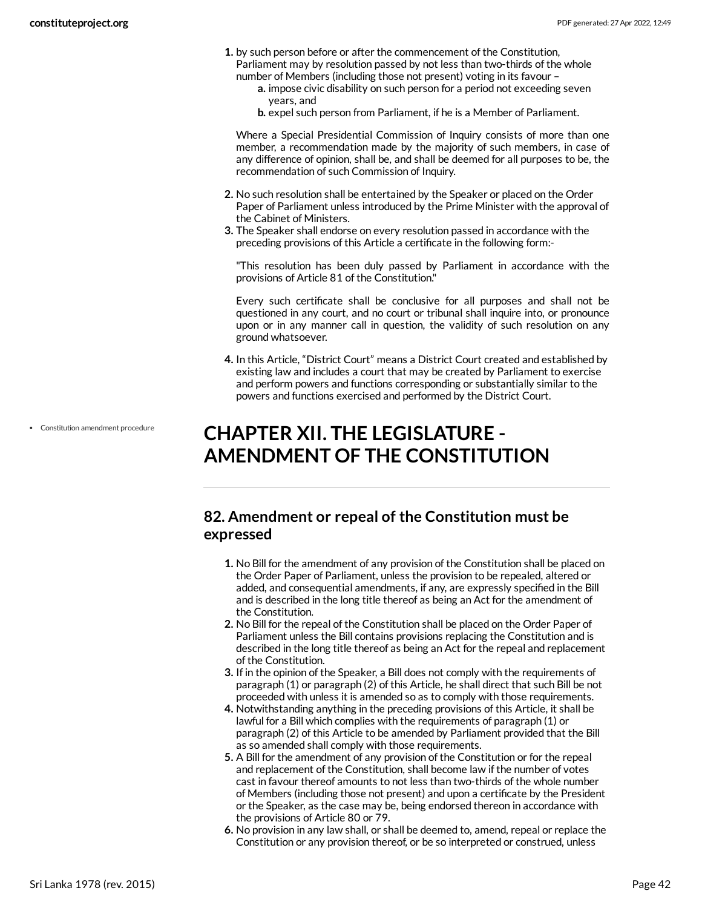1. by such person before or after the commencement of the Constitution, Parliament may by resolution passed by not less than two-thirds of the whole number of Members (including those not present) voting in its favour –
   a. impose civic disability on such person for a period not exceeding seven years, and
   b. expel such person from Parliament, if he is a Member of Parliament.

   Where a Special Presidential Commission of Inquiry consists of more than one member, a recommendation made by the majority of such members, in case of any difference of opinion, shall be, and shall be deemed for all purposes to be, the recommendation of such Commission of Inquiry.

2. No such resolution shall be entertained by the Speaker or placed on the Order Paper of Parliament unless introduced by the Prime Minister with the approval of the Cabinet of Ministers.
3. The Speaker shall endorse on every resolution passed in accordance with the preceding provisions of this Article a certificate in the following form:-

   "This resolution has been duly passed by Parliament in accordance with the provisions of Article 81 of the Constitution."

   Every such certificate shall be conclusive for all purposes and shall not be questioned in any court, and no court or tribunal shall inquire into, or pronounce upon or in any manner call in question, the validity of such resolution on any ground whatsoever.

4. In this Article, "District Court" means a District Court created and established by existing law and includes a court that may be created by Parliament to exercise and perform powers and functions corresponding or substantially similar to the powers and functions exercised and performed by the District Court.

- Constitution amendment procedure

# CHAPTER XII. THE LEGISLATURE - AMENDMENT OF THE CONSTITUTION

## 82. Amendment or repeal of the Constitution must be expressed

1. No Bill for the amendment of any provision of the Constitution shall be placed on the Order Paper of Parliament, unless the provision to be repealed, altered or added, and consequential amendments, if any, are expressly specified in the Bill and is described in the long title thereof as being an Act for the amendment of the Constitution.
2. No Bill for the repeal of the Constitution shall be placed on the Order Paper of Parliament unless the Bill contains provisions replacing the Constitution and is described in the long title thereof as being an Act for the repeal and replacement of the Constitution.
3. If in the opinion of the Speaker, a Bill does not comply with the requirements of paragraph (1) or paragraph (2) of this Article, he shall direct that such Bill be not proceeded with unless it is amended so as to comply with those requirements.
4. Notwithstanding anything in the preceding provisions of this Article, it shall be lawful for a Bill which complies with the requirements of paragraph (1) or paragraph (2) of this Article to be amended by Parliament provided that the Bill as so amended shall comply with those requirements.
5. A Bill for the amendment of any provision of the Constitution or for the repeal and replacement of the Constitution, shall become law if the number of votes cast in favour thereof amounts to not less than two-thirds of the whole number of Members (including those not present) and upon a certificate by the President or the Speaker, as the case may be, being endorsed thereon in accordance with the provisions of Article 80 or 79.
6. No provision in any law shall, or shall be deemed to, amend, repeal or replace the Constitution or any provision thereof, or be so interpreted or construed, unless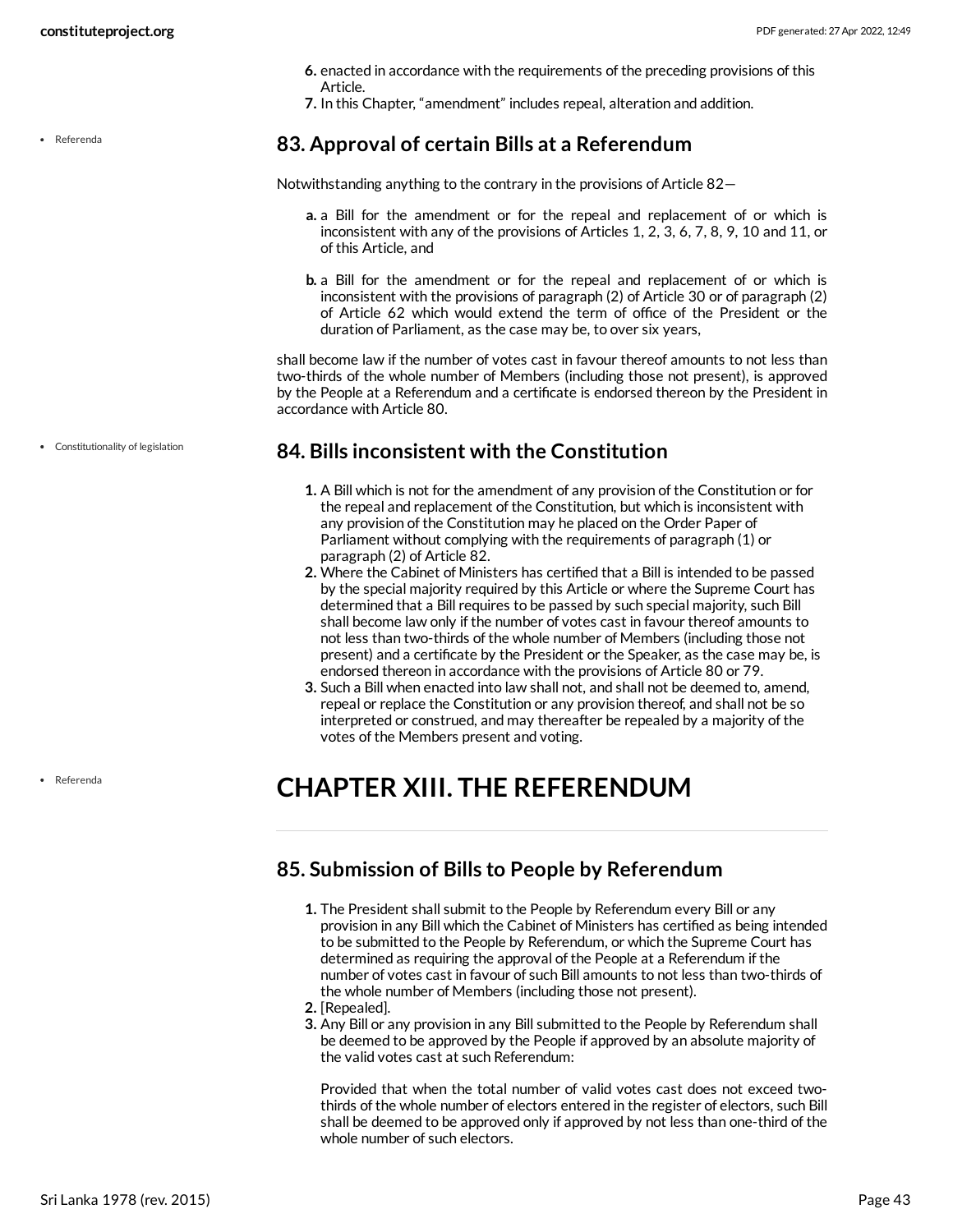6. enacted in accordance with the requirements of the preceding provisions of this Article.
7. In this Chapter, “amendment” includes repeal, alteration and addition.

- Referenda

## 83. Approval of certain Bills at a Referendum

Notwithstanding anything to the contrary in the provisions of Article 82—

a. a Bill for the amendment or for the repeal and replacement of or which is inconsistent with any of the provisions of Articles 1, 2, 3, 6, 7, 8, 9, 10 and 11, or of this Article, and

b. a Bill for the amendment or for the repeal and replacement of or which is inconsistent with the provisions of paragraph (2) of Article 30 or of paragraph (2) of Article 62 which would extend the term of office of the President or the duration of Parliament, as the case may be, to over six years,

shall become law if the number of votes cast in favour thereof amounts to not less than two-thirds of the whole number of Members (including those not present), is approved by the People at a Referendum and a certificate is endorsed thereon by the President in accordance with Article 80.

- Constitutionality of legislation

## 84. Bills inconsistent with the Constitution

1. A Bill which is not for the amendment of any provision of the Constitution or for the repeal and replacement of the Constitution, but which is inconsistent with any provision of the Constitution may he placed on the Order Paper of Parliament without complying with the requirements of paragraph (1) or paragraph (2) of Article 82.
2. Where the Cabinet of Ministers has certified that a Bill is intended to be passed by the special majority required by this Article or where the Supreme Court has determined that a Bill requires to be passed by such special majority, such Bill shall become law only if the number of votes cast in favour thereof amounts to not less than two-thirds of the whole number of Members (including those not present) and a certificate by the President or the Speaker, as the case may be, is endorsed thereon in accordance with the provisions of Article 80 or 79.
3. Such a Bill when enacted into law shall not, and shall not be deemed to, amend, repeal or replace the Constitution or any provision thereof, and shall not be so interpreted or construed, and may thereafter be repealed by a majority of the votes of the Members present and voting.

- Referenda

# CHAPTER XIII. THE REFERENDUM

## 85. Submission of Bills to People by Referendum

1. The President shall submit to the People by Referendum every Bill or any provision in any Bill which the Cabinet of Ministers has certified as being intended to be submitted to the People by Referendum, or which the Supreme Court has determined as requiring the approval of the People at a Referendum if the number of votes cast in favour of such Bill amounts to not less than two-thirds of the whole number of Members (including those not present).
2. [Repealed].
3. Any Bill or any provision in any Bill submitted to the People by Referendum shall be deemed to be approved by the People if approved by an absolute majority of the valid votes cast at such Referendum:

   Provided that when the total number of valid votes cast does not exceed two-thirds of the whole number of electors entered in the register of electors, such Bill shall be deemed to be approved only if approved by not less than one-third of the whole number of such electors.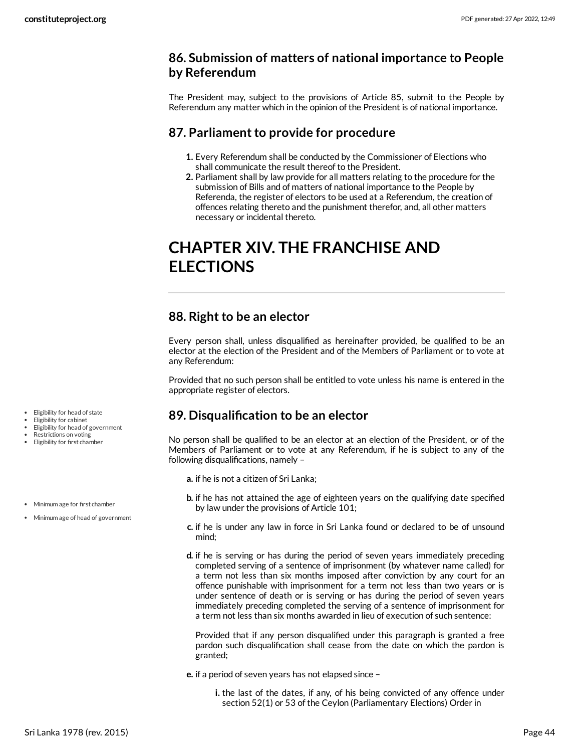### 86. Submission of matters of national importance to People by Referendum

The President may, subject to the provisions of Article 85, submit to the People by Referendum any matter which in the opinion of the President is of national importance.

### 87. Parliament to provide for procedure

1. Every Referendum shall be conducted by the Commissioner of Elections who shall communicate the result thereof to the President.
2. Parliament shall by law provide for all matters relating to the procedure for the submission of Bills and of matters of national importance to the People by Referenda, the register of electors to be used at a Referendum, the creation of offences relating thereto and the punishment therefor, and, all other matters necessary or incidental thereto.

## CHAPTER XIV. THE FRANCHISE AND ELECTIONS

### 88. Right to be an elector

Every person shall, unless disqualified as hereinafter provided, be qualified to be an elector at the election of the President and of the Members of Parliament or to vote at any Referendum:

Provided that no such person shall be entitled to vote unless his name is entered in the appropriate register of electors.

### 89. Disqualification to be an elector

- Eligibility for head of state
- Eligibility for cabinet
- Eligibility for head of government
- Restrictions on voting
- Eligibility for first chamber

No person shall be qualified to be an elector at an election of the President, or of the Members of Parliament or to vote at any Referendum, if he is subject to any of the following disqualifications, namely –

a. if he is not a citizen of Sri Lanka;

- Minimum age for first chamber
- Minimum age of head of government

b. if he has not attained the age of eighteen years on the qualifying date specified by law under the provisions of Article 101;

c. if he is under any law in force in Sri Lanka found or declared to be of unsound mind;

d. if he is serving or has during the period of seven years immediately preceding completed serving of a sentence of imprisonment (by whatever name called) for a term not less than six months imposed after conviction by any court for an offence punishable with imprisonment for a term not less than two years or is under sentence of death or is serving or has during the period of seven years immediately preceding completed the serving of a sentence of imprisonment for a term not less than six months awarded in lieu of execution of such sentence:

   Provided that if any person disqualified under this paragraph is granted a free pardon such disqualification shall cease from the date on which the pardon is granted;

e. if a period of seven years has not elapsed since –

   i. the last of the dates, if any, of his being convicted of any offence under section 52(1) or 53 of the Ceylon (Parliamentary Elections) Order in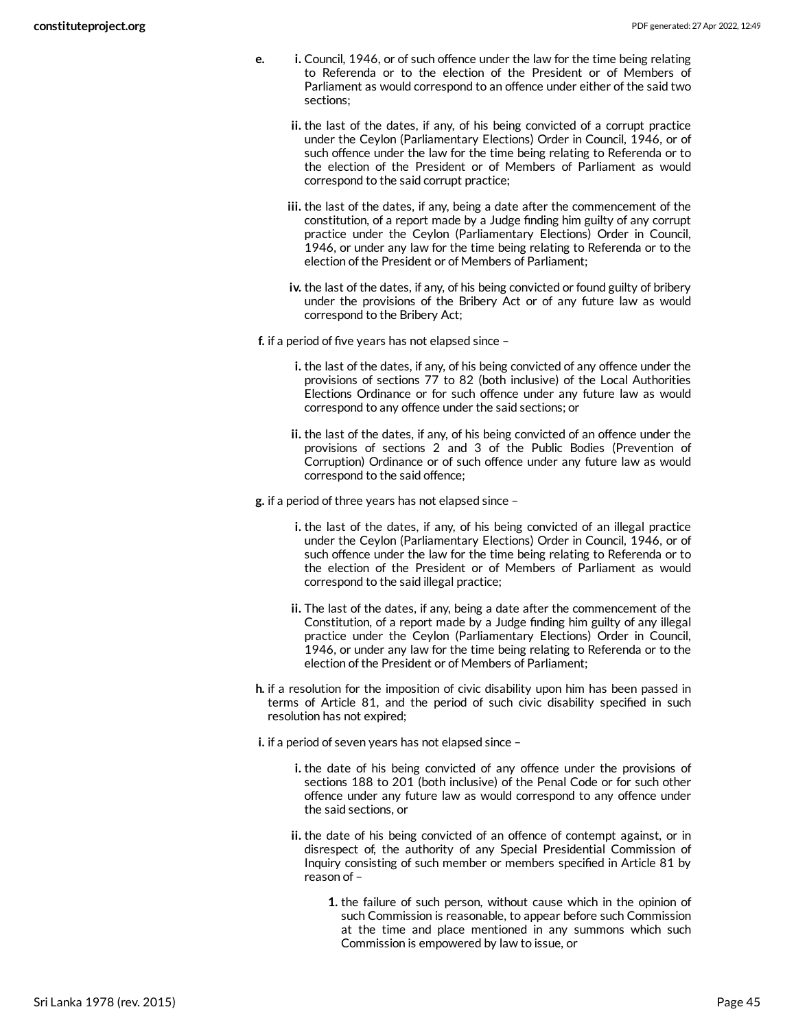e.
  i. Council, 1946, or of such offence under the law for the time being relating to Referenda or to the election of the President or of Members of Parliament as would correspond to an offence under either of the said two sections;

  ii. the last of the dates, if any, of his being convicted of a corrupt practice under the Ceylon (Parliamentary Elections) Order in Council, 1946, or of such offence under the law for the time being relating to Referenda or to the election of the President or of Members of Parliament as would correspond to the said corrupt practice;

  iii. the last of the dates, if any, being a date after the commencement of the constitution, of a report made by a Judge finding him guilty of any corrupt practice under the Ceylon (Parliamentary Elections) Order in Council, 1946, or under any law for the time being relating to Referenda or to the election of the President or of Members of Parliament;

  iv. the last of the dates, if any, of his being convicted or found guilty of bribery under the provisions of the Bribery Act or of any future law as would correspond to the Bribery Act;

f. if a period of five years has not elapsed since –

  i. the last of the dates, if any, of his being convicted of any offence under the provisions of sections 77 to 82 (both inclusive) of the Local Authorities Elections Ordinance or for such offence under any future law as would correspond to any offence under the said sections; or

  ii. the last of the dates, if any, of his being convicted of an offence under the provisions of sections 2 and 3 of the Public Bodies (Prevention of Corruption) Ordinance or of such offence under any future law as would correspond to the said offence;

g. if a period of three years has not elapsed since –

  i. the last of the dates, if any, of his being convicted of an illegal practice under the Ceylon (Parliamentary Elections) Order in Council, 1946, or of such offence under the law for the time being relating to Referenda or to the election of the President or of Members of Parliament as would correspond to the said illegal practice;

  ii. The last of the dates, if any, being a date after the commencement of the Constitution, of a report made by a Judge finding him guilty of any illegal practice under the Ceylon (Parliamentary Elections) Order in Council, 1946, or under any law for the time being relating to Referenda or to the election of the President or of Members of Parliament;

h. if a resolution for the imposition of civic disability upon him has been passed in terms of Article 81, and the period of such civic disability specified in such resolution has not expired;

i. if a period of seven years has not elapsed since –

  i. the date of his being convicted of any offence under the provisions of sections 188 to 201 (both inclusive) of the Penal Code or for such other offence under any future law as would correspond to any offence under the said sections, or

  ii. the date of his being convicted of an offence of contempt against, or in disrespect of, the authority of any Special Presidential Commission of Inquiry consisting of such member or members specified in Article 81 by reason of –

    1. the failure of such person, without cause which in the opinion of such Commission is reasonable, to appear before such Commission at the time and place mentioned in any summons which such Commission is empowered by law to issue, or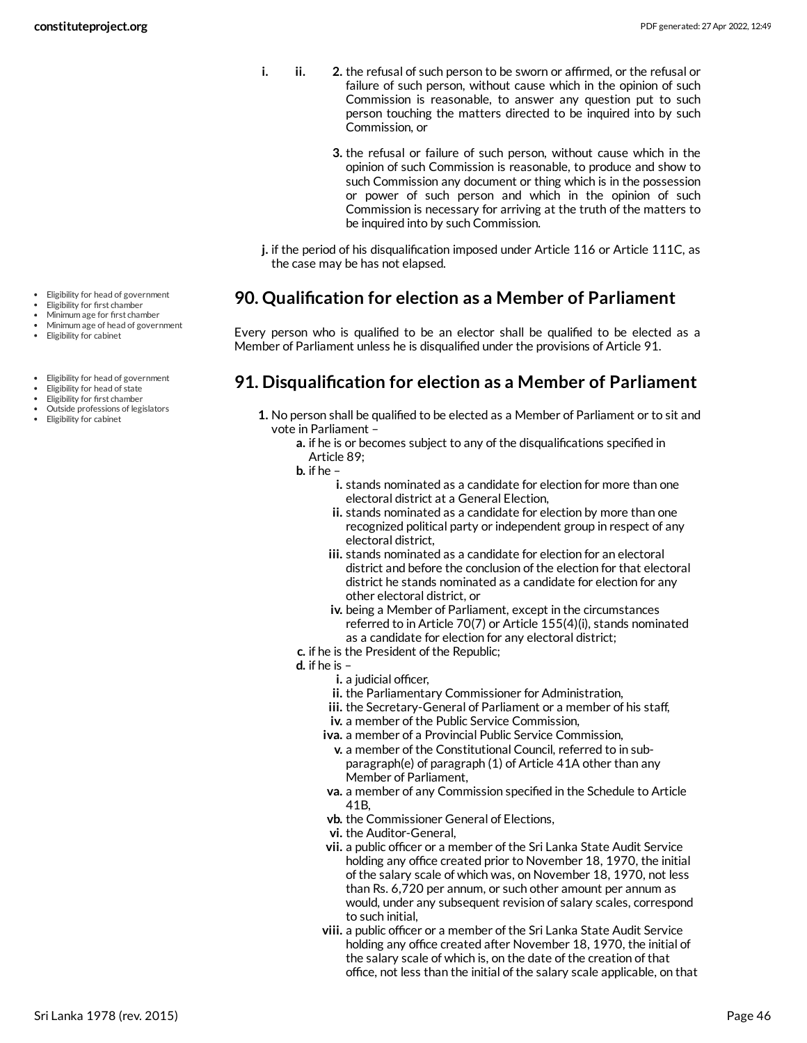i. ii. 2. the refusal of such person to be sworn or affirmed, or the refusal or failure of such person, without cause which in the opinion of such Commission is reasonable, to answer any question put to such person touching the matters directed to be inquired into by such Commission, or

3. the refusal or failure of such person, without cause which in the opinion of such Commission is reasonable, to produce and show to such Commission any document or thing which is in the possession or power of such person and which in the opinion of such Commission is necessary for arriving at the truth of the matters to be inquired into by such Commission.

j. if the period of his disqualification imposed under Article 116 or Article 111C, as the case may be has not elapsed.

- Eligibility for head of government
- Eligibility for first chamber
- Minimum age for first chamber
- Minimum age of head of government
- Eligibility for cabinet

## 90. Qualification for election as a Member of Parliament

Every person who is qualified to be an elector shall be qualified to be elected as a Member of Parliament unless he is disqualified under the provisions of Article 91.

- Eligibility for head of government
- Eligibility for head of state
- Eligibility for first chamber
- Outside professions of legislators
- Eligibility for cabinet

## 91. Disqualification for election as a Member of Parliament

1. No person shall be qualified to be elected as a Member of Parliament or to sit and vote in Parliament –
   a. if he is or becomes subject to any of the disqualifications specified in Article 89;
   b. if he –
      i. stands nominated as a candidate for election for more than one electoral district at a General Election,
      ii. stands nominated as a candidate for election by more than one recognized political party or independent group in respect of any electoral district,
      iii. stands nominated as a candidate for election for an electoral district and before the conclusion of the election for that electoral district he stands nominated as a candidate for election for any other electoral district, or
      iv. being a Member of Parliament, except in the circumstances referred to in Article 70(7) or Article 155(4)(i), stands nominated as a candidate for election for any electoral district;
   c. if he is the President of the Republic;
   d. if he is –
      i. a judicial officer,
      ii. the Parliamentary Commissioner for Administration,
      iii. the Secretary-General of Parliament or a member of his staff,
      iv. a member of the Public Service Commission,
      iva. a member of a Provincial Public Service Commission,
      v. a member of the Constitutional Council, referred to in sub-paragraph(e) of paragraph (1) of Article 41A other than any Member of Parliament,
      va. a member of any Commission specified in the Schedule to Article 41B,
      vb. the Commissioner General of Elections,
      vi. the Auditor-General,
      vii. a public officer or a member of the Sri Lanka State Audit Service holding any office created prior to November 18, 1970, the initial of the salary scale of which was, on November 18, 1970, not less than Rs. 6,720 per annum, or such other amount per annum as would, under any subsequent revision of salary scales, correspond to such initial,
      viii. a public officer or a member of the Sri Lanka State Audit Service holding any office created after November 18, 1970, the initial of the salary scale of which is, on the date of the creation of that office, not less than the initial of the salary scale applicable, on that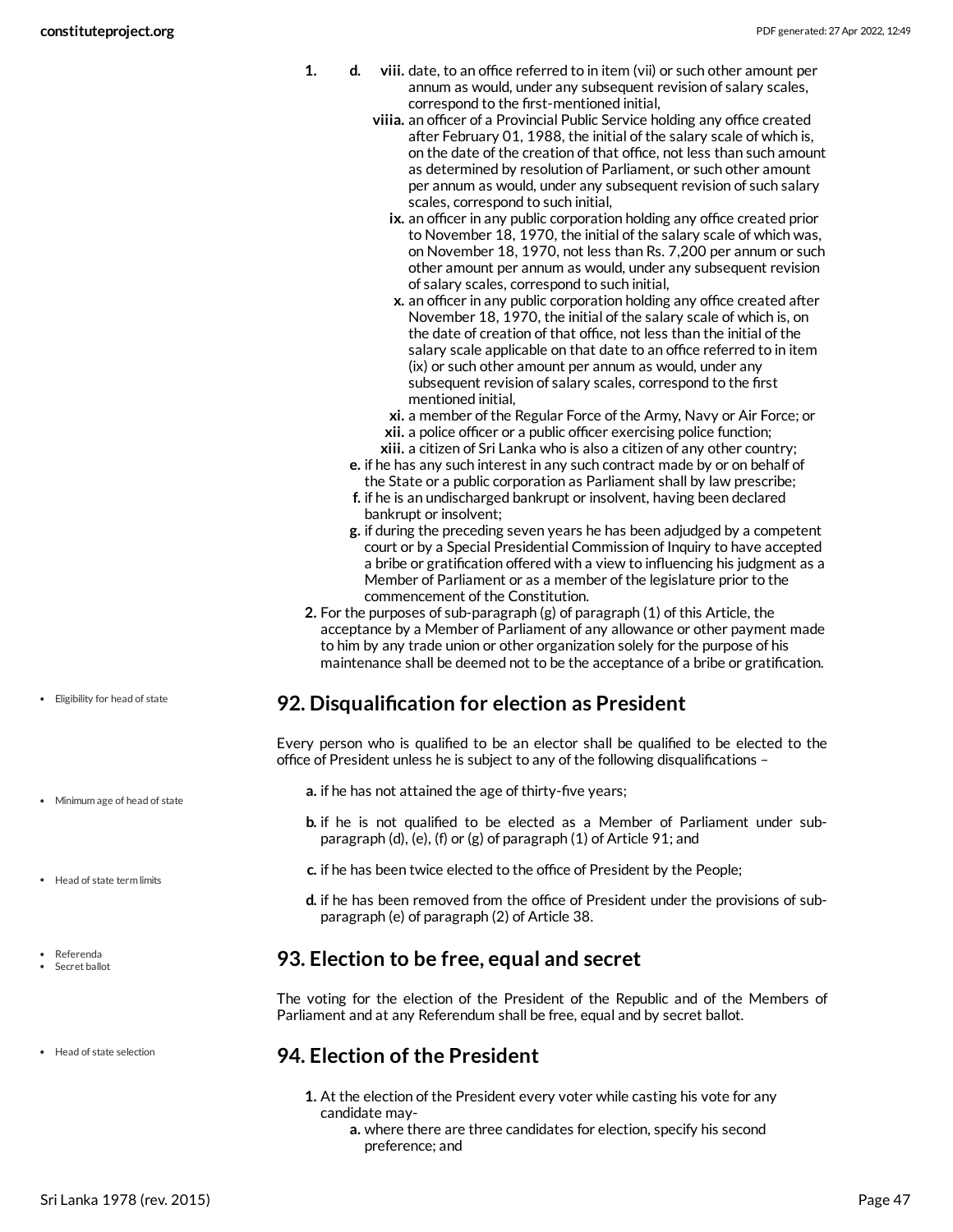1. d. viii. date, to an office referred to in item (vii) or such other amount per annum as would, under any subsequent revision of salary scales, correspond to the first-mentioned initial,

   viiia. an officer of a Provincial Public Service holding any office created after February 01, 1988, the initial of the salary scale of which is, on the date of the creation of that office, not less than such amount as determined by resolution of Parliament, or such other amount per annum as would, under any subsequent revision of such salary scales, correspond to such initial,

   ix. an officer in any public corporation holding any office created prior to November 18, 1970, the initial of the salary scale of which was, on November 18, 1970, not less than Rs. 7,200 per annum or such other amount per annum as would, under any subsequent revision of salary scales, correspond to such initial,

   x. an officer in any public corporation holding any office created after November 18, 1970, the initial of the salary scale of which is, on the date of creation of that office, not less than the initial of the salary scale applicable on that date to an office referred to in item (ix) or such other amount per annum as would, under any subsequent revision of salary scales, correspond to the first mentioned initial,

   xi. a member of the Regular Force of the Army, Navy or Air Force; or

   xii. a police officer or a public officer exercising police function;

   xiii. a citizen of Sri Lanka who is also a citizen of any other country;

   e. if he has any such interest in any such contract made by or on behalf of the State or a public corporation as Parliament shall by law prescribe;

   f. if he is an undischarged bankrupt or insolvent, having been declared bankrupt or insolvent;

   g. if during the preceding seven years he has been adjudged by a competent court or by a Special Presidential Commission of Inquiry to have accepted a bribe or gratification offered with a view to influencing his judgment as a Member of Parliament or as a member of the legislature prior to the commencement of the Constitution.

2. For the purposes of sub-paragraph (g) of paragraph (1) of this Article, the acceptance by a Member of Parliament of any allowance or other payment made to him by any trade union or other organization solely for the purpose of his maintenance shall be deemed not to be the acceptance of a bribe or gratification.

- Eligibility for head of state

## 92. Disqualification for election as President

Every person who is qualified to be an elector shall be qualified to be elected to the office of President unless he is subject to any of the following disqualifications –

- Minimum age of head of state

a. if he has not attained the age of thirty-five years;

b. if he is not qualified to be elected as a Member of Parliament under sub-paragraph (d), (e), (f) or (g) of paragraph (1) of Article 91; and

- Head of state term limits

c. if he has been twice elected to the office of President by the People;

d. if he has been removed from the office of President under the provisions of sub-paragraph (e) of paragraph (2) of Article 38.

- Referenda
- Secret ballot

## 93. Election to be free, equal and secret

The voting for the election of the President of the Republic and of the Members of Parliament and at any Referendum shall be free, equal and by secret ballot.

- Head of state selection

## 94. Election of the President

1. At the election of the President every voter while casting his vote for any candidate may-
   a. where there are three candidates for election, specify his second preference; and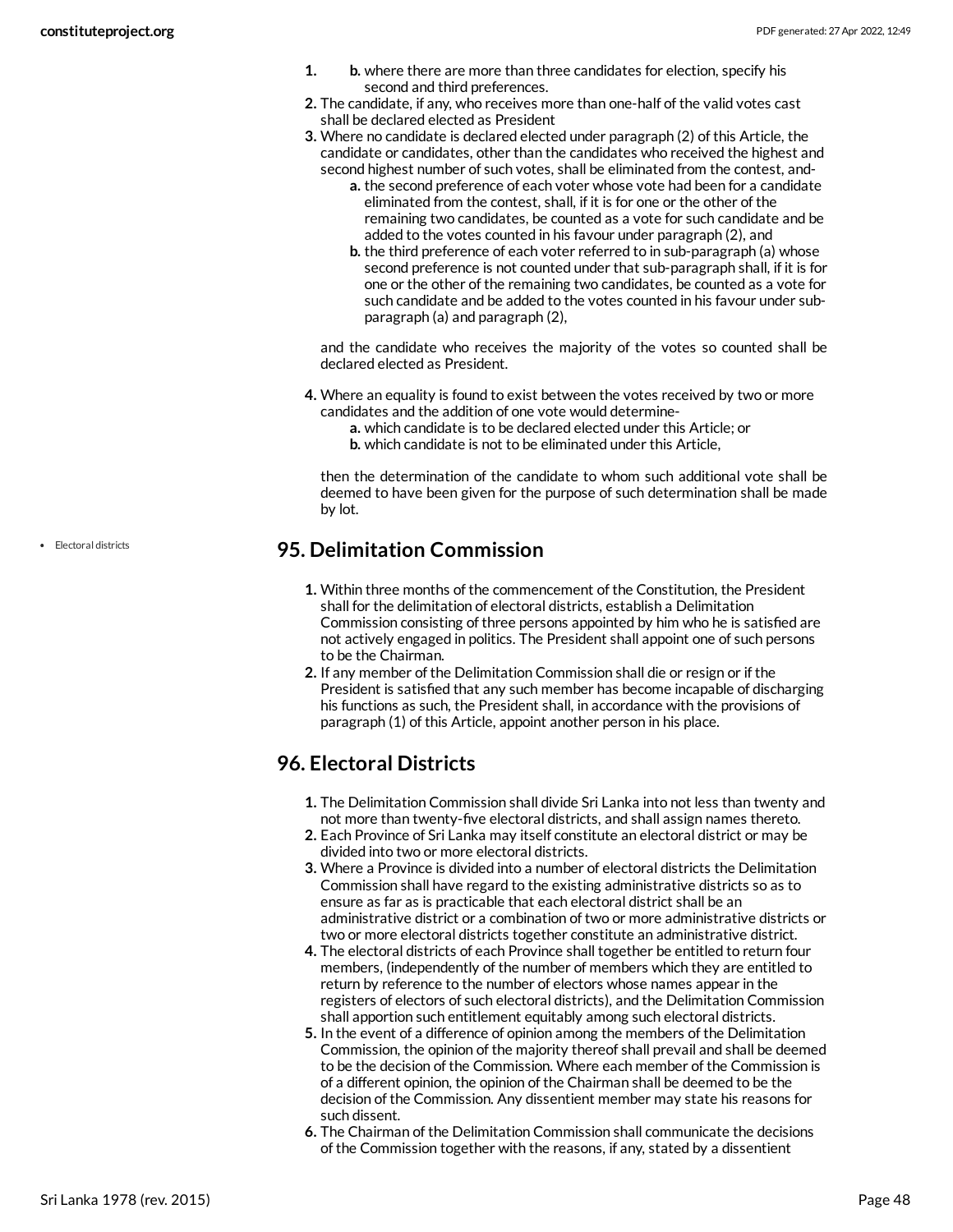1. b. where there are more than three candidates for election, specify his second and third preferences.
2. The candidate, if any, who receives more than one-half of the valid votes cast shall be declared elected as President
3. Where no candidate is declared elected under paragraph (2) of this Article, the candidate or candidates, other than the candidates who received the highest and second highest number of such votes, shall be eliminated from the contest, and-
   a. the second preference of each voter whose vote had been for a candidate eliminated from the contest, shall, if it is for one or the other of the remaining two candidates, be counted as a vote for such candidate and be added to the votes counted in his favour under paragraph (2), and
   b. the third preference of each voter referred to in sub-paragraph (a) whose second preference is not counted under that sub-paragraph shall, if it is for one or the other of the remaining two candidates, be counted as a vote for such candidate and be added to the votes counted in his favour under sub-paragraph (a) and paragraph (2),

   and the candidate who receives the majority of the votes so counted shall be declared elected as President.

4. Where an equality is found to exist between the votes received by two or more candidates and the addition of one vote would determine-
   a. which candidate is to be declared elected under this Article; or
   b. which candidate is not to be eliminated under this Article,

   then the determination of the candidate to whom such additional vote shall be deemed to have been given for the purpose of such determination shall be made by lot.

- Electoral districts

## 95. Delimitation Commission

1. Within three months of the commencement of the Constitution, the President shall for the delimitation of electoral districts, establish a Delimitation Commission consisting of three persons appointed by him who he is satisfied are not actively engaged in politics. The President shall appoint one of such persons to be the Chairman.
2. If any member of the Delimitation Commission shall die or resign or if the President is satisfied that any such member has become incapable of discharging his functions as such, the President shall, in accordance with the provisions of paragraph (1) of this Article, appoint another person in his place.

## 96. Electoral Districts

1. The Delimitation Commission shall divide Sri Lanka into not less than twenty and not more than twenty-five electoral districts, and shall assign names thereto.
2. Each Province of Sri Lanka may itself constitute an electoral district or may be divided into two or more electoral districts.
3. Where a Province is divided into a number of electoral districts the Delimitation Commission shall have regard to the existing administrative districts so as to ensure as far as is practicable that each electoral district shall be an administrative district or a combination of two or more administrative districts or two or more electoral districts together constitute an administrative district.
4. The electoral districts of each Province shall together be entitled to return four members, (independently of the number of members which they are entitled to return by reference to the number of electors whose names appear in the registers of electors of such electoral districts), and the Delimitation Commission shall apportion such entitlement equitably among such electoral districts.
5. In the event of a difference of opinion among the members of the Delimitation Commission, the opinion of the majority thereof shall prevail and shall be deemed to be the decision of the Commission. Where each member of the Commission is of a different opinion, the opinion of the Chairman shall be deemed to be the decision of the Commission. Any dissentient member may state his reasons for such dissent.
6. The Chairman of the Delimitation Commission shall communicate the decisions of the Commission together with the reasons, if any, stated by a dissentient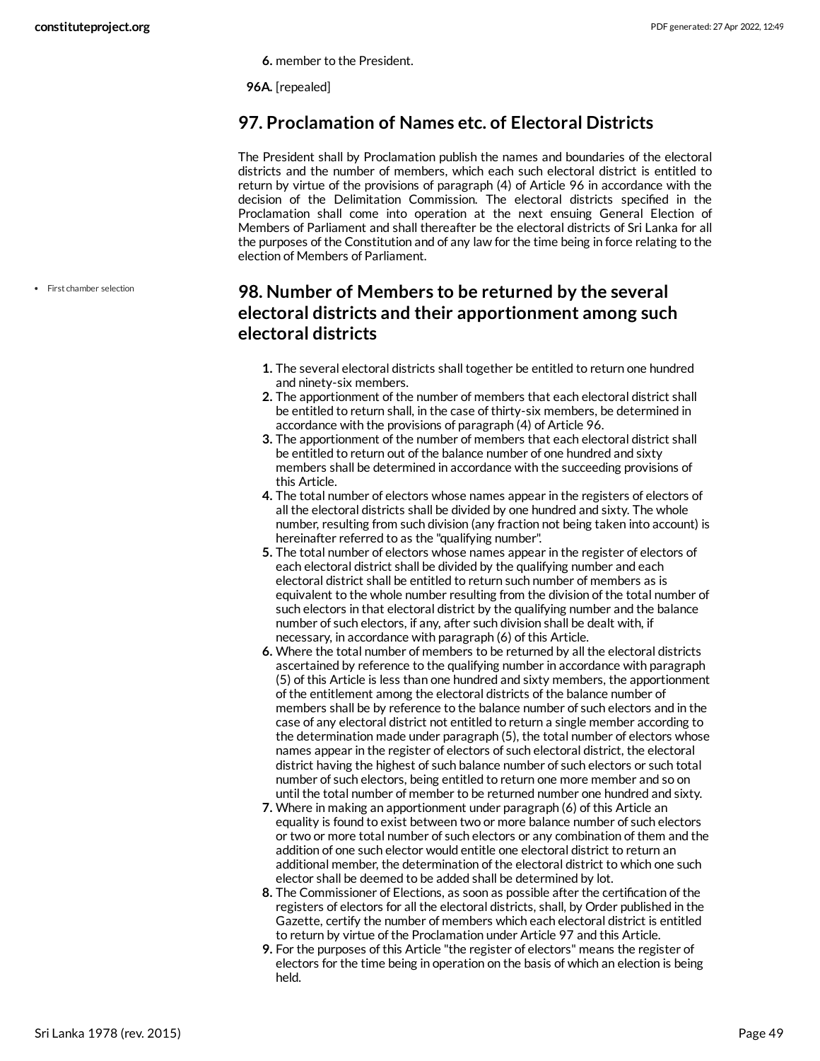6. member to the President.

**96A.** [repealed]

## 97. Proclamation of Names etc. of Electoral Districts

The President shall by Proclamation publish the names and boundaries of the electoral districts and the number of members, which each such electoral district is entitled to return by virtue of the provisions of paragraph (4) of Article 96 in accordance with the decision of the Delimitation Commission. The electoral districts specified in the Proclamation shall come into operation at the next ensuing General Election of Members of Parliament and shall thereafter be the electoral districts of Sri Lanka for all the purposes of the Constitution and of any law for the time being in force relating to the election of Members of Parliament.

- First chamber selection

## 98. Number of Members to be returned by the several electoral districts and their apportionment among such electoral districts

1. The several electoral districts shall together be entitled to return one hundred and ninety-six members.
2. The apportionment of the number of members that each electoral district shall be entitled to return shall, in the case of thirty-six members, be determined in accordance with the provisions of paragraph (4) of Article 96.
3. The apportionment of the number of members that each electoral district shall be entitled to return out of the balance number of one hundred and sixty members shall be determined in accordance with the succeeding provisions of this Article.
4. The total number of electors whose names appear in the registers of electors of all the electoral districts shall be divided by one hundred and sixty. The whole number, resulting from such division (any fraction not being taken into account) is hereinafter referred to as the "qualifying number".
5. The total number of electors whose names appear in the register of electors of each electoral district shall be divided by the qualifying number and each electoral district shall be entitled to return such number of members as is equivalent to the whole number resulting from the division of the total number of such electors in that electoral district by the qualifying number and the balance number of such electors, if any, after such division shall be dealt with, if necessary, in accordance with paragraph (6) of this Article.
6. Where the total number of members to be returned by all the electoral districts ascertained by reference to the qualifying number in accordance with paragraph (5) of this Article is less than one hundred and sixty members, the apportionment of the entitlement among the electoral districts of the balance number of members shall be by reference to the balance number of such electors and in the case of any electoral district not entitled to return a single member according to the determination made under paragraph (5), the total number of electors whose names appear in the register of electors of such electoral district, the electoral district having the highest of such balance number of such electors or such total number of such electors, being entitled to return one more member and so on until the total number of member to be returned number one hundred and sixty.
7. Where in making an apportionment under paragraph (6) of this Article an equality is found to exist between two or more balance number of such electors or two or more total number of such electors or any combination of them and the addition of one such elector would entitle one electoral district to return an additional member, the determination of the electoral district to which one such elector shall be deemed to be added shall be determined by lot.
8. The Commissioner of Elections, as soon as possible after the certification of the registers of electors for all the electoral districts, shall, by Order published in the Gazette, certify the number of members which each electoral district is entitled to return by virtue of the Proclamation under Article 97 and this Article.
9. For the purposes of this Article "the register of electors" means the register of electors for the time being in operation on the basis of which an election is being held.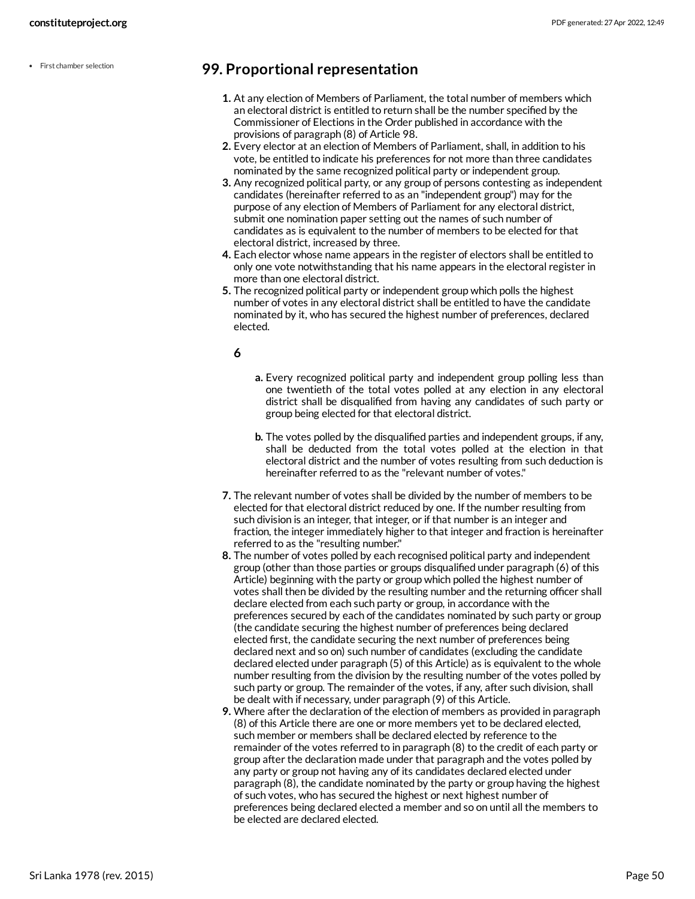- First chamber selection

## 99. Proportional representation

1. At any election of Members of Parliament, the total number of members which an electoral district is entitled to return shall be the number specified by the Commissioner of Elections in the Order published in accordance with the provisions of paragraph (8) of Article 98.
2. Every elector at an election of Members of Parliament, shall, in addition to his vote, be entitled to indicate his preferences for not more than three candidates nominated by the same recognized political party or independent group.
3. Any recognized political party, or any group of persons contesting as independent candidates (hereinafter referred to as an "independent group") may for the purpose of any election of Members of Parliament for any electoral district, submit one nomination paper setting out the names of such number of candidates as is equivalent to the number of members to be elected for that electoral district, increased by three.
4. Each elector whose name appears in the register of electors shall be entitled to only one vote notwithstanding that his name appears in the electoral register in more than one electoral district.
5. The recognized political party or independent group which polls the highest number of votes in any electoral district shall be entitled to have the candidate nominated by it, who has secured the highest number of preferences, declared elected.

**6**

   a. Every recognized political party and independent group polling less than one twentieth of the total votes polled at any election in any electoral district shall be disqualified from having any candidates of such party or group being elected for that electoral district.

   b. The votes polled by the disqualified parties and independent groups, if any, shall be deducted from the total votes polled at the election in that electoral district and the number of votes resulting from such deduction is hereinafter referred to as the "relevant number of votes."

7. The relevant number of votes shall be divided by the number of members to be elected for that electoral district reduced by one. If the number resulting from such division is an integer, that integer, or if that number is an integer and fraction, the integer immediately higher to that integer and fraction is hereinafter referred to as the "resulting number."
8. The number of votes polled by each recognised political party and independent group (other than those parties or groups disqualified under paragraph (6) of this Article) beginning with the party or group which polled the highest number of votes shall then be divided by the resulting number and the returning officer shall declare elected from each such party or group, in accordance with the preferences secured by each of the candidates nominated by such party or group (the candidate securing the highest number of preferences being declared elected first, the candidate securing the next number of preferences being declared next and so on) such number of candidates (excluding the candidate declared elected under paragraph (5) of this Article) as is equivalent to the whole number resulting from the division by the resulting number of the votes polled by such party or group. The remainder of the votes, if any, after such division, shall be dealt with if necessary, under paragraph (9) of this Article.
9. Where after the declaration of the election of members as provided in paragraph (8) of this Article there are one or more members yet to be declared elected, such member or members shall be declared elected by reference to the remainder of the votes referred to in paragraph (8) to the credit of each party or group after the declaration made under that paragraph and the votes polled by any party or group not having any of its candidates declared elected under paragraph (8), the candidate nominated by the party or group having the highest of such votes, who has secured the highest or next highest number of preferences being declared elected a member and so on until all the members to be elected are declared elected.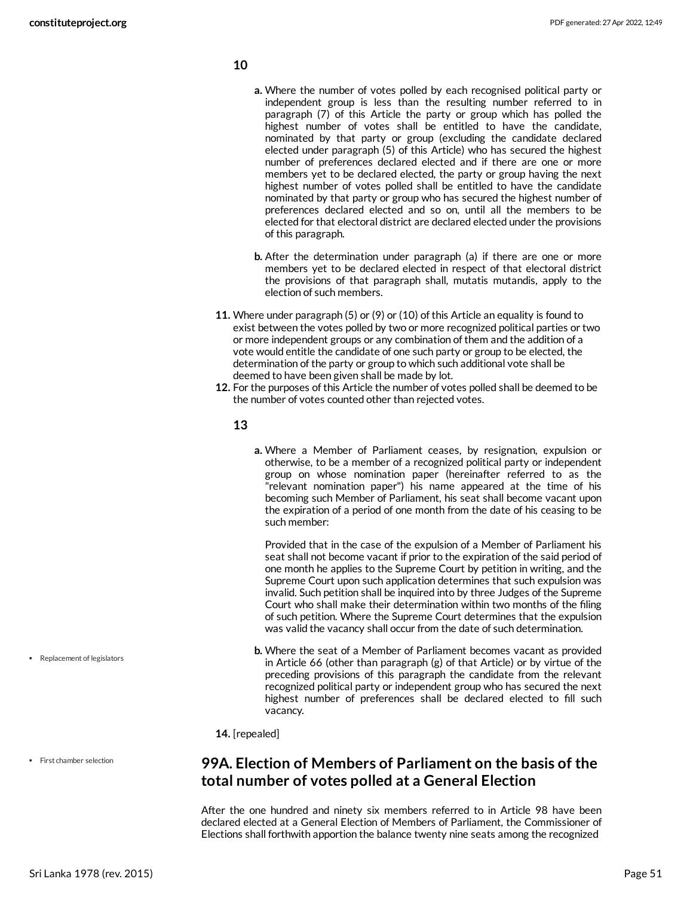**10**

a. Where the number of votes polled by each recognised political party or independent group is less than the resulting number referred to in paragraph (7) of this Article the party or group which has polled the highest number of votes shall be entitled to have the candidate, nominated by that party or group (excluding the candidate declared elected under paragraph (5) of this Article) who has secured the highest number of preferences declared elected and if there are one or more members yet to be declared elected, the party or group having the next highest number of votes polled shall be entitled to have the candidate nominated by that party or group who has secured the highest number of preferences declared elected and so on, until all the members to be elected for that electoral district are declared elected under the provisions of this paragraph.

b. After the determination under paragraph (a) if there are one or more members yet to be declared elected in respect of that electoral district the provisions of that paragraph shall, mutatis mutandis, apply to the election of such members.

11. Where under paragraph (5) or (9) or (10) of this Article an equality is found to exist between the votes polled by two or more recognized political parties or two or more independent groups or any combination of them and the addition of a vote would entitle the candidate of one such party or group to be elected, the determination of the party or group to which such additional vote shall be deemed to have been given shall be made by lot.
12. For the purposes of this Article the number of votes polled shall be deemed to be the number of votes counted other than rejected votes.

**13**

a. Where a Member of Parliament ceases, by resignation, expulsion or otherwise, to be a member of a recognized political party or independent group on whose nomination paper (hereinafter referred to as the "relevant nomination paper") his name appeared at the time of his becoming such Member of Parliament, his seat shall become vacant upon the expiration of a period of one month from the date of his ceasing to be such member:

   Provided that in the case of the expulsion of a Member of Parliament his seat shall not become vacant if prior to the expiration of the said period of one month he applies to the Supreme Court by petition in writing, and the Supreme Court upon such application determines that such expulsion was invalid. Such petition shall be inquired into by three Judges of the Supreme Court who shall make their determination within two months of the filing of such petition. Where the Supreme Court determines that the expulsion was valid the vacancy shall occur from the date of such determination.

- Replacement of legislators

b. Where the seat of a Member of Parliament becomes vacant as provided in Article 66 (other than paragraph (g) of that Article) or by virtue of the preceding provisions of this paragraph the candidate from the relevant recognized political party or independent group who has secured the next highest number of preferences shall be declared elected to fill such vacancy.

14. [repealed]

- First chamber selection

## 99A. Election of Members of Parliament on the basis of the total number of votes polled at a General Election

After the one hundred and ninety six members referred to in Article 98 have been declared elected at a General Election of Members of Parliament, the Commissioner of Elections shall forthwith apportion the balance twenty nine seats among the recognized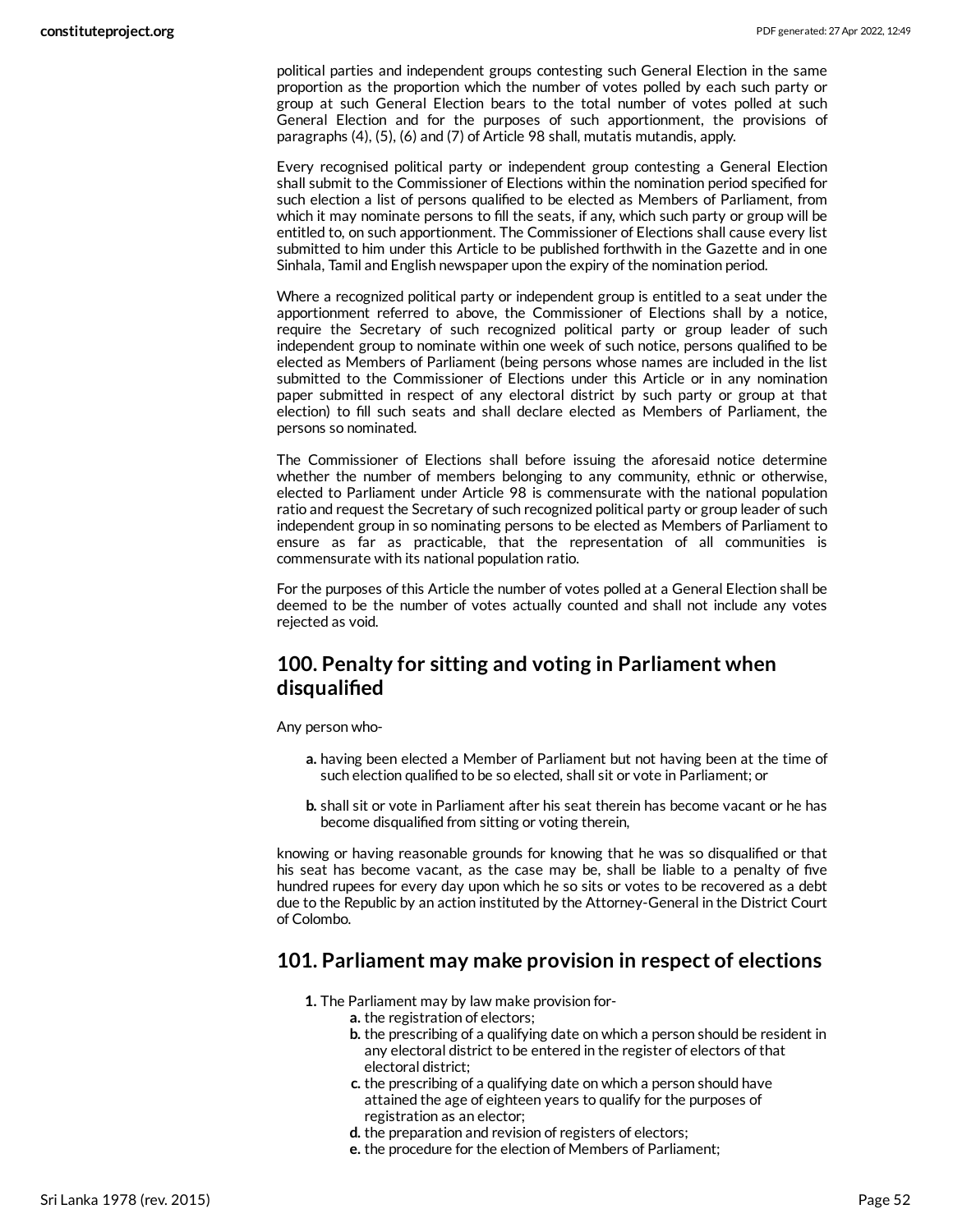political parties and independent groups contesting such General Election in the same proportion as the proportion which the number of votes polled by each such party or group at such General Election bears to the total number of votes polled at such General Election and for the purposes of such apportionment, the provisions of paragraphs (4), (5), (6) and (7) of Article 98 shall, mutatis mutandis, apply.

Every recognised political party or independent group contesting a General Election shall submit to the Commissioner of Elections within the nomination period specified for such election a list of persons qualified to be elected as Members of Parliament, from which it may nominate persons to fill the seats, if any, which such party or group will be entitled to, on such apportionment. The Commissioner of Elections shall cause every list submitted to him under this Article to be published forthwith in the Gazette and in one Sinhala, Tamil and English newspaper upon the expiry of the nomination period.

Where a recognized political party or independent group is entitled to a seat under the apportionment referred to above, the Commissioner of Elections shall by a notice, require the Secretary of such recognized political party or group leader of such independent group to nominate within one week of such notice, persons qualified to be elected as Members of Parliament (being persons whose names are included in the list submitted to the Commissioner of Elections under this Article or in any nomination paper submitted in respect of any electoral district by such party or group at that election) to fill such seats and shall declare elected as Members of Parliament, the persons so nominated.

The Commissioner of Elections shall before issuing the aforesaid notice determine whether the number of members belonging to any community, ethnic or otherwise, elected to Parliament under Article 98 is commensurate with the national population ratio and request the Secretary of such recognized political party or group leader of such independent group in so nominating persons to be elected as Members of Parliament to ensure as far as practicable, that the representation of all communities is commensurate with its national population ratio.

For the purposes of this Article the number of votes polled at a General Election shall be deemed to be the number of votes actually counted and shall not include any votes rejected as void.

## 100. Penalty for sitting and voting in Parliament when disqualified

Any person who-

- **a.** having been elected a Member of Parliament but not having been at the time of such election qualified to be so elected, shall sit or vote in Parliament; or
- **b.** shall sit or vote in Parliament after his seat therein has become vacant or he has become disqualified from sitting or voting therein,

knowing or having reasonable grounds for knowing that he was so disqualified or that his seat has become vacant, as the case may be, shall be liable to a penalty of five hundred rupees for every day upon which he so sits or votes to be recovered as a debt due to the Republic by an action instituted by the Attorney-General in the District Court of Colombo.

## 101. Parliament may make provision in respect of elections

1. The Parliament may by law make provision for-
    - **a.** the registration of electors;
    - **b.** the prescribing of a qualifying date on which a person should be resident in any electoral district to be entered in the register of electors of that electoral district;
    - **c.** the prescribing of a qualifying date on which a person should have attained the age of eighteen years to qualify for the purposes of registration as an elector;
    - **d.** the preparation and revision of registers of electors;
    - **e.** the procedure for the election of Members of Parliament;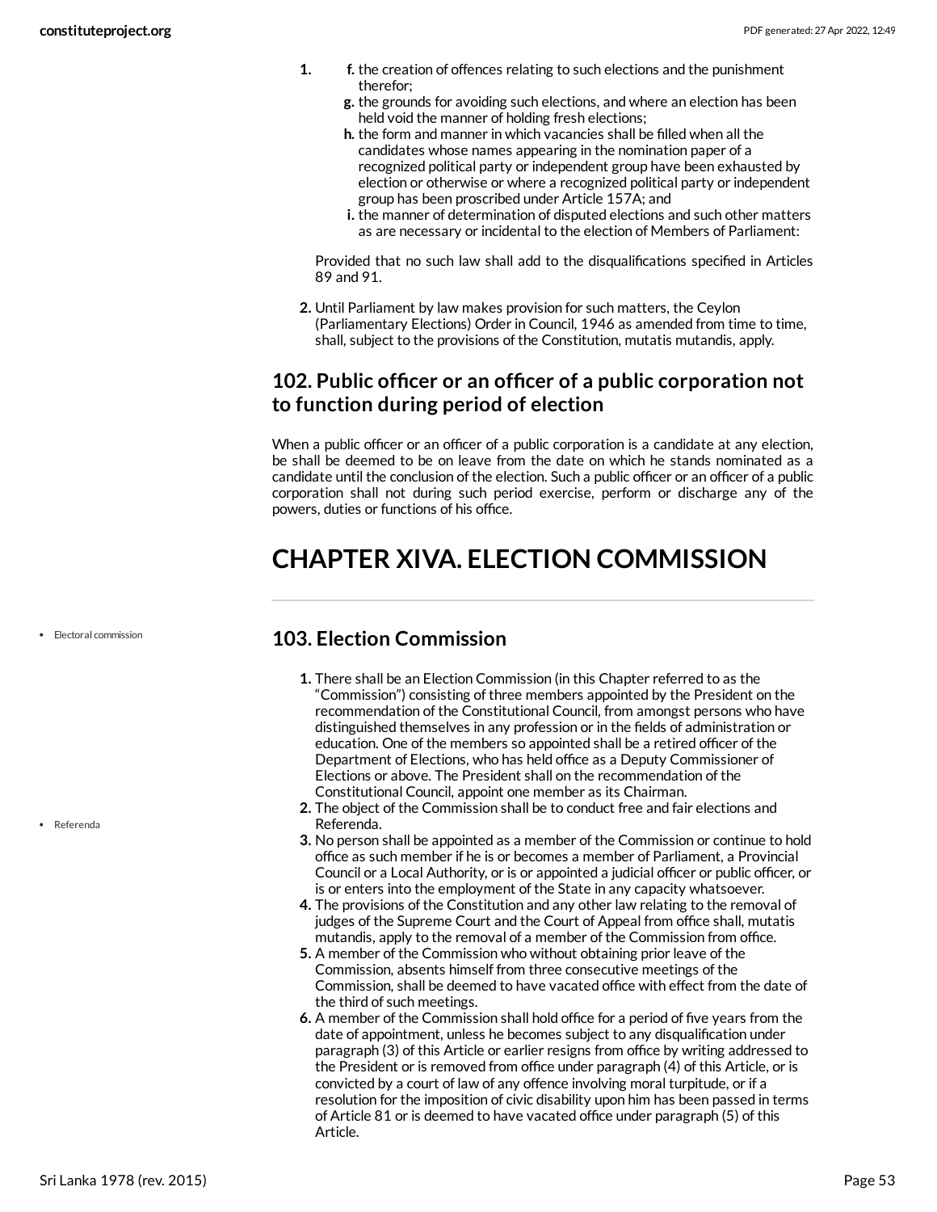1. 
   - f. the creation of offences relating to such elections and the punishment therefor;
   - g. the grounds for avoiding such elections, and where an election has been held void the manner of holding fresh elections;
   - h. the form and manner in which vacancies shall be filled when all the candidates whose names appearing in the nomination paper of a recognized political party or independent group have been exhausted by election or otherwise or where a recognized political party or independent group has been proscribed under Article 157A; and
   - i. the manner of determination of disputed elections and such other matters as are necessary or incidental to the election of Members of Parliament:

   Provided that no such law shall add to the disqualifications specified in Articles 89 and 91.
2. Until Parliament by law makes provision for such matters, the Ceylon (Parliamentary Elections) Order in Council, 1946 as amended from time to time, shall, subject to the provisions of the Constitution, mutatis mutandis, apply.

## 102. Public officer or an officer of a public corporation not to function during period of election

When a public officer or an officer of a public corporation is a candidate at any election, be shall be deemed to be on leave from the date on which he stands nominated as a candidate until the conclusion of the election. Such a public officer or an officer of a public corporation shall not during such period exercise, perform or discharge any of the powers, duties or functions of his office.

# CHAPTER XIVA. ELECTION COMMISSION

- Electoral commission

## 103. Election Commission

1. There shall be an Election Commission (in this Chapter referred to as the "Commission") consisting of three members appointed by the President on the recommendation of the Constitutional Council, from amongst persons who have distinguished themselves in any profession or in the fields of administration or education. One of the members so appointed shall be a retired officer of the Department of Elections, who has held office as a Deputy Commissioner of Elections or above. The President shall on the recommendation of the Constitutional Council, appoint one member as its Chairman.
2. The object of the Commission shall be to conduct free and fair elections and Referenda.
3. No person shall be appointed as a member of the Commission or continue to hold office as such member if he is or becomes a member of Parliament, a Provincial Council or a Local Authority, or is or appointed a judicial officer or public officer, or is or enters into the employment of the State in any capacity whatsoever.
4. The provisions of the Constitution and any other law relating to the removal of judges of the Supreme Court and the Court of Appeal from office shall, mutatis mutandis, apply to the removal of a member of the Commission from office.
5. A member of the Commission who without obtaining prior leave of the Commission, absents himself from three consecutive meetings of the Commission, shall be deemed to have vacated office with effect from the date of the third of such meetings.
6. A member of the Commission shall hold office for a period of five years from the date of appointment, unless he becomes subject to any disqualification under paragraph (3) of this Article or earlier resigns from office by writing addressed to the President or is removed from office under paragraph (4) of this Article, or is convicted by a court of law of any offence involving moral turpitude, or if a resolution for the imposition of civic disability upon him has been passed in terms of Article 81 or is deemed to have vacated office under paragraph (5) of this Article.

- Referenda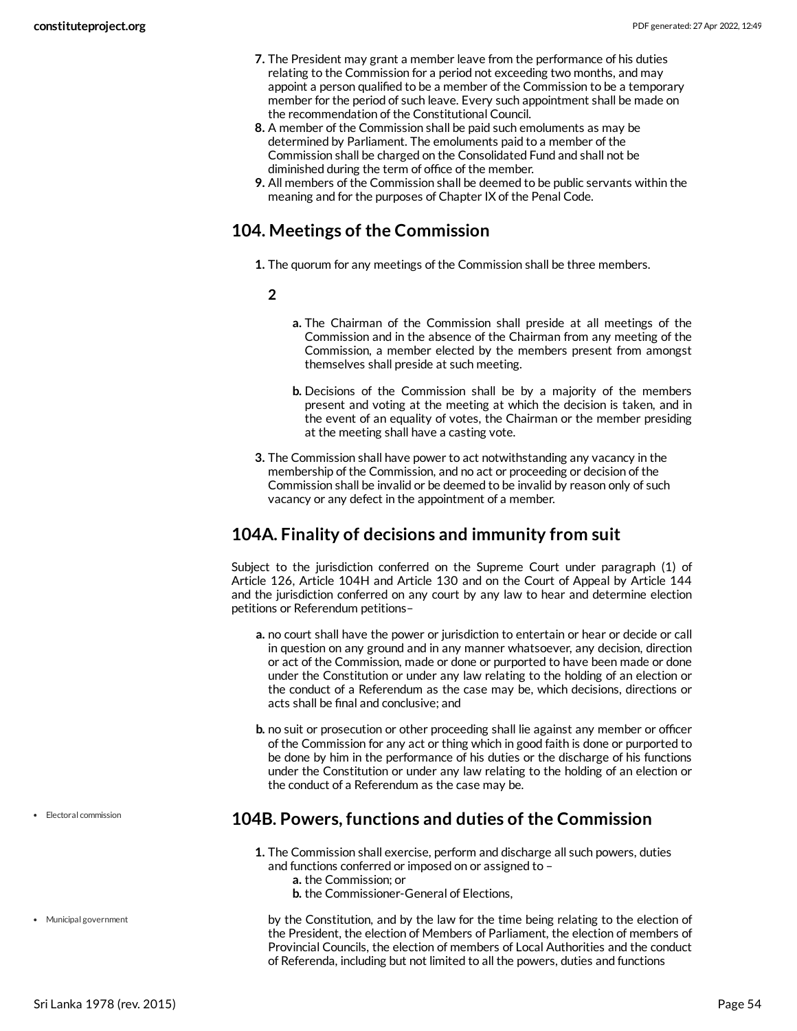7. The President may grant a member leave from the performance of his duties relating to the Commission for a period not exceeding two months, and may appoint a person qualified to be a member of the Commission to be a temporary member for the period of such leave. Every such appointment shall be made on the recommendation of the Constitutional Council.
8. A member of the Commission shall be paid such emoluments as may be determined by Parliament. The emoluments paid to a member of the Commission shall be charged on the Consolidated Fund and shall not be diminished during the term of office of the member.
9. All members of the Commission shall be deemed to be public servants within the meaning and for the purposes of Chapter IX of the Penal Code.

## 104. Meetings of the Commission

1. The quorum for any meetings of the Commission shall be three members.

2

   a. The Chairman of the Commission shall preside at all meetings of the Commission and in the absence of the Chairman from any meeting of the Commission, a member elected by the members present from amongst themselves shall preside at such meeting.

   b. Decisions of the Commission shall be by a majority of the members present and voting at the meeting at which the decision is taken, and in the event of an equality of votes, the Chairman or the member presiding at the meeting shall have a casting vote.

3. The Commission shall have power to act notwithstanding any vacancy in the membership of the Commission, and no act or proceeding or decision of the Commission shall be invalid or be deemed to be invalid by reason only of such vacancy or any defect in the appointment of a member.

## 104A. Finality of decisions and immunity from suit

Subject to the jurisdiction conferred on the Supreme Court under paragraph (1) of Article 126, Article 104H and Article 130 and on the Court of Appeal by Article 144 and the jurisdiction conferred on any court by any law to hear and determine election petitions or Referendum petitions–

a. no court shall have the power or jurisdiction to entertain or hear or decide or call in question on any ground and in any manner whatsoever, any decision, direction or act of the Commission, made or done or purported to have been made or done under the Constitution or under any law relating to the holding of an election or the conduct of a Referendum as the case may be, which decisions, directions or acts shall be final and conclusive; and

b. no suit or prosecution or other proceeding shall lie against any member or officer of the Commission for any act or thing which in good faith is done or purported to be done by him in the performance of his duties or the discharge of his functions under the Constitution or under any law relating to the holding of an election or the conduct of a Referendum as the case may be.

- Electoral commission

## 104B. Powers, functions and duties of the Commission

1. The Commission shall exercise, perform and discharge all such powers, duties and functions conferred or imposed on or assigned to –
   a. the Commission; or
   b. the Commissioner-General of Elections,

- Municipal government

by the Constitution, and by the law for the time being relating to the election of the President, the election of Members of Parliament, the election of members of Provincial Councils, the election of members of Local Authorities and the conduct of Referenda, including but not limited to all the powers, duties and functions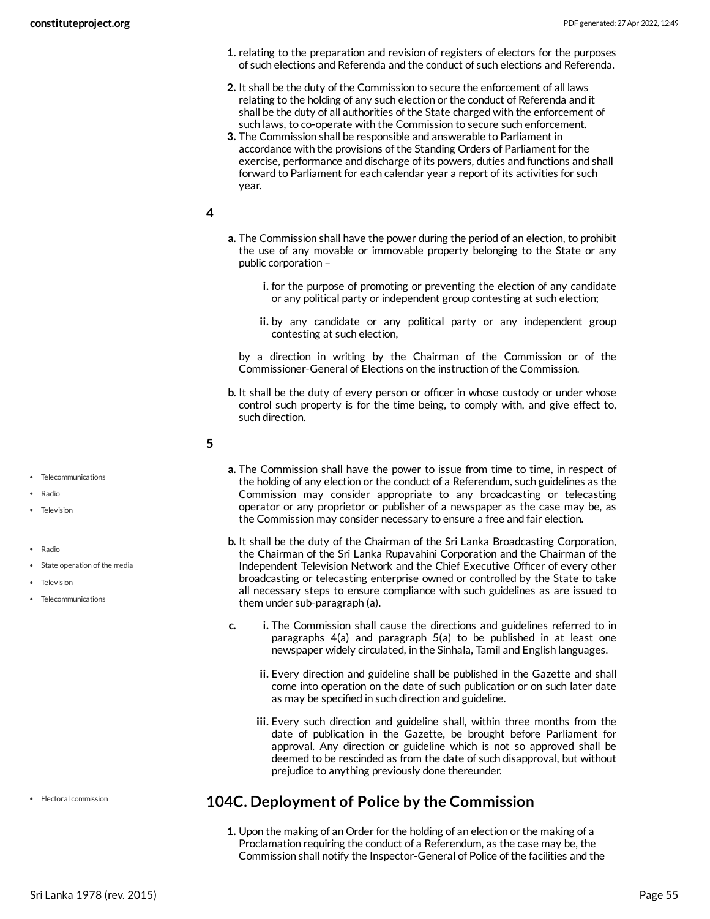1. relating to the preparation and revision of registers of electors for the purposes of such elections and Referenda and the conduct of such elections and Referenda.
2. It shall be the duty of the Commission to secure the enforcement of all laws relating to the holding of any such election or the conduct of Referenda and it shall be the duty of all authorities of the State charged with the enforcement of such laws, to co-operate with the Commission to secure such enforcement.
3. The Commission shall be responsible and answerable to Parliament in accordance with the provisions of the Standing Orders of Parliament for the exercise, performance and discharge of its powers, duties and functions and shall forward to Parliament for each calendar year a report of its activities for such year.

**4**

a. The Commission shall have the power during the period of an election, to prohibit the use of any movable or immovable property belonging to the State or any public corporation –

   i. for the purpose of promoting or preventing the election of any candidate or any political party or independent group contesting at such election;

   ii. by any candidate or any political party or any independent group contesting at such election,

   by a direction in writing by the Chairman of the Commission or of the Commissioner-General of Elections on the instruction of the Commission.

b. It shall be the duty of every person or officer in whose custody or under whose control such property is for the time being, to comply with, and give effect to, such direction.

**5**

- Telecommunications
- Radio
- Television

a. The Commission shall have the power to issue from time to time, in respect of the holding of any election or the conduct of a Referendum, such guidelines as the Commission may consider appropriate to any broadcasting or telecasting operator or any proprietor or publisher of a newspaper as the case may be, as the Commission may consider necessary to ensure a free and fair election.

- Radio
- State operation of the media
- Television
- Telecommunications

b. It shall be the duty of the Chairman of the Sri Lanka Broadcasting Corporation, the Chairman of the Sri Lanka Rupavahini Corporation and the Chairman of the Independent Television Network and the Chief Executive Officer of every other broadcasting or telecasting enterprise owned or controlled by the State to take all necessary steps to ensure compliance with such guidelines as are issued to them under sub-paragraph (a).

c. i. The Commission shall cause the directions and guidelines referred to in paragraphs 4(a) and paragraph 5(a) to be published in at least one newspaper widely circulated, in the Sinhala, Tamil and English languages.

   ii. Every direction and guideline shall be published in the Gazette and shall come into operation on the date of such publication or on such later date as may be specified in such direction and guideline.

   iii. Every such direction and guideline shall, within three months from the date of publication in the Gazette, be brought before Parliament for approval. Any direction or guideline which is not so approved shall be deemed to be rescinded as from the date of such disapproval, but without prejudice to anything previously done thereunder.

- Electoral commission

## 104C. Deployment of Police by the Commission

1. Upon the making of an Order for the holding of an election or the making of a Proclamation requiring the conduct of a Referendum, as the case may be, the Commission shall notify the Inspector-General of Police of the facilities and the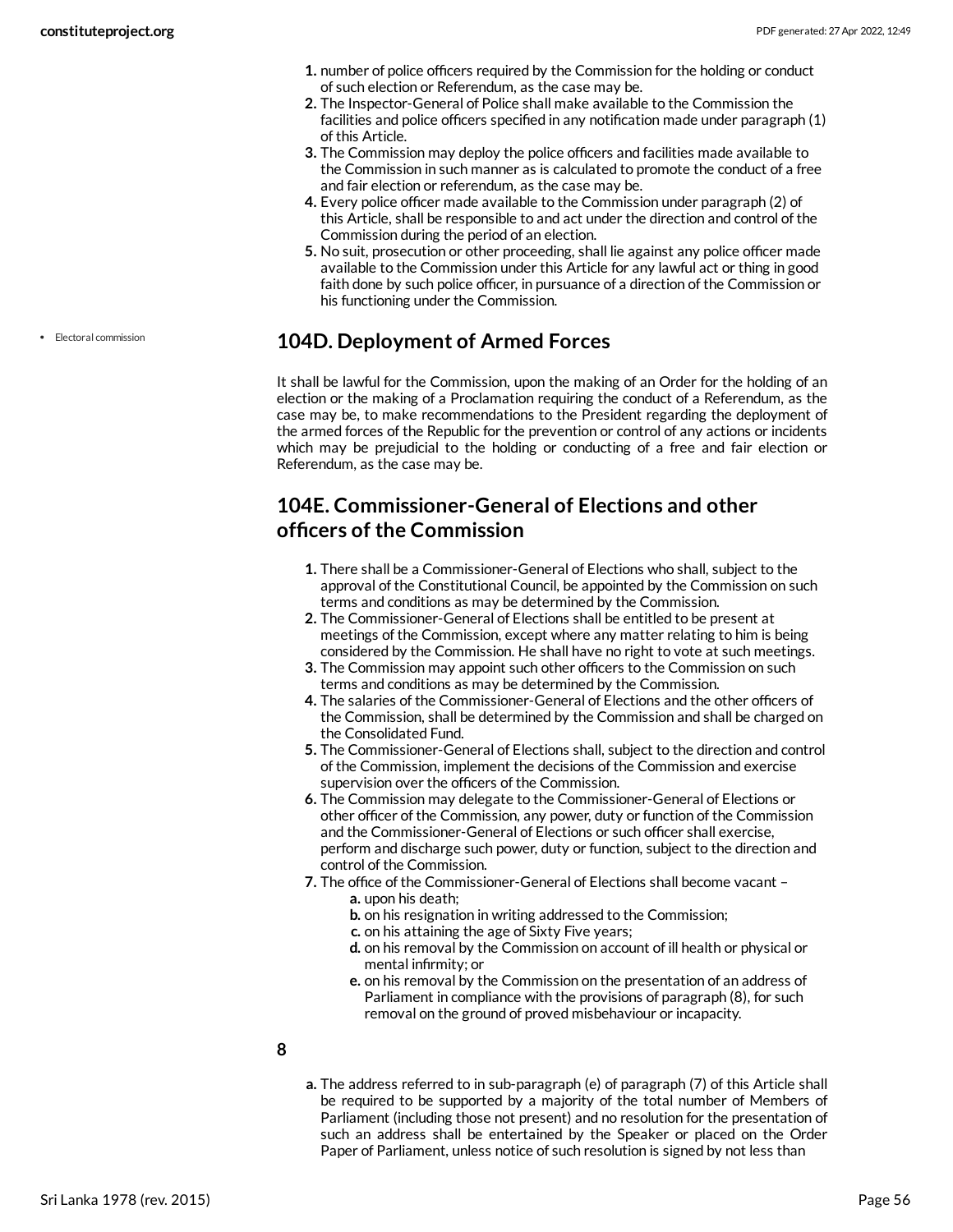1. number of police officers required by the Commission for the holding or conduct of such election or Referendum, as the case may be.
2. The Inspector-General of Police shall make available to the Commission the facilities and police officers specified in any notification made under paragraph (1) of this Article.
3. The Commission may deploy the police officers and facilities made available to the Commission in such manner as is calculated to promote the conduct of a free and fair election or referendum, as the case may be.
4. Every police officer made available to the Commission under paragraph (2) of this Article, shall be responsible to and act under the direction and control of the Commission during the period of an election.
5. No suit, prosecution or other proceeding, shall lie against any police officer made available to the Commission under this Article for any lawful act or thing in good faith done by such police officer, in pursuance of a direction of the Commission or his functioning under the Commission.

- Electoral commission

## 104D. Deployment of Armed Forces

It shall be lawful for the Commission, upon the making of an Order for the holding of an election or the making of a Proclamation requiring the conduct of a Referendum, as the case may be, to make recommendations to the President regarding the deployment of the armed forces of the Republic for the prevention or control of any actions or incidents which may be prejudicial to the holding or conducting of a free and fair election or Referendum, as the case may be.

## 104E. Commissioner-General of Elections and other officers of the Commission

1. There shall be a Commissioner-General of Elections who shall, subject to the approval of the Constitutional Council, be appointed by the Commission on such terms and conditions as may be determined by the Commission.
2. The Commissioner-General of Elections shall be entitled to be present at meetings of the Commission, except where any matter relating to him is being considered by the Commission. He shall have no right to vote at such meetings.
3. The Commission may appoint such other officers to the Commission on such terms and conditions as may be determined by the Commission.
4. The salaries of the Commissioner-General of Elections and the other officers of the Commission, shall be determined by the Commission and shall be charged on the Consolidated Fund.
5. The Commissioner-General of Elections shall, subject to the direction and control of the Commission, implement the decisions of the Commission and exercise supervision over the officers of the Commission.
6. The Commission may delegate to the Commissioner-General of Elections or other officer of the Commission, any power, duty or function of the Commission and the Commissioner-General of Elections or such officer shall exercise, perform and discharge such power, duty or function, subject to the direction and control of the Commission.
7. The office of the Commissioner-General of Elections shall become vacant –
   a. upon his death;
   b. on his resignation in writing addressed to the Commission;
   c. on his attaining the age of Sixty Five years;
   d. on his removal by the Commission on account of ill health or physical or mental infirmity; or
   e. on his removal by the Commission on the presentation of an address of Parliament in compliance with the provisions of paragraph (8), for such removal on the ground of proved misbehaviour or incapacity.

**8**

a. The address referred to in sub-paragraph (e) of paragraph (7) of this Article shall be required to be supported by a majority of the total number of Members of Parliament (including those not present) and no resolution for the presentation of such an address shall be entertained by the Speaker or placed on the Order Paper of Parliament, unless notice of such resolution is signed by not less than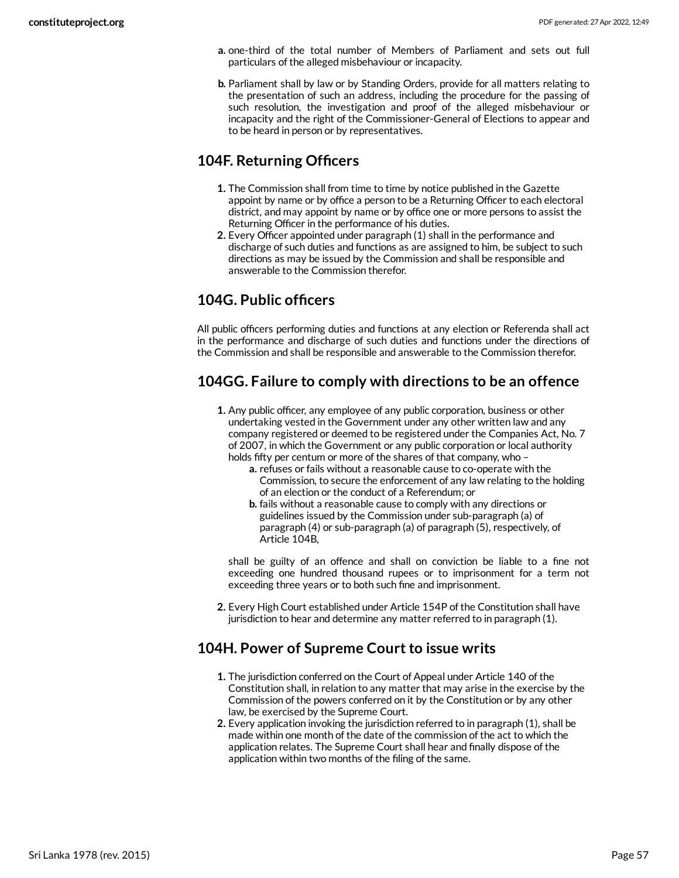a. one-third of the total number of Members of Parliament and sets out full particulars of the alleged misbehaviour or incapacity.

b. Parliament shall by law or by Standing Orders, provide for all matters relating to the presentation of such an address, including the procedure for the passing of such resolution, the investigation and proof of the alleged misbehaviour or incapacity and the right of the Commissioner-General of Elections to appear and to be heard in person or by representatives.

## 104F. Returning Officers

1. The Commission shall from time to time by notice published in the Gazette appoint by name or by office a person to be a Returning Officer to each electoral district, and may appoint by name or by office one or more persons to assist the Returning Officer in the performance of his duties.
2. Every Officer appointed under paragraph (1) shall in the performance and discharge of such duties and functions as are assigned to him, be subject to such directions as may be issued by the Commission and shall be responsible and answerable to the Commission therefor.

## 104G. Public officers

All public officers performing duties and functions at any election or Referenda shall act in the performance and discharge of such duties and functions under the directions of the Commission and shall be responsible and answerable to the Commission therefor.

## 104GG. Failure to comply with directions to be an offence

1. Any public officer, any employee of any public corporation, business or other undertaking vested in the Government under any other written law and any company registered or deemed to be registered under the Companies Act, No. 7 of 2007, in which the Government or any public corporation or local authority holds fifty per centum or more of the shares of that company, who –
   a. refuses or fails without a reasonable cause to co-operate with the Commission, to secure the enforcement of any law relating to the holding of an election or the conduct of a Referendum; or
   b. fails without a reasonable cause to comply with any directions or guidelines issued by the Commission under sub-paragraph (a) of paragraph (4) or sub-paragraph (a) of paragraph (5), respectively, of Article 104B,

   shall be guilty of an offence and shall on conviction be liable to a fine not exceeding one hundred thousand rupees or to imprisonment for a term not exceeding three years or to both such fine and imprisonment.

2. Every High Court established under Article 154P of the Constitution shall have jurisdiction to hear and determine any matter referred to in paragraph (1).

## 104H. Power of Supreme Court to issue writs

1. The jurisdiction conferred on the Court of Appeal under Article 140 of the Constitution shall, in relation to any matter that may arise in the exercise by the Commission of the powers conferred on it by the Constitution or by any other law, be exercised by the Supreme Court.
2. Every application invoking the jurisdiction referred to in paragraph (1), shall be made within one month of the date of the commission of the act to which the application relates. The Supreme Court shall hear and finally dispose of the application within two months of the filing of the same.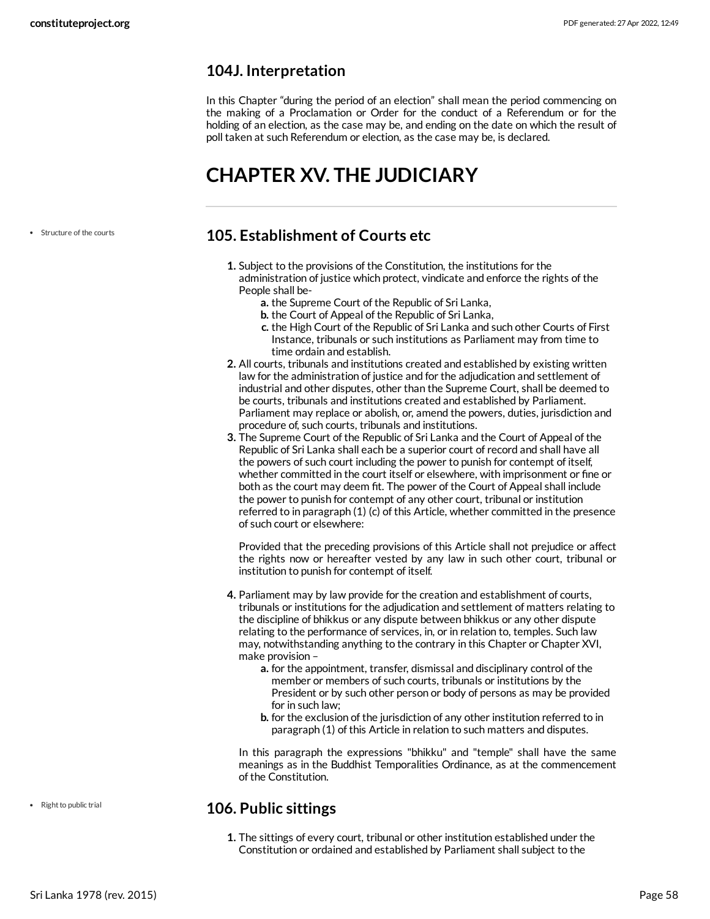### 104J. Interpretation

In this Chapter "during the period of an election" shall mean the period commencing on the making of a Proclamation or Order for the conduct of a Referendum or for the holding of an election, as the case may be, and ending on the date on which the result of poll taken at such Referendum or election, as the case may be, is declared.

## CHAPTER XV. THE JUDICIARY

- Structure of the courts

### 105. Establishment of Courts etc

1. Subject to the provisions of the Constitution, the institutions for the administration of justice which protect, vindicate and enforce the rights of the People shall be-
   a. the Supreme Court of the Republic of Sri Lanka,
   b. the Court of Appeal of the Republic of Sri Lanka,
   c. the High Court of the Republic of Sri Lanka and such other Courts of First Instance, tribunals or such institutions as Parliament may from time to time ordain and establish.
2. All courts, tribunals and institutions created and established by existing written law for the administration of justice and for the adjudication and settlement of industrial and other disputes, other than the Supreme Court, shall be deemed to be courts, tribunals and institutions created and established by Parliament. Parliament may replace or abolish, or, amend the powers, duties, jurisdiction and procedure of, such courts, tribunals and institutions.
3. The Supreme Court of the Republic of Sri Lanka and the Court of Appeal of the Republic of Sri Lanka shall each be a superior court of record and shall have all the powers of such court including the power to punish for contempt of itself, whether committed in the court itself or elsewhere, with imprisonment or fine or both as the court may deem fit. The power of the Court of Appeal shall include the power to punish for contempt of any other court, tribunal or institution referred to in paragraph (1) (c) of this Article, whether committed in the presence of such court or elsewhere:

   Provided that the preceding provisions of this Article shall not prejudice or affect the rights now or hereafter vested by any law in such other court, tribunal or institution to punish for contempt of itself.

4. Parliament may by law provide for the creation and establishment of courts, tribunals or institutions for the adjudication and settlement of matters relating to the discipline of bhikkus or any dispute between bhikkus or any other dispute relating to the performance of services, in, or in relation to, temples. Such law may, notwithstanding anything to the contrary in this Chapter or Chapter XVI, make provision –
   a. for the appointment, transfer, dismissal and disciplinary control of the member or members of such courts, tribunals or institutions by the President or by such other person or body of persons as may be provided for in such law;
   b. for the exclusion of the jurisdiction of any other institution referred to in paragraph (1) of this Article in relation to such matters and disputes.

   In this paragraph the expressions "bhikku" and "temple" shall have the same meanings as in the Buddhist Temporalities Ordinance, as at the commencement of the Constitution.

- Right to public trial

### 106. Public sittings

1. The sittings of every court, tribunal or other institution established under the Constitution or ordained and established by Parliament shall subject to the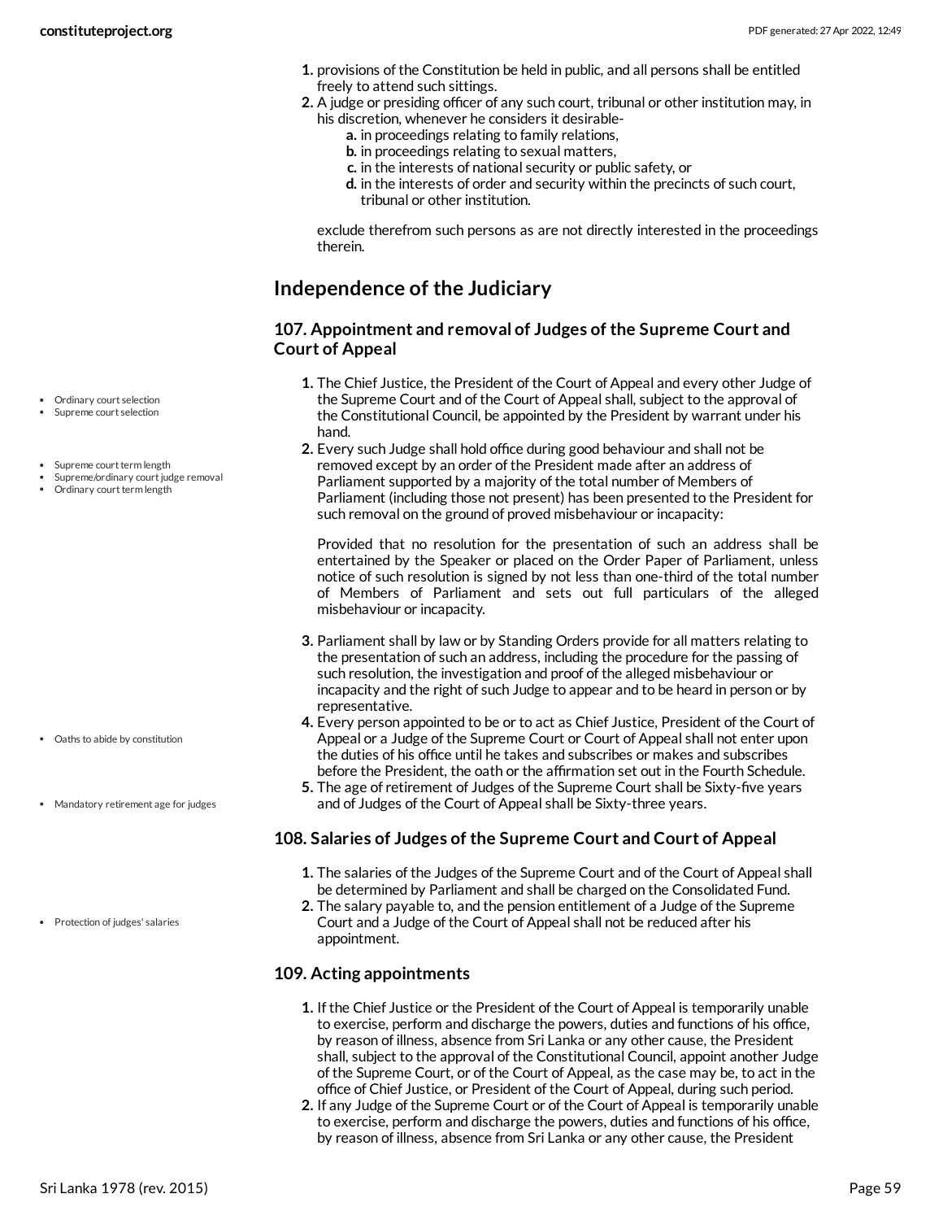1. provisions of the Constitution be held in public, and all persons shall be entitled freely to attend such sittings.
2. A judge or presiding officer of any such court, tribunal or other institution may, in his discretion, whenever he considers it desirable-
   a. in proceedings relating to family relations,
   b. in proceedings relating to sexual matters,
   c. in the interests of national security or public safety, or
   d. in the interests of order and security within the precincts of such court, tribunal or other institution.

   exclude therefrom such persons as are not directly interested in the proceedings therein.

## Independence of the Judiciary

### 107. Appointment and removal of Judges of the Supreme Court and Court of Appeal

- Ordinary court selection
- Supreme court selection

1. The Chief Justice, the President of the Court of Appeal and every other Judge of the Supreme Court and of the Court of Appeal shall, subject to the approval of the Constitutional Council, be appointed by the President by warrant under his hand.

- Supreme court term length
- Supreme/ordinary court judge removal
- Ordinary court term length

2. Every such Judge shall hold office during good behaviour and shall not be removed except by an order of the President made after an address of Parliament supported by a majority of the total number of Members of Parliament (including those not present) has been presented to the President for such removal on the ground of proved misbehaviour or incapacity:

   Provided that no resolution for the presentation of such an address shall be entertained by the Speaker or placed on the Order Paper of Parliament, unless notice of such resolution is signed by not less than one-third of the total number of Members of Parliament and sets out full particulars of the alleged misbehaviour or incapacity.

3. Parliament shall by law or by Standing Orders provide for all matters relating to the presentation of such an address, including the procedure for the passing of such resolution, the investigation and proof of the alleged misbehaviour or incapacity and the right of such Judge to appear and to be heard in person or by representative.

- Oaths to abide by constitution

4. Every person appointed to be or to act as Chief Justice, President of the Court of Appeal or a Judge of the Supreme Court or Court of Appeal shall not enter upon the duties of his office until he takes and subscribes or makes and subscribes before the President, the oath or the affirmation set out in the Fourth Schedule.

- Mandatory retirement age for judges

5. The age of retirement of Judges of the Supreme Court shall be Sixty-five years and of Judges of the Court of Appeal shall be Sixty-three years.

### 108. Salaries of Judges of the Supreme Court and Court of Appeal

1. The salaries of the Judges of the Supreme Court and of the Court of Appeal shall be determined by Parliament and shall be charged on the Consolidated Fund.

- Protection of judges' salaries

2. The salary payable to, and the pension entitlement of a Judge of the Supreme Court and a Judge of the Court of Appeal shall not be reduced after his appointment.

### 109. Acting appointments

1. If the Chief Justice or the President of the Court of Appeal is temporarily unable to exercise, perform and discharge the powers, duties and functions of his office, by reason of illness, absence from Sri Lanka or any other cause, the President shall, subject to the approval of the Constitutional Council, appoint another Judge of the Supreme Court, or of the Court of Appeal, as the case may be, to act in the office of Chief Justice, or President of the Court of Appeal, during such period.
2. If any Judge of the Supreme Court or of the Court of Appeal is temporarily unable to exercise, perform and discharge the powers, duties and functions of his office, by reason of illness, absence from Sri Lanka or any other cause, the President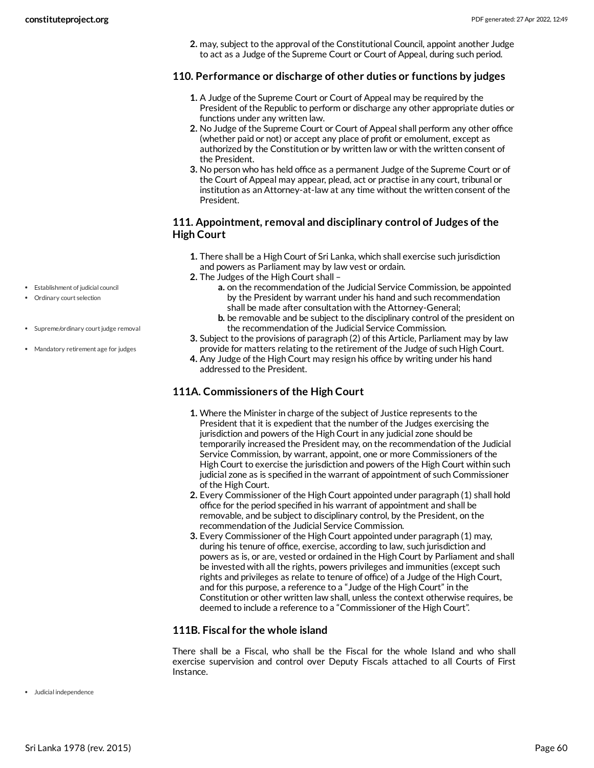2. may, subject to the approval of the Constitutional Council, appoint another Judge to act as a Judge of the Supreme Court or Court of Appeal, during such period.

### 110. Performance or discharge of other duties or functions by judges

1. A Judge of the Supreme Court or Court of Appeal may be required by the President of the Republic to perform or discharge any other appropriate duties or functions under any written law.
2. No Judge of the Supreme Court or Court of Appeal shall perform any other office (whether paid or not) or accept any place of profit or emolument, except as authorized by the Constitution or by written law or with the written consent of the President.
3. No person who has held office as a permanent Judge of the Supreme Court or of the Court of Appeal may appear, plead, act or practise in any court, tribunal or institution as an Attorney-at-law at any time without the written consent of the President.

### 111. Appointment, removal and disciplinary control of Judges of the High Court

- Establishment of judicial council
- Ordinary court selection
- Supreme/ordinary court judge removal
- Mandatory retirement age for judges

1. There shall be a High Court of Sri Lanka, which shall exercise such jurisdiction and powers as Parliament may by law vest or ordain.
2. The Judges of the High Court shall –
   a. on the recommendation of the Judicial Service Commission, be appointed by the President by warrant under his hand and such recommendation shall be made after consultation with the Attorney-General;
   b. be removable and be subject to the disciplinary control of the president on the recommendation of the Judicial Service Commission.
3. Subject to the provisions of paragraph (2) of this Article, Parliament may by law provide for matters relating to the retirement of the Judge of such High Court.
4. Any Judge of the High Court may resign his office by writing under his hand addressed to the President.

### 111A. Commissioners of the High Court

1. Where the Minister in charge of the subject of Justice represents to the President that it is expedient that the number of the Judges exercising the jurisdiction and powers of the High Court in any judicial zone should be temporarily increased the President may, on the recommendation of the Judicial Service Commission, by warrant, appoint, one or more Commissioners of the High Court to exercise the jurisdiction and powers of the High Court within such judicial zone as is specified in the warrant of appointment of such Commissioner of the High Court.
2. Every Commissioner of the High Court appointed under paragraph (1) shall hold office for the period specified in his warrant of appointment and shall be removable, and be subject to disciplinary control, by the President, on the recommendation of the Judicial Service Commission.
3. Every Commissioner of the High Court appointed under paragraph (1) may, during his tenure of office, exercise, according to law, such jurisdiction and powers as is, or are, vested or ordained in the High Court by Parliament and shall be invested with all the rights, powers privileges and immunities (except such rights and privileges as relate to tenure of office) of a Judge of the High Court, and for this purpose, a reference to a "Judge of the High Court" in the Constitution or other written law shall, unless the context otherwise requires, be deemed to include a reference to a "Commissioner of the High Court".

### 111B. Fiscal for the whole island

There shall be a Fiscal, who shall be the Fiscal for the whole Island and who shall exercise supervision and control over Deputy Fiscals attached to all Courts of First Instance.

- Judicial independence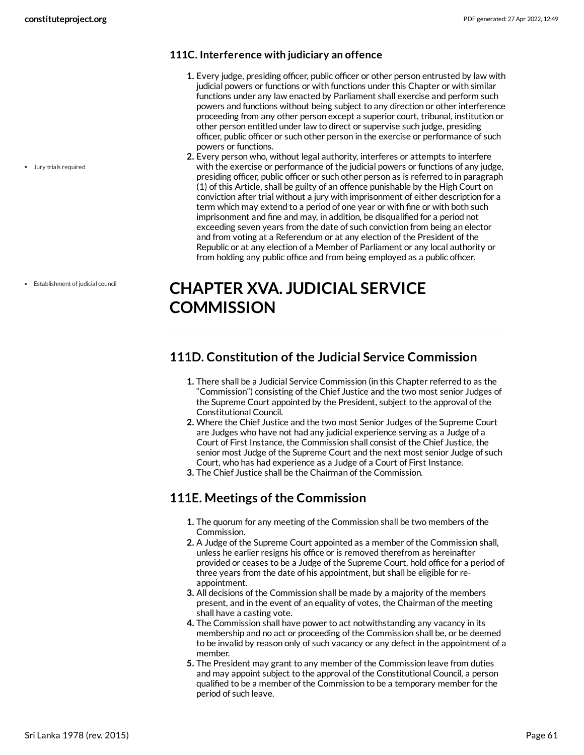### 111C. Interference with judiciary an offence

1. Every judge, presiding officer, public officer or other person entrusted by law with judicial powers or functions or with functions under this Chapter or with similar functions under any law enacted by Parliament shall exercise and perform such powers and functions without being subject to any direction or other interference proceeding from any other person except a superior court, tribunal, institution or other person entitled under law to direct or supervise such judge, presiding officer, public officer or such other person in the exercise or performance of such powers or functions.
2. Every person who, without legal authority, interferes or attempts to interfere with the exercise or performance of the judicial powers or functions of any judge, presiding officer, public officer or such other person as is referred to in paragraph (1) of this Article, shall be guilty of an offence punishable by the High Court on conviction after trial without a jury with imprisonment of either description for a term which may extend to a period of one year or with fine or with both such imprisonment and fine and may, in addition, be disqualified for a period not exceeding seven years from the date of such conviction from being an elector and from voting at a Referendum or at any election of the President of the Republic or at any election of a Member of Parliament or any local authority or from holding any public office and from being employed as a public officer.

- Jury trials required

- Establishment of judicial council

# CHAPTER XVA. JUDICIAL SERVICE COMMISSION

## 111D. Constitution of the Judicial Service Commission

1. There shall be a Judicial Service Commission (in this Chapter referred to as the "Commission") consisting of the Chief Justice and the two most senior Judges of the Supreme Court appointed by the President, subject to the approval of the Constitutional Council.
2. Where the Chief Justice and the two most Senior Judges of the Supreme Court are Judges who have not had any judicial experience serving as a Judge of a Court of First Instance, the Commission shall consist of the Chief Justice, the senior most Judge of the Supreme Court and the next most senior Judge of such Court, who has had experience as a Judge of a Court of First Instance.
3. The Chief Justice shall be the Chairman of the Commission.

## 111E. Meetings of the Commission

1. The quorum for any meeting of the Commission shall be two members of the Commission.
2. A Judge of the Supreme Court appointed as a member of the Commission shall, unless he earlier resigns his office or is removed therefrom as hereinafter provided or ceases to be a Judge of the Supreme Court, hold office for a period of three years from the date of his appointment, but shall be eligible for re-appointment.
3. All decisions of the Commission shall be made by a majority of the members present, and in the event of an equality of votes, the Chairman of the meeting shall have a casting vote.
4. The Commission shall have power to act notwithstanding any vacancy in its membership and no act or proceeding of the Commission shall be, or be deemed to be invalid by reason only of such vacancy or any defect in the appointment of a member.
5. The President may grant to any member of the Commission leave from duties and may appoint subject to the approval of the Constitutional Council, a person qualified to be a member of the Commission to be a temporary member for the period of such leave.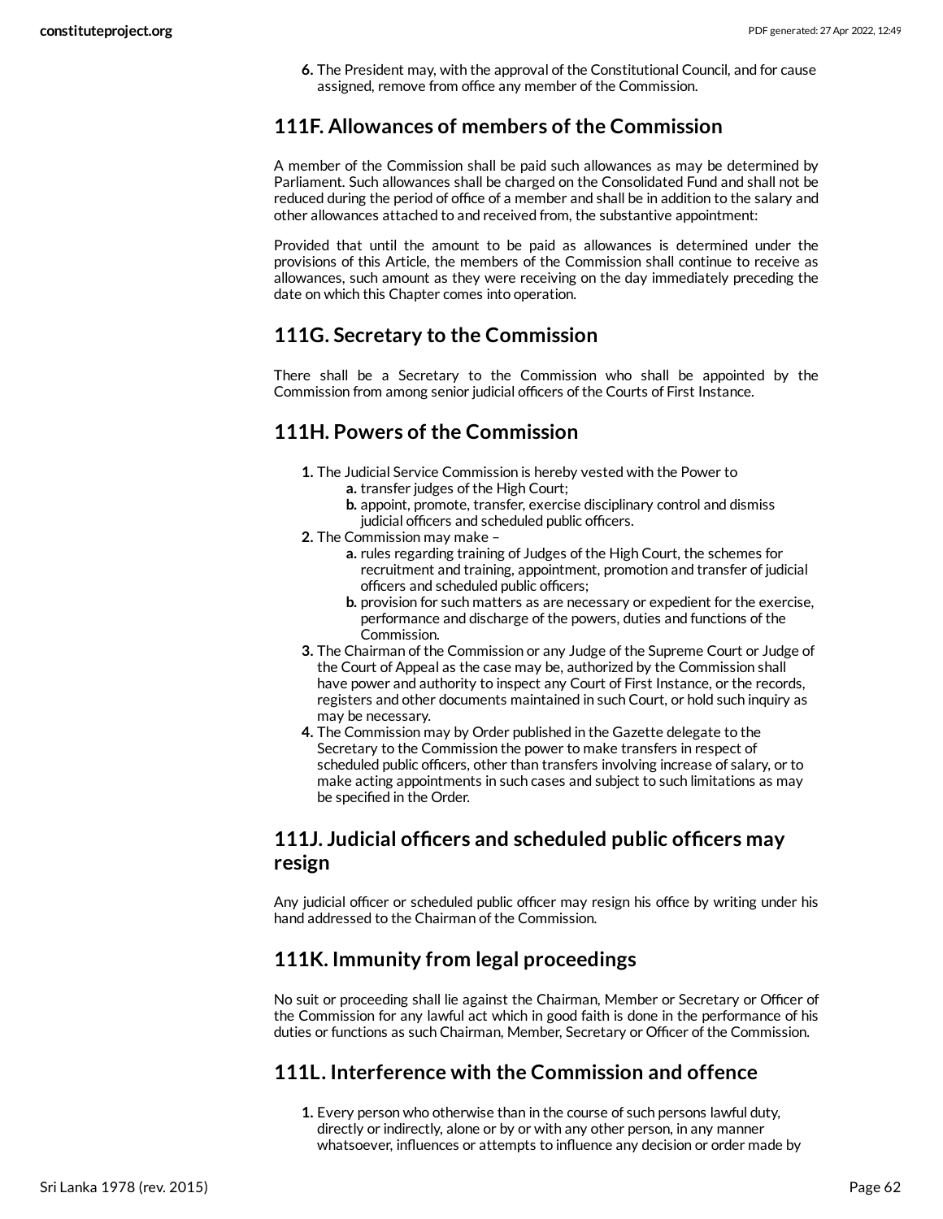6. The President may, with the approval of the Constitutional Council, and for cause assigned, remove from office any member of the Commission.

## 111F. Allowances of members of the Commission

A member of the Commission shall be paid such allowances as may be determined by Parliament. Such allowances shall be charged on the Consolidated Fund and shall not be reduced during the period of office of a member and shall be in addition to the salary and other allowances attached to and received from, the substantive appointment:

Provided that until the amount to be paid as allowances is determined under the provisions of this Article, the members of the Commission shall continue to receive as allowances, such amount as they were receiving on the day immediately preceding the date on which this Chapter comes into operation.

## 111G. Secretary to the Commission

There shall be a Secretary to the Commission who shall be appointed by the Commission from among senior judicial officers of the Courts of First Instance.

## 111H. Powers of the Commission

1. The Judicial Service Commission is hereby vested with the Power to
    a. transfer judges of the High Court;
    b. appoint, promote, transfer, exercise disciplinary control and dismiss judicial officers and scheduled public officers.
2. The Commission may make –
    a. rules regarding training of Judges of the High Court, the schemes for recruitment and training, appointment, promotion and transfer of judicial officers and scheduled public officers;
    b. provision for such matters as are necessary or expedient for the exercise, performance and discharge of the powers, duties and functions of the Commission.
3. The Chairman of the Commission or any Judge of the Supreme Court or Judge of the Court of Appeal as the case may be, authorized by the Commission shall have power and authority to inspect any Court of First Instance, or the records, registers and other documents maintained in such Court, or hold such inquiry as may be necessary.
4. The Commission may by Order published in the Gazette delegate to the Secretary to the Commission the power to make transfers in respect of scheduled public officers, other than transfers involving increase of salary, or to make acting appointments in such cases and subject to such limitations as may be specified in the Order.

## 111J. Judicial officers and scheduled public officers may resign

Any judicial officer or scheduled public officer may resign his office by writing under his hand addressed to the Chairman of the Commission.

## 111K. Immunity from legal proceedings

No suit or proceeding shall lie against the Chairman, Member or Secretary or Officer of the Commission for any lawful act which in good faith is done in the performance of his duties or functions as such Chairman, Member, Secretary or Officer of the Commission.

## 111L. Interference with the Commission and offence

1. Every person who otherwise than in the course of such persons lawful duty, directly or indirectly, alone or by or with any other person, in any manner whatsoever, influences or attempts to influence any decision or order made by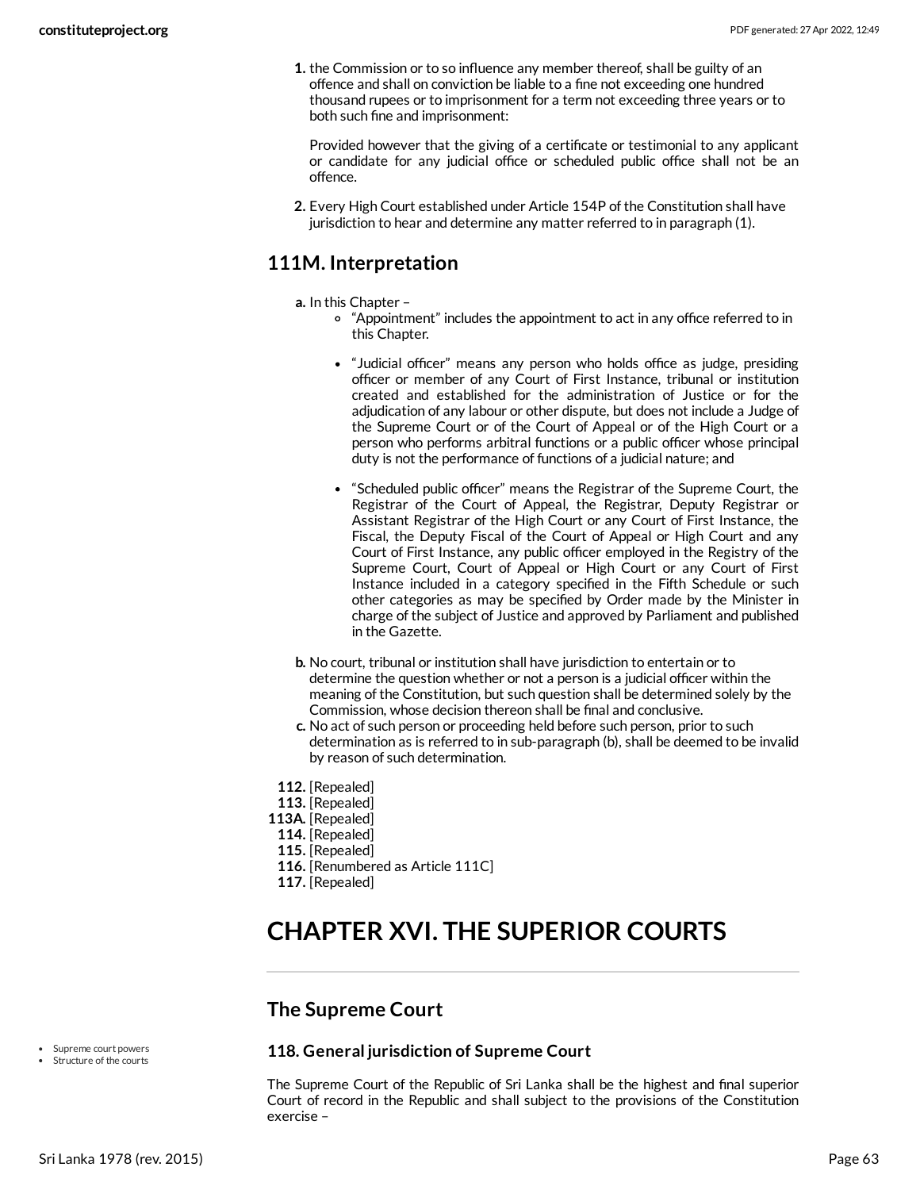1. the Commission or to so influence any member thereof, shall be guilty of an offence and shall on conviction be liable to a fine not exceeding one hundred thousand rupees or to imprisonment for a term not exceeding three years or to both such fine and imprisonment:

   Provided however that the giving of a certificate or testimonial to any applicant or candidate for any judicial office or scheduled public office shall not be an offence.

2. Every High Court established under Article 154P of the Constitution shall have jurisdiction to hear and determine any matter referred to in paragraph (1).

## 111M. Interpretation

a. In this Chapter –
   - "Appointment" includes the appointment to act in any office referred to in this Chapter.
   - "Judicial officer" means any person who holds office as judge, presiding officer or member of any Court of First Instance, tribunal or institution created and established for the administration of Justice or for the adjudication of any labour or other dispute, but does not include a Judge of the Supreme Court or of the Court of Appeal or of the High Court or a person who performs arbitral functions or a public officer whose principal duty is not the performance of functions of a judicial nature; and
   - "Scheduled public officer" means the Registrar of the Supreme Court, the Registrar of the Court of Appeal, the Registrar, Deputy Registrar or Assistant Registrar of the High Court or any Court of First Instance, the Fiscal, the Deputy Fiscal of the Court of Appeal or High Court and any Court of First Instance, any public officer employed in the Registry of the Supreme Court, Court of Appeal or High Court or any Court of First Instance included in a category specified in the Fifth Schedule or such other categories as may be specified by Order made by the Minister in charge of the subject of Justice and approved by Parliament and published in the Gazette.

b. No court, tribunal or institution shall have jurisdiction to entertain or to determine the question whether or not a person is a judicial officer within the meaning of the Constitution, but such question shall be determined solely by the Commission, whose decision thereon shall be final and conclusive.

c. No act of such person or proceeding held before such person, prior to such determination as is referred to in sub-paragraph (b), shall be deemed to be invalid by reason of such determination.

**112.** [Repealed]
**113.** [Repealed]
**113A.** [Repealed]
**114.** [Repealed]
**115.** [Repealed]
**116.** [Renumbered as Article 111C]
**117.** [Repealed]

# CHAPTER XVI. THE SUPERIOR COURTS

## The Supreme Court

- Supreme court powers
- Structure of the courts

### 118. General jurisdiction of Supreme Court

The Supreme Court of the Republic of Sri Lanka shall be the highest and final superior Court of record in the Republic and shall subject to the provisions of the Constitution exercise –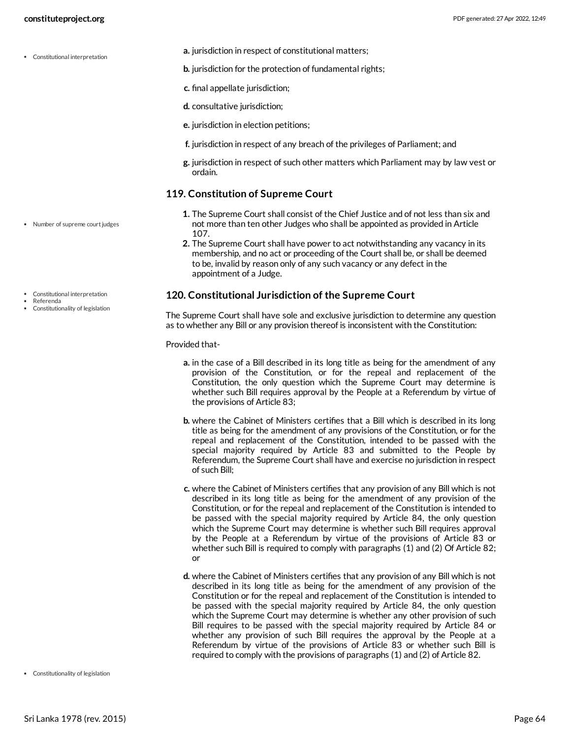- Constitutional interpretation

a. jurisdiction in respect of constitutional matters;

b. jurisdiction for the protection of fundamental rights;

c. final appellate jurisdiction;

d. consultative jurisdiction;

e. jurisdiction in election petitions;

f. jurisdiction in respect of any breach of the privileges of Parliament; and

g. jurisdiction in respect of such other matters which Parliament may by law vest or ordain.

### 119. Constitution of Supreme Court

- Number of supreme court judges

1. The Supreme Court shall consist of the Chief Justice and of not less than six and not more than ten other Judges who shall be appointed as provided in Article 107.
2. The Supreme Court shall have power to act notwithstanding any vacancy in its membership, and no act or proceeding of the Court shall be, or shall be deemed to be, invalid by reason only of any such vacancy or any defect in the appointment of a Judge.

### 120. Constitutional Jurisdiction of the Supreme Court

- Constitutional interpretation
- Referenda
- Constitutionality of legislation

The Supreme Court shall have sole and exclusive jurisdiction to determine any question as to whether any Bill or any provision thereof is inconsistent with the Constitution:

Provided that-

a. in the case of a Bill described in its long title as being for the amendment of any provision of the Constitution, or for the repeal and replacement of the Constitution, the only question which the Supreme Court may determine is whether such Bill requires approval by the People at a Referendum by virtue of the provisions of Article 83;

b. where the Cabinet of Ministers certifies that a Bill which is described in its long title as being for the amendment of any provisions of the Constitution, or for the repeal and replacement of the Constitution, intended to be passed with the special majority required by Article 83 and submitted to the People by Referendum, the Supreme Court shall have and exercise no jurisdiction in respect of such Bill;

c. where the Cabinet of Ministers certifies that any provision of any Bill which is not described in its long title as being for the amendment of any provision of the Constitution, or for the repeal and replacement of the Constitution is intended to be passed with the special majority required by Article 84, the only question which the Supreme Court may determine is whether such Bill requires approval by the People at a Referendum by virtue of the provisions of Article 83 or whether such Bill is required to comply with paragraphs (1) and (2) Of Article 82; or

d. where the Cabinet of Ministers certifies that any provision of any Bill which is not described in its long title as being for the amendment of any provision of the Constitution or for the repeal and replacement of the Constitution is intended to be passed with the special majority required by Article 84, the only question which the Supreme Court may determine is whether any other provision of such Bill requires to be passed with the special majority required by Article 84 or whether any provision of such Bill requires the approval by the People at a Referendum by virtue of the provisions of Article 83 or whether such Bill is required to comply with the provisions of paragraphs (1) and (2) of Article 82.

- Constitutionality of legislation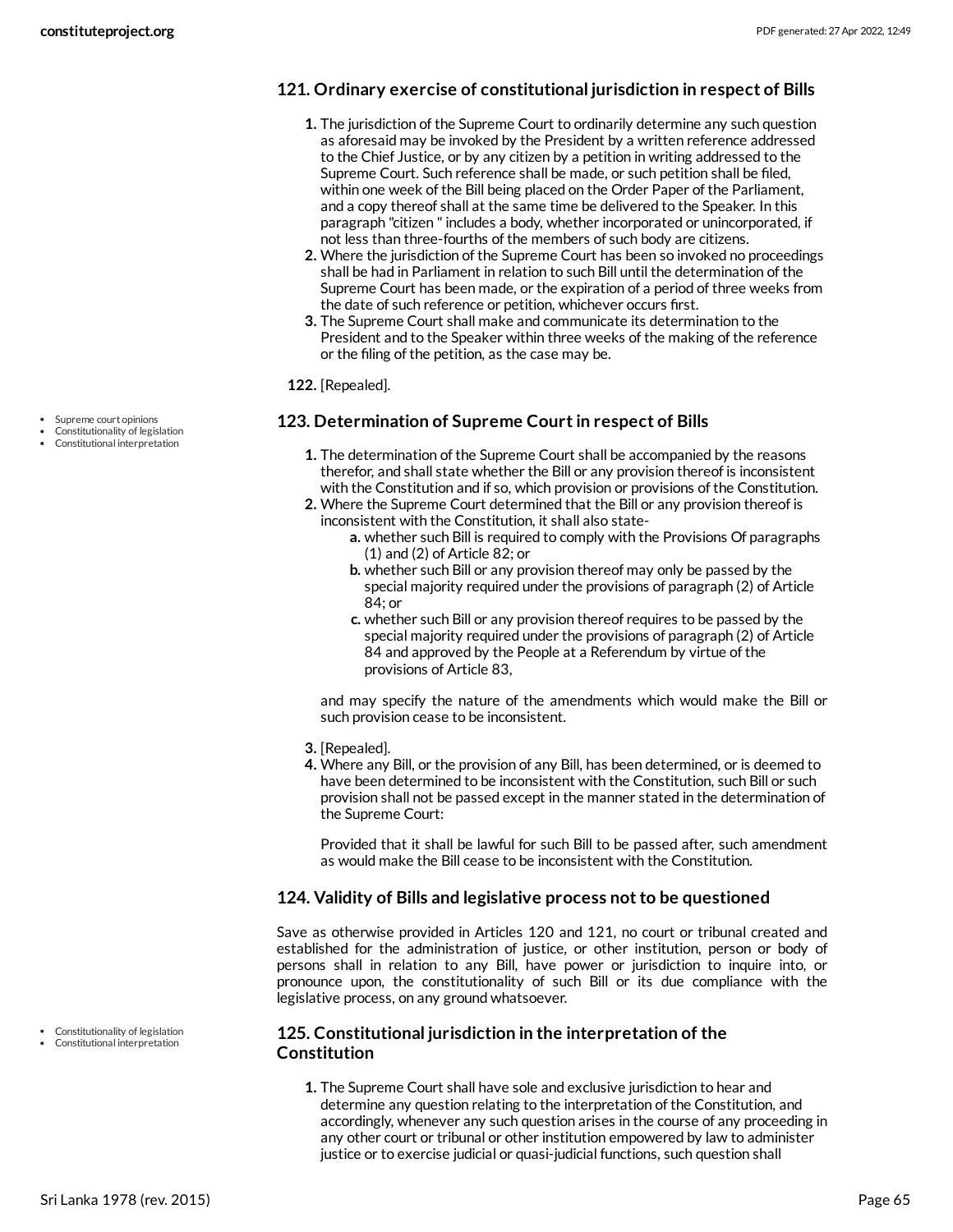### 121. Ordinary exercise of constitutional jurisdiction in respect of Bills

1. The jurisdiction of the Supreme Court to ordinarily determine any such question as aforesaid may be invoked by the President by a written reference addressed to the Chief Justice, or by any citizen by a petition in writing addressed to the Supreme Court. Such reference shall be made, or such petition shall be filed, within one week of the Bill being placed on the Order Paper of the Parliament, and a copy thereof shall at the same time be delivered to the Speaker. In this paragraph "citizen " includes a body, whether incorporated or unincorporated, if not less than three-fourths of the members of such body are citizens.
2. Where the jurisdiction of the Supreme Court has been so invoked no proceedings shall be had in Parliament in relation to such Bill until the determination of the Supreme Court has been made, or the expiration of a period of three weeks from the date of such reference or petition, whichever occurs first.
3. The Supreme Court shall make and communicate its determination to the President and to the Speaker within three weeks of the making of the reference or the filing of the petition, as the case may be.

**122.** [Repealed].

- Supreme court opinions
- Constitutionality of legislation
- Constitutional interpretation

### 123. Determination of Supreme Court in respect of Bills

1. The determination of the Supreme Court shall be accompanied by the reasons therefor, and shall state whether the Bill or any provision thereof is inconsistent with the Constitution and if so, which provision or provisions of the Constitution.
2. Where the Supreme Court determined that the Bill or any provision thereof is inconsistent with the Constitution, it shall also state-
   a. whether such Bill is required to comply with the Provisions Of paragraphs (1) and (2) of Article 82; or
   b. whether such Bill or any provision thereof may only be passed by the special majority required under the provisions of paragraph (2) of Article 84; or
   c. whether such Bill or any provision thereof requires to be passed by the special majority required under the provisions of paragraph (2) of Article 84 and approved by the People at a Referendum by virtue of the provisions of Article 83,

   and may specify the nature of the amendments which would make the Bill or such provision cease to be inconsistent.
3. [Repealed].
4. Where any Bill, or the provision of any Bill, has been determined, or is deemed to have been determined to be inconsistent with the Constitution, such Bill or such provision shall not be passed except in the manner stated in the determination of the Supreme Court:

   Provided that it shall be lawful for such Bill to be passed after, such amendment as would make the Bill cease to be inconsistent with the Constitution.

### 124. Validity of Bills and legislative process not to be questioned

Save as otherwise provided in Articles 120 and 121, no court or tribunal created and established for the administration of justice, or other institution, person or body of persons shall in relation to any Bill, have power or jurisdiction to inquire into, or pronounce upon, the constitutionality of such Bill or its due compliance with the legislative process, on any ground whatsoever.

- Constitutionality of legislation
- Constitutional interpretation

### 125. Constitutional jurisdiction in the interpretation of the Constitution

1. The Supreme Court shall have sole and exclusive jurisdiction to hear and determine any question relating to the interpretation of the Constitution, and accordingly, whenever any such question arises in the course of any proceeding in any other court or tribunal or other institution empowered by law to administer justice or to exercise judicial or quasi-judicial functions, such question shall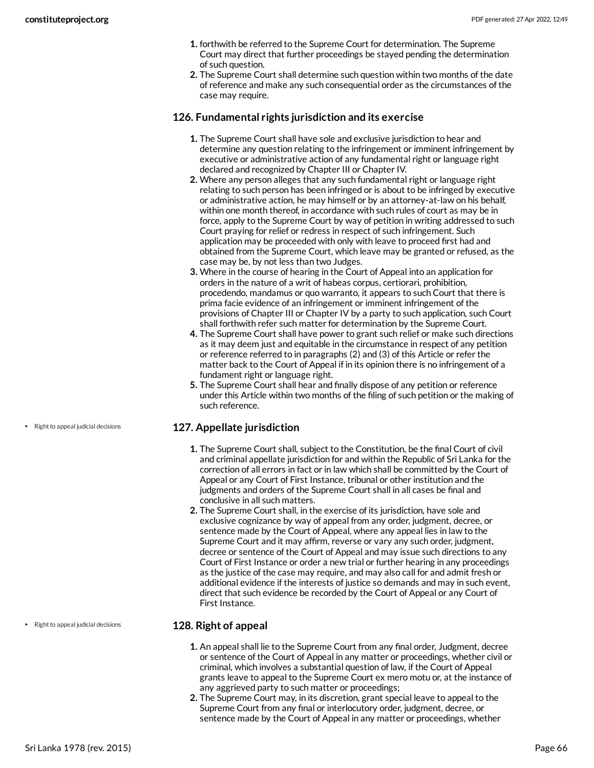1. forthwith be referred to the Supreme Court for determination. The Supreme Court may direct that further proceedings be stayed pending the determination of such question.
2. The Supreme Court shall determine such question within two months of the date of reference and make any such consequential order as the circumstances of the case may require.

### 126. Fundamental rights jurisdiction and its exercise

1. The Supreme Court shall have sole and exclusive jurisdiction to hear and determine any question relating to the infringement or imminent infringement by executive or administrative action of any fundamental right or language right declared and recognized by Chapter III or Chapter IV.
2. Where any person alleges that any such fundamental right or language right relating to such person has been infringed or is about to be infringed by executive or administrative action, he may himself or by an attorney-at-law on his behalf, within one month thereof, in accordance with such rules of court as may be in force, apply to the Supreme Court by way of petition in writing addressed to such Court praying for relief or redress in respect of such infringement. Such application may be proceeded with only with leave to proceed first had and obtained from the Supreme Court, which leave may be granted or refused, as the case may be, by not less than two Judges.
3. Where in the course of hearing in the Court of Appeal into an application for orders in the nature of a writ of habeas corpus, certiorari, prohibition, procedendo, mandamus or quo warranto, it appears to such Court that there is prima facie evidence of an infringement or imminent infringement of the provisions of Chapter III or Chapter IV by a party to such application, such Court shall forthwith refer such matter for determination by the Supreme Court.
4. The Supreme Court shall have power to grant such relief or make such directions as it may deem just and equitable in the circumstance in respect of any petition or reference referred to in paragraphs (2) and (3) of this Article or refer the matter back to the Court of Appeal if in its opinion there is no infringement of a fundament right or language right.
5. The Supreme Court shall hear and finally dispose of any petition or reference under this Article within two months of the filing of such petition or the making of such reference.

- Right to appeal judicial decisions

### 127. Appellate jurisdiction

1. The Supreme Court shall, subject to the Constitution, be the final Court of civil and criminal appellate jurisdiction for and within the Republic of Sri Lanka for the correction of all errors in fact or in law which shall be committed by the Court of Appeal or any Court of First Instance, tribunal or other institution and the judgments and orders of the Supreme Court shall in all cases be final and conclusive in all such matters.
2. The Supreme Court shall, in the exercise of its jurisdiction, have sole and exclusive cognizance by way of appeal from any order, judgment, decree, or sentence made by the Court of Appeal, where any appeal lies in law to the Supreme Court and it may affirm, reverse or vary any such order, judgment, decree or sentence of the Court of Appeal and may issue such directions to any Court of First Instance or order a new trial or further hearing in any proceedings as the justice of the case may require, and may also call for and admit fresh or additional evidence if the interests of justice so demands and may in such event, direct that such evidence be recorded by the Court of Appeal or any Court of First Instance.

- Right to appeal judicial decisions

### 128. Right of appeal

1. An appeal shall lie to the Supreme Court from any final order, Judgment, decree or sentence of the Court of Appeal in any matter or proceedings, whether civil or criminal, which involves a substantial question of law, if the Court of Appeal grants leave to appeal to the Supreme Court ex mero motu or, at the instance of any aggrieved party to such matter or proceedings;
2. The Supreme Court may, in its discretion, grant special leave to appeal to the Supreme Court from any final or interlocutory order, judgment, decree, or sentence made by the Court of Appeal in any matter or proceedings, whether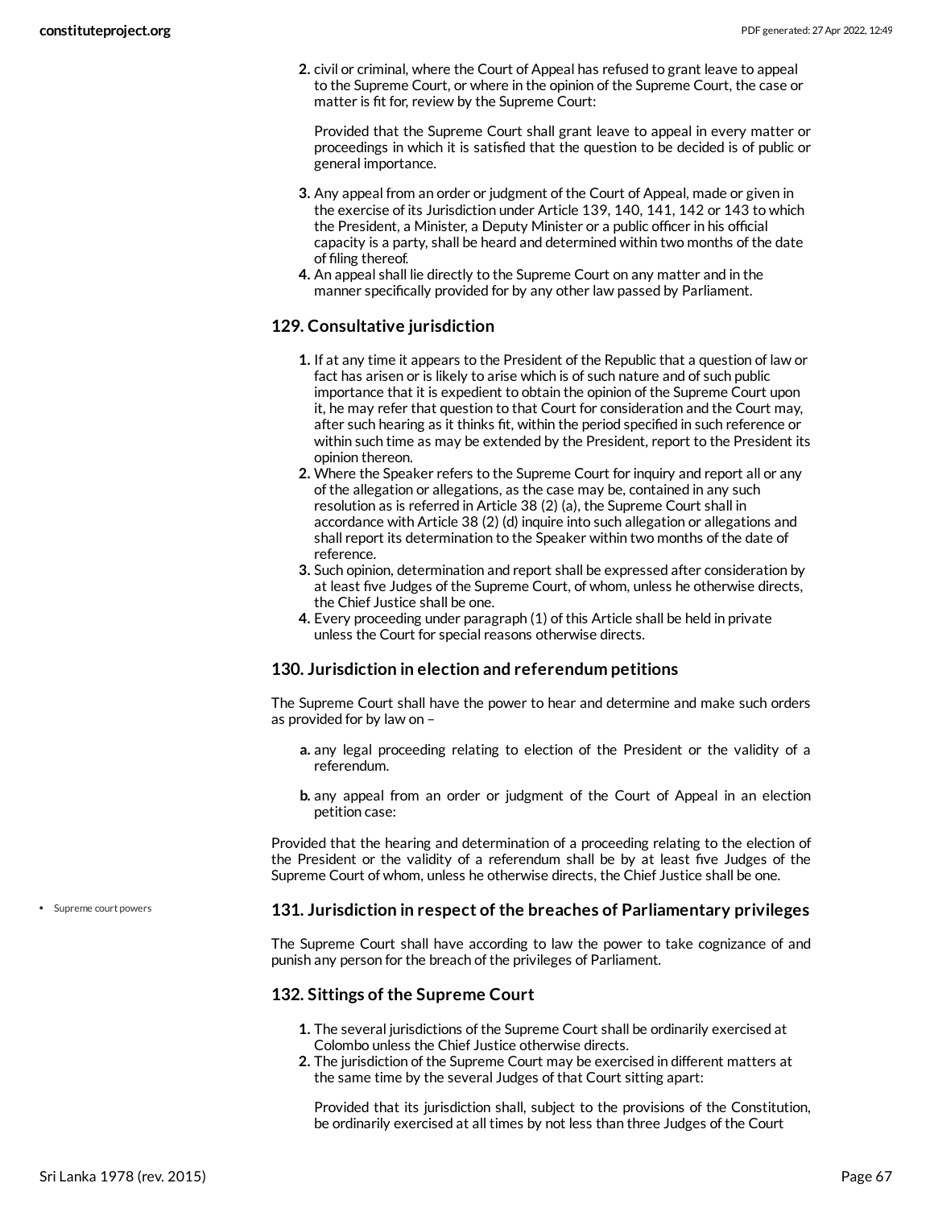2. civil or criminal, where the Court of Appeal has refused to grant leave to appeal to the Supreme Court, or where in the opinion of the Supreme Court, the case or matter is fit for, review by the Supreme Court:

   Provided that the Supreme Court shall grant leave to appeal in every matter or proceedings in which it is satisfied that the question to be decided is of public or general importance.

3. Any appeal from an order or judgment of the Court of Appeal, made or given in the exercise of its Jurisdiction under Article 139, 140, 141, 142 or 143 to which the President, a Minister, a Deputy Minister or a public officer in his official capacity is a party, shall be heard and determined within two months of the date of filing thereof.
4. An appeal shall lie directly to the Supreme Court on any matter and in the manner specifically provided for by any other law passed by Parliament.

### 129. Consultative jurisdiction

1. If at any time it appears to the President of the Republic that a question of law or fact has arisen or is likely to arise which is of such nature and of such public importance that it is expedient to obtain the opinion of the Supreme Court upon it, he may refer that question to that Court for consideration and the Court may, after such hearing as it thinks fit, within the period specified in such reference or within such time as may be extended by the President, report to the President its opinion thereon.
2. Where the Speaker refers to the Supreme Court for inquiry and report all or any of the allegation or allegations, as the case may be, contained in any such resolution as is referred in Article 38 (2) (a), the Supreme Court shall in accordance with Article 38 (2) (d) inquire into such allegation or allegations and shall report its determination to the Speaker within two months of the date of reference.
3. Such opinion, determination and report shall be expressed after consideration by at least five Judges of the Supreme Court, of whom, unless he otherwise directs, the Chief Justice shall be one.
4. Every proceeding under paragraph (1) of this Article shall be held in private unless the Court for special reasons otherwise directs.

### 130. Jurisdiction in election and referendum petitions

The Supreme Court shall have the power to hear and determine and make such orders as provided for by law on –

a. any legal proceeding relating to election of the President or the validity of a referendum.

b. any appeal from an order or judgment of the Court of Appeal in an election petition case:

Provided that the hearing and determination of a proceeding relating to the election of the President or the validity of a referendum shall be by at least five Judges of the Supreme Court of whom, unless he otherwise directs, the Chief Justice shall be one.

- Supreme court powers

### 131. Jurisdiction in respect of the breaches of Parliamentary privileges

The Supreme Court shall have according to law the power to take cognizance of and punish any person for the breach of the privileges of Parliament.

### 132. Sittings of the Supreme Court

1. The several jurisdictions of the Supreme Court shall be ordinarily exercised at Colombo unless the Chief Justice otherwise directs.
2. The jurisdiction of the Supreme Court may be exercised in different matters at the same time by the several Judges of that Court sitting apart:

   Provided that its jurisdiction shall, subject to the provisions of the Constitution, be ordinarily exercised at all times by not less than three Judges of the Court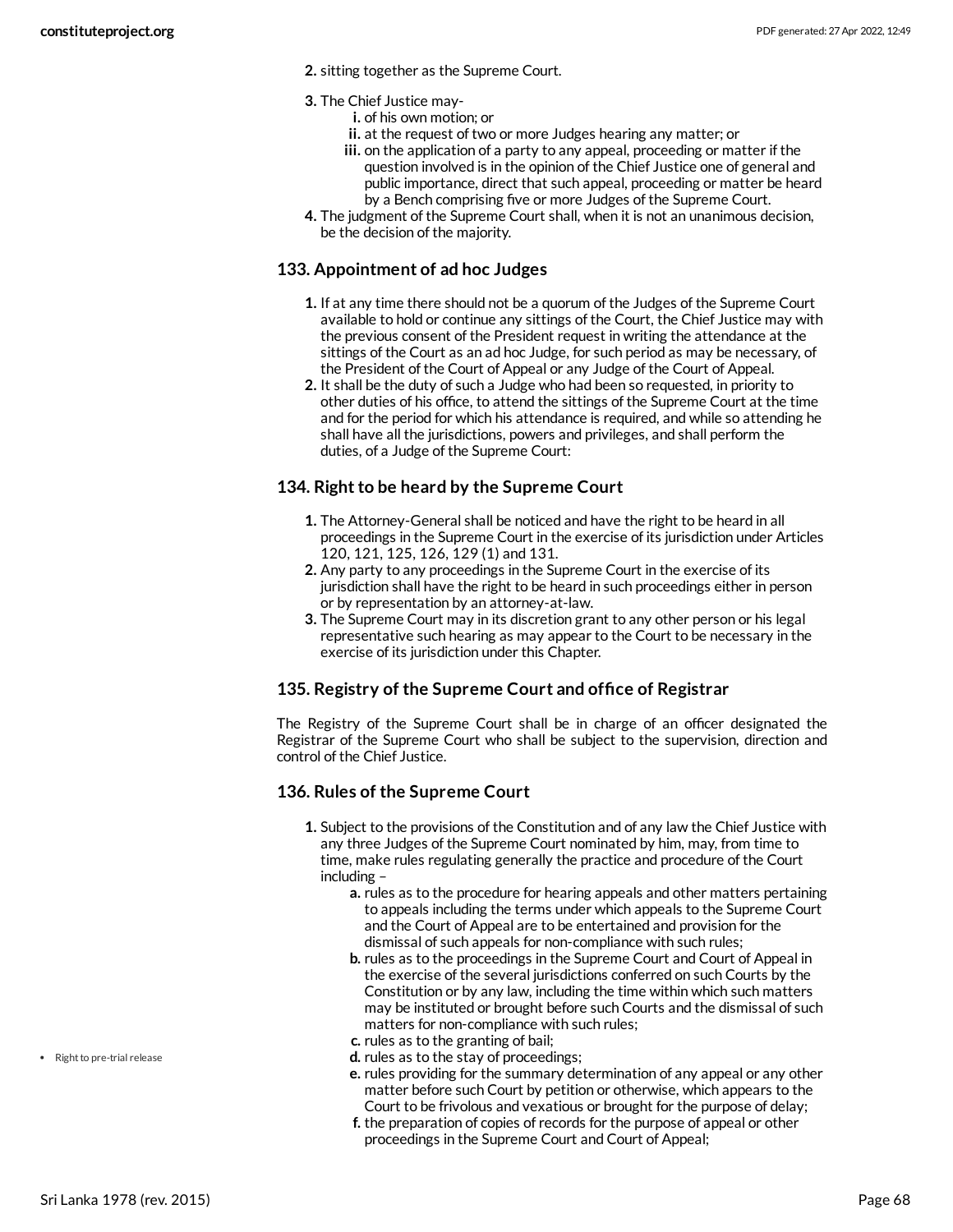2. sitting together as the Supreme Court.

3. The Chief Justice may-
   i. of his own motion; or
   ii. at the request of two or more Judges hearing any matter; or
   iii. on the application of a party to any appeal, proceeding or matter if the question involved is in the opinion of the Chief Justice one of general and public importance, direct that such appeal, proceeding or matter be heard by a Bench comprising five or more Judges of the Supreme Court.
4. The judgment of the Supreme Court shall, when it is not an unanimous decision, be the decision of the majority.

### 133. Appointment of ad hoc Judges

1. If at any time there should not be a quorum of the Judges of the Supreme Court available to hold or continue any sittings of the Court, the Chief Justice may with the previous consent of the President request in writing the attendance at the sittings of the Court as an ad hoc Judge, for such period as may be necessary, of the President of the Court of Appeal or any Judge of the Court of Appeal.
2. It shall be the duty of such a Judge who had been so requested, in priority to other duties of his office, to attend the sittings of the Supreme Court at the time and for the period for which his attendance is required, and while so attending he shall have all the jurisdictions, powers and privileges, and shall perform the duties, of a Judge of the Supreme Court:

### 134. Right to be heard by the Supreme Court

1. The Attorney-General shall be noticed and have the right to be heard in all proceedings in the Supreme Court in the exercise of its jurisdiction under Articles 120, 121, 125, 126, 129 (1) and 131.
2. Any party to any proceedings in the Supreme Court in the exercise of its jurisdiction shall have the right to be heard in such proceedings either in person or by representation by an attorney-at-law.
3. The Supreme Court may in its discretion grant to any other person or his legal representative such hearing as may appear to the Court to be necessary in the exercise of its jurisdiction under this Chapter.

### 135. Registry of the Supreme Court and office of Registrar

The Registry of the Supreme Court shall be in charge of an officer designated the Registrar of the Supreme Court who shall be subject to the supervision, direction and control of the Chief Justice.

### 136. Rules of the Supreme Court

1. Subject to the provisions of the Constitution and of any law the Chief Justice with any three Judges of the Supreme Court nominated by him, may, from time to time, make rules regulating generally the practice and procedure of the Court including –
   a. rules as to the procedure for hearing appeals and other matters pertaining to appeals including the terms under which appeals to the Supreme Court and the Court of Appeal are to be entertained and provision for the dismissal of such appeals for non-compliance with such rules;
   b. rules as to the proceedings in the Supreme Court and Court of Appeal in the exercise of the several jurisdictions conferred on such Courts by the Constitution or by any law, including the time within which such matters may be instituted or brought before such Courts and the dismissal of such matters for non-compliance with such rules;
   c. rules as to the granting of bail;
   d. rules as to the stay of proceedings;
   e. rules providing for the summary determination of any appeal or any other matter before such Court by petition or otherwise, which appears to the Court to be frivolous and vexatious or brought for the purpose of delay;
   f. the preparation of copies of records for the purpose of appeal or other proceedings in the Supreme Court and Court of Appeal;

- Right to pre-trial release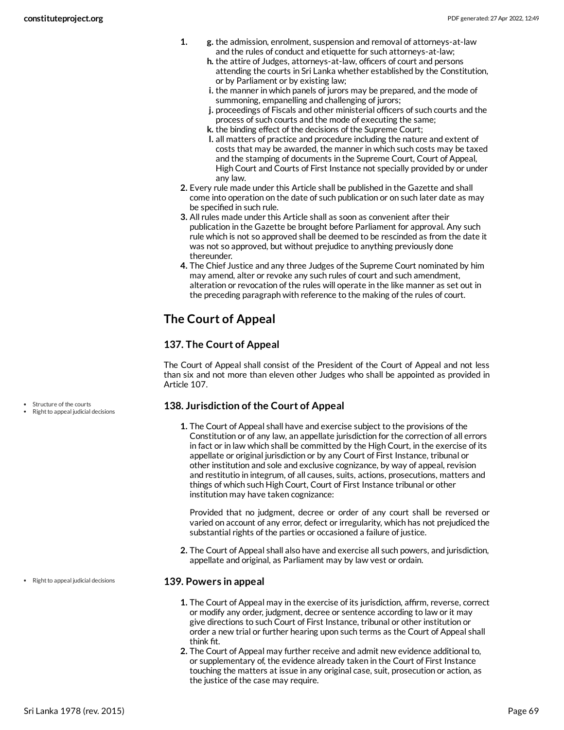1.
   - g. the admission, enrolment, suspension and removal of attorneys-at-law and the rules of conduct and etiquette for such attorneys-at-law;
   - h. the attire of Judges, attorneys-at-law, officers of court and persons attending the courts in Sri Lanka whether established by the Constitution, or by Parliament or by existing law;
   - i. the manner in which panels of jurors may be prepared, and the mode of summoning, empanelling and challenging of jurors;
   - j. proceedings of Fiscals and other ministerial officers of such courts and the process of such courts and the mode of executing the same;
   - k. the binding effect of the decisions of the Supreme Court;
   - l. all matters of practice and procedure including the nature and extent of costs that may be awarded, the manner in which such costs may be taxed and the stamping of documents in the Supreme Court, Court of Appeal, High Court and Courts of First Instance not specially provided by or under any law.
2. Every rule made under this Article shall be published in the Gazette and shall come into operation on the date of such publication or on such later date as may be specified in such rule.
3. All rules made under this Article shall as soon as convenient after their publication in the Gazette be brought before Parliament for approval. Any such rule which is not so approved shall be deemed to be rescinded as from the date it was not so approved, but without prejudice to anything previously done thereunder.
4. The Chief Justice and any three Judges of the Supreme Court nominated by him may amend, alter or revoke any such rules of court and such amendment, alteration or revocation of the rules will operate in the like manner as set out in the preceding paragraph with reference to the making of the rules of court.

## The Court of Appeal

### 137. The Court of Appeal

The Court of Appeal shall consist of the President of the Court of Appeal and not less than six and not more than eleven other Judges who shall be appointed as provided in Article 107.

- Structure of the courts
- Right to appeal judicial decisions

### 138. Jurisdiction of the Court of Appeal

1. The Court of Appeal shall have and exercise subject to the provisions of the Constitution or of any law, an appellate jurisdiction for the correction of all errors in fact or in law which shall be committed by the High Court, in the exercise of its appellate or original jurisdiction or by any Court of First Instance, tribunal or other institution and sole and exclusive cognizance, by way of appeal, revision and restitutio in integrum, of all causes, suits, actions, prosecutions, matters and things of which such High Court, Court of First Instance tribunal or other institution may have taken cognizance:

   Provided that no judgment, decree or order of any court shall be reversed or varied on account of any error, defect or irregularity, which has not prejudiced the substantial rights of the parties or occasioned a failure of justice.

2. The Court of Appeal shall also have and exercise all such powers, and jurisdiction, appellate and original, as Parliament may by law vest or ordain.

- Right to appeal judicial decisions

### 139. Powers in appeal

1. The Court of Appeal may in the exercise of its jurisdiction, affirm, reverse, correct or modify any order, judgment, decree or sentence according to law or it may give directions to such Court of First Instance, tribunal or other institution or order a new trial or further hearing upon such terms as the Court of Appeal shall think fit.
2. The Court of Appeal may further receive and admit new evidence additional to, or supplementary of, the evidence already taken in the Court of First Instance touching the matters at issue in any original case, suit, prosecution or action, as the justice of the case may require.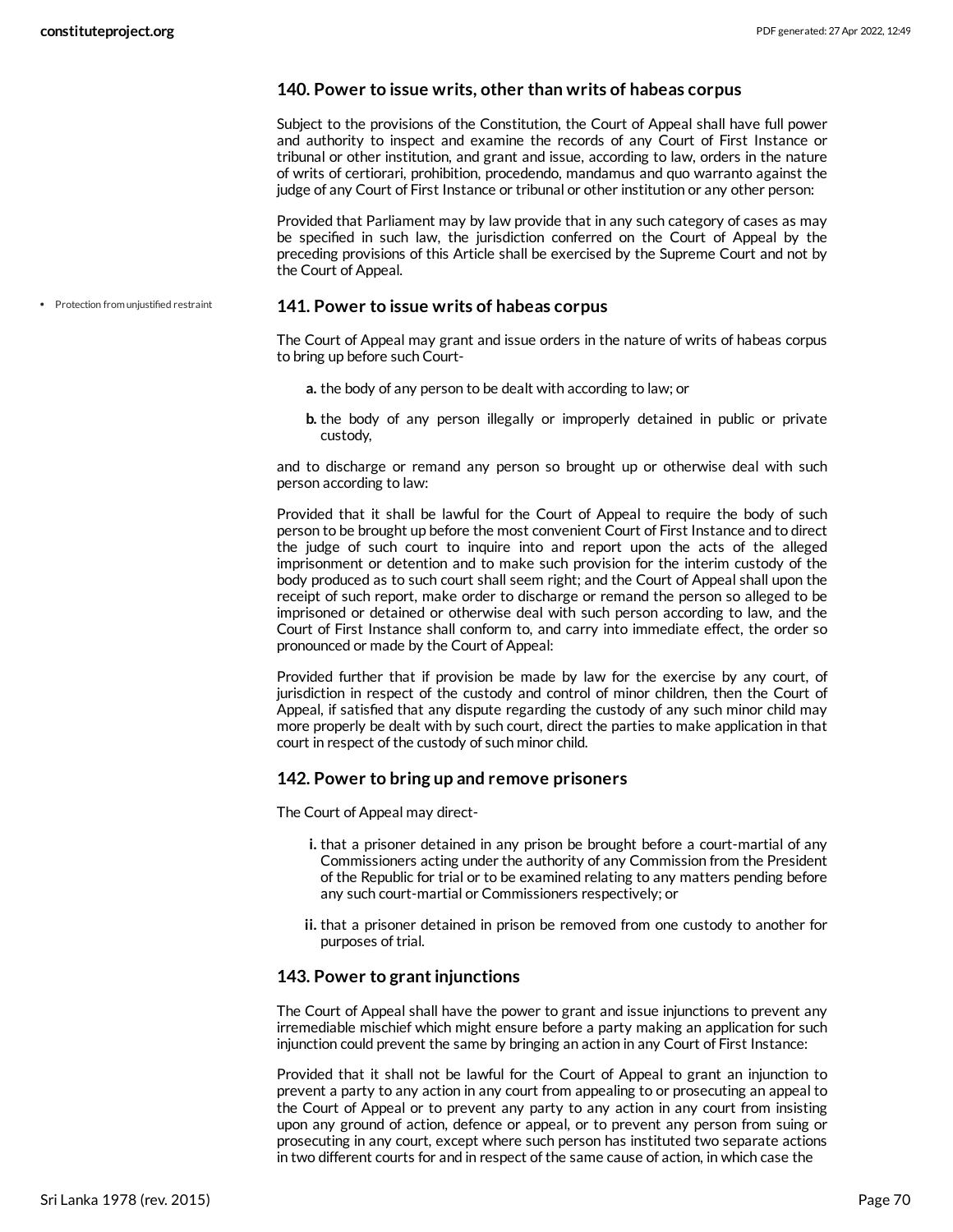### 140. Power to issue writs, other than writs of habeas corpus

Subject to the provisions of the Constitution, the Court of Appeal shall have full power and authority to inspect and examine the records of any Court of First Instance or tribunal or other institution, and grant and issue, according to law, orders in the nature of writs of certiorari, prohibition, procedendo, mandamus and quo warranto against the judge of any Court of First Instance or tribunal or other institution or any other person:

Provided that Parliament may by law provide that in any such category of cases as may be specified in such law, the jurisdiction conferred on the Court of Appeal by the preceding provisions of this Article shall be exercised by the Supreme Court and not by the Court of Appeal.

- Protection from unjustified restraint

### 141. Power to issue writs of habeas corpus

The Court of Appeal may grant and issue orders in the nature of writs of habeas corpus to bring up before such Court-

**a.** the body of any person to be dealt with according to law; or

**b.** the body of any person illegally or improperly detained in public or private custody,

and to discharge or remand any person so brought up or otherwise deal with such person according to law:

Provided that it shall be lawful for the Court of Appeal to require the body of such person to be brought up before the most convenient Court of First Instance and to direct the judge of such court to inquire into and report upon the acts of the alleged imprisonment or detention and to make such provision for the interim custody of the body produced as to such court shall seem right; and the Court of Appeal shall upon the receipt of such report, make order to discharge or remand the person so alleged to be imprisoned or detained or otherwise deal with such person according to law, and the Court of First Instance shall conform to, and carry into immediate effect, the order so pronounced or made by the Court of Appeal:

Provided further that if provision be made by law for the exercise by any court, of jurisdiction in respect of the custody and control of minor children, then the Court of Appeal, if satisfied that any dispute regarding the custody of any such minor child may more properly be dealt with by such court, direct the parties to make application in that court in respect of the custody of such minor child.

### 142. Power to bring up and remove prisoners

The Court of Appeal may direct-

**i.** that a prisoner detained in any prison be brought before a court-martial of any Commissioners acting under the authority of any Commission from the President of the Republic for trial or to be examined relating to any matters pending before any such court-martial or Commissioners respectively; or

**ii.** that a prisoner detained in prison be removed from one custody to another for purposes of trial.

### 143. Power to grant injunctions

The Court of Appeal shall have the power to grant and issue injunctions to prevent any irremediable mischief which might ensure before a party making an application for such injunction could prevent the same by bringing an action in any Court of First Instance:

Provided that it shall not be lawful for the Court of Appeal to grant an injunction to prevent a party to any action in any court from appealing to or prosecuting an appeal to the Court of Appeal or to prevent any party to any action in any court from insisting upon any ground of action, defence or appeal, or to prevent any person from suing or prosecuting in any court, except where such person has instituted two separate actions in two different courts for and in respect of the same cause of action, in which case the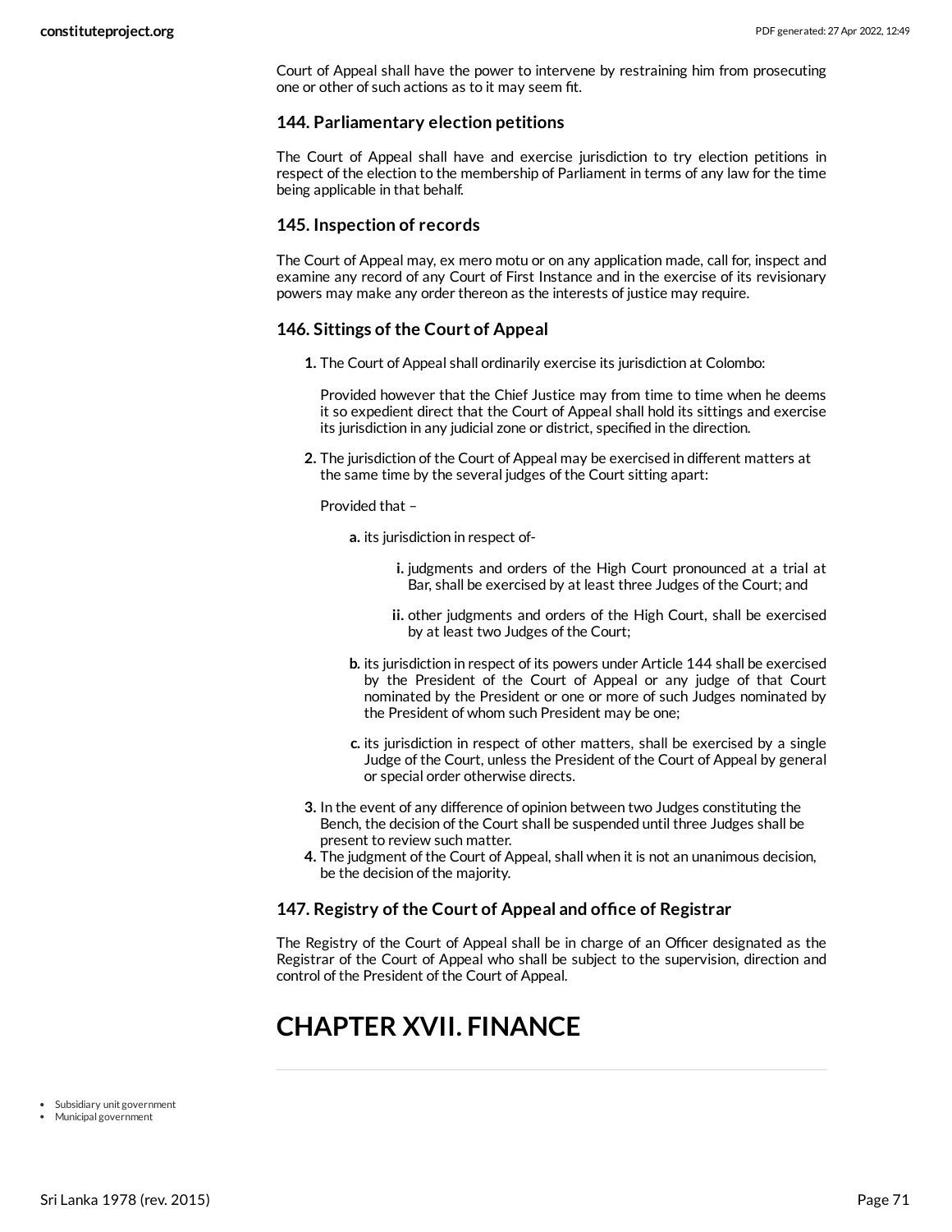Court of Appeal shall have the power to intervene by restraining him from prosecuting one or other of such actions as to it may seem fit.

### 144. Parliamentary election petitions

The Court of Appeal shall have and exercise jurisdiction to try election petitions in respect of the election to the membership of Parliament in terms of any law for the time being applicable in that behalf.

### 145. Inspection of records

The Court of Appeal may, ex mero motu or on any application made, call for, inspect and examine any record of any Court of First Instance and in the exercise of its revisionary powers may make any order thereon as the interests of justice may require.

### 146. Sittings of the Court of Appeal

1. The Court of Appeal shall ordinarily exercise its jurisdiction at Colombo:

   Provided however that the Chief Justice may from time to time when he deems it so expedient direct that the Court of Appeal shall hold its sittings and exercise its jurisdiction in any judicial zone or district, specified in the direction.

2. The jurisdiction of the Court of Appeal may be exercised in different matters at the same time by the several judges of the Court sitting apart:

   Provided that –

   a. its jurisdiction in respect of-

      i. judgments and orders of the High Court pronounced at a trial at Bar, shall be exercised by at least three Judges of the Court; and

      ii. other judgments and orders of the High Court, shall be exercised by at least two Judges of the Court;

   b. its jurisdiction in respect of its powers under Article 144 shall be exercised by the President of the Court of Appeal or any judge of that Court nominated by the President or one or more of such Judges nominated by the President of whom such President may be one;

   c. its jurisdiction in respect of other matters, shall be exercised by a single Judge of the Court, unless the President of the Court of Appeal by general or special order otherwise directs.

3. In the event of any difference of opinion between two Judges constituting the Bench, the decision of the Court shall be suspended until three Judges shall be present to review such matter.
4. The judgment of the Court of Appeal, shall when it is not an unanimous decision, be the decision of the majority.

### 147. Registry of the Court of Appeal and office of Registrar

The Registry of the Court of Appeal shall be in charge of an Officer designated as the Registrar of the Court of Appeal who shall be subject to the supervision, direction and control of the President of the Court of Appeal.

# CHAPTER XVII. FINANCE

- Subsidiary unit government
- Municipal government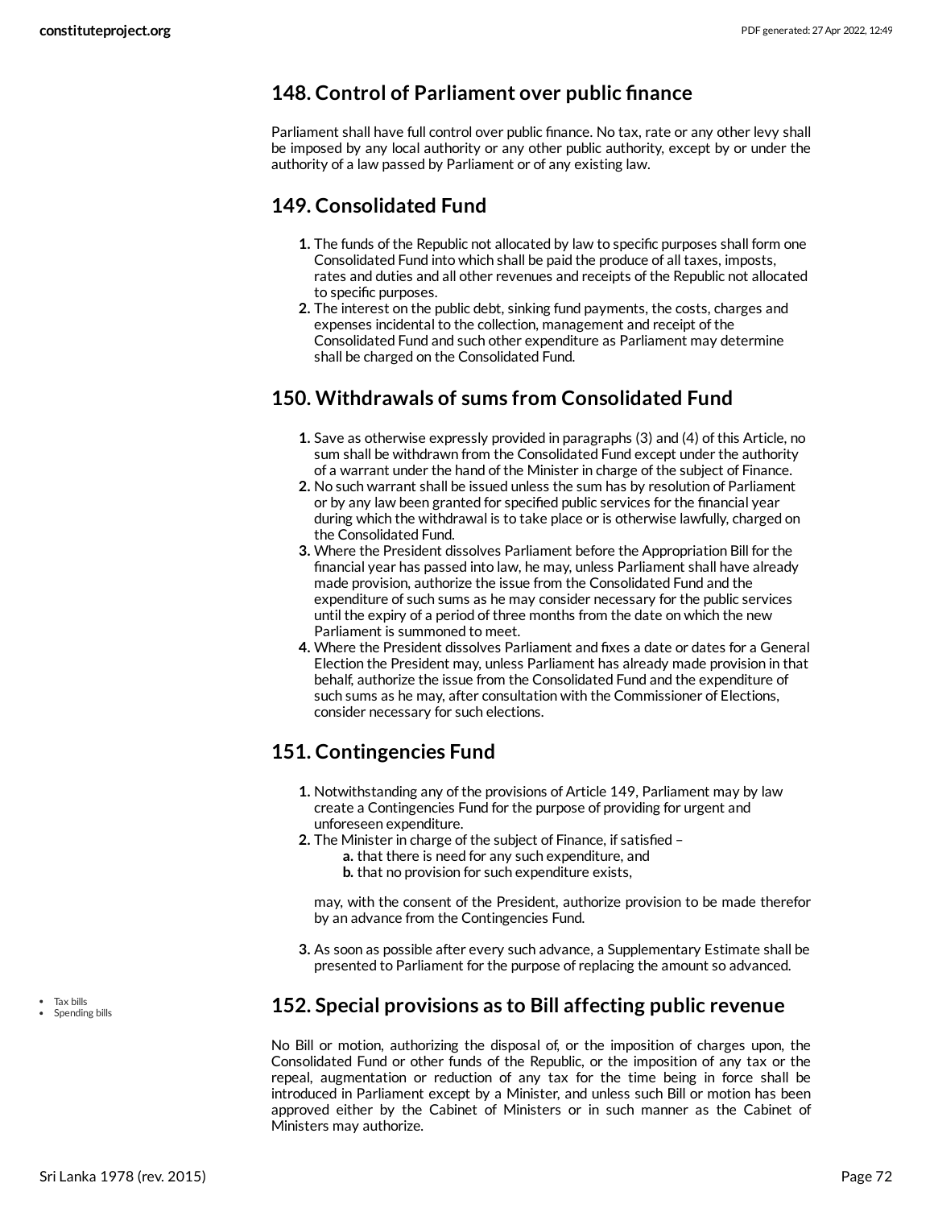## 148. Control of Parliament over public finance

Parliament shall have full control over public finance. No tax, rate or any other levy shall be imposed by any local authority or any other public authority, except by or under the authority of a law passed by Parliament or of any existing law.

## 149. Consolidated Fund

1. The funds of the Republic not allocated by law to specific purposes shall form one Consolidated Fund into which shall be paid the produce of all taxes, imposts, rates and duties and all other revenues and receipts of the Republic not allocated to specific purposes.
2. The interest on the public debt, sinking fund payments, the costs, charges and expenses incidental to the collection, management and receipt of the Consolidated Fund and such other expenditure as Parliament may determine shall be charged on the Consolidated Fund.

## 150. Withdrawals of sums from Consolidated Fund

1. Save as otherwise expressly provided in paragraphs (3) and (4) of this Article, no sum shall be withdrawn from the Consolidated Fund except under the authority of a warrant under the hand of the Minister in charge of the subject of Finance.
2. No such warrant shall be issued unless the sum has by resolution of Parliament or by any law been granted for specified public services for the financial year during which the withdrawal is to take place or is otherwise lawfully, charged on the Consolidated Fund.
3. Where the President dissolves Parliament before the Appropriation Bill for the financial year has passed into law, he may, unless Parliament shall have already made provision, authorize the issue from the Consolidated Fund and the expenditure of such sums as he may consider necessary for the public services until the expiry of a period of three months from the date on which the new Parliament is summoned to meet.
4. Where the President dissolves Parliament and fixes a date or dates for a General Election the President may, unless Parliament has already made provision in that behalf, authorize the issue from the Consolidated Fund and the expenditure of such sums as he may, after consultation with the Commissioner of Elections, consider necessary for such elections.

## 151. Contingencies Fund

1. Notwithstanding any of the provisions of Article 149, Parliament may by law create a Contingencies Fund for the purpose of providing for urgent and unforeseen expenditure.
2. The Minister in charge of the subject of Finance, if satisfied –
   - **a.** that there is need for any such expenditure, and
   - **b.** that no provision for such expenditure exists,

   may, with the consent of the President, authorize provision to be made therefor by an advance from the Contingencies Fund.
3. As soon as possible after every such advance, a Supplementary Estimate shall be presented to Parliament for the purpose of replacing the amount so advanced.

- Tax bills
- Spending bills

## 152. Special provisions as to Bill affecting public revenue

No Bill or motion, authorizing the disposal of, or the imposition of charges upon, the Consolidated Fund or other funds of the Republic, or the imposition of any tax or the repeal, augmentation or reduction of any tax for the time being in force shall be introduced in Parliament except by a Minister, and unless such Bill or motion has been approved either by the Cabinet of Ministers or in such manner as the Cabinet of Ministers may authorize.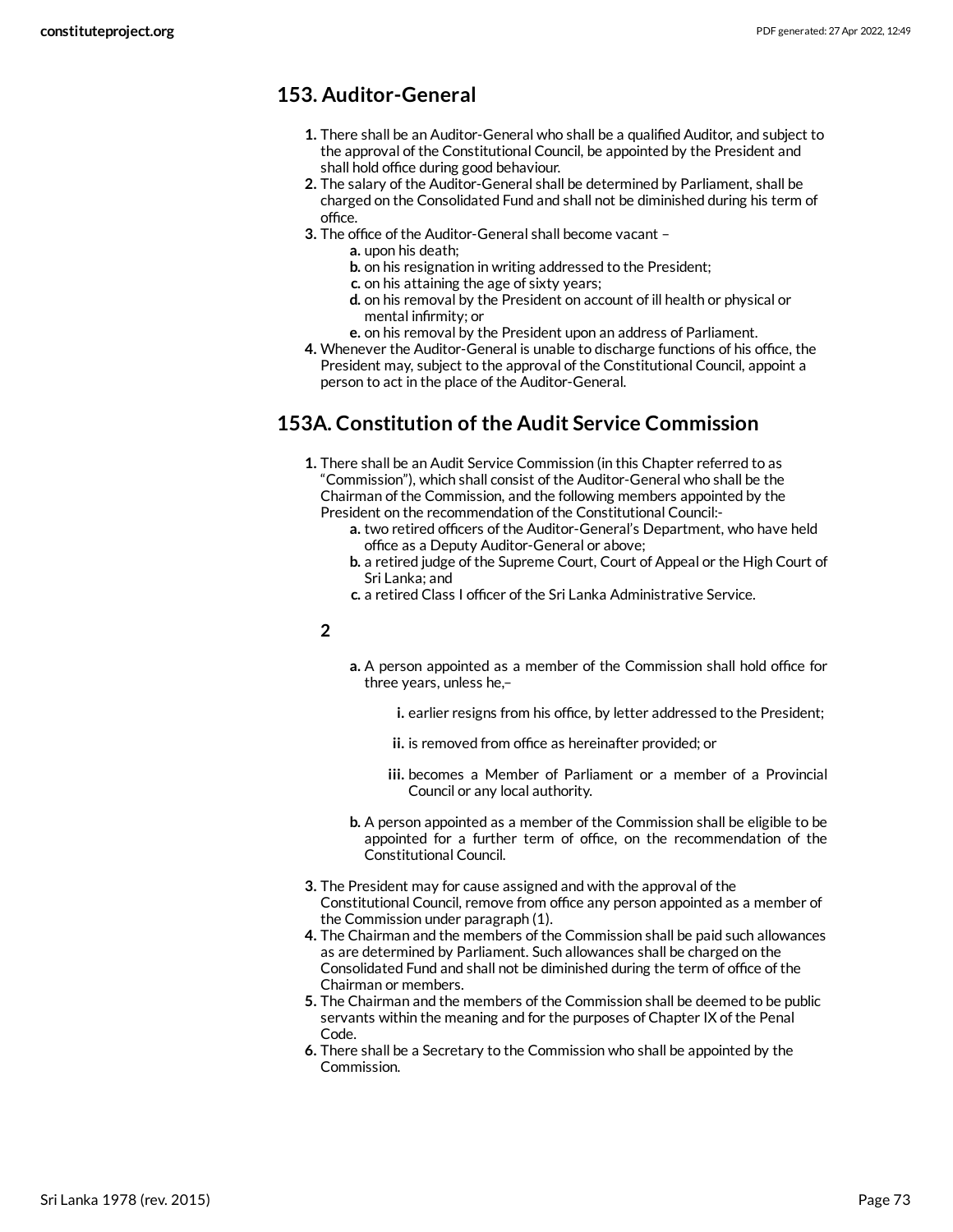## 153. Auditor-General

1. There shall be an Auditor-General who shall be a qualified Auditor, and subject to the approval of the Constitutional Council, be appointed by the President and shall hold office during good behaviour.
2. The salary of the Auditor-General shall be determined by Parliament, shall be charged on the Consolidated Fund and shall not be diminished during his term of office.
3. The office of the Auditor-General shall become vacant –
   a. upon his death;
   b. on his resignation in writing addressed to the President;
   c. on his attaining the age of sixty years;
   d. on his removal by the President on account of ill health or physical or mental infirmity; or
   e. on his removal by the President upon an address of Parliament.
4. Whenever the Auditor-General is unable to discharge functions of his office, the President may, subject to the approval of the Constitutional Council, appoint a person to act in the place of the Auditor-General.

## 153A. Constitution of the Audit Service Commission

1. There shall be an Audit Service Commission (in this Chapter referred to as "Commission"), which shall consist of the Auditor-General who shall be the Chairman of the Commission, and the following members appointed by the President on the recommendation of the Constitutional Council:-
   a. two retired officers of the Auditor-General's Department, who have held office as a Deputy Auditor-General or above;
   b. a retired judge of the Supreme Court, Court of Appeal or the High Court of Sri Lanka; and
   c. a retired Class I officer of the Sri Lanka Administrative Service.

2

   a. A person appointed as a member of the Commission shall hold office for three years, unless he,–
      i. earlier resigns from his office, by letter addressed to the President;
      ii. is removed from office as hereinafter provided; or
      iii. becomes a Member of Parliament or a member of a Provincial Council or any local authority.
   b. A person appointed as a member of the Commission shall be eligible to be appointed for a further term of office, on the recommendation of the Constitutional Council.

3. The President may for cause assigned and with the approval of the Constitutional Council, remove from office any person appointed as a member of the Commission under paragraph (1).
4. The Chairman and the members of the Commission shall be paid such allowances as are determined by Parliament. Such allowances shall be charged on the Consolidated Fund and shall not be diminished during the term of office of the Chairman or members.
5. The Chairman and the members of the Commission shall be deemed to be public servants within the meaning and for the purposes of Chapter IX of the Penal Code.
6. There shall be a Secretary to the Commission who shall be appointed by the Commission.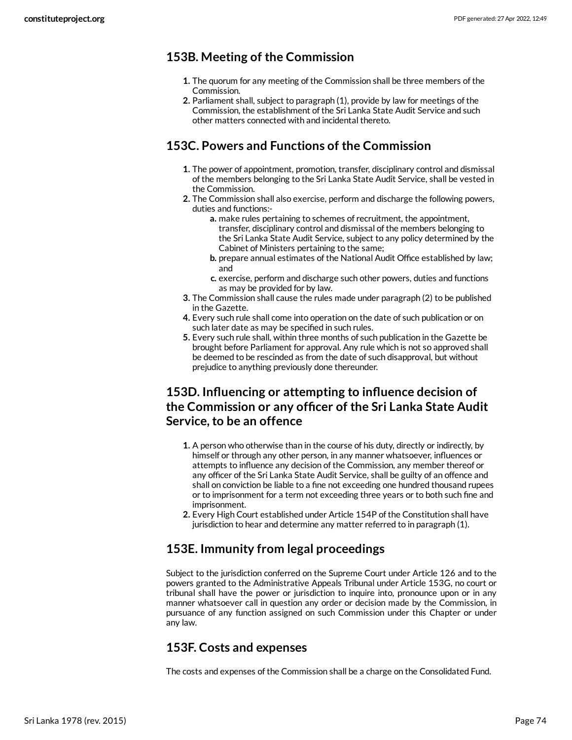## 153B. Meeting of the Commission

1. The quorum for any meeting of the Commission shall be three members of the Commission.
2. Parliament shall, subject to paragraph (1), provide by law for meetings of the Commission, the establishment of the Sri Lanka State Audit Service and such other matters connected with and incidental thereto.

## 153C. Powers and Functions of the Commission

1. The power of appointment, promotion, transfer, disciplinary control and dismissal of the members belonging to the Sri Lanka State Audit Service, shall be vested in the Commission.
2. The Commission shall also exercise, perform and discharge the following powers, duties and functions:-
    a. make rules pertaining to schemes of recruitment, the appointment, transfer, disciplinary control and dismissal of the members belonging to the Sri Lanka State Audit Service, subject to any policy determined by the Cabinet of Ministers pertaining to the same;
    b. prepare annual estimates of the National Audit Office established by law; and
    c. exercise, perform and discharge such other powers, duties and functions as may be provided for by law.
3. The Commission shall cause the rules made under paragraph (2) to be published in the Gazette.
4. Every such rule shall come into operation on the date of such publication or on such later date as may be specified in such rules.
5. Every such rule shall, within three months of such publication in the Gazette be brought before Parliament for approval. Any rule which is not so approved shall be deemed to be rescinded as from the date of such disapproval, but without prejudice to anything previously done thereunder.

## 153D. Influencing or attempting to influence decision of the Commission or any officer of the Sri Lanka State Audit Service, to be an offence

1. A person who otherwise than in the course of his duty, directly or indirectly, by himself or through any other person, in any manner whatsoever, influences or attempts to influence any decision of the Commission, any member thereof or any officer of the Sri Lanka State Audit Service, shall be guilty of an offence and shall on conviction be liable to a fine not exceeding one hundred thousand rupees or to imprisonment for a term not exceeding three years or to both such fine and imprisonment.
2. Every High Court established under Article 154P of the Constitution shall have jurisdiction to hear and determine any matter referred to in paragraph (1).

## 153E. Immunity from legal proceedings

Subject to the jurisdiction conferred on the Supreme Court under Article 126 and to the powers granted to the Administrative Appeals Tribunal under Article 153G, no court or tribunal shall have the power or jurisdiction to inquire into, pronounce upon or in any manner whatsoever call in question any order or decision made by the Commission, in pursuance of any function assigned on such Commission under this Chapter or under any law.

## 153F. Costs and expenses

The costs and expenses of the Commission shall be a charge on the Consolidated Fund.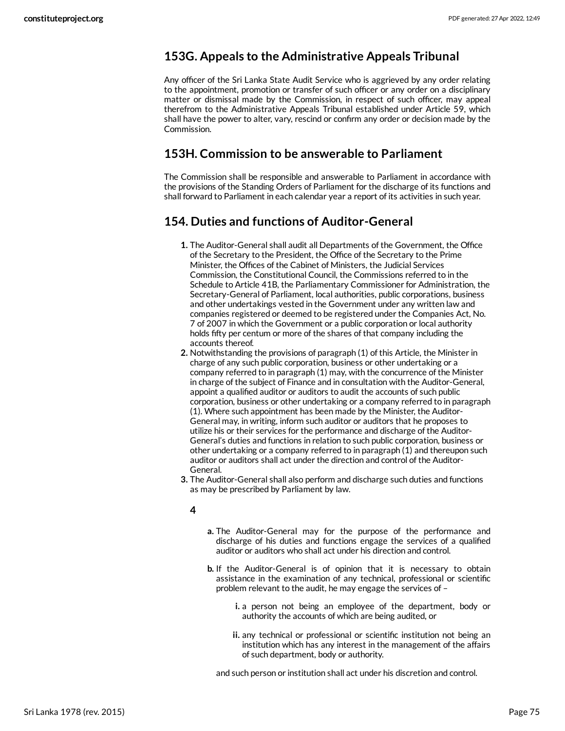## 153G. Appeals to the Administrative Appeals Tribunal

Any officer of the Sri Lanka State Audit Service who is aggrieved by any order relating to the appointment, promotion or transfer of such officer or any order on a disciplinary matter or dismissal made by the Commission, in respect of such officer, may appeal therefrom to the Administrative Appeals Tribunal established under Article 59, which shall have the power to alter, vary, rescind or confirm any order or decision made by the Commission.

## 153H. Commission to be answerable to Parliament

The Commission shall be responsible and answerable to Parliament in accordance with the provisions of the Standing Orders of Parliament for the discharge of its functions and shall forward to Parliament in each calendar year a report of its activities in such year.

## 154. Duties and functions of Auditor-General

1. The Auditor-General shall audit all Departments of the Government, the Office of the Secretary to the President, the Office of the Secretary to the Prime Minister, the Offices of the Cabinet of Ministers, the Judicial Services Commission, the Constitutional Council, the Commissions referred to in the Schedule to Article 41B, the Parliamentary Commissioner for Administration, the Secretary-General of Parliament, local authorities, public corporations, business and other undertakings vested in the Government under any written law and companies registered or deemed to be registered under the Companies Act, No. 7 of 2007 in which the Government or a public corporation or local authority holds fifty per centum or more of the shares of that company including the accounts thereof.
2. Notwithstanding the provisions of paragraph (1) of this Article, the Minister in charge of any such public corporation, business or other undertaking or a company referred to in paragraph (1) may, with the concurrence of the Minister in charge of the subject of Finance and in consultation with the Auditor-General, appoint a qualified auditor or auditors to audit the accounts of such public corporation, business or other undertaking or a company referred to in paragraph (1). Where such appointment has been made by the Minister, the Auditor-General may, in writing, inform such auditor or auditors that he proposes to utilize his or their services for the performance and discharge of the Auditor-General's duties and functions in relation to such public corporation, business or other undertaking or a company referred to in paragraph (1) and thereupon such auditor or auditors shall act under the direction and control of the Auditor-General.
3. The Auditor-General shall also perform and discharge such duties and functions as may be prescribed by Parliament by law.

**4**

a. The Auditor-General may for the purpose of the performance and discharge of his duties and functions engage the services of a qualified auditor or auditors who shall act under his direction and control.

b. If the Auditor-General is of opinion that it is necessary to obtain assistance in the examination of any technical, professional or scientific problem relevant to the audit, he may engage the services of –

   i. a person not being an employee of the department, body or authority the accounts of which are being audited, or

   ii. any technical or professional or scientific institution not being an institution which has any interest in the management of the affairs of such department, body or authority.

and such person or institution shall act under his discretion and control.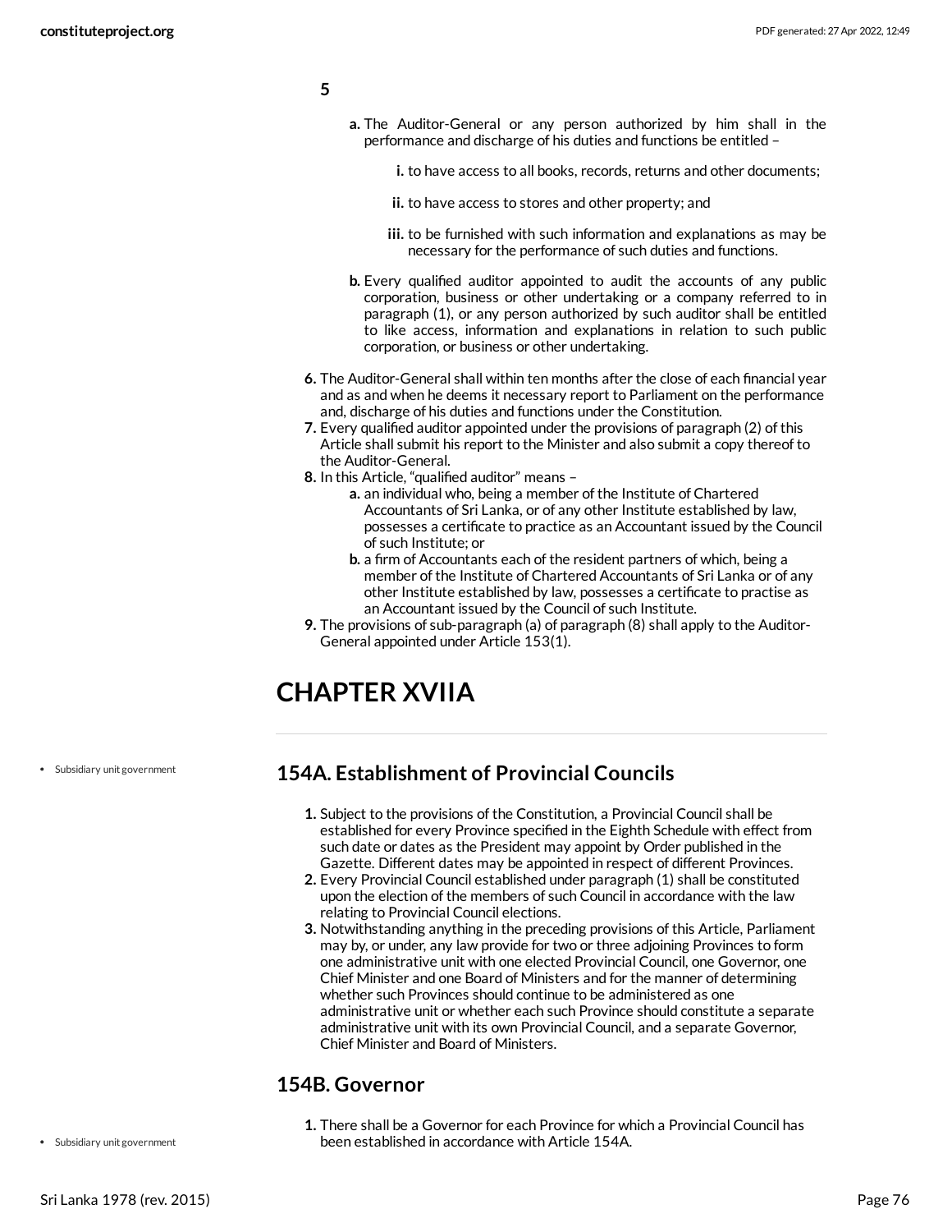5

a. The Auditor-General or any person authorized by him shall in the performance and discharge of his duties and functions be entitled –

   i. to have access to all books, records, returns and other documents;

   ii. to have access to stores and other property; and

   iii. to be furnished with such information and explanations as may be necessary for the performance of such duties and functions.

b. Every qualified auditor appointed to audit the accounts of any public corporation, business or other undertaking or a company referred to in paragraph (1), or any person authorized by such auditor shall be entitled to like access, information and explanations in relation to such public corporation, or business or other undertaking.

6. The Auditor-General shall within ten months after the close of each financial year and as and when he deems it necessary report to Parliament on the performance and, discharge of his duties and functions under the Constitution.
7. Every qualified auditor appointed under the provisions of paragraph (2) of this Article shall submit his report to the Minister and also submit a copy thereof to the Auditor-General.
8. In this Article, "qualified auditor" means –
   a. an individual who, being a member of the Institute of Chartered Accountants of Sri Lanka, or of any other Institute established by law, possesses a certificate to practice as an Accountant issued by the Council of such Institute; or
   b. a firm of Accountants each of the resident partners of which, being a member of the Institute of Chartered Accountants of Sri Lanka or of any other Institute established by law, possesses a certificate to practise as an Accountant issued by the Council of such Institute.
9. The provisions of sub-paragraph (a) of paragraph (8) shall apply to the Auditor-General appointed under Article 153(1).

# CHAPTER XVIIA

• Subsidiary unit government

## 154A. Establishment of Provincial Councils

1. Subject to the provisions of the Constitution, a Provincial Council shall be established for every Province specified in the Eighth Schedule with effect from such date or dates as the President may appoint by Order published in the Gazette. Different dates may be appointed in respect of different Provinces.
2. Every Provincial Council established under paragraph (1) shall be constituted upon the election of the members of such Council in accordance with the law relating to Provincial Council elections.
3. Notwithstanding anything in the preceding provisions of this Article, Parliament may by, or under, any law provide for two or three adjoining Provinces to form one administrative unit with one elected Provincial Council, one Governor, one Chief Minister and one Board of Ministers and for the manner of determining whether such Provinces should continue to be administered as one administrative unit or whether each such Province should constitute a separate administrative unit with its own Provincial Council, and a separate Governor, Chief Minister and Board of Ministers.

## 154B. Governor

• Subsidiary unit government

1. There shall be a Governor for each Province for which a Provincial Council has been established in accordance with Article 154A.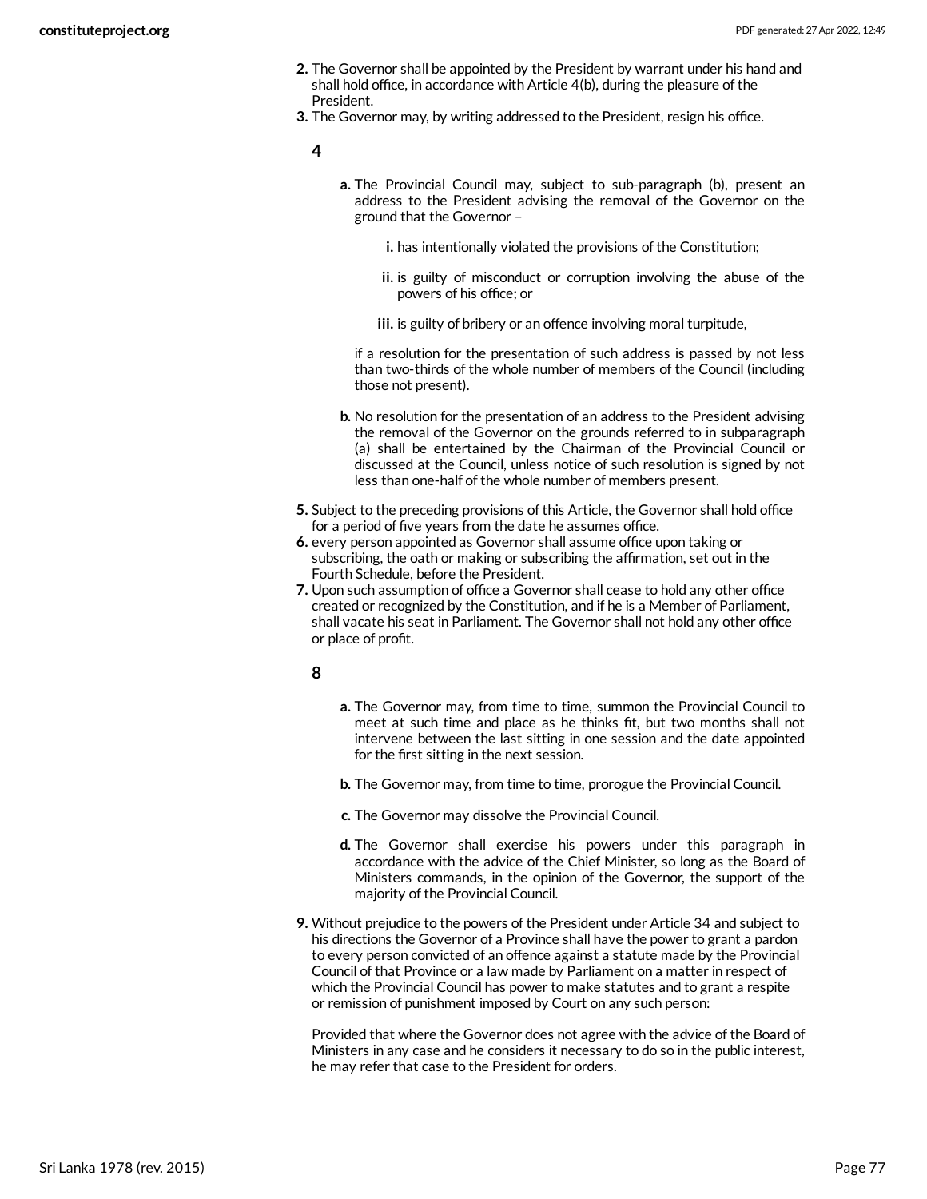2. The Governor shall be appointed by the President by warrant under his hand and shall hold office, in accordance with Article 4(b), during the pleasure of the President.
3. The Governor may, by writing addressed to the President, resign his office.

**4**

a. The Provincial Council may, subject to sub-paragraph (b), present an address to the President advising the removal of the Governor on the ground that the Governor –

   i. has intentionally violated the provisions of the Constitution;

   ii. is guilty of misconduct or corruption involving the abuse of the powers of his office; or

   iii. is guilty of bribery or an offence involving moral turpitude,

if a resolution for the presentation of such address is passed by not less than two-thirds of the whole number of members of the Council (including those not present).

b. No resolution for the presentation of an address to the President advising the removal of the Governor on the grounds referred to in subparagraph (a) shall be entertained by the Chairman of the Provincial Council or discussed at the Council, unless notice of such resolution is signed by not less than one-half of the whole number of members present.

5. Subject to the preceding provisions of this Article, the Governor shall hold office for a period of five years from the date he assumes office.
6. every person appointed as Governor shall assume office upon taking or subscribing, the oath or making or subscribing the affirmation, set out in the Fourth Schedule, before the President.
7. Upon such assumption of office a Governor shall cease to hold any other office created or recognized by the Constitution, and if he is a Member of Parliament, shall vacate his seat in Parliament. The Governor shall not hold any other office or place of profit.

**8**

a. The Governor may, from time to time, summon the Provincial Council to meet at such time and place as he thinks fit, but two months shall not intervene between the last sitting in one session and the date appointed for the first sitting in the next session.

b. The Governor may, from time to time, prorogue the Provincial Council.

c. The Governor may dissolve the Provincial Council.

d. The Governor shall exercise his powers under this paragraph in accordance with the advice of the Chief Minister, so long as the Board of Ministers commands, in the opinion of the Governor, the support of the majority of the Provincial Council.

9. Without prejudice to the powers of the President under Article 34 and subject to his directions the Governor of a Province shall have the power to grant a pardon to every person convicted of an offence against a statute made by the Provincial Council of that Province or a law made by Parliament on a matter in respect of which the Provincial Council has power to make statutes and to grant a respite or remission of punishment imposed by Court on any such person:

   Provided that where the Governor does not agree with the advice of the Board of Ministers in any case and he considers it necessary to do so in the public interest, he may refer that case to the President for orders.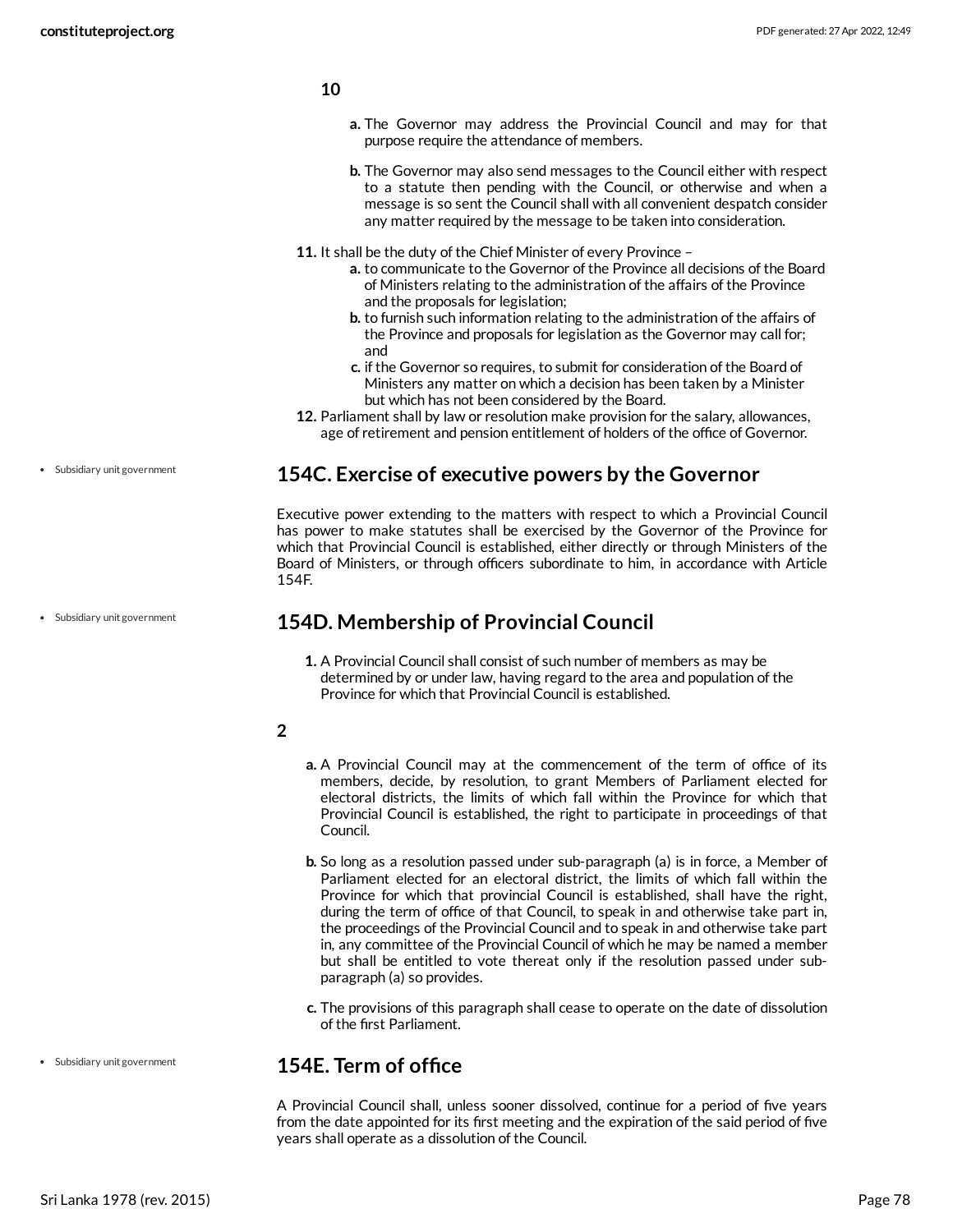**10**

a. The Governor may address the Provincial Council and may for that purpose require the attendance of members.

b. The Governor may also send messages to the Council either with respect to a statute then pending with the Council, or otherwise and when a message is so sent the Council shall with all convenient despatch consider any matter required by the message to be taken into consideration.

11. It shall be the duty of the Chief Minister of every Province –
    a. to communicate to the Governor of the Province all decisions of the Board of Ministers relating to the administration of the affairs of the Province and the proposals for legislation;
    b. to furnish such information relating to the administration of the affairs of the Province and proposals for legislation as the Governor may call for; and
    c. if the Governor so requires, to submit for consideration of the Board of Ministers any matter on which a decision has been taken by a Minister but which has not been considered by the Board.
12. Parliament shall by law or resolution make provision for the salary, allowances, age of retirement and pension entitlement of holders of the office of Governor.

- Subsidiary unit government

## 154C. Exercise of executive powers by the Governor

Executive power extending to the matters with respect to which a Provincial Council has power to make statutes shall be exercised by the Governor of the Province for which that Provincial Council is established, either directly or through Ministers of the Board of Ministers, or through officers subordinate to him, in accordance with Article 154F.

- Subsidiary unit government

## 154D. Membership of Provincial Council

1. A Provincial Council shall consist of such number of members as may be determined by or under law, having regard to the area and population of the Province for which that Provincial Council is established.

**2**

a. A Provincial Council may at the commencement of the term of office of its members, decide, by resolution, to grant Members of Parliament elected for electoral districts, the limits of which fall within the Province for which that Provincial Council is established, the right to participate in proceedings of that Council.

b. So long as a resolution passed under sub-paragraph (a) is in force, a Member of Parliament elected for an electoral district, the limits of which fall within the Province for which that provincial Council is established, shall have the right, during the term of office of that Council, to speak in and otherwise take part in, the proceedings of the Provincial Council and to speak in and otherwise take part in, any committee of the Provincial Council of which he may be named a member but shall be entitled to vote thereat only if the resolution passed under sub-paragraph (a) so provides.

c. The provisions of this paragraph shall cease to operate on the date of dissolution of the first Parliament.

- Subsidiary unit government

## 154E. Term of office

A Provincial Council shall, unless sooner dissolved, continue for a period of five years from the date appointed for its first meeting and the expiration of the said period of five years shall operate as a dissolution of the Council.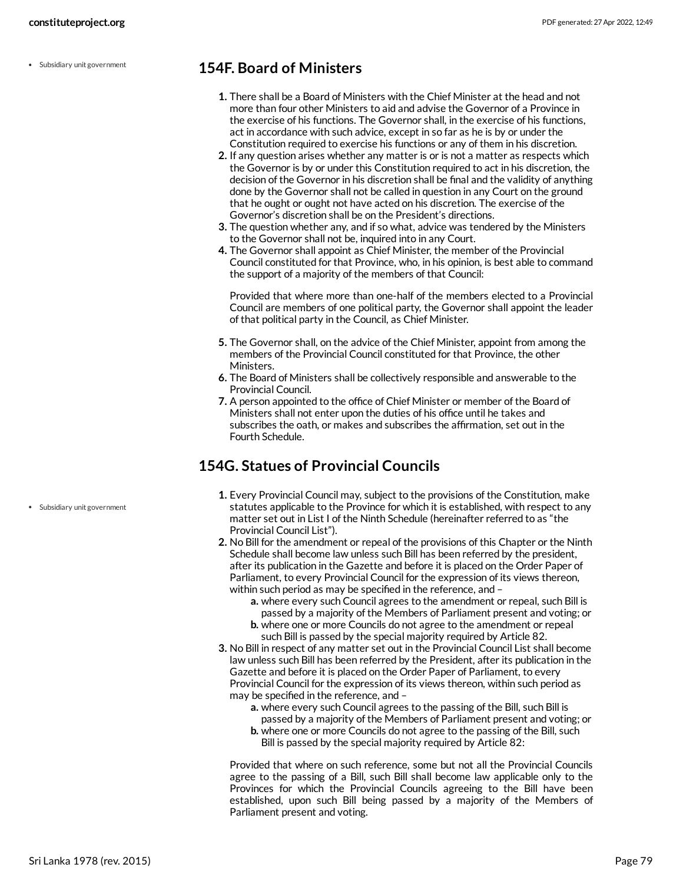## 154F. Board of Ministers

1. There shall be a Board of Ministers with the Chief Minister at the head and not more than four other Ministers to aid and advise the Governor of a Province in the exercise of his functions. The Governor shall, in the exercise of his functions, act in accordance with such advice, except in so far as he is by or under the Constitution required to exercise his functions or any of them in his discretion.
2. If any question arises whether any matter is or is not a matter as respects which the Governor is by or under this Constitution required to act in his discretion, the decision of the Governor in his discretion shall be final and the validity of anything done by the Governor shall not be called in question in any Court on the ground that he ought or ought not have acted on his discretion. The exercise of the Governor's discretion shall be on the President's directions.
3. The question whether any, and if so what, advice was tendered by the Ministers to the Governor shall not be, inquired into in any Court.
4. The Governor shall appoint as Chief Minister, the member of the Provincial Council constituted for that Province, who, in his opinion, is best able to command the support of a majority of the members of that Council:

   Provided that where more than one-half of the members elected to a Provincial Council are members of one political party, the Governor shall appoint the leader of that political party in the Council, as Chief Minister.

5. The Governor shall, on the advice of the Chief Minister, appoint from among the members of the Provincial Council constituted for that Province, the other Ministers.
6. The Board of Ministers shall be collectively responsible and answerable to the Provincial Council.
7. A person appointed to the office of Chief Minister or member of the Board of Ministers shall not enter upon the duties of his office until he takes and subscribes the oath, or makes and subscribes the affirmation, set out in the Fourth Schedule.

## 154G. Statues of Provincial Councils

1. Every Provincial Council may, subject to the provisions of the Constitution, make statutes applicable to the Province for which it is established, with respect to any matter set out in List I of the Ninth Schedule (hereinafter referred to as "the Provincial Council List").
2. No Bill for the amendment or repeal of the provisions of this Chapter or the Ninth Schedule shall become law unless such Bill has been referred by the president, after its publication in the Gazette and before it is placed on the Order Paper of Parliament, to every Provincial Council for the expression of its views thereon, within such period as may be specified in the reference, and –
   a. where every such Council agrees to the amendment or repeal, such Bill is passed by a majority of the Members of Parliament present and voting; or
   b. where one or more Councils do not agree to the amendment or repeal such Bill is passed by the special majority required by Article 82.
3. No Bill in respect of any matter set out in the Provincial Council List shall become law unless such Bill has been referred by the President, after its publication in the Gazette and before it is placed on the Order Paper of Parliament, to every Provincial Council for the expression of its views thereon, within such period as may be specified in the reference, and –
   a. where every such Council agrees to the passing of the Bill, such Bill is passed by a majority of the Members of Parliament present and voting; or
   b. where one or more Councils do not agree to the passing of the Bill, such Bill is passed by the special majority required by Article 82:

   Provided that where on such reference, some but not all the Provincial Councils agree to the passing of a Bill, such Bill shall become law applicable only to the Provinces for which the Provincial Councils agreeing to the Bill have been established, upon such Bill being passed by a majority of the Members of Parliament present and voting.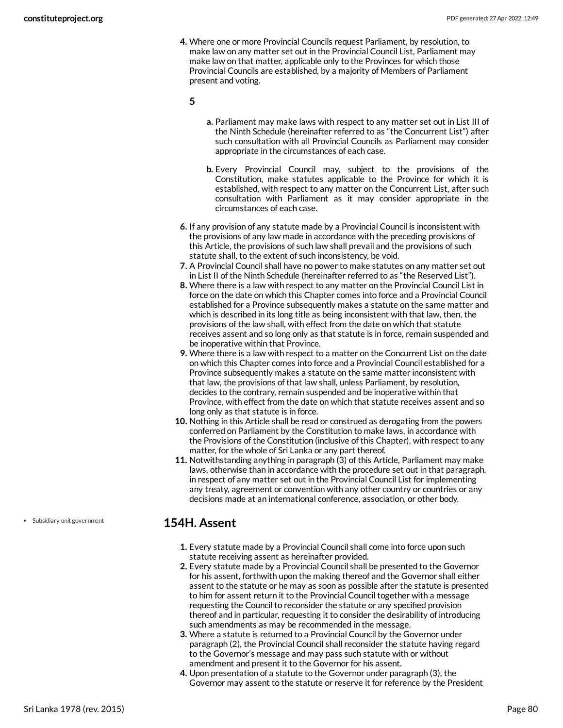4. Where one or more Provincial Councils request Parliament, by resolution, to make law on any matter set out in the Provincial Council List, Parliament may make law on that matter, applicable only to the Provinces for which those Provincial Councils are established, by a majority of Members of Parliament present and voting.

5

   a. Parliament may make laws with respect to any matter set out in List III of the Ninth Schedule (hereinafter referred to as "the Concurrent List") after such consultation with all Provincial Councils as Parliament may consider appropriate in the circumstances of each case.

   b. Every Provincial Council may, subject to the provisions of the Constitution, make statutes applicable to the Province for which it is established, with respect to any matter on the Concurrent List, after such consultation with Parliament as it may consider appropriate in the circumstances of each case.

6. If any provision of any statute made by a Provincial Council is inconsistent with the provisions of any law made in accordance with the preceding provisions of this Article, the provisions of such law shall prevail and the provisions of such statute shall, to the extent of such inconsistency, be void.
7. A Provincial Council shall have no power to make statutes on any matter set out in List II of the Ninth Schedule (hereinafter referred to as "the Reserved List").
8. Where there is a law with respect to any matter on the Provincial Council List in force on the date on which this Chapter comes into force and a Provincial Council established for a Province subsequently makes a statute on the same matter and which is described in its long title as being inconsistent with that law, then, the provisions of the law shall, with effect from the date on which that statute receives assent and so long only as that statute is in force, remain suspended and be inoperative within that Province.
9. Where there is a law with respect to a matter on the Concurrent List on the date on which this Chapter comes into force and a Provincial Council established for a Province subsequently makes a statute on the same matter inconsistent with that law, the provisions of that law shall, unless Parliament, by resolution, decides to the contrary, remain suspended and be inoperative within that Province, with effect from the date on which that statute receives assent and so long only as that statute is in force.
10. Nothing in this Article shall be read or construed as derogating from the powers conferred on Parliament by the Constitution to make laws, in accordance with the Provisions of the Constitution (inclusive of this Chapter), with respect to any matter, for the whole of Sri Lanka or any part thereof.
11. Notwithstanding anything in paragraph (3) of this Article, Parliament may make laws, otherwise than in accordance with the procedure set out in that paragraph, in respect of any matter set out in the Provincial Council List for implementing any treaty, agreement or convention with any other country or countries or any decisions made at an international conference, association, or other body.

- Subsidiary unit government

## 154H. Assent

1. Every statute made by a Provincial Council shall come into force upon such statute receiving assent as hereinafter provided.
2. Every statute made by a Provincial Council shall be presented to the Governor for his assent, forthwith upon the making thereof and the Governor shall either assent to the statute or he may as soon as possible after the statute is presented to him for assent return it to the Provincial Council together with a message requesting the Council to reconsider the statute or any specified provision thereof and in particular, requesting it to consider the desirability of introducing such amendments as may be recommended in the message.
3. Where a statute is returned to a Provincial Council by the Governor under paragraph (2), the Provincial Council shall reconsider the statute having regard to the Governor's message and may pass such statute with or without amendment and present it to the Governor for his assent.
4. Upon presentation of a statute to the Governor under paragraph (3), the Governor may assent to the statute or reserve it for reference by the President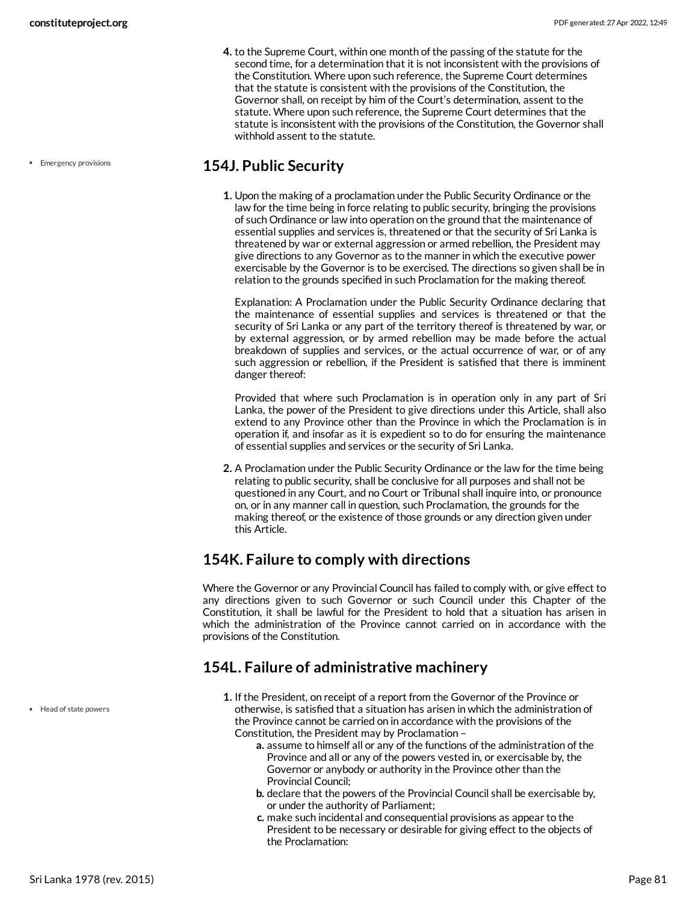4. to the Supreme Court, within one month of the passing of the statute for the second time, for a determination that it is not inconsistent with the provisions of the Constitution. Where upon such reference, the Supreme Court determines that the statute is consistent with the provisions of the Constitution, the Governor shall, on receipt by him of the Court's determination, assent to the statute. Where upon such reference, the Supreme Court determines that the statute is inconsistent with the provisions of the Constitution, the Governor shall withhold assent to the statute.

• Emergency provisions

## 154J. Public Security

1. Upon the making of a proclamation under the Public Security Ordinance or the law for the time being in force relating to public security, bringing the provisions of such Ordinance or law into operation on the ground that the maintenance of essential supplies and services is, threatened or that the security of Sri Lanka is threatened by war or external aggression or armed rebellion, the President may give directions to any Governor as to the manner in which the executive power exercisable by the Governor is to be exercised. The directions so given shall be in relation to the grounds specified in such Proclamation for the making thereof.

   Explanation: A Proclamation under the Public Security Ordinance declaring that the maintenance of essential supplies and services is threatened or that the security of Sri Lanka or any part of the territory thereof is threatened by war, or by external aggression, or by armed rebellion may be made before the actual breakdown of supplies and services, or the actual occurrence of war, or of any such aggression or rebellion, if the President is satisfied that there is imminent danger thereof:

   Provided that where such Proclamation is in operation only in any part of Sri Lanka, the power of the President to give directions under this Article, shall also extend to any Province other than the Province in which the Proclamation is in operation if, and insofar as it is expedient so to do for ensuring the maintenance of essential supplies and services or the security of Sri Lanka.

2. A Proclamation under the Public Security Ordinance or the law for the time being relating to public security, shall be conclusive for all purposes and shall not be questioned in any Court, and no Court or Tribunal shall inquire into, or pronounce on, or in any manner call in question, such Proclamation, the grounds for the making thereof, or the existence of those grounds or any direction given under this Article.

## 154K. Failure to comply with directions

Where the Governor or any Provincial Council has failed to comply with, or give effect to any directions given to such Governor or such Council under this Chapter of the Constitution, it shall be lawful for the President to hold that a situation has arisen in which the administration of the Province cannot carried on in accordance with the provisions of the Constitution.

## 154L. Failure of administrative machinery

• Head of state powers

1. If the President, on receipt of a report from the Governor of the Province or otherwise, is satisfied that a situation has arisen in which the administration of the Province cannot be carried on in accordance with the provisions of the Constitution, the President may by Proclamation –
   a. assume to himself all or any of the functions of the administration of the Province and all or any of the powers vested in, or exercisable by, the Governor or anybody or authority in the Province other than the Provincial Council;
   b. declare that the powers of the Provincial Council shall be exercisable by, or under the authority of Parliament;
   c. make such incidental and consequential provisions as appear to the President to be necessary or desirable for giving effect to the objects of the Proclamation: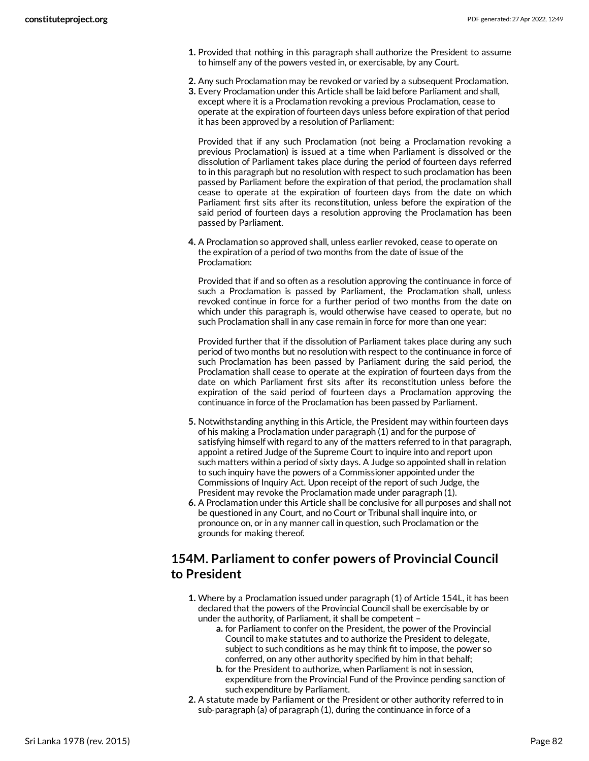1. Provided that nothing in this paragraph shall authorize the President to assume to himself any of the powers vested in, or exercisable, by any Court.
2. Any such Proclamation may be revoked or varied by a subsequent Proclamation.
3. Every Proclamation under this Article shall be laid before Parliament and shall, except where it is a Proclamation revoking a previous Proclamation, cease to operate at the expiration of fourteen days unless before expiration of that period it has been approved by a resolution of Parliament:

   Provided that if any such Proclamation (not being a Proclamation revoking a previous Proclamation) is issued at a time when Parliament is dissolved or the dissolution of Parliament takes place during the period of fourteen days referred to in this paragraph but no resolution with respect to such proclamation has been passed by Parliament before the expiration of that period, the proclamation shall cease to operate at the expiration of fourteen days from the date on which Parliament first sits after its reconstitution, unless before the expiration of the said period of fourteen days a resolution approving the Proclamation has been passed by Parliament.

4. A Proclamation so approved shall, unless earlier revoked, cease to operate on the expiration of a period of two months from the date of issue of the Proclamation:

   Provided that if and so often as a resolution approving the continuance in force of such a Proclamation is passed by Parliament, the Proclamation shall, unless revoked continue in force for a further period of two months from the date on which under this paragraph is, would otherwise have ceased to operate, but no such Proclamation shall in any case remain in force for more than one year:

   Provided further that if the dissolution of Parliament takes place during any such period of two months but no resolution with respect to the continuance in force of such Proclamation has been passed by Parliament during the said period, the Proclamation shall cease to operate at the expiration of fourteen days from the date on which Parliament first sits after its reconstitution unless before the expiration of the said period of fourteen days a Proclamation approving the continuance in force of the Proclamation has been passed by Parliament.

5. Notwithstanding anything in this Article, the President may within fourteen days of his making a Proclamation under paragraph (1) and for the purpose of satisfying himself with regard to any of the matters referred to in that paragraph, appoint a retired Judge of the Supreme Court to inquire into and report upon such matters within a period of sixty days. A Judge so appointed shall in relation to such inquiry have the powers of a Commissioner appointed under the Commissions of Inquiry Act. Upon receipt of the report of such Judge, the President may revoke the Proclamation made under paragraph (1).
6. A Proclamation under this Article shall be conclusive for all purposes and shall not be questioned in any Court, and no Court or Tribunal shall inquire into, or pronounce on, or in any manner call in question, such Proclamation or the grounds for making thereof.

## 154M. Parliament to confer powers of Provincial Council to President

1. Where by a Proclamation issued under paragraph (1) of Article 154L, it has been declared that the powers of the Provincial Council shall be exercisable by or under the authority, of Parliament, it shall be competent –
   a. for Parliament to confer on the President, the power of the Provincial Council to make statutes and to authorize the President to delegate, subject to such conditions as he may think fit to impose, the power so conferred, on any other authority specified by him in that behalf;
   b. for the President to authorize, when Parliament is not in session, expenditure from the Provincial Fund of the Province pending sanction of such expenditure by Parliament.
2. A statute made by Parliament or the President or other authority referred to in sub-paragraph (a) of paragraph (1), during the continuance in force of a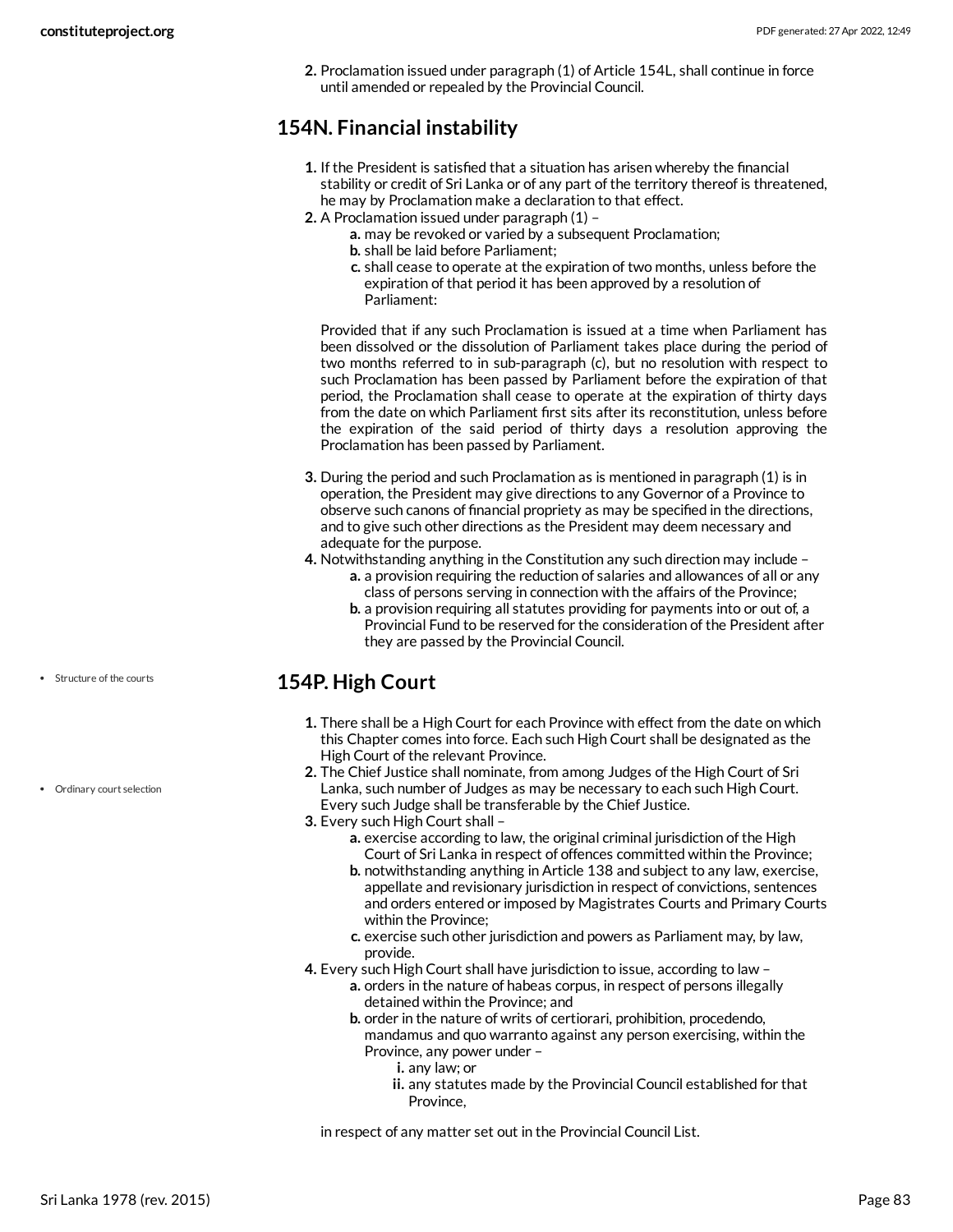2. Proclamation issued under paragraph (1) of Article 154L, shall continue in force until amended or repealed by the Provincial Council.

## 154N. Financial instability

1. If the President is satisfied that a situation has arisen whereby the financial stability or credit of Sri Lanka or of any part of the territory thereof is threatened, he may by Proclamation make a declaration to that effect.
2. A Proclamation issued under paragraph (1) –
   a. may be revoked or varied by a subsequent Proclamation;
   b. shall be laid before Parliament;
   c. shall cease to operate at the expiration of two months, unless before the expiration of that period it has been approved by a resolution of Parliament:

   Provided that if any such Proclamation is issued at a time when Parliament has been dissolved or the dissolution of Parliament takes place during the period of two months referred to in sub-paragraph (c), but no resolution with respect to such Proclamation has been passed by Parliament before the expiration of that period, the Proclamation shall cease to operate at the expiration of thirty days from the date on which Parliament first sits after its reconstitution, unless before the expiration of the said period of thirty days a resolution approving the Proclamation has been passed by Parliament.

3. During the period and such Proclamation as is mentioned in paragraph (1) is in operation, the President may give directions to any Governor of a Province to observe such canons of financial propriety as may be specified in the directions, and to give such other directions as the President may deem necessary and adequate for the purpose.
4. Notwithstanding anything in the Constitution any such direction may include –
   a. a provision requiring the reduction of salaries and allowances of all or any class of persons serving in connection with the affairs of the Province;
   b. a provision requiring all statutes providing for payments into or out of, a Provincial Fund to be reserved for the consideration of the President after they are passed by the Provincial Council.

- Structure of the courts

## 154P. High Court

- Ordinary court selection

1. There shall be a High Court for each Province with effect from the date on which this Chapter comes into force. Each such High Court shall be designated as the High Court of the relevant Province.
2. The Chief Justice shall nominate, from among Judges of the High Court of Sri Lanka, such number of Judges as may be necessary to each such High Court. Every such Judge shall be transferable by the Chief Justice.
3. Every such High Court shall –
   a. exercise according to law, the original criminal jurisdiction of the High Court of Sri Lanka in respect of offences committed within the Province;
   b. notwithstanding anything in Article 138 and subject to any law, exercise, appellate and revisionary jurisdiction in respect of convictions, sentences and orders entered or imposed by Magistrates Courts and Primary Courts within the Province;
   c. exercise such other jurisdiction and powers as Parliament may, by law, provide.
4. Every such High Court shall have jurisdiction to issue, according to law –
   a. orders in the nature of habeas corpus, in respect of persons illegally detained within the Province; and
   b. order in the nature of writs of certiorari, prohibition, procedendo, mandamus and quo warranto against any person exercising, within the Province, any power under –
      i. any law; or
      ii. any statutes made by the Provincial Council established for that Province,

   in respect of any matter set out in the Provincial Council List.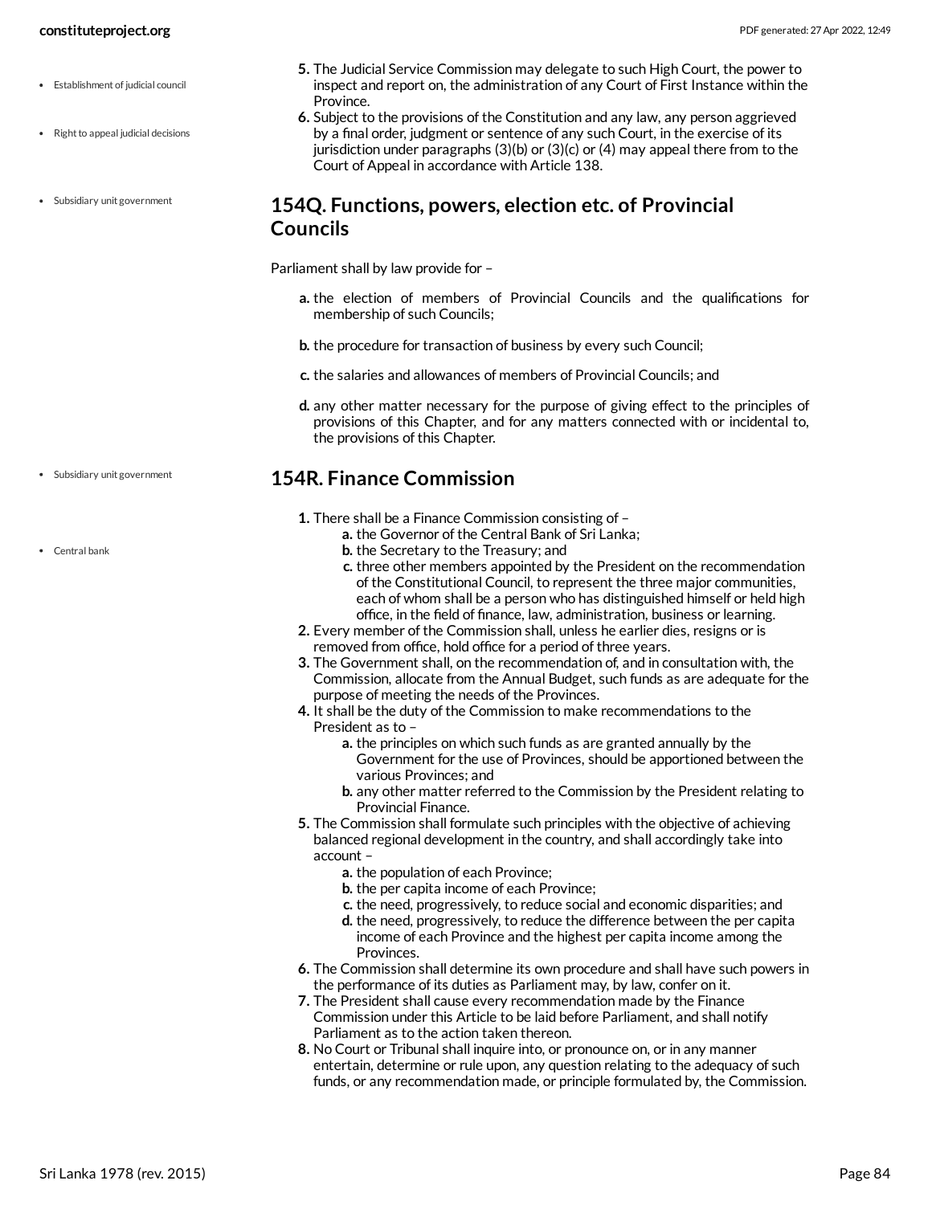5. The Judicial Service Commission may delegate to such High Court, the power to inspect and report on, the administration of any Court of First Instance within the Province.
6. Subject to the provisions of the Constitution and any law, any person aggrieved by a final order, judgment or sentence of any such Court, in the exercise of its jurisdiction under paragraphs (3)(b) or (3)(c) or (4) may appeal there from to the Court of Appeal in accordance with Article 138.

## 154Q. Functions, powers, election etc. of Provincial Councils

Parliament shall by law provide for –

a. the election of members of Provincial Councils and the qualifications for membership of such Councils;

b. the procedure for transaction of business by every such Council;

c. the salaries and allowances of members of Provincial Councils; and

d. any other matter necessary for the purpose of giving effect to the principles of provisions of this Chapter, and for any matters connected with or incidental to, the provisions of this Chapter.

## 154R. Finance Commission

1. There shall be a Finance Commission consisting of –
   a. the Governor of the Central Bank of Sri Lanka;
   b. the Secretary to the Treasury; and
   c. three other members appointed by the President on the recommendation of the Constitutional Council, to represent the three major communities, each of whom shall be a person who has distinguished himself or held high office, in the field of finance, law, administration, business or learning.
2. Every member of the Commission shall, unless he earlier dies, resigns or is removed from office, hold office for a period of three years.
3. The Government shall, on the recommendation of, and in consultation with, the Commission, allocate from the Annual Budget, such funds as are adequate for the purpose of meeting the needs of the Provinces.
4. It shall be the duty of the Commission to make recommendations to the President as to –
   a. the principles on which such funds as are granted annually by the Government for the use of Provinces, should be apportioned between the various Provinces; and
   b. any other matter referred to the Commission by the President relating to Provincial Finance.
5. The Commission shall formulate such principles with the objective of achieving balanced regional development in the country, and shall accordingly take into account –
   a. the population of each Province;
   b. the per capita income of each Province;
   c. the need, progressively, to reduce social and economic disparities; and
   d. the need, progressively, to reduce the difference between the per capita income of each Province and the highest per capita income among the Provinces.
6. The Commission shall determine its own procedure and shall have such powers in the performance of its duties as Parliament may, by law, confer on it.
7. The President shall cause every recommendation made by the Finance Commission under this Article to be laid before Parliament, and shall notify Parliament as to the action taken thereon.
8. No Court or Tribunal shall inquire into, or pronounce on, or in any manner entertain, determine or rule upon, any question relating to the adequacy of such funds, or any recommendation made, or principle formulated by, the Commission.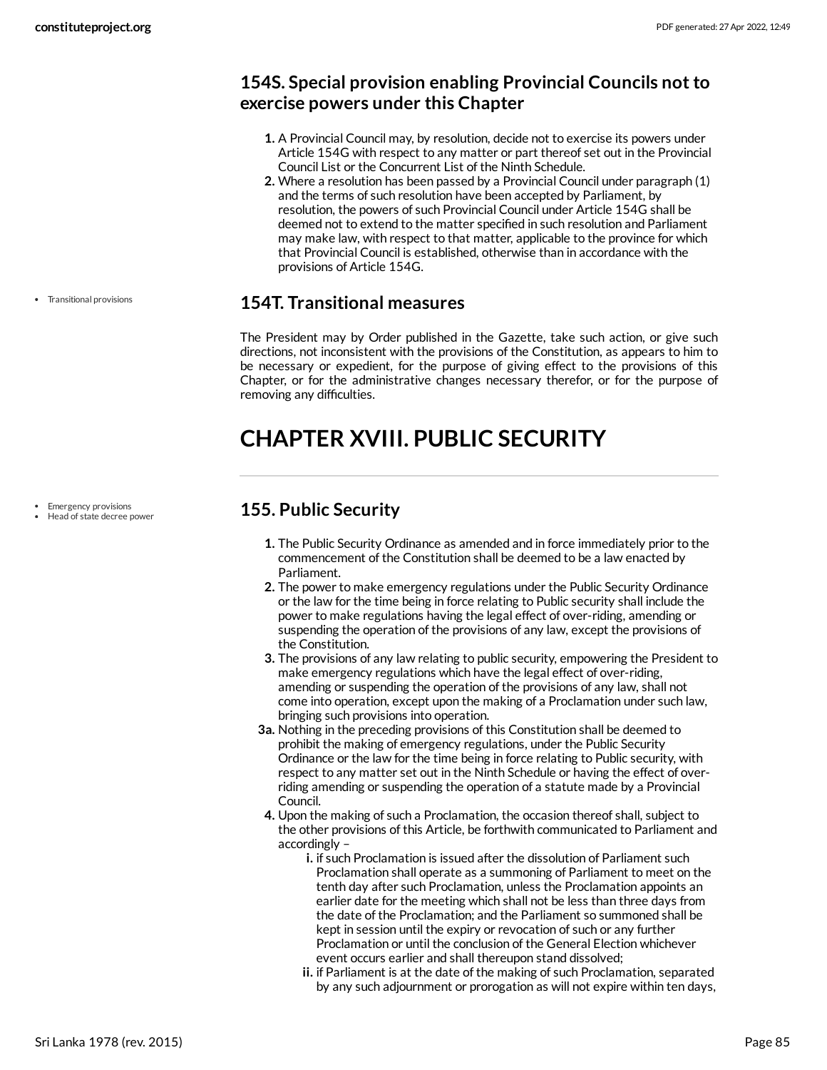### 154S. Special provision enabling Provincial Councils not to exercise powers under this Chapter

1. A Provincial Council may, by resolution, decide not to exercise its powers under Article 154G with respect to any matter or part thereof set out in the Provincial Council List or the Concurrent List of the Ninth Schedule.
2. Where a resolution has been passed by a Provincial Council under paragraph (1) and the terms of such resolution have been accepted by Parliament, by resolution, the powers of such Provincial Council under Article 154G shall be deemed not to extend to the matter specified in such resolution and Parliament may make law, with respect to that matter, applicable to the province for which that Provincial Council is established, otherwise than in accordance with the provisions of Article 154G.

- Transitional provisions

### 154T. Transitional measures

The President may by Order published in the Gazette, take such action, or give such directions, not inconsistent with the provisions of the Constitution, as appears to him to be necessary or expedient, for the purpose of giving effect to the provisions of this Chapter, or for the administrative changes necessary therefor, or for the purpose of removing any difficulties.

# CHAPTER XVIII. PUBLIC SECURITY

- Emergency provisions
- Head of state decree power

### 155. Public Security

1. The Public Security Ordinance as amended and in force immediately prior to the commencement of the Constitution shall be deemed to be a law enacted by Parliament.
2. The power to make emergency regulations under the Public Security Ordinance or the law for the time being in force relating to Public security shall include the power to make regulations having the legal effect of over-riding, amending or suspending the operation of the provisions of any law, except the provisions of the Constitution.
3. The provisions of any law relating to public security, empowering the President to make emergency regulations which have the legal effect of over-riding, amending or suspending the operation of the provisions of any law, shall not come into operation, except upon the making of a Proclamation under such law, bringing such provisions into operation.

3a. Nothing in the preceding provisions of this Constitution shall be deemed to prohibit the making of emergency regulations, under the Public Security Ordinance or the law for the time being in force relating to Public security, with respect to any matter set out in the Ninth Schedule or having the effect of over-riding amending or suspending the operation of a statute made by a Provincial Council.

4. Upon the making of such a Proclamation, the occasion thereof shall, subject to the other provisions of this Article, be forthwith communicated to Parliament and accordingly –
   i. if such Proclamation is issued after the dissolution of Parliament such Proclamation shall operate as a summoning of Parliament to meet on the tenth day after such Proclamation, unless the Proclamation appoints an earlier date for the meeting which shall not be less than three days from the date of the Proclamation; and the Parliament so summoned shall be kept in session until the expiry or revocation of such or any further Proclamation or until the conclusion of the General Election whichever event occurs earlier and shall thereupon stand dissolved;
   ii. if Parliament is at the date of the making of such Proclamation, separated by any such adjournment or prorogation as will not expire within ten days,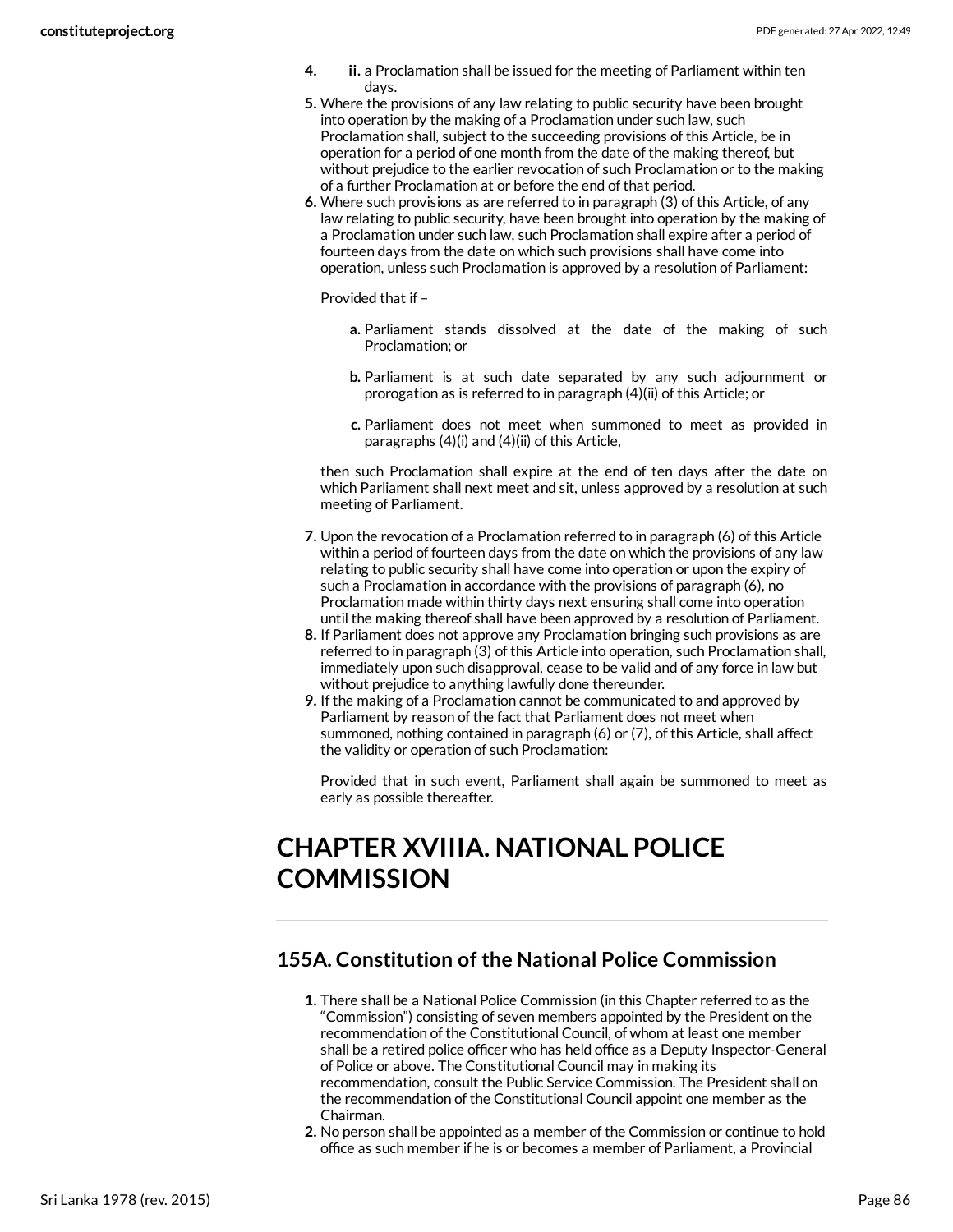4. ii. a Proclamation shall be issued for the meeting of Parliament within ten days.

5. Where the provisions of any law relating to public security have been brought into operation by the making of a Proclamation under such law, such Proclamation shall, subject to the succeeding provisions of this Article, be in operation for a period of one month from the date of the making thereof, but without prejudice to the earlier revocation of such Proclamation or to the making of a further Proclamation at or before the end of that period.

6. Where such provisions as are referred to in paragraph (3) of this Article, of any law relating to public security, have been brought into operation by the making of a Proclamation under such law, such Proclamation shall expire after a period of fourteen days from the date on which such provisions shall have come into operation, unless such Proclamation is approved by a resolution of Parliament:

   Provided that if –

   a. Parliament stands dissolved at the date of the making of such Proclamation; or

   b. Parliament is at such date separated by any such adjournment or prorogation as is referred to in paragraph (4)(ii) of this Article; or

   c. Parliament does not meet when summoned to meet as provided in paragraphs (4)(i) and (4)(ii) of this Article,

   then such Proclamation shall expire at the end of ten days after the date on which Parliament shall next meet and sit, unless approved by a resolution at such meeting of Parliament.

7. Upon the revocation of a Proclamation referred to in paragraph (6) of this Article within a period of fourteen days from the date on which the provisions of any law relating to public security shall have come into operation or upon the expiry of such a Proclamation in accordance with the provisions of paragraph (6), no Proclamation made within thirty days next ensuring shall come into operation until the making thereof shall have been approved by a resolution of Parliament.

8. If Parliament does not approve any Proclamation bringing such provisions as are referred to in paragraph (3) of this Article into operation, such Proclamation shall, immediately upon such disapproval, cease to be valid and of any force in law but without prejudice to anything lawfully done thereunder.

9. If the making of a Proclamation cannot be communicated to and approved by Parliament by reason of the fact that Parliament does not meet when summoned, nothing contained in paragraph (6) or (7), of this Article, shall affect the validity or operation of such Proclamation:

   Provided that in such event, Parliament shall again be summoned to meet as early as possible thereafter.

# CHAPTER XVIIIA. NATIONAL POLICE COMMISSION

## 155A. Constitution of the National Police Commission

1. There shall be a National Police Commission (in this Chapter referred to as the "Commission") consisting of seven members appointed by the President on the recommendation of the Constitutional Council, of whom at least one member shall be a retired police officer who has held office as a Deputy Inspector-General of Police or above. The Constitutional Council may in making its recommendation, consult the Public Service Commission. The President shall on the recommendation of the Constitutional Council appoint one member as the Chairman.

2. No person shall be appointed as a member of the Commission or continue to hold office as such member if he is or becomes a member of Parliament, a Provincial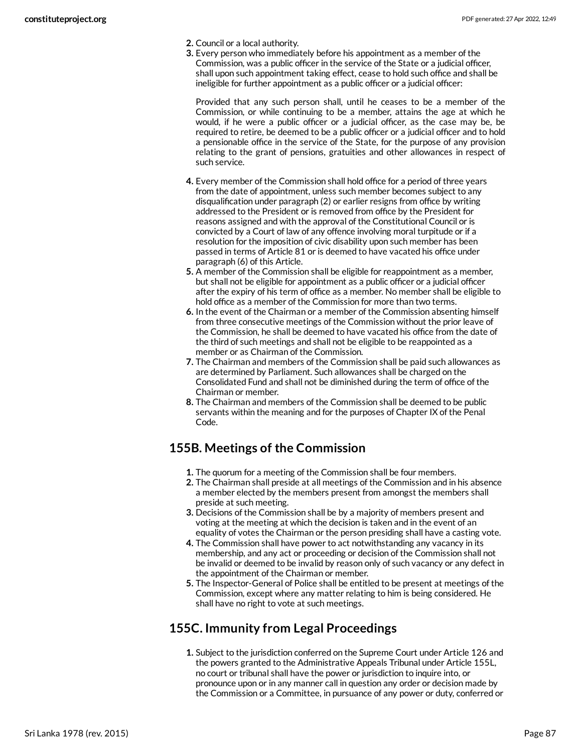2. Council or a local authority.
3. Every person who immediately before his appointment as a member of the Commission, was a public officer in the service of the State or a judicial officer, shall upon such appointment taking effect, cease to hold such office and shall be ineligible for further appointment as a public officer or a judicial officer:

   Provided that any such person shall, until he ceases to be a member of the Commission, or while continuing to be a member, attains the age at which he would, if he were a public officer or a judicial officer, as the case may be, be required to retire, be deemed to be a public officer or a judicial officer and to hold a pensionable office in the service of the State, for the purpose of any provision relating to the grant of pensions, gratuities and other allowances in respect of such service.

4. Every member of the Commission shall hold office for a period of three years from the date of appointment, unless such member becomes subject to any disqualification under paragraph (2) or earlier resigns from office by writing addressed to the President or is removed from office by the President for reasons assigned and with the approval of the Constitutional Council or is convicted by a Court of law of any offence involving moral turpitude or if a resolution for the imposition of civic disability upon such member has been passed in terms of Article 81 or is deemed to have vacated his office under paragraph (6) of this Article.
5. A member of the Commission shall be eligible for reappointment as a member, but shall not be eligible for appointment as a public officer or a judicial officer after the expiry of his term of office as a member. No member shall be eligible to hold office as a member of the Commission for more than two terms.
6. In the event of the Chairman or a member of the Commission absenting himself from three consecutive meetings of the Commission without the prior leave of the Commission, he shall be deemed to have vacated his office from the date of the third of such meetings and shall not be eligible to be reappointed as a member or as Chairman of the Commission.
7. The Chairman and members of the Commission shall be paid such allowances as are determined by Parliament. Such allowances shall be charged on the Consolidated Fund and shall not be diminished during the term of office of the Chairman or member.
8. The Chairman and members of the Commission shall be deemed to be public servants within the meaning and for the purposes of Chapter IX of the Penal Code.

## 155B. Meetings of the Commission

1. The quorum for a meeting of the Commission shall be four members.
2. The Chairman shall preside at all meetings of the Commission and in his absence a member elected by the members present from amongst the members shall preside at such meeting.
3. Decisions of the Commission shall be by a majority of members present and voting at the meeting at which the decision is taken and in the event of an equality of votes the Chairman or the person presiding shall have a casting vote.
4. The Commission shall have power to act notwithstanding any vacancy in its membership, and any act or proceeding or decision of the Commission shall not be invalid or deemed to be invalid by reason only of such vacancy or any defect in the appointment of the Chairman or member.
5. The Inspector-General of Police shall be entitled to be present at meetings of the Commission, except where any matter relating to him is being considered. He shall have no right to vote at such meetings.

## 155C. Immunity from Legal Proceedings

1. Subject to the jurisdiction conferred on the Supreme Court under Article 126 and the powers granted to the Administrative Appeals Tribunal under Article 155L, no court or tribunal shall have the power or jurisdiction to inquire into, or pronounce upon or in any manner call in question any order or decision made by the Commission or a Committee, in pursuance of any power or duty, conferred or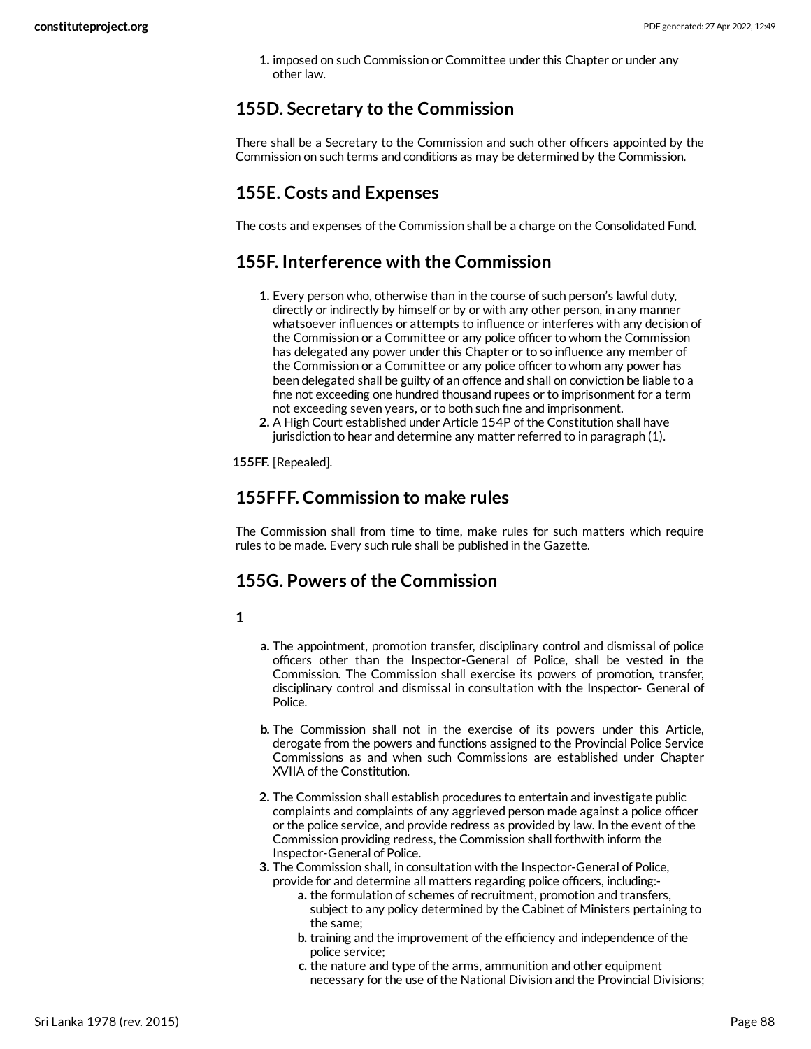1. imposed on such Commission or Committee under this Chapter or under any other law.

## 155D. Secretary to the Commission

There shall be a Secretary to the Commission and such other officers appointed by the Commission on such terms and conditions as may be determined by the Commission.

## 155E. Costs and Expenses

The costs and expenses of the Commission shall be a charge on the Consolidated Fund.

## 155F. Interference with the Commission

1. Every person who, otherwise than in the course of such person's lawful duty, directly or indirectly by himself or by or with any other person, in any manner whatsoever influences or attempts to influence or interferes with any decision of the Commission or a Committee or any police officer to whom the Commission has delegated any power under this Chapter or to so influence any member of the Commission or a Committee or any police officer to whom any power has been delegated shall be guilty of an offence and shall on conviction be liable to a fine not exceeding one hundred thousand rupees or to imprisonment for a term not exceeding seven years, or to both such fine and imprisonment.
2. A High Court established under Article 154P of the Constitution shall have jurisdiction to hear and determine any matter referred to in paragraph (1).

**155FF.** [Repealed].

## 155FFF. Commission to make rules

The Commission shall from time to time, make rules for such matters which require rules to be made. Every such rule shall be published in the Gazette.

## 155G. Powers of the Commission

**1**

a. The appointment, promotion transfer, disciplinary control and dismissal of police officers other than the Inspector-General of Police, shall be vested in the Commission. The Commission shall exercise its powers of promotion, transfer, disciplinary control and dismissal in consultation with the Inspector- General of Police.

b. The Commission shall not in the exercise of its powers under this Article, derogate from the powers and functions assigned to the Provincial Police Service Commissions as and when such Commissions are established under Chapter XVIIA of the Constitution.

2. The Commission shall establish procedures to entertain and investigate public complaints and complaints of any aggrieved person made against a police officer or the police service, and provide redress as provided by law. In the event of the Commission providing redress, the Commission shall forthwith inform the Inspector-General of Police.
3. The Commission shall, in consultation with the Inspector-General of Police, provide for and determine all matters regarding police officers, including:-
    a. the formulation of schemes of recruitment, promotion and transfers, subject to any policy determined by the Cabinet of Ministers pertaining to the same;
    b. training and the improvement of the efficiency and independence of the police service;
    c. the nature and type of the arms, ammunition and other equipment necessary for the use of the National Division and the Provincial Divisions;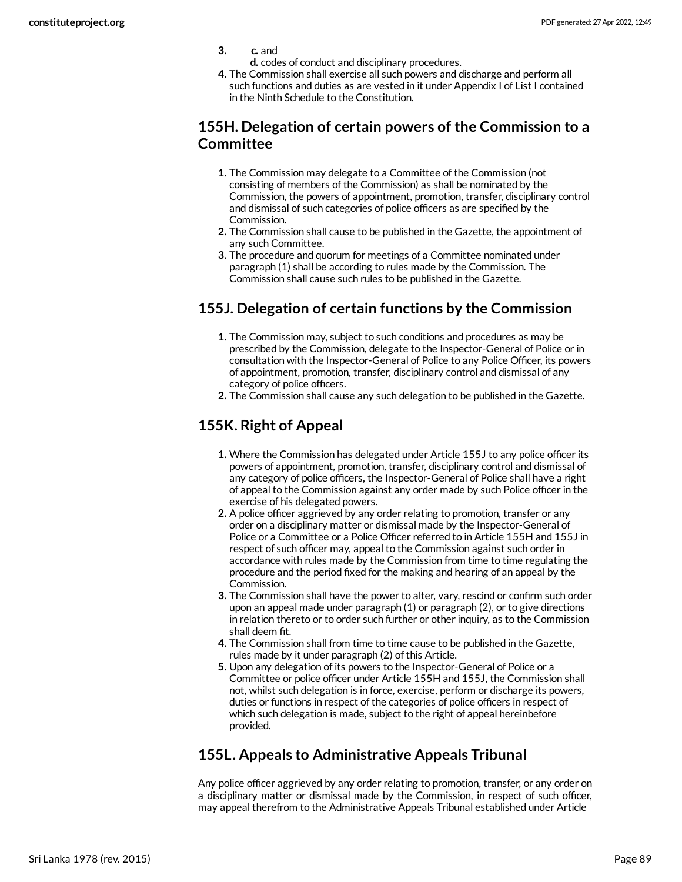3. c. and
 d. codes of conduct and disciplinary procedures.
4. The Commission shall exercise all such powers and discharge and perform all such functions and duties as are vested in it under Appendix I of List I contained in the Ninth Schedule to the Constitution.

## 155H. Delegation of certain powers of the Commission to a Committee

1. The Commission may delegate to a Committee of the Commission (not consisting of members of the Commission) as shall be nominated by the Commission, the powers of appointment, promotion, transfer, disciplinary control and dismissal of such categories of police officers as are specified by the Commission.
2. The Commission shall cause to be published in the Gazette, the appointment of any such Committee.
3. The procedure and quorum for meetings of a Committee nominated under paragraph (1) shall be according to rules made by the Commission. The Commission shall cause such rules to be published in the Gazette.

## 155J. Delegation of certain functions by the Commission

1. The Commission may, subject to such conditions and procedures as may be prescribed by the Commission, delegate to the Inspector-General of Police or in consultation with the Inspector-General of Police to any Police Officer, its powers of appointment, promotion, transfer, disciplinary control and dismissal of any category of police officers.
2. The Commission shall cause any such delegation to be published in the Gazette.

## 155K. Right of Appeal

1. Where the Commission has delegated under Article 155J to any police officer its powers of appointment, promotion, transfer, disciplinary control and dismissal of any category of police officers, the Inspector-General of Police shall have a right of appeal to the Commission against any order made by such Police officer in the exercise of his delegated powers.
2. A police officer aggrieved by any order relating to promotion, transfer or any order on a disciplinary matter or dismissal made by the Inspector-General of Police or a Committee or a Police Officer referred to in Article 155H and 155J in respect of such officer may, appeal to the Commission against such order in accordance with rules made by the Commission from time to time regulating the procedure and the period fixed for the making and hearing of an appeal by the Commission.
3. The Commission shall have the power to alter, vary, rescind or confirm such order upon an appeal made under paragraph (1) or paragraph (2), or to give directions in relation thereto or to order such further or other inquiry, as to the Commission shall deem fit.
4. The Commission shall from time to time cause to be published in the Gazette, rules made by it under paragraph (2) of this Article.
5. Upon any delegation of its powers to the Inspector-General of Police or a Committee or police officer under Article 155H and 155J, the Commission shall not, whilst such delegation is in force, exercise, perform or discharge its powers, duties or functions in respect of the categories of police officers in respect of which such delegation is made, subject to the right of appeal hereinbefore provided.

## 155L. Appeals to Administrative Appeals Tribunal

Any police officer aggrieved by any order relating to promotion, transfer, or any order on a disciplinary matter or dismissal made by the Commission, in respect of such officer, may appeal therefrom to the Administrative Appeals Tribunal established under Article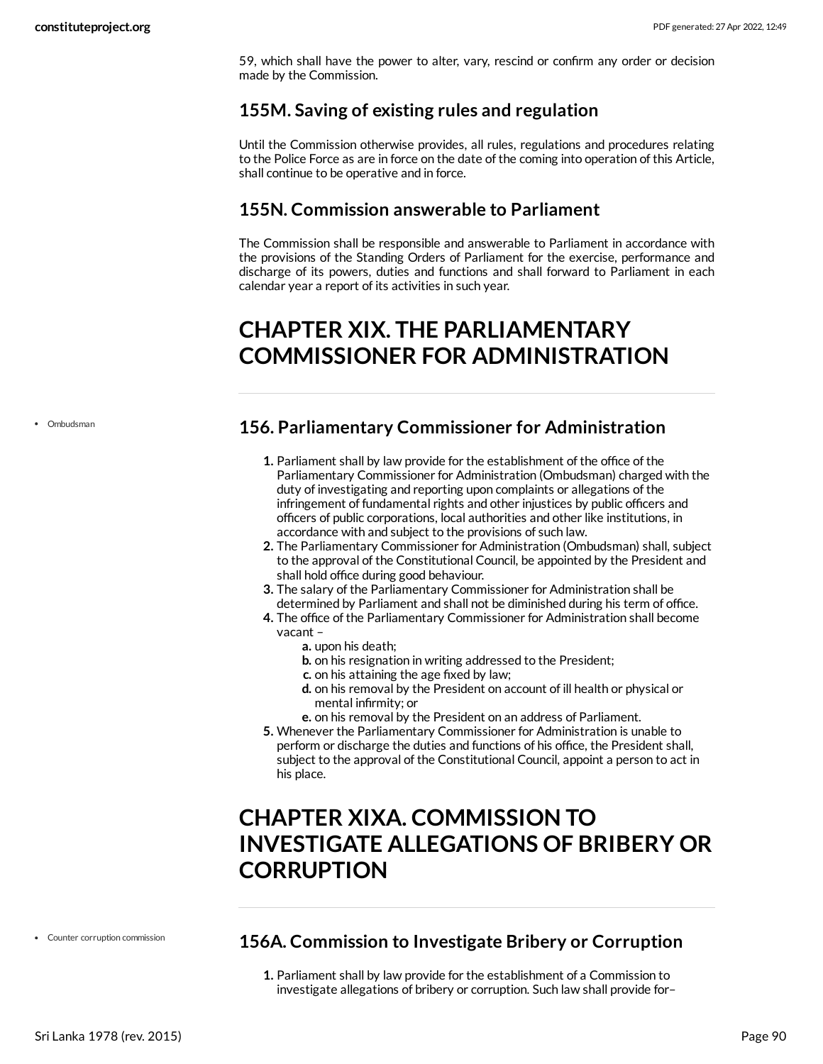59, which shall have the power to alter, vary, rescind or confirm any order or decision made by the Commission.

### 155M. Saving of existing rules and regulation

Until the Commission otherwise provides, all rules, regulations and procedures relating to the Police Force as are in force on the date of the coming into operation of this Article, shall continue to be operative and in force.

### 155N. Commission answerable to Parliament

The Commission shall be responsible and answerable to Parliament in accordance with the provisions of the Standing Orders of Parliament for the exercise, performance and discharge of its powers, duties and functions and shall forward to Parliament in each calendar year a report of its activities in such year.

# CHAPTER XIX. THE PARLIAMENTARY COMMISSIONER FOR ADMINISTRATION

- Ombudsman

### 156. Parliamentary Commissioner for Administration

1. Parliament shall by law provide for the establishment of the office of the Parliamentary Commissioner for Administration (Ombudsman) charged with the duty of investigating and reporting upon complaints or allegations of the infringement of fundamental rights and other injustices by public officers and officers of public corporations, local authorities and other like institutions, in accordance with and subject to the provisions of such law.
2. The Parliamentary Commissioner for Administration (Ombudsman) shall, subject to the approval of the Constitutional Council, be appointed by the President and shall hold office during good behaviour.
3. The salary of the Parliamentary Commissioner for Administration shall be determined by Parliament and shall not be diminished during his term of office.
4. The office of the Parliamentary Commissioner for Administration shall become vacant –
   a. upon his death;
   b. on his resignation in writing addressed to the President;
   c. on his attaining the age fixed by law;
   d. on his removal by the President on account of ill health or physical or mental infirmity; or
   e. on his removal by the President on an address of Parliament.
5. Whenever the Parliamentary Commissioner for Administration is unable to perform or discharge the duties and functions of his office, the President shall, subject to the approval of the Constitutional Council, appoint a person to act in his place.

# CHAPTER XIXA. COMMISSION TO INVESTIGATE ALLEGATIONS OF BRIBERY OR CORRUPTION

- Counter corruption commission

### 156A. Commission to Investigate Bribery or Corruption

1. Parliament shall by law provide for the establishment of a Commission to investigate allegations of bribery or corruption. Such law shall provide for–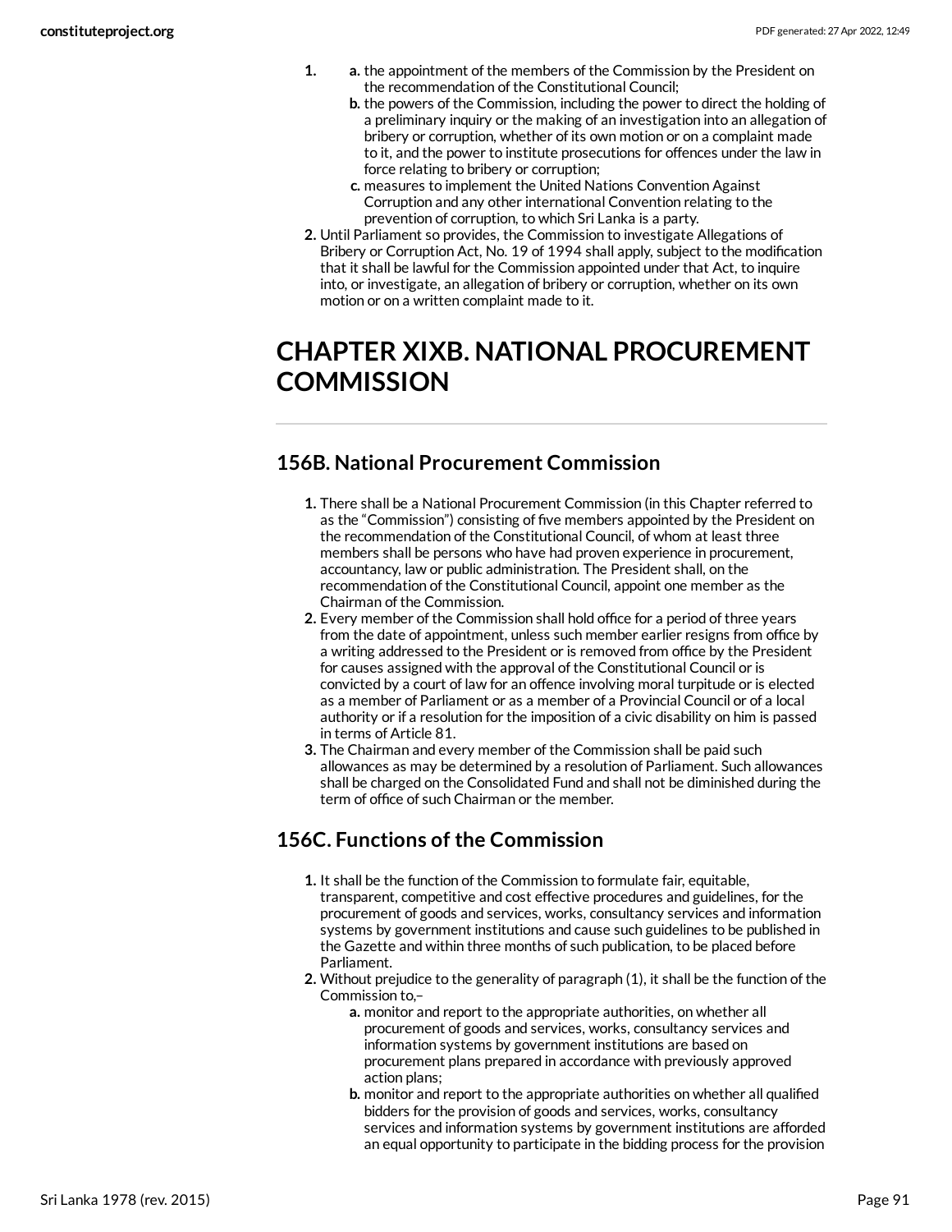1.
    a. the appointment of the members of the Commission by the President on the recommendation of the Constitutional Council;
    b. the powers of the Commission, including the power to direct the holding of a preliminary inquiry or the making of an investigation into an allegation of bribery or corruption, whether of its own motion or on a complaint made to it, and the power to institute prosecutions for offences under the law in force relating to bribery or corruption;
    c. measures to implement the United Nations Convention Against Corruption and any other international Convention relating to the prevention of corruption, to which Sri Lanka is a party.
2. Until Parliament so provides, the Commission to investigate Allegations of Bribery or Corruption Act, No. 19 of 1994 shall apply, subject to the modification that it shall be lawful for the Commission appointed under that Act, to inquire into, or investigate, an allegation of bribery or corruption, whether on its own motion or on a written complaint made to it.

# CHAPTER XIXB. NATIONAL PROCUREMENT COMMISSION

## 156B. National Procurement Commission

1. There shall be a National Procurement Commission (in this Chapter referred to as the "Commission") consisting of five members appointed by the President on the recommendation of the Constitutional Council, of whom at least three members shall be persons who have had proven experience in procurement, accountancy, law or public administration. The President shall, on the recommendation of the Constitutional Council, appoint one member as the Chairman of the Commission.
2. Every member of the Commission shall hold office for a period of three years from the date of appointment, unless such member earlier resigns from office by a writing addressed to the President or is removed from office by the President for causes assigned with the approval of the Constitutional Council or is convicted by a court of law for an offence involving moral turpitude or is elected as a member of Parliament or as a member of a Provincial Council or of a local authority or if a resolution for the imposition of a civic disability on him is passed in terms of Article 81.
3. The Chairman and every member of the Commission shall be paid such allowances as may be determined by a resolution of Parliament. Such allowances shall be charged on the Consolidated Fund and shall not be diminished during the term of office of such Chairman or the member.

## 156C. Functions of the Commission

1. It shall be the function of the Commission to formulate fair, equitable, transparent, competitive and cost effective procedures and guidelines, for the procurement of goods and services, works, consultancy services and information systems by government institutions and cause such guidelines to be published in the Gazette and within three months of such publication, to be placed before Parliament.
2. Without prejudice to the generality of paragraph (1), it shall be the function of the Commission to,–
    a. monitor and report to the appropriate authorities, on whether all procurement of goods and services, works, consultancy services and information systems by government institutions are based on procurement plans prepared in accordance with previously approved action plans;
    b. monitor and report to the appropriate authorities on whether all qualified bidders for the provision of goods and services, works, consultancy services and information systems by government institutions are afforded an equal opportunity to participate in the bidding process for the provision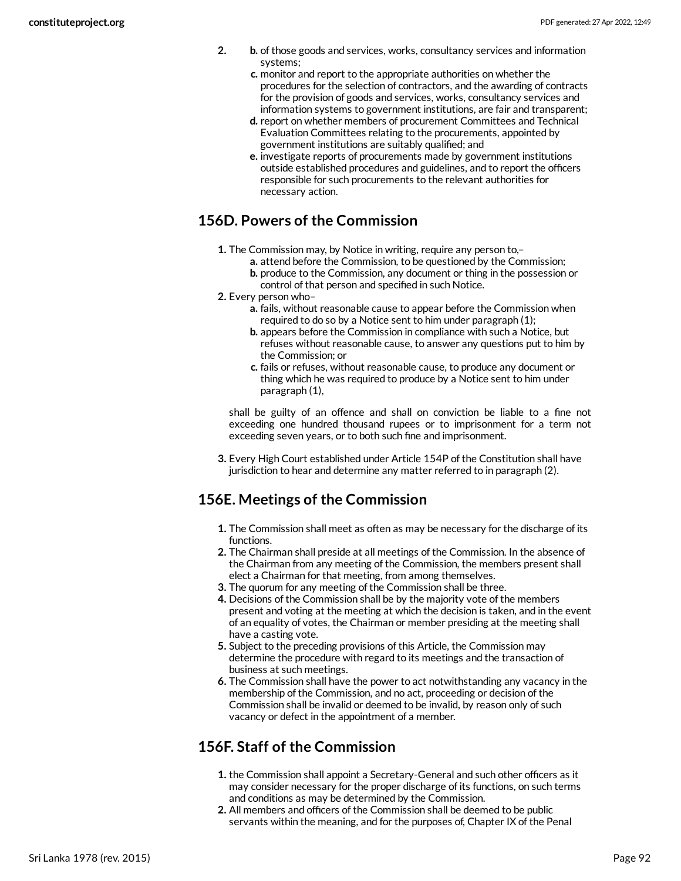2. 
   b. of those goods and services, works, consultancy services and information systems;
   c. monitor and report to the appropriate authorities on whether the procedures for the selection of contractors, and the awarding of contracts for the provision of goods and services, works, consultancy services and information systems to government institutions, are fair and transparent;
   d. report on whether members of procurement Committees and Technical Evaluation Committees relating to the procurements, appointed by government institutions are suitably qualified; and
   e. investigate reports of procurements made by government institutions outside established procedures and guidelines, and to report the officers responsible for such procurements to the relevant authorities for necessary action.

## 156D. Powers of the Commission

1. The Commission may, by Notice in writing, require any person to,–
   a. attend before the Commission, to be questioned by the Commission;
   b. produce to the Commission, any document or thing in the possession or control of that person and specified in such Notice.
2. Every person who–
   a. fails, without reasonable cause to appear before the Commission when required to do so by a Notice sent to him under paragraph (1);
   b. appears before the Commission in compliance with such a Notice, but refuses without reasonable cause, to answer any questions put to him by the Commission; or
   c. fails or refuses, without reasonable cause, to produce any document or thing which he was required to produce by a Notice sent to him under paragraph (1),

   shall be guilty of an offence and shall on conviction be liable to a fine not exceeding one hundred thousand rupees or to imprisonment for a term not exceeding seven years, or to both such fine and imprisonment.

3. Every High Court established under Article 154P of the Constitution shall have jurisdiction to hear and determine any matter referred to in paragraph (2).

## 156E. Meetings of the Commission

1. The Commission shall meet as often as may be necessary for the discharge of its functions.
2. The Chairman shall preside at all meetings of the Commission. In the absence of the Chairman from any meeting of the Commission, the members present shall elect a Chairman for that meeting, from among themselves.
3. The quorum for any meeting of the Commission shall be three.
4. Decisions of the Commission shall be by the majority vote of the members present and voting at the meeting at which the decision is taken, and in the event of an equality of votes, the Chairman or member presiding at the meeting shall have a casting vote.
5. Subject to the preceding provisions of this Article, the Commission may determine the procedure with regard to its meetings and the transaction of business at such meetings.
6. The Commission shall have the power to act notwithstanding any vacancy in the membership of the Commission, and no act, proceeding or decision of the Commission shall be invalid or deemed to be invalid, by reason only of such vacancy or defect in the appointment of a member.

## 156F. Staff of the Commission

1. the Commission shall appoint a Secretary-General and such other officers as it may consider necessary for the proper discharge of its functions, on such terms and conditions as may be determined by the Commission.
2. All members and officers of the Commission shall be deemed to be public servants within the meaning, and for the purposes of, Chapter IX of the Penal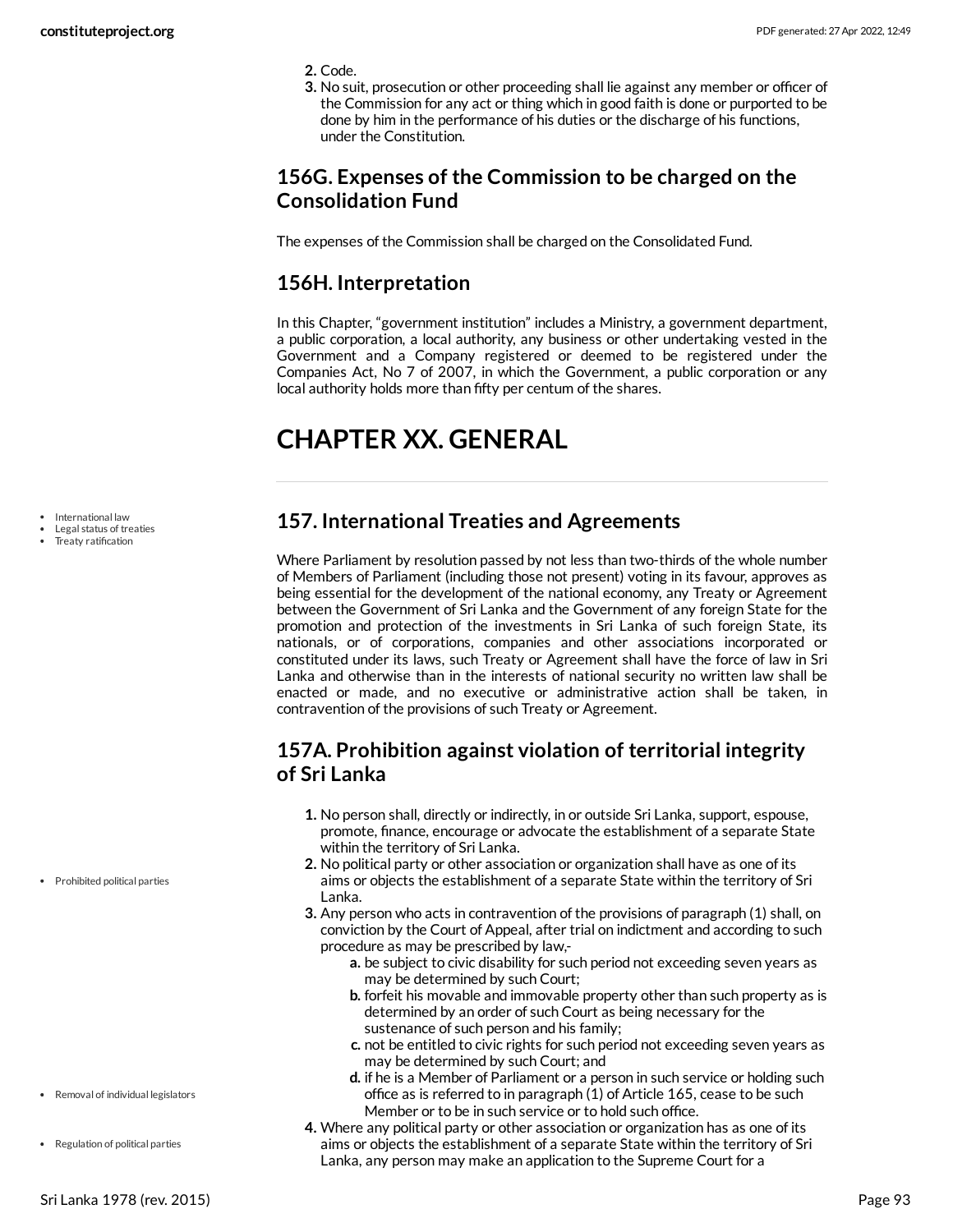2. Code.
3. No suit, prosecution or other proceeding shall lie against any member or officer of the Commission for any act or thing which in good faith is done or purported to be done by him in the performance of his duties or the discharge of his functions, under the Constitution.

### 156G. Expenses of the Commission to be charged on the Consolidation Fund

The expenses of the Commission shall be charged on the Consolidated Fund.

### 156H. Interpretation

In this Chapter, "government institution" includes a Ministry, a government department, a public corporation, a local authority, any business or other undertaking vested in the Government and a Company registered or deemed to be registered under the Companies Act, No 7 of 2007, in which the Government, a public corporation or any local authority holds more than fifty per centum of the shares.

# CHAPTER XX. GENERAL

- International law
- Legal status of treaties
- Treaty ratification

### 157. International Treaties and Agreements

Where Parliament by resolution passed by not less than two-thirds of the whole number of Members of Parliament (including those not present) voting in its favour, approves as being essential for the development of the national economy, any Treaty or Agreement between the Government of Sri Lanka and the Government of any foreign State for the promotion and protection of the investments in Sri Lanka of such foreign State, its nationals, or of corporations, companies and other associations incorporated or constituted under its laws, such Treaty or Agreement shall have the force of law in Sri Lanka and otherwise than in the interests of national security no written law shall be enacted or made, and no executive or administrative action shall be taken, in contravention of the provisions of such Treaty or Agreement.

### 157A. Prohibition against violation of territorial integrity of Sri Lanka

1. No person shall, directly or indirectly, in or outside Sri Lanka, support, espouse, promote, finance, encourage or advocate the establishment of a separate State within the territory of Sri Lanka.
2. No political party or other association or organization shall have as one of its aims or objects the establishment of a separate State within the territory of Sri Lanka.
3. Any person who acts in contravention of the provisions of paragraph (1) shall, on conviction by the Court of Appeal, after trial on indictment and according to such procedure as may be prescribed by law,-
   a. be subject to civic disability for such period not exceeding seven years as may be determined by such Court;
   b. forfeit his movable and immovable property other than such property as is determined by an order of such Court as being necessary for the sustenance of such person and his family;
   c. not be entitled to civic rights for such period not exceeding seven years as may be determined by such Court; and
   d. if he is a Member of Parliament or a person in such service or holding such office as is referred to in paragraph (1) of Article 165, cease to be such Member or to be in such service or to hold such office.
4. Where any political party or other association or organization has as one of its aims or objects the establishment of a separate State within the territory of Sri Lanka, any person may make an application to the Supreme Court for a

- Prohibited political parties
- Removal of individual legislators
- Regulation of political parties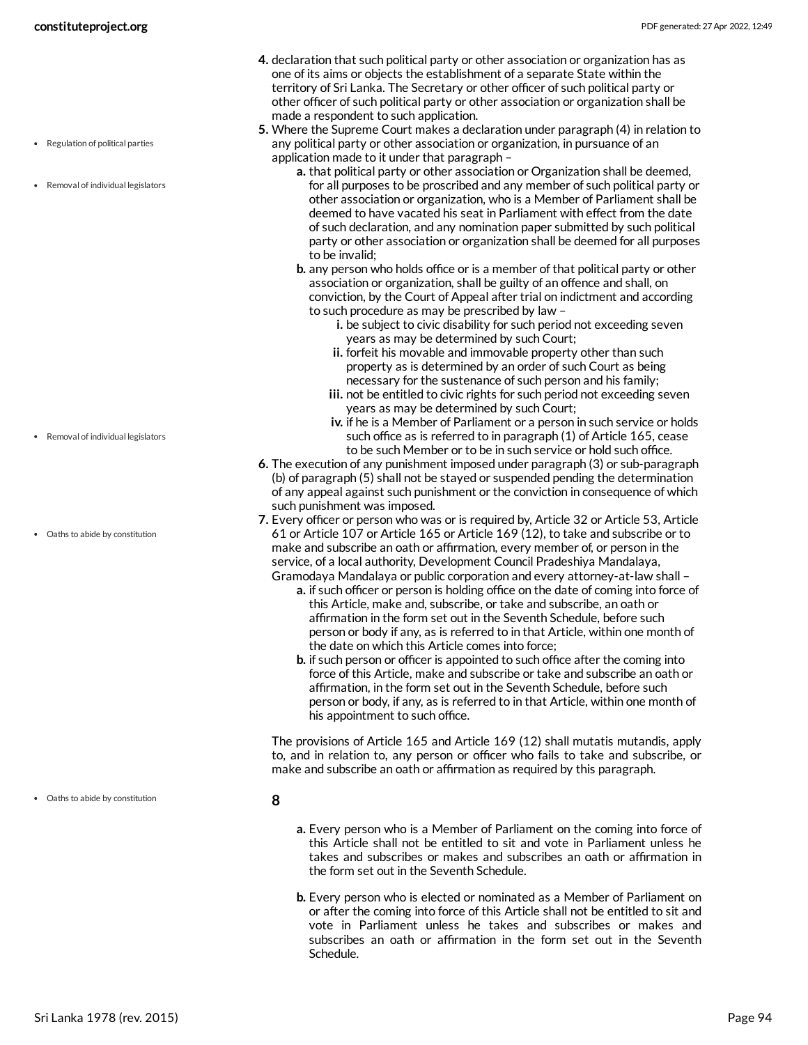4. declaration that such political party or other association or organization has as one of its aims or objects the establishment of a separate State within the territory of Sri Lanka. The Secretary or other officer of such political party or other officer of such political party or other association or organization shall be made a respondent to such application.
5. Where the Supreme Court makes a declaration under paragraph (4) in relation to any political party or other association or organization, in pursuance of an application made to it under that paragraph –
   a. that political party or other association or Organization shall be deemed, for all purposes to be proscribed and any member of such political party or other association or organization, who is a Member of Parliament shall be deemed to have vacated his seat in Parliament with effect from the date of such declaration, and any nomination paper submitted by such political party or other association or organization shall be deemed for all purposes to be invalid;
   b. any person who holds office or is a member of that political party or other association or organization, shall be guilty of an offence and shall, on conviction, by the Court of Appeal after trial on indictment and according to such procedure as may be prescribed by law –
      i. be subject to civic disability for such period not exceeding seven years as may be determined by such Court;
      ii. forfeit his movable and immovable property other than such property as is determined by an order of such Court as being necessary for the sustenance of such person and his family;
      iii. not be entitled to civic rights for such period not exceeding seven years as may be determined by such Court;
      iv. if he is a Member of Parliament or a person in such service or holds such office as is referred to in paragraph (1) of Article 165, cease to be such Member or to be in such service or hold such office.
6. The execution of any punishment imposed under paragraph (3) or sub-paragraph (b) of paragraph (5) shall not be stayed or suspended pending the determination of any appeal against such punishment or the conviction in consequence of which such punishment was imposed.
7. Every officer or person who was or is required by, Article 32 or Article 53, Article 61 or Article 107 or Article 165 or Article 169 (12), to take and subscribe or to make and subscribe an oath or affirmation, every member of, or person in the service, of a local authority, Development Council Pradeshiya Mandalaya, Gramodaya Mandalaya or public corporation and every attorney-at-law shall –
   a. if such officer or person is holding office on the date of coming into force of this Article, make and, subscribe, or take and subscribe, an oath or affirmation in the form set out in the Seventh Schedule, before such person or body if any, as is referred to in that Article, within one month of the date on which this Article comes into force;
   b. if such person or officer is appointed to such office after the coming into force of this Article, make and subscribe or take and subscribe an oath or affirmation, in the form set out in the Seventh Schedule, before such person or body, if any, as is referred to in that Article, within one month of his appointment to such office.

   The provisions of Article 165 and Article 169 (12) shall mutatis mutandis, apply to, and in relation to, any person or officer who fails to take and subscribe, or make and subscribe an oath or affirmation as required by this paragraph.

8

   a. Every person who is a Member of Parliament on the coming into force of this Article shall not be entitled to sit and vote in Parliament unless he takes and subscribes or makes and subscribes an oath or affirmation in the form set out in the Seventh Schedule.

   b. Every person who is elected or nominated as a Member of Parliament on or after the coming into force of this Article shall not be entitled to sit and vote in Parliament unless he takes and subscribes or makes and subscribes an oath or affirmation in the form set out in the Seventh Schedule.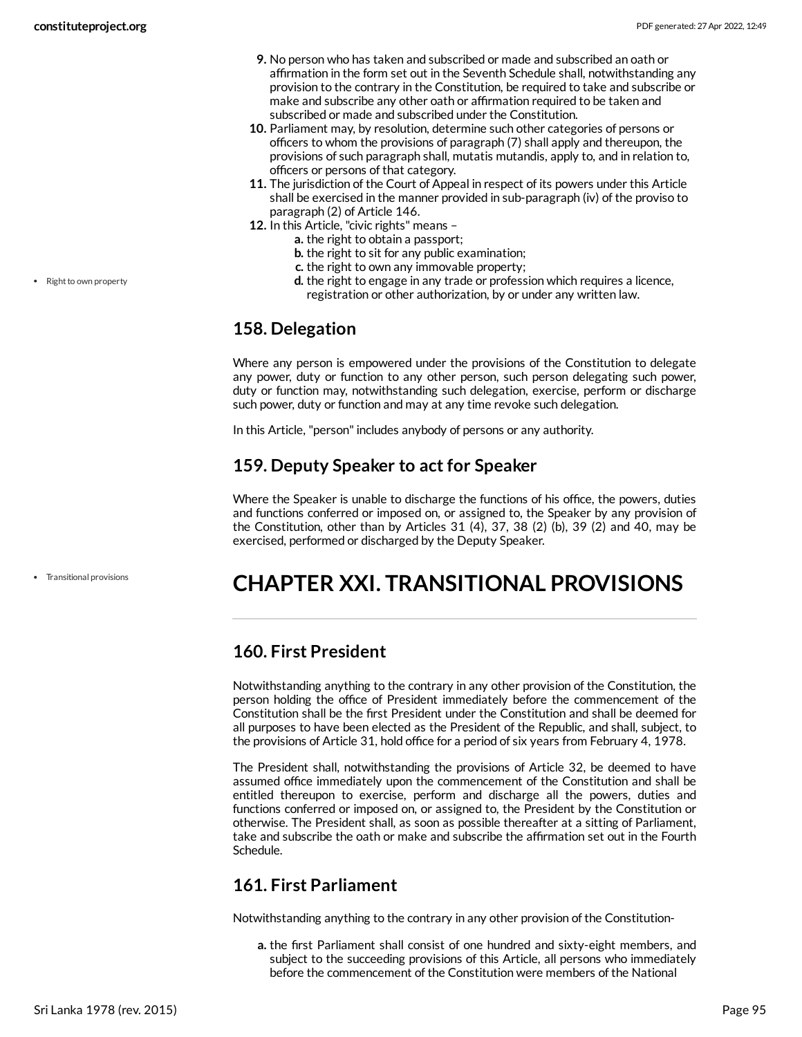9. No person who has taken and subscribed or made and subscribed an oath or affirmation in the form set out in the Seventh Schedule shall, notwithstanding any provision to the contrary in the Constitution, be required to take and subscribe or make and subscribe any other oath or affirmation required to be taken and subscribed or made and subscribed under the Constitution.
10. Parliament may, by resolution, determine such other categories of persons or officers to whom the provisions of paragraph (7) shall apply and thereupon, the provisions of such paragraph shall, mutatis mutandis, apply to, and in relation to, officers or persons of that category.
11. The jurisdiction of the Court of Appeal in respect of its powers under this Article shall be exercised in the manner provided in sub-paragraph (iv) of the proviso to paragraph (2) of Article 146.
12. In this Article, "civic rights" means –
    - a. the right to obtain a passport;
    - b. the right to sit for any public examination;
    - c. the right to own any immovable property;
    - d. the right to engage in any trade or profession which requires a licence, registration or other authorization, by or under any written law.

## 158. Delegation

Where any person is empowered under the provisions of the Constitution to delegate any power, duty or function to any other person, such person delegating such power, duty or function may, notwithstanding such delegation, exercise, perform or discharge such power, duty or function and may at any time revoke such delegation.

In this Article, "person" includes anybody of persons or any authority.

## 159. Deputy Speaker to act for Speaker

Where the Speaker is unable to discharge the functions of his office, the powers, duties and functions conferred or imposed on, or assigned to, the Speaker by any provision of the Constitution, other than by Articles 31 (4), 37, 38 (2) (b), 39 (2) and 40, may be exercised, performed or discharged by the Deputy Speaker.

# CHAPTER XXI. TRANSITIONAL PROVISIONS

## 160. First President

Notwithstanding anything to the contrary in any other provision of the Constitution, the person holding the office of President immediately before the commencement of the Constitution shall be the first President under the Constitution and shall be deemed for all purposes to have been elected as the President of the Republic, and shall, subject, to the provisions of Article 31, hold office for a period of six years from February 4, 1978.

The President shall, notwithstanding the provisions of Article 32, be deemed to have assumed office immediately upon the commencement of the Constitution and shall be entitled thereupon to exercise, perform and discharge all the powers, duties and functions conferred or imposed on, or assigned to, the President by the Constitution or otherwise. The President shall, as soon as possible thereafter at a sitting of Parliament, take and subscribe the oath or make and subscribe the affirmation set out in the Fourth Schedule.

## 161. First Parliament

Notwithstanding anything to the contrary in any other provision of the Constitution-

a. the first Parliament shall consist of one hundred and sixty-eight members, and subject to the succeeding provisions of this Article, all persons who immediately before the commencement of the Constitution were members of the National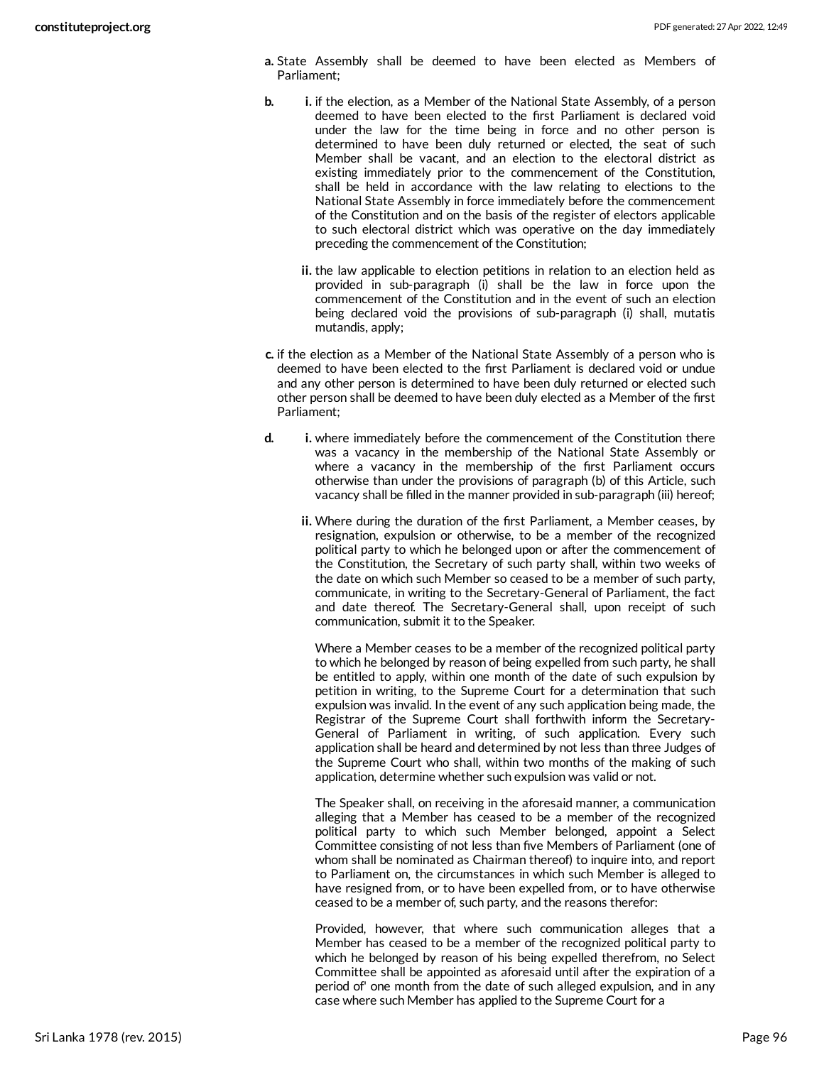a. State Assembly shall be deemed to have been elected as Members of Parliament;

b.
   i. if the election, as a Member of the National State Assembly, of a person deemed to have been elected to the first Parliament is declared void under the law for the time being in force and no other person is determined to have been duly returned or elected, the seat of such Member shall be vacant, and an election to the electoral district as existing immediately prior to the commencement of the Constitution, shall be held in accordance with the law relating to elections to the National State Assembly in force immediately before the commencement of the Constitution and on the basis of the register of electors applicable to such electoral district which was operative on the day immediately preceding the commencement of the Constitution;

   ii. the law applicable to election petitions in relation to an election held as provided in sub-paragraph (i) shall be the law in force upon the commencement of the Constitution and in the event of such an election being declared void the provisions of sub-paragraph (i) shall, mutatis mutandis, apply;

c. if the election as a Member of the National State Assembly of a person who is deemed to have been elected to the first Parliament is declared void or undue and any other person is determined to have been duly returned or elected such other person shall be deemed to have been duly elected as a Member of the first Parliament;

d.
   i. where immediately before the commencement of the Constitution there was a vacancy in the membership of the National State Assembly or where a vacancy in the membership of the first Parliament occurs otherwise than under the provisions of paragraph (b) of this Article, such vacancy shall be filled in the manner provided in sub-paragraph (iii) hereof;

   ii. Where during the duration of the first Parliament, a Member ceases, by resignation, expulsion or otherwise, to be a member of the recognized political party to which he belonged upon or after the commencement of the Constitution, the Secretary of such party shall, within two weeks of the date on which such Member so ceased to be a member of such party, communicate, in writing to the Secretary-General of Parliament, the fact and date thereof. The Secretary-General shall, upon receipt of such communication, submit it to the Speaker.

   Where a Member ceases to be a member of the recognized political party to which he belonged by reason of being expelled from such party, he shall be entitled to apply, within one month of the date of such expulsion by petition in writing, to the Supreme Court for a determination that such expulsion was invalid. In the event of any such application being made, the Registrar of the Supreme Court shall forthwith inform the Secretary-General of Parliament in writing, of such application. Every such application shall be heard and determined by not less than three Judges of the Supreme Court who shall, within two months of the making of such application, determine whether such expulsion was valid or not.

   The Speaker shall, on receiving in the aforesaid manner, a communication alleging that a Member has ceased to be a member of the recognized political party to which such Member belonged, appoint a Select Committee consisting of not less than five Members of Parliament (one of whom shall be nominated as Chairman thereof) to inquire into, and report to Parliament on, the circumstances in which such Member is alleged to have resigned from, or to have been expelled from, or to have otherwise ceased to be a member of, such party, and the reasons therefor:

   Provided, however, that where such communication alleges that a Member has ceased to be a member of the recognized political party to which he belonged by reason of his being expelled therefrom, no Select Committee shall be appointed as aforesaid until after the expiration of a period of' one month from the date of such alleged expulsion, and in any case where such Member has applied to the Supreme Court for a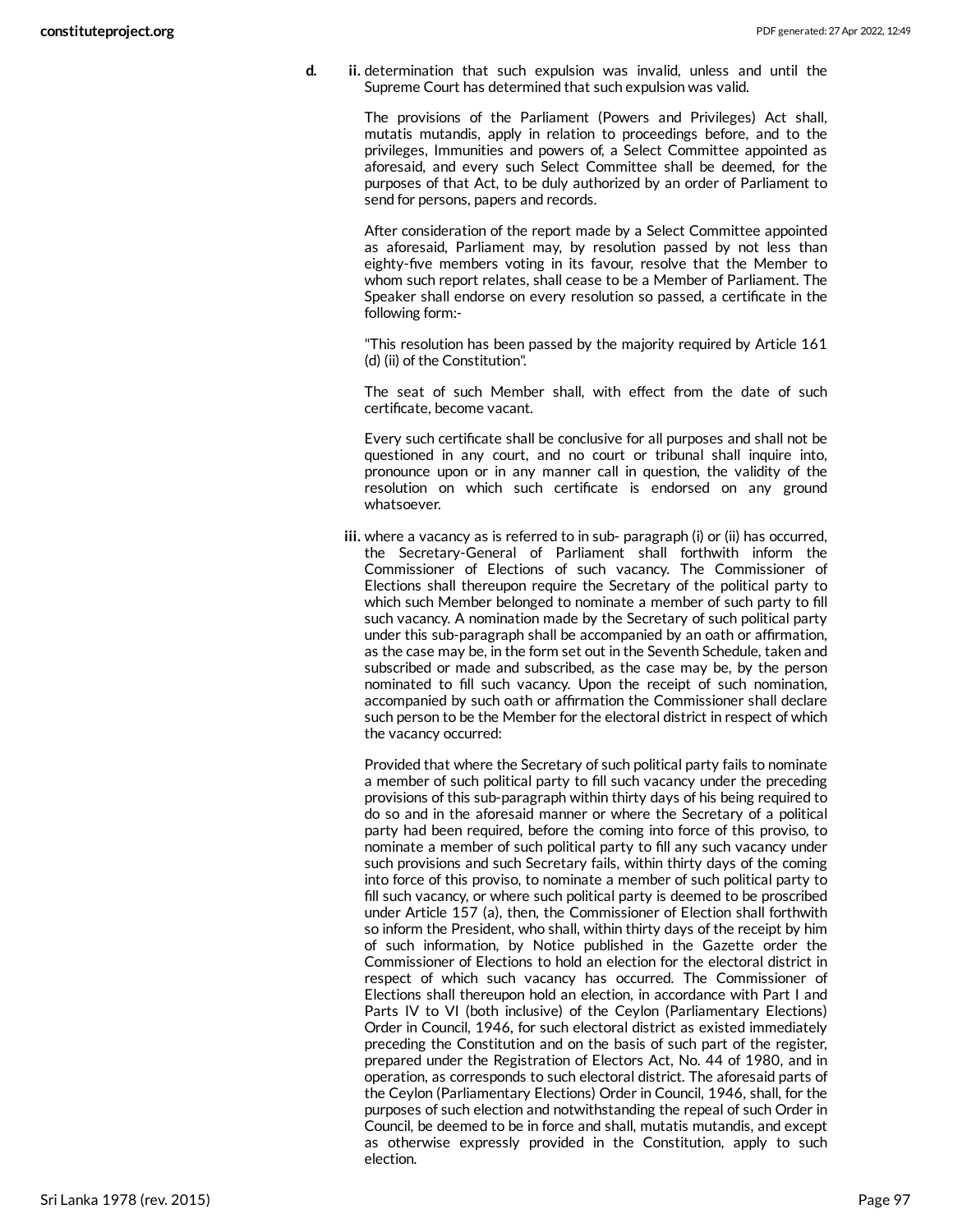**d.** **ii.** determination that such expulsion was invalid, unless and until the Supreme Court has determined that such expulsion was valid.

The provisions of the Parliament (Powers and Privileges) Act shall, mutatis mutandis, apply in relation to proceedings before, and to the privileges, Immunities and powers of, a Select Committee appointed as aforesaid, and every such Select Committee shall be deemed, for the purposes of that Act, to be duly authorized by an order of Parliament to send for persons, papers and records.

After consideration of the report made by a Select Committee appointed as aforesaid, Parliament may, by resolution passed by not less than eighty-five members voting in its favour, resolve that the Member to whom such report relates, shall cease to be a Member of Parliament. The Speaker shall endorse on every resolution so passed, a certificate in the following form:-

"This resolution has been passed by the majority required by Article 161 (d) (ii) of the Constitution".

The seat of such Member shall, with effect from the date of such certificate, become vacant.

Every such certificate shall be conclusive for all purposes and shall not be questioned in any court, and no court or tribunal shall inquire into, pronounce upon or in any manner call in question, the validity of the resolution on which such certificate is endorsed on any ground whatsoever.

**iii.** where a vacancy as is referred to in sub- paragraph (i) or (ii) has occurred, the Secretary-General of Parliament shall forthwith inform the Commissioner of Elections of such vacancy. The Commissioner of Elections shall thereupon require the Secretary of the political party to which such Member belonged to nominate a member of such party to fill such vacancy. A nomination made by the Secretary of such political party under this sub-paragraph shall be accompanied by an oath or affirmation, as the case may be, in the form set out in the Seventh Schedule, taken and subscribed or made and subscribed, as the case may be, by the person nominated to fill such vacancy. Upon the receipt of such nomination, accompanied by such oath or affirmation the Commissioner shall declare such person to be the Member for the electoral district in respect of which the vacancy occurred:

Provided that where the Secretary of such political party fails to nominate a member of such political party to fill such vacancy under the preceding provisions of this sub-paragraph within thirty days of his being required to do so and in the aforesaid manner or where the Secretary of a political party had been required, before the coming into force of this proviso, to nominate a member of such political party to fill any such vacancy under such provisions and such Secretary fails, within thirty days of the coming into force of this proviso, to nominate a member of such political party to fill such vacancy, or where such political party is deemed to be proscribed under Article 157 (a), then, the Commissioner of Election shall forthwith so inform the President, who shall, within thirty days of the receipt by him of such information, by Notice published in the Gazette order the Commissioner of Elections to hold an election for the electoral district in respect of which such vacancy has occurred. The Commissioner of Elections shall thereupon hold an election, in accordance with Part I and Parts IV to VI (both inclusive) of the Ceylon (Parliamentary Elections) Order in Council, 1946, for such electoral district as existed immediately preceding the Constitution and on the basis of such part of the register, prepared under the Registration of Electors Act, No. 44 of 1980, and in operation, as corresponds to such electoral district. The aforesaid parts of the Ceylon (Parliamentary Elections) Order in Council, 1946, shall, for the purposes of such election and notwithstanding the repeal of such Order in Council, be deemed to be in force and shall, mutatis mutandis, and except as otherwise expressly provided in the Constitution, apply to such election.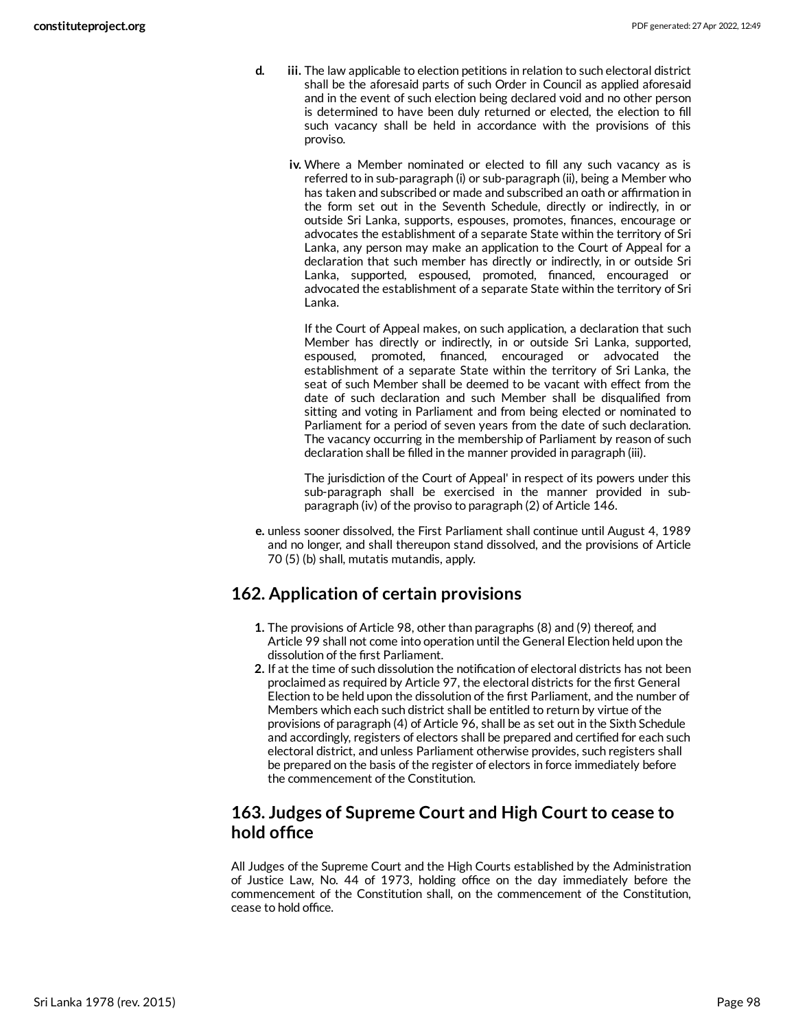d. iii. The law applicable to election petitions in relation to such electoral district shall be the aforesaid parts of such Order in Council as applied aforesaid and in the event of such election being declared void and no other person is determined to have been duly returned or elected, the election to fill such vacancy shall be held in accordance with the provisions of this proviso.

   iv. Where a Member nominated or elected to fill any such vacancy as is referred to in sub-paragraph (i) or sub-paragraph (ii), being a Member who has taken and subscribed or made and subscribed an oath or affirmation in the form set out in the Seventh Schedule, directly or indirectly, in or outside Sri Lanka, supports, espouses, promotes, finances, encourage or advocates the establishment of a separate State within the territory of Sri Lanka, any person may make an application to the Court of Appeal for a declaration that such member has directly or indirectly, in or outside Sri Lanka, supported, espoused, promoted, financed, encouraged or advocated the establishment of a separate State within the territory of Sri Lanka.

   If the Court of Appeal makes, on such application, a declaration that such Member has directly or indirectly, in or outside Sri Lanka, supported, espoused, promoted, financed, encouraged or advocated the establishment of a separate State within the territory of Sri Lanka, the seat of such Member shall be deemed to be vacant with effect from the date of such declaration and such Member shall be disqualified from sitting and voting in Parliament and from being elected or nominated to Parliament for a period of seven years from the date of such declaration. The vacancy occurring in the membership of Parliament by reason of such declaration shall be filled in the manner provided in paragraph (iii).

   The jurisdiction of the Court of Appeal' in respect of its powers under this sub-paragraph shall be exercised in the manner provided in sub-paragraph (iv) of the proviso to paragraph (2) of Article 146.

e. unless sooner dissolved, the First Parliament shall continue until August 4, 1989 and no longer, and shall thereupon stand dissolved, and the provisions of Article 70 (5) (b) shall, mutatis mutandis, apply.

## 162. Application of certain provisions

1. The provisions of Article 98, other than paragraphs (8) and (9) thereof, and Article 99 shall not come into operation until the General Election held upon the dissolution of the first Parliament.
2. If at the time of such dissolution the notification of electoral districts has not been proclaimed as required by Article 97, the electoral districts for the first General Election to be held upon the dissolution of the first Parliament, and the number of Members which each such district shall be entitled to return by virtue of the provisions of paragraph (4) of Article 96, shall be as set out in the Sixth Schedule and accordingly, registers of electors shall be prepared and certified for each such electoral district, and unless Parliament otherwise provides, such registers shall be prepared on the basis of the register of electors in force immediately before the commencement of the Constitution.

## 163. Judges of Supreme Court and High Court to cease to hold office

All Judges of the Supreme Court and the High Courts established by the Administration of Justice Law, No. 44 of 1973, holding office on the day immediately before the commencement of the Constitution shall, on the commencement of the Constitution, cease to hold office.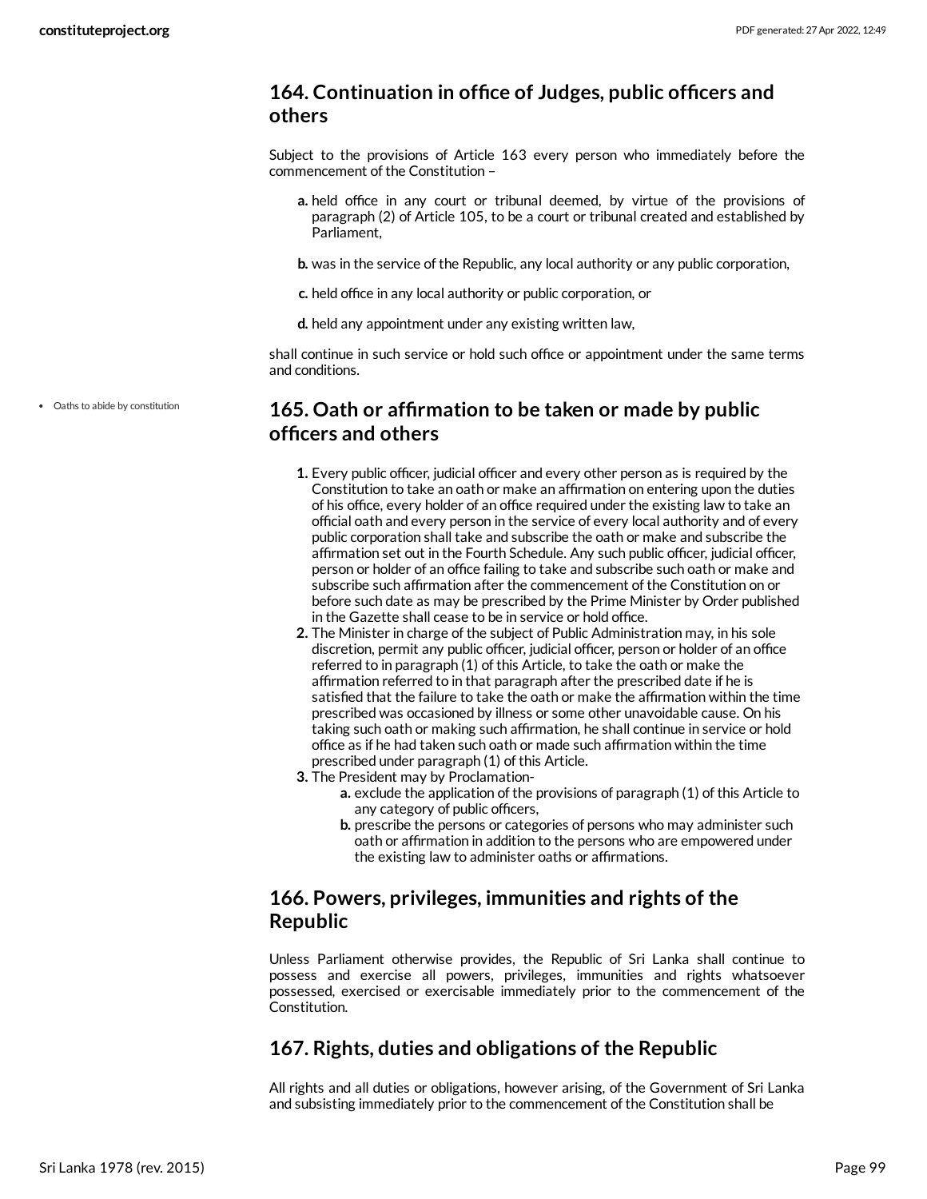## 164. Continuation in office of Judges, public officers and others

Subject to the provisions of Article 163 every person who immediately before the commencement of the Constitution –

a. held office in any court or tribunal deemed, by virtue of the provisions of paragraph (2) of Article 105, to be a court or tribunal created and established by Parliament,

b. was in the service of the Republic, any local authority or any public corporation,

c. held office in any local authority or public corporation, or

d. held any appointment under any existing written law,

shall continue in such service or hold such office or appointment under the same terms and conditions.

- Oaths to abide by constitution

## 165. Oath or affirmation to be taken or made by public officers and others

1. Every public officer, judicial officer and every other person as is required by the Constitution to take an oath or make an affirmation on entering upon the duties of his office, every holder of an office required under the existing law to take an official oath and every person in the service of every local authority and of every public corporation shall take and subscribe the oath or make and subscribe the affirmation set out in the Fourth Schedule. Any such public officer, judicial officer, person or holder of an office failing to take and subscribe such oath or make and subscribe such affirmation after the commencement of the Constitution on or before such date as may be prescribed by the Prime Minister by Order published in the Gazette shall cease to be in service or hold office.
2. The Minister in charge of the subject of Public Administration may, in his sole discretion, permit any public officer, judicial officer, person or holder of an office referred to in paragraph (1) of this Article, to take the oath or make the affirmation referred to in that paragraph after the prescribed date if he is satisfied that the failure to take the oath or make the affirmation within the time prescribed was occasioned by illness or some other unavoidable cause. On his taking such oath or making such affirmation, he shall continue in service or hold office as if he had taken such oath or made such affirmation within the time prescribed under paragraph (1) of this Article.
3. The President may by Proclamation-
   a. exclude the application of the provisions of paragraph (1) of this Article to any category of public officers,
   b. prescribe the persons or categories of persons who may administer such oath or affirmation in addition to the persons who are empowered under the existing law to administer oaths or affirmations.

## 166. Powers, privileges, immunities and rights of the Republic

Unless Parliament otherwise provides, the Republic of Sri Lanka shall continue to possess and exercise all powers, privileges, immunities and rights whatsoever possessed, exercised or exercisable immediately prior to the commencement of the Constitution.

## 167. Rights, duties and obligations of the Republic

All rights and all duties or obligations, however arising, of the Government of Sri Lanka and subsisting immediately prior to the commencement of the Constitution shall be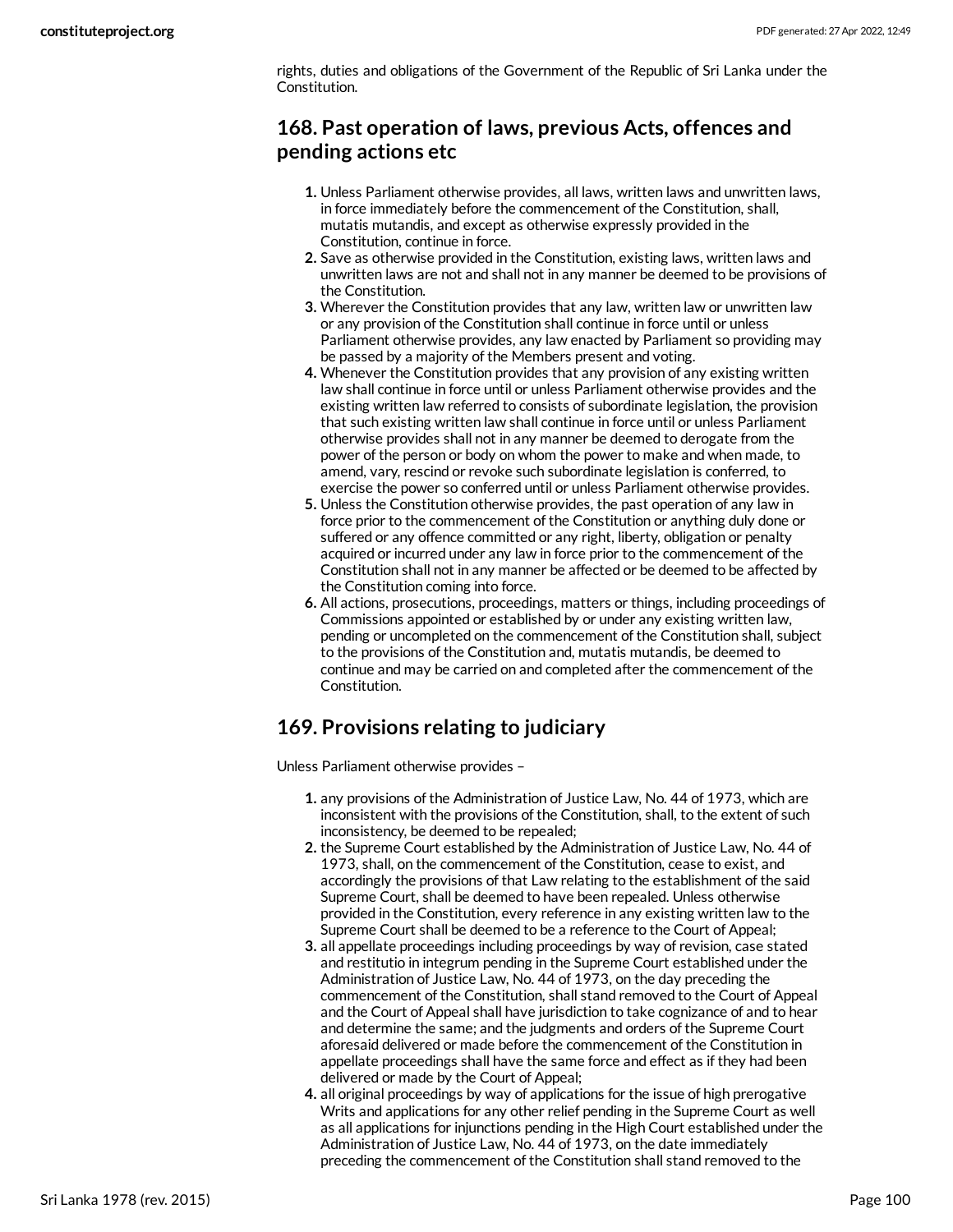rights, duties and obligations of the Government of the Republic of Sri Lanka under the Constitution.

## 168. Past operation of laws, previous Acts, offences and pending actions etc

1. Unless Parliament otherwise provides, all laws, written laws and unwritten laws, in force immediately before the commencement of the Constitution, shall, mutatis mutandis, and except as otherwise expressly provided in the Constitution, continue in force.
2. Save as otherwise provided in the Constitution, existing laws, written laws and unwritten laws are not and shall not in any manner be deemed to be provisions of the Constitution.
3. Wherever the Constitution provides that any law, written law or unwritten law or any provision of the Constitution shall continue in force until or unless Parliament otherwise provides, any law enacted by Parliament so providing may be passed by a majority of the Members present and voting.
4. Whenever the Constitution provides that any provision of any existing written law shall continue in force until or unless Parliament otherwise provides and the existing written law referred to consists of subordinate legislation, the provision that such existing written law shall continue in force until or unless Parliament otherwise provides shall not in any manner be deemed to derogate from the power of the person or body on whom the power to make and when made, to amend, vary, rescind or revoke such subordinate legislation is conferred, to exercise the power so conferred until or unless Parliament otherwise provides.
5. Unless the Constitution otherwise provides, the past operation of any law in force prior to the commencement of the Constitution or anything duly done or suffered or any offence committed or any right, liberty, obligation or penalty acquired or incurred under any law in force prior to the commencement of the Constitution shall not in any manner be affected or be deemed to be affected by the Constitution coming into force.
6. All actions, prosecutions, proceedings, matters or things, including proceedings of Commissions appointed or established by or under any existing written law, pending or uncompleted on the commencement of the Constitution shall, subject to the provisions of the Constitution and, mutatis mutandis, be deemed to continue and may be carried on and completed after the commencement of the Constitution.

## 169. Provisions relating to judiciary

Unless Parliament otherwise provides –

1. any provisions of the Administration of Justice Law, No. 44 of 1973, which are inconsistent with the provisions of the Constitution, shall, to the extent of such inconsistency, be deemed to be repealed;
2. the Supreme Court established by the Administration of Justice Law, No. 44 of 1973, shall, on the commencement of the Constitution, cease to exist, and accordingly the provisions of that Law relating to the establishment of the said Supreme Court, shall be deemed to have been repealed. Unless otherwise provided in the Constitution, every reference in any existing written law to the Supreme Court shall be deemed to be a reference to the Court of Appeal;
3. all appellate proceedings including proceedings by way of revision, case stated and restitutio in integrum pending in the Supreme Court established under the Administration of Justice Law, No. 44 of 1973, on the day preceding the commencement of the Constitution, shall stand removed to the Court of Appeal and the Court of Appeal shall have jurisdiction to take cognizance of and to hear and determine the same; and the judgments and orders of the Supreme Court aforesaid delivered or made before the commencement of the Constitution in appellate proceedings shall have the same force and effect as if they had been delivered or made by the Court of Appeal;
4. all original proceedings by way of applications for the issue of high prerogative Writs and applications for any other relief pending in the Supreme Court as well as all applications for injunctions pending in the High Court established under the Administration of Justice Law, No. 44 of 1973, on the date immediately preceding the commencement of the Constitution shall stand removed to the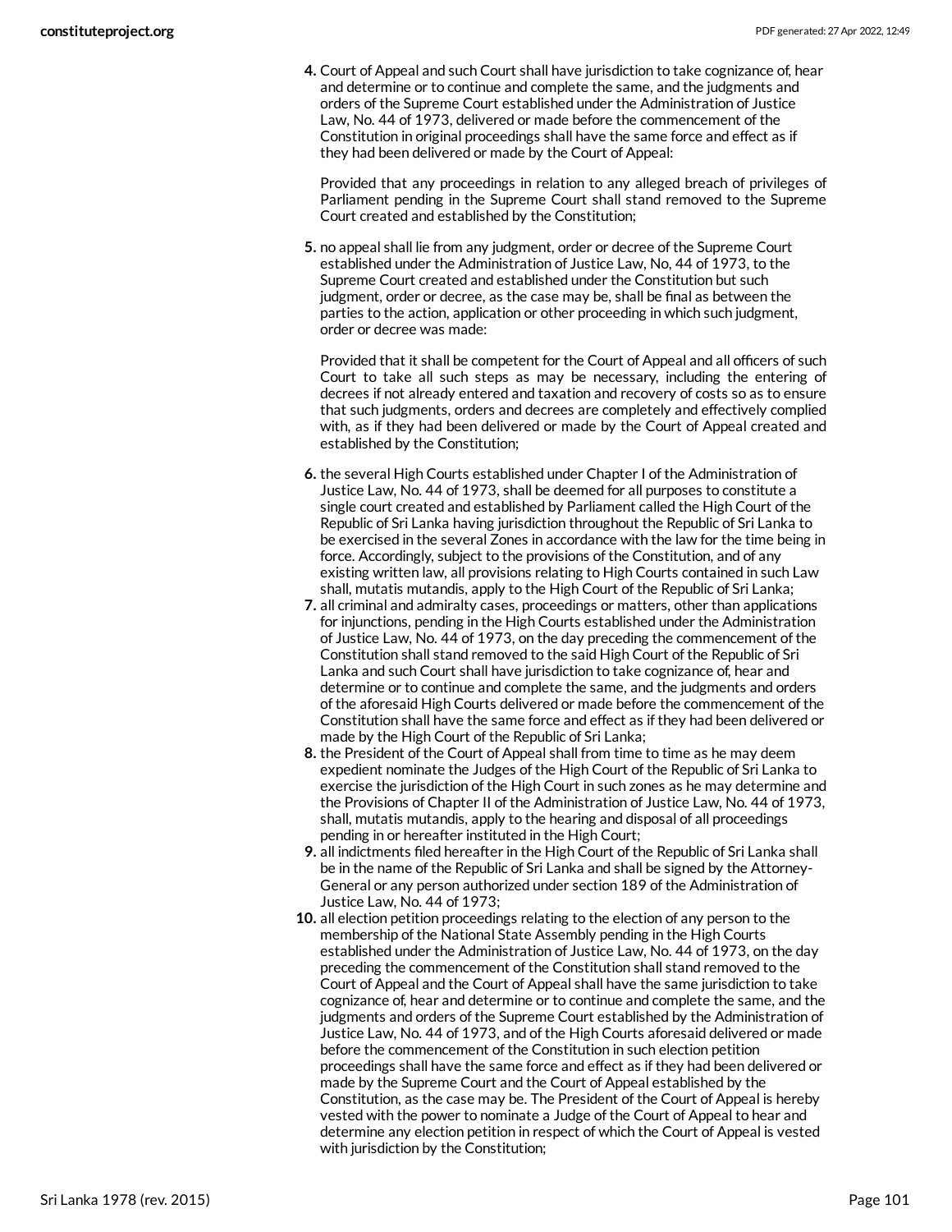4. Court of Appeal and such Court shall have jurisdiction to take cognizance of, hear and determine or to continue and complete the same, and the judgments and orders of the Supreme Court established under the Administration of Justice Law, No. 44 of 1973, delivered or made before the commencement of the Constitution in original proceedings shall have the same force and effect as if they had been delivered or made by the Court of Appeal:

   Provided that any proceedings in relation to any alleged breach of privileges of Parliament pending in the Supreme Court shall stand removed to the Supreme Court created and established by the Constitution;

5. no appeal shall lie from any judgment, order or decree of the Supreme Court established under the Administration of Justice Law, No, 44 of 1973, to the Supreme Court created and established under the Constitution but such judgment, order or decree, as the case may be, shall be final as between the parties to the action, application or other proceeding in which such judgment, order or decree was made:

   Provided that it shall be competent for the Court of Appeal and all officers of such Court to take all such steps as may be necessary, including the entering of decrees if not already entered and taxation and recovery of costs so as to ensure that such judgments, orders and decrees are completely and effectively complied with, as if they had been delivered or made by the Court of Appeal created and established by the Constitution;

6. the several High Courts established under Chapter I of the Administration of Justice Law, No. 44 of 1973, shall be deemed for all purposes to constitute a single court created and established by Parliament called the High Court of the Republic of Sri Lanka having jurisdiction throughout the Republic of Sri Lanka to be exercised in the several Zones in accordance with the law for the time being in force. Accordingly, subject to the provisions of the Constitution, and of any existing written law, all provisions relating to High Courts contained in such Law shall, mutatis mutandis, apply to the High Court of the Republic of Sri Lanka;
7. all criminal and admiralty cases, proceedings or matters, other than applications for injunctions, pending in the High Courts established under the Administration of Justice Law, No. 44 of 1973, on the day preceding the commencement of the Constitution shall stand removed to the said High Court of the Republic of Sri Lanka and such Court shall have jurisdiction to take cognizance of, hear and determine or to continue and complete the same, and the judgments and orders of the aforesaid High Courts delivered or made before the commencement of the Constitution shall have the same force and effect as if they had been delivered or made by the High Court of the Republic of Sri Lanka;
8. the President of the Court of Appeal shall from time to time as he may deem expedient nominate the Judges of the High Court of the Republic of Sri Lanka to exercise the jurisdiction of the High Court in such zones as he may determine and the Provisions of Chapter II of the Administration of Justice Law, No. 44 of 1973, shall, mutatis mutandis, apply to the hearing and disposal of all proceedings pending in or hereafter instituted in the High Court;
9. all indictments filed hereafter in the High Court of the Republic of Sri Lanka shall be in the name of the Republic of Sri Lanka and shall be signed by the Attorney-General or any person authorized under section 189 of the Administration of Justice Law, No. 44 of 1973;
10. all election petition proceedings relating to the election of any person to the membership of the National State Assembly pending in the High Courts established under the Administration of Justice Law, No. 44 of 1973, on the day preceding the commencement of the Constitution shall stand removed to the Court of Appeal and the Court of Appeal shall have the same jurisdiction to take cognizance of, hear and determine or to continue and complete the same, and the judgments and orders of the Supreme Court established by the Administration of Justice Law, No. 44 of 1973, and of the High Courts aforesaid delivered or made before the commencement of the Constitution in such election petition proceedings shall have the same force and effect as if they had been delivered or made by the Supreme Court and the Court of Appeal established by the Constitution, as the case may be. The President of the Court of Appeal is hereby vested with the power to nominate a Judge of the Court of Appeal to hear and determine any election petition in respect of which the Court of Appeal is vested with jurisdiction by the Constitution;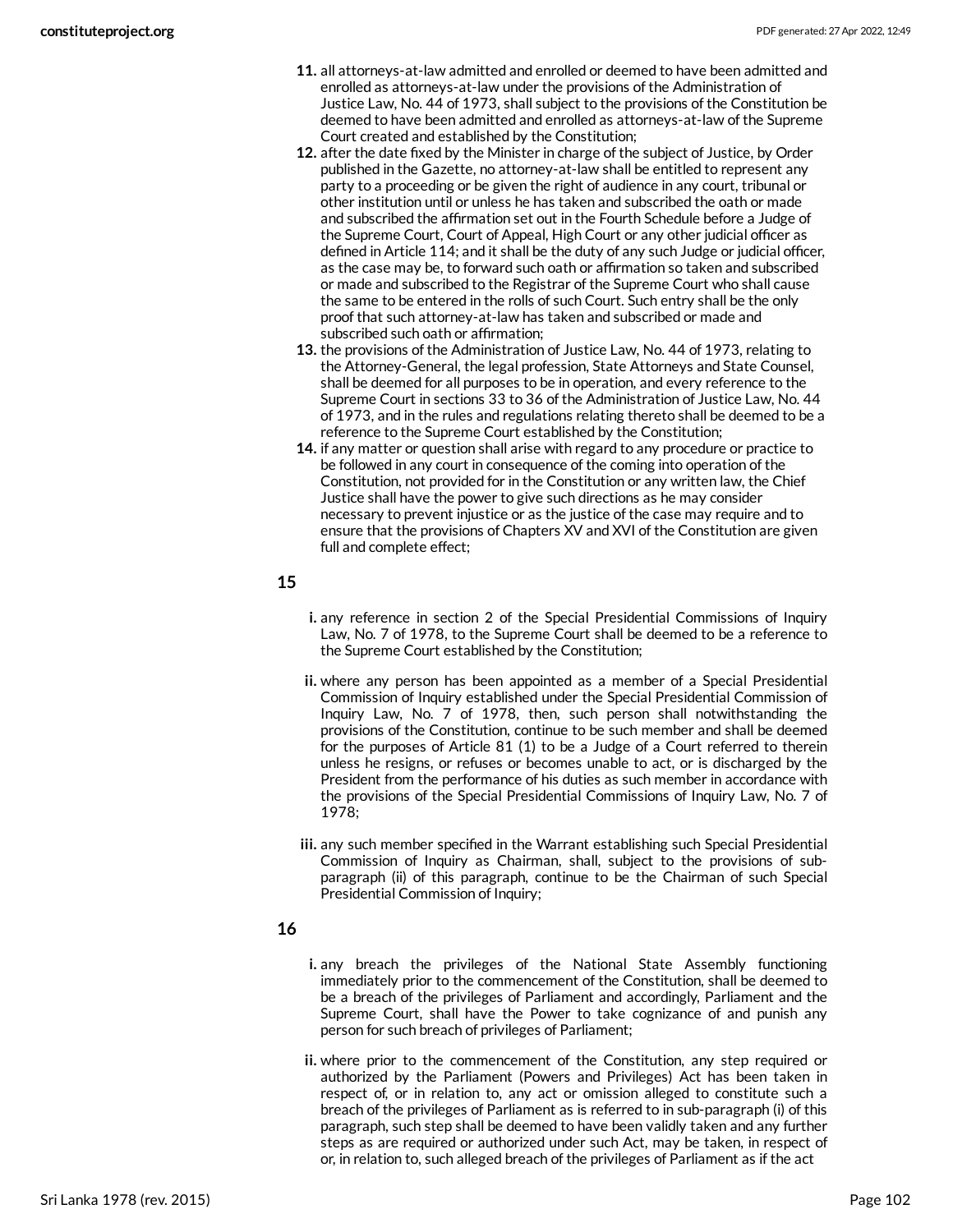11. all attorneys-at-law admitted and enrolled or deemed to have been admitted and enrolled as attorneys-at-law under the provisions of the Administration of Justice Law, No. 44 of 1973, shall subject to the provisions of the Constitution be deemed to have been admitted and enrolled as attorneys-at-law of the Supreme Court created and established by the Constitution;
12. after the date fixed by the Minister in charge of the subject of Justice, by Order published in the Gazette, no attorney-at-law shall be entitled to represent any party to a proceeding or be given the right of audience in any court, tribunal or other institution until or unless he has taken and subscribed the oath or made and subscribed the affirmation set out in the Fourth Schedule before a Judge of the Supreme Court, Court of Appeal, High Court or any other judicial officer as defined in Article 114; and it shall be the duty of any such Judge or judicial officer, as the case may be, to forward such oath or affirmation so taken and subscribed or made and subscribed to the Registrar of the Supreme Court who shall cause the same to be entered in the rolls of such Court. Such entry shall be the only proof that such attorney-at-law has taken and subscribed or made and subscribed such oath or affirmation;
13. the provisions of the Administration of Justice Law, No. 44 of 1973, relating to the Attorney-General, the legal profession, State Attorneys and State Counsel, shall be deemed for all purposes to be in operation, and every reference to the Supreme Court in sections 33 to 36 of the Administration of Justice Law, No. 44 of 1973, and in the rules and regulations relating thereto shall be deemed to be a reference to the Supreme Court established by the Constitution;
14. if any matter or question shall arise with regard to any procedure or practice to be followed in any court in consequence of the coming into operation of the Constitution, not provided for in the Constitution or any written law, the Chief Justice shall have the power to give such directions as he may consider necessary to prevent injustice or as the justice of the case may require and to ensure that the provisions of Chapters XV and XVI of the Constitution are given full and complete effect;

**15**

- i. any reference in section 2 of the Special Presidential Commissions of Inquiry Law, No. 7 of 1978, to the Supreme Court shall be deemed to be a reference to the Supreme Court established by the Constitution;
- ii. where any person has been appointed as a member of a Special Presidential Commission of Inquiry established under the Special Presidential Commission of Inquiry Law, No. 7 of 1978, then, such person shall notwithstanding the provisions of the Constitution, continue to be such member and shall be deemed for the purposes of Article 81 (1) to be a Judge of a Court referred to therein unless he resigns, or refuses or becomes unable to act, or is discharged by the President from the performance of his duties as such member in accordance with the provisions of the Special Presidential Commissions of Inquiry Law, No. 7 of 1978;
- iii. any such member specified in the Warrant establishing such Special Presidential Commission of Inquiry as Chairman, shall, subject to the provisions of sub-paragraph (ii) of this paragraph, continue to be the Chairman of such Special Presidential Commission of Inquiry;

**16**

- i. any breach the privileges of the National State Assembly functioning immediately prior to the commencement of the Constitution, shall be deemed to be a breach of the privileges of Parliament and accordingly, Parliament and the Supreme Court, shall have the Power to take cognizance of and punish any person for such breach of privileges of Parliament;
- ii. where prior to the commencement of the Constitution, any step required or authorized by the Parliament (Powers and Privileges) Act has been taken in respect of, or in relation to, any act or omission alleged to constitute such a breach of the privileges of Parliament as is referred to in sub-paragraph (i) of this paragraph, such step shall be deemed to have been validly taken and any further steps as are required or authorized under such Act, may be taken, in respect of or, in relation to, such alleged breach of the privileges of Parliament as if the act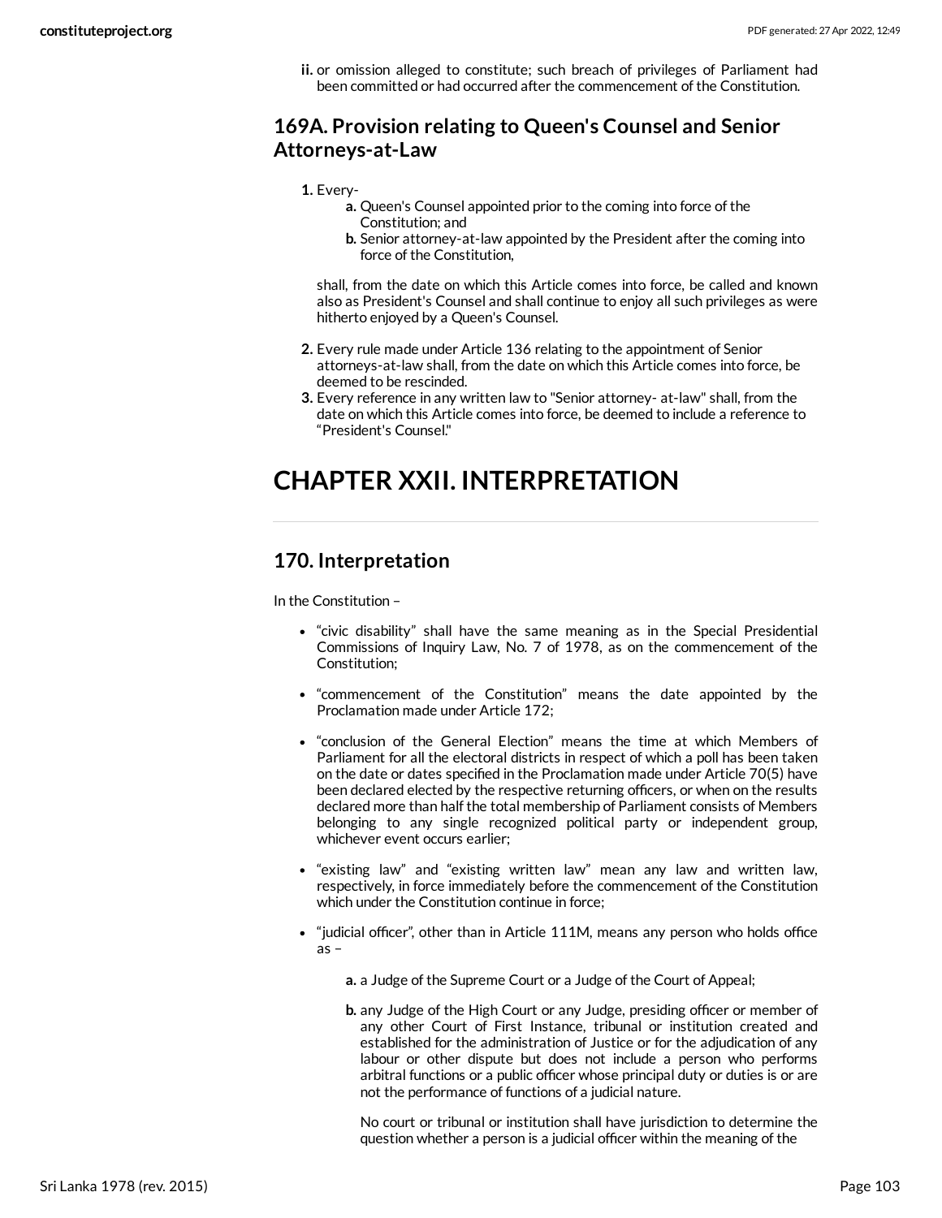ii. or omission alleged to constitute; such breach of privileges of Parliament had been committed or had occurred after the commencement of the Constitution.

## 169A. Provision relating to Queen's Counsel and Senior Attorneys-at-Law

1. Every-
   a. Queen's Counsel appointed prior to the coming into force of the Constitution; and
   b. Senior attorney-at-law appointed by the President after the coming into force of the Constitution,

   shall, from the date on which this Article comes into force, be called and known also as President's Counsel and shall continue to enjoy all such privileges as were hitherto enjoyed by a Queen's Counsel.

2. Every rule made under Article 136 relating to the appointment of Senior attorneys-at-law shall, from the date on which this Article comes into force, be deemed to be rescinded.
3. Every reference in any written law to "Senior attorney- at-law" shall, from the date on which this Article comes into force, be deemed to include a reference to "President's Counsel."

# CHAPTER XXII. INTERPRETATION

## 170. Interpretation

In the Constitution –

- "civic disability" shall have the same meaning as in the Special Presidential Commissions of Inquiry Law, No. 7 of 1978, as on the commencement of the Constitution;

- "commencement of the Constitution" means the date appointed by the Proclamation made under Article 172;

- "conclusion of the General Election" means the time at which Members of Parliament for all the electoral districts in respect of which a poll has been taken on the date or dates specified in the Proclamation made under Article 70(5) have been declared elected by the respective returning officers, or when on the results declared more than half the total membership of Parliament consists of Members belonging to any single recognized political party or independent group, whichever event occurs earlier;

- "existing law" and "existing written law" mean any law and written law, respectively, in force immediately before the commencement of the Constitution which under the Constitution continue in force;

- "judicial officer", other than in Article 111M, means any person who holds office as –

  a. a Judge of the Supreme Court or a Judge of the Court of Appeal;

  b. any Judge of the High Court or any Judge, presiding officer or member of any other Court of First Instance, tribunal or institution created and established for the administration of Justice or for the adjudication of any labour or other dispute but does not include a person who performs arbitral functions or a public officer whose principal duty or duties is or are not the performance of functions of a judicial nature.

  No court or tribunal or institution shall have jurisdiction to determine the question whether a person is a judicial officer within the meaning of the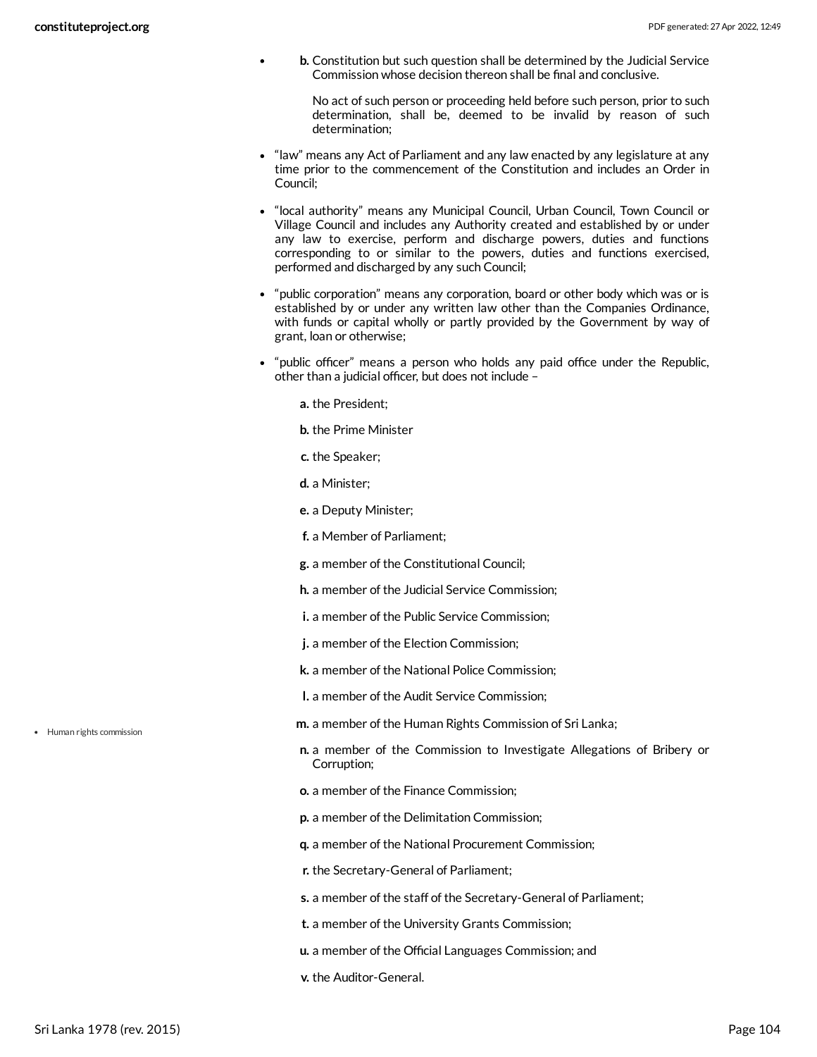- b. Constitution but such question shall be determined by the Judicial Service Commission whose decision thereon shall be final and conclusive.

  No act of such person or proceeding held before such person, prior to such determination, shall be, deemed to be invalid by reason of such determination;

- "law" means any Act of Parliament and any law enacted by any legislature at any time prior to the commencement of the Constitution and includes an Order in Council;

- "local authority" means any Municipal Council, Urban Council, Town Council or Village Council and includes any Authority created and established by or under any law to exercise, perform and discharge powers, duties and functions corresponding to or similar to the powers, duties and functions exercised, performed and discharged by any such Council;

- "public corporation" means any corporation, board or other body which was or is established by or under any written law other than the Companies Ordinance, with funds or capital wholly or partly provided by the Government by way of grant, loan or otherwise;

- "public officer" means a person who holds any paid office under the Republic, other than a judicial officer, but does not include –

  a. the President;

  b. the Prime Minister

  c. the Speaker;

  d. a Minister;

  e. a Deputy Minister;

  f. a Member of Parliament;

  g. a member of the Constitutional Council;

  h. a member of the Judicial Service Commission;

  i. a member of the Public Service Commission;

  j. a member of the Election Commission;

  k. a member of the National Police Commission;

  l. a member of the Audit Service Commission;

  m. a member of the Human Rights Commission of Sri Lanka;

  n. a member of the Commission to Investigate Allegations of Bribery or Corruption;

  o. a member of the Finance Commission;

  p. a member of the Delimitation Commission;

  q. a member of the National Procurement Commission;

  r. the Secretary-General of Parliament;

  s. a member of the staff of the Secretary-General of Parliament;

  t. a member of the University Grants Commission;

  u. a member of the Official Languages Commission; and

  v. the Auditor-General.

- Human rights commission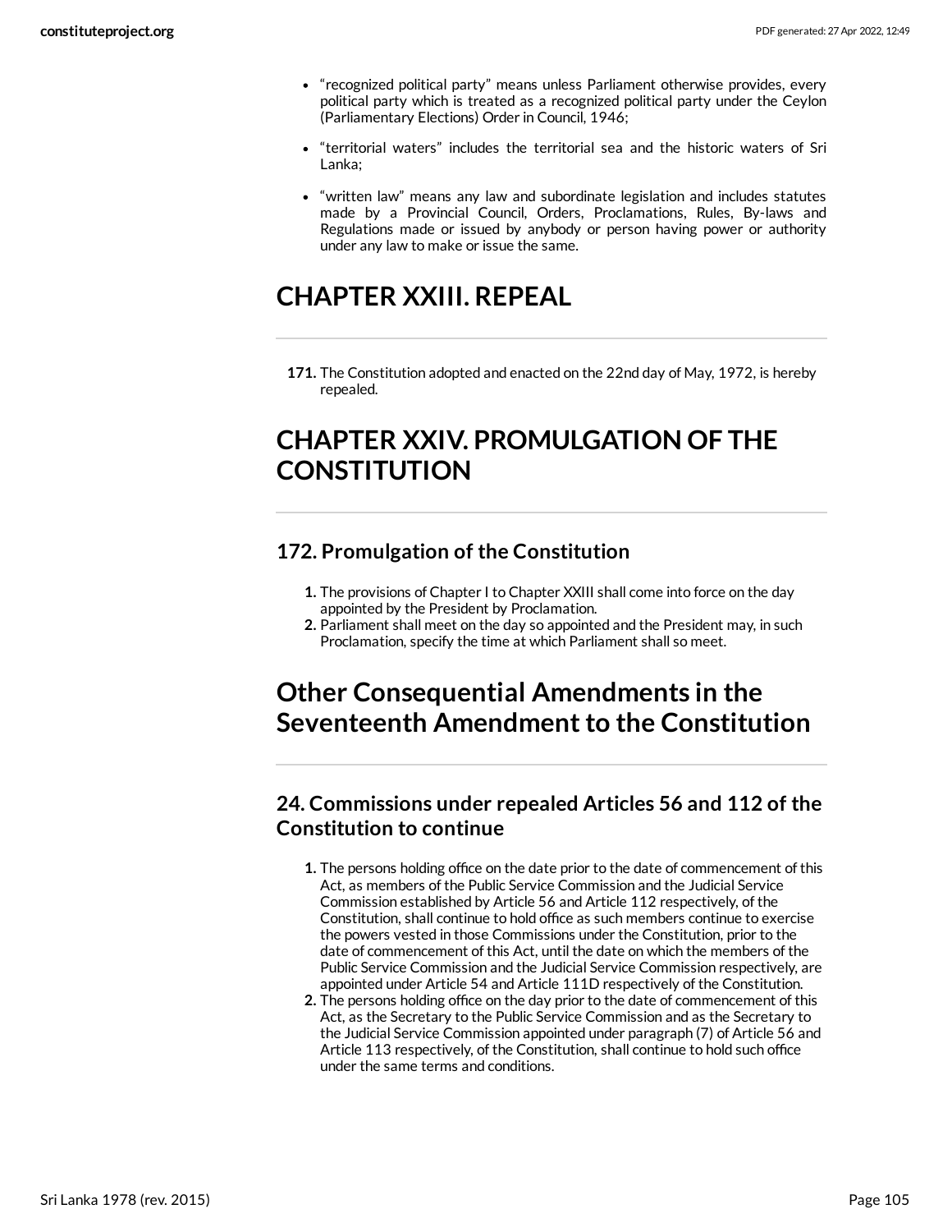- "recognized political party" means unless Parliament otherwise provides, every political party which is treated as a recognized political party under the Ceylon (Parliamentary Elections) Order in Council, 1946;
- "territorial waters" includes the territorial sea and the historic waters of Sri Lanka;
- "written law" means any law and subordinate legislation and includes statutes made by a Provincial Council, Orders, Proclamations, Rules, By-laws and Regulations made or issued by anybody or person having power or authority under any law to make or issue the same.

# CHAPTER XXIII. REPEAL

**171.** The Constitution adopted and enacted on the 22nd day of May, 1972, is hereby repealed.

# CHAPTER XXIV. PROMULGATION OF THE CONSTITUTION

## 172. Promulgation of the Constitution

1. The provisions of Chapter I to Chapter XXIII shall come into force on the day appointed by the President by Proclamation.
2. Parliament shall meet on the day so appointed and the President may, in such Proclamation, specify the time at which Parliament shall so meet.

# Other Consequential Amendments in the Seventeenth Amendment to the Constitution

## 24. Commissions under repealed Articles 56 and 112 of the Constitution to continue

1. The persons holding office on the date prior to the date of commencement of this Act, as members of the Public Service Commission and the Judicial Service Commission established by Article 56 and Article 112 respectively, of the Constitution, shall continue to hold office as such members continue to exercise the powers vested in those Commissions under the Constitution, prior to the date of commencement of this Act, until the date on which the members of the Public Service Commission and the Judicial Service Commission respectively, are appointed under Article 54 and Article 111D respectively of the Constitution.
2. The persons holding office on the day prior to the date of commencement of this Act, as the Secretary to the Public Service Commission and as the Secretary to the Judicial Service Commission appointed under paragraph (7) of Article 56 and Article 113 respectively, of the Constitution, shall continue to hold such office under the same terms and conditions.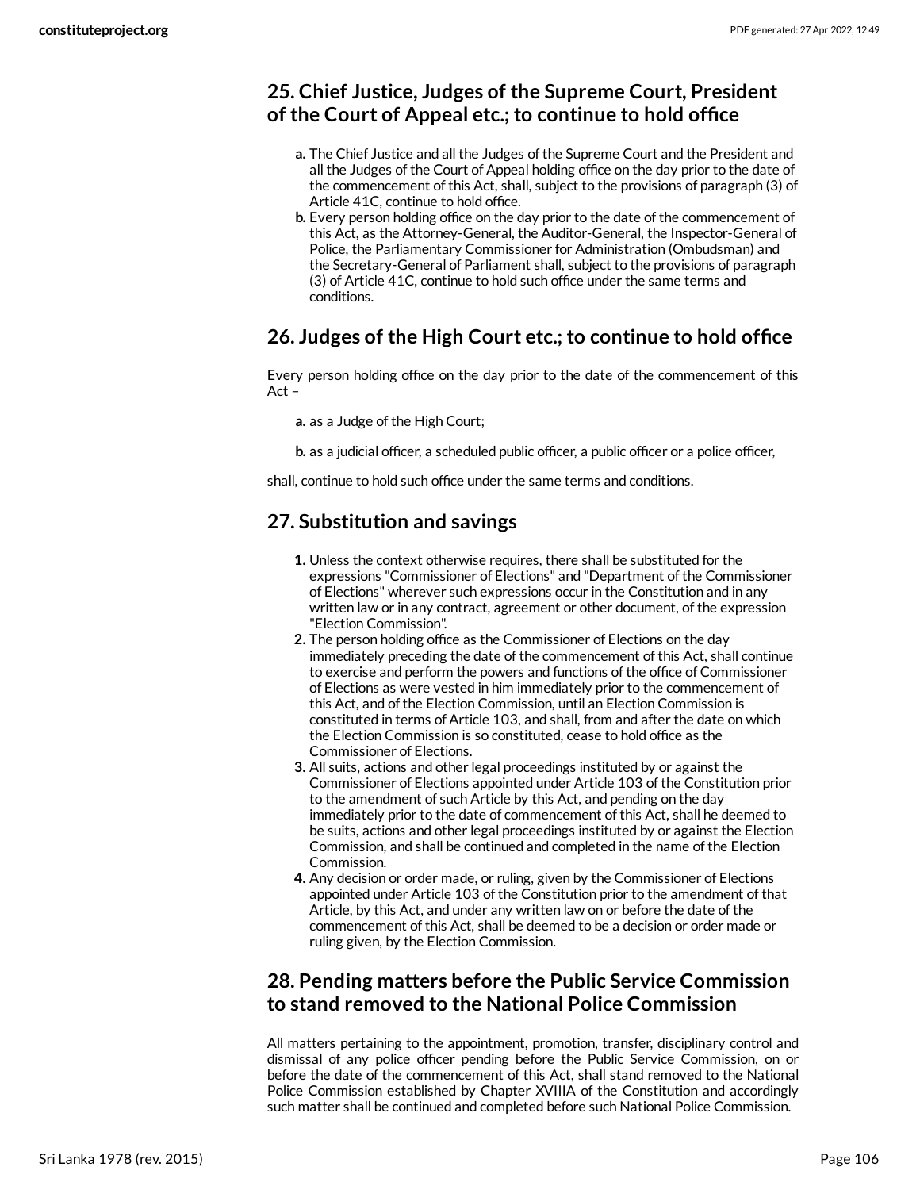## 25. Chief Justice, Judges of the Supreme Court, President of the Court of Appeal etc.; to continue to hold office

a. The Chief Justice and all the Judges of the Supreme Court and the President and all the Judges of the Court of Appeal holding office on the day prior to the date of the commencement of this Act, shall, subject to the provisions of paragraph (3) of Article 41C, continue to hold office.
b. Every person holding office on the day prior to the date of the commencement of this Act, as the Attorney-General, the Auditor-General, the Inspector-General of Police, the Parliamentary Commissioner for Administration (Ombudsman) and the Secretary-General of Parliament shall, subject to the provisions of paragraph (3) of Article 41C, continue to hold such office under the same terms and conditions.

## 26. Judges of the High Court etc.; to continue to hold office

Every person holding office on the day prior to the date of the commencement of this Act –

a. as a Judge of the High Court;

b. as a judicial officer, a scheduled public officer, a public officer or a police officer,

shall, continue to hold such office under the same terms and conditions.

## 27. Substitution and savings

1. Unless the context otherwise requires, there shall be substituted for the expressions "Commissioner of Elections" and "Department of the Commissioner of Elections" wherever such expressions occur in the Constitution and in any written law or in any contract, agreement or other document, of the expression "Election Commission".
2. The person holding office as the Commissioner of Elections on the day immediately preceding the date of the commencement of this Act, shall continue to exercise and perform the powers and functions of the office of Commissioner of Elections as were vested in him immediately prior to the commencement of this Act, and of the Election Commission, until an Election Commission is constituted in terms of Article 103, and shall, from and after the date on which the Election Commission is so constituted, cease to hold office as the Commissioner of Elections.
3. All suits, actions and other legal proceedings instituted by or against the Commissioner of Elections appointed under Article 103 of the Constitution prior to the amendment of such Article by this Act, and pending on the day immediately prior to the date of commencement of this Act, shall he deemed to be suits, actions and other legal proceedings instituted by or against the Election Commission, and shall be continued and completed in the name of the Election Commission.
4. Any decision or order made, or ruling, given by the Commissioner of Elections appointed under Article 103 of the Constitution prior to the amendment of that Article, by this Act, and under any written law on or before the date of the commencement of this Act, shall be deemed to be a decision or order made or ruling given, by the Election Commission.

## 28. Pending matters before the Public Service Commission to stand removed to the National Police Commission

All matters pertaining to the appointment, promotion, transfer, disciplinary control and dismissal of any police officer pending before the Public Service Commission, on or before the date of the commencement of this Act, shall stand removed to the National Police Commission established by Chapter XVIIIA of the Constitution and accordingly such matter shall be continued and completed before such National Police Commission.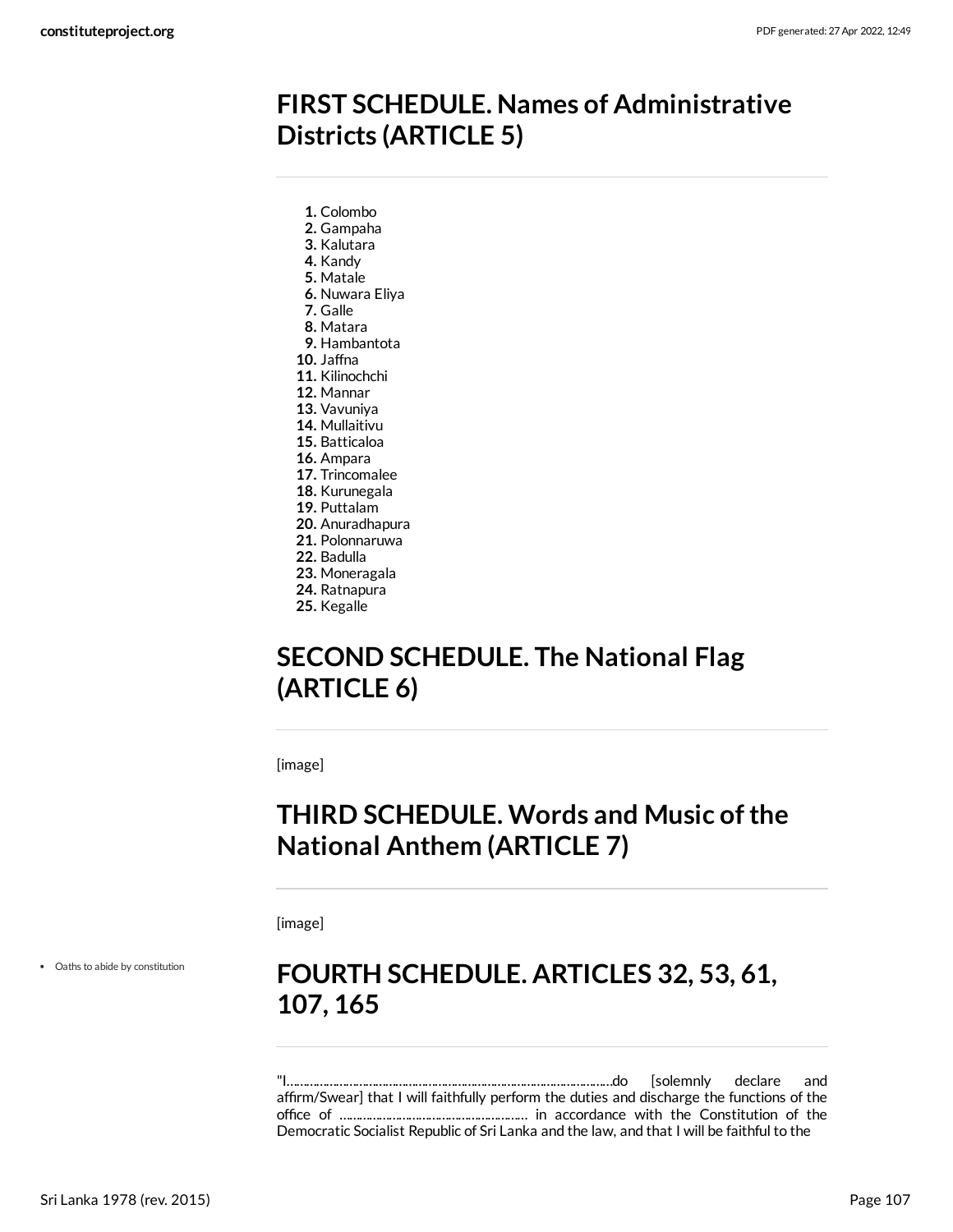## FIRST SCHEDULE. Names of Administrative Districts (ARTICLE 5)

1. Colombo
2. Gampaha
3. Kalutara
4. Kandy
5. Matale
6. Nuwara Eliya
7. Galle
8. Matara
9. Hambantota
10. Jaffna
11. Kilinochchi
12. Mannar
13. Vavuniya
14. Mullaitivu
15. Batticaloa
16. Ampara
17. Trincomalee
18. Kurunegala
19. Puttalam
20. Anuradhapura
21. Polonnaruwa
22. Badulla
23. Moneragala
24. Ratnapura
25. Kegalle

## SECOND SCHEDULE. The National Flag (ARTICLE 6)

[image]

## THIRD SCHEDULE. Words and Music of the National Anthem (ARTICLE 7)

[image]

- Oaths to abide by constitution

## FOURTH SCHEDULE. ARTICLES 32, 53, 61, 107, 165

"I………………………………………………………………………………………do [solemnly declare and affirm/Swear] that I will faithfully perform the duties and discharge the functions of the office of ……………………………………………… in accordance with the Constitution of the Democratic Socialist Republic of Sri Lanka and the law, and that I will be faithful to the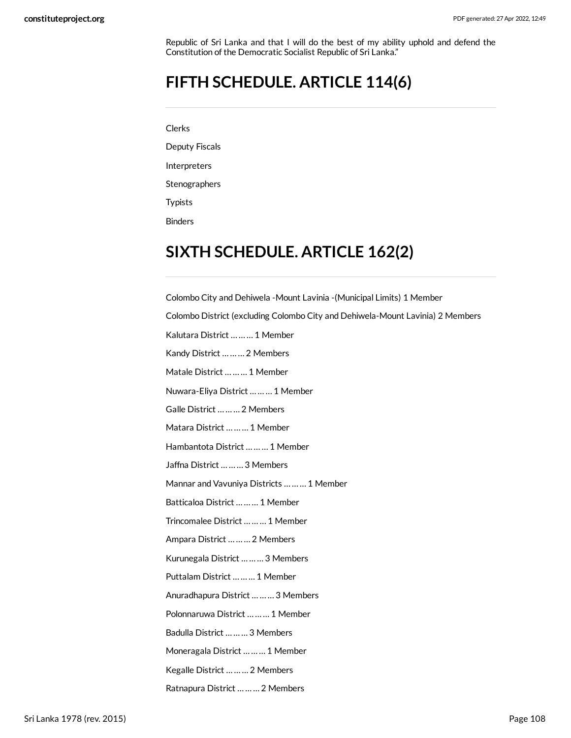Republic of Sri Lanka and that I will do the best of my ability uphold and defend the Constitution of the Democratic Socialist Republic of Sri Lanka."

## FIFTH SCHEDULE. ARTICLE 114(6)

Clerks

Deputy Fiscals

Interpreters

Stenographers

Typists

Binders

## SIXTH SCHEDULE. ARTICLE 162(2)

Colombo City and Dehiwela -Mount Lavinia -(Municipal Limits) 1 Member

Colombo District (excluding Colombo City and Dehiwela-Mount Lavinia) 2 Members

Kalutara District ……… 1 Member

Kandy District ……… 2 Members

Matale District ……… 1 Member

Nuwara-Eliya District ……… 1 Member

Galle District ……… 2 Members

Matara District ……… 1 Member

Hambantota District ……… 1 Member

Jaffna District ……… 3 Members

Mannar and Vavuniya Districts ……… 1 Member

Batticaloa District ……… 1 Member

Trincomalee District ……… 1 Member

Ampara District ……… 2 Members

Kurunegala District ……… 3 Members

Puttalam District ……… 1 Member

Anuradhapura District ……… 3 Members

Polonnaruwa District ……… 1 Member

Badulla District ……… 3 Members

Moneragala District ……… 1 Member

Kegalle District ……… 2 Members

Ratnapura District ……… 2 Members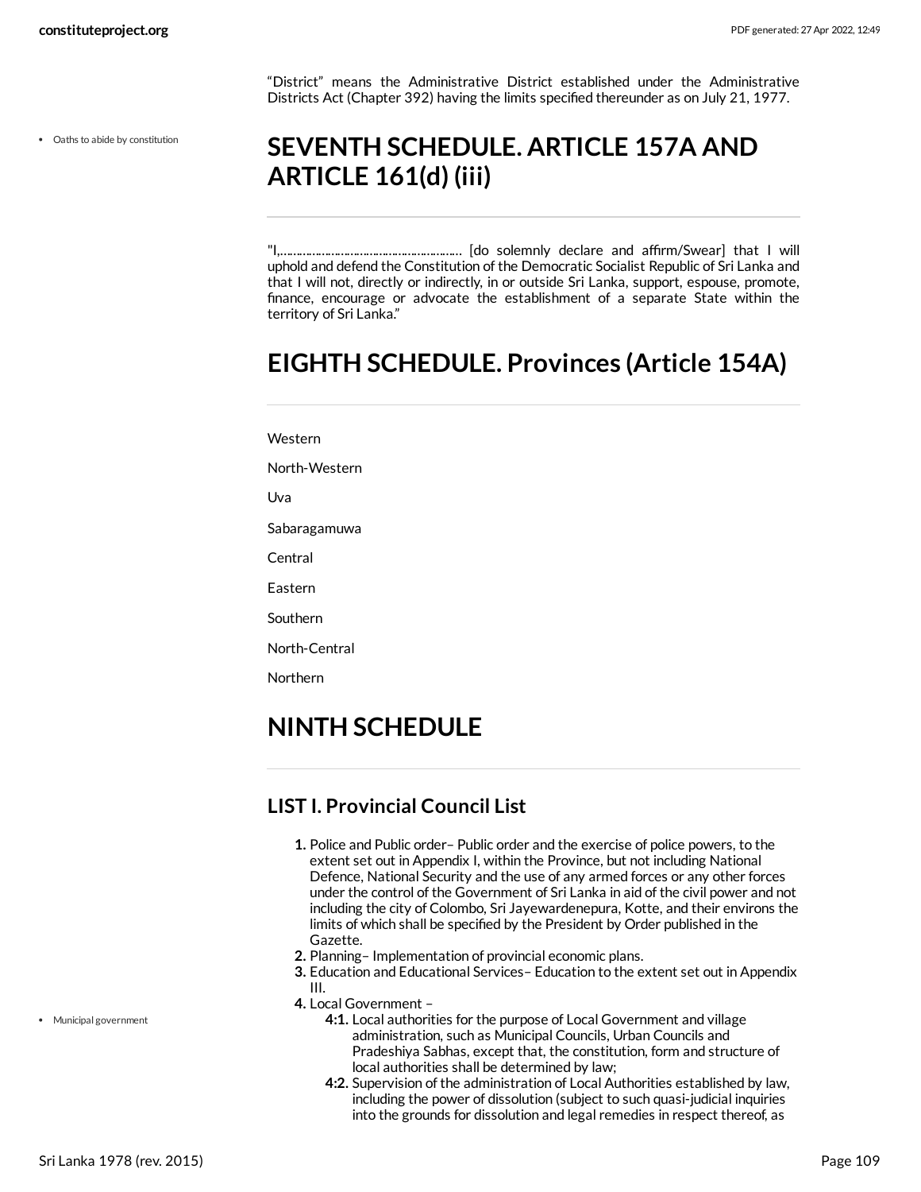"District" means the Administrative District established under the Administrative Districts Act (Chapter 392) having the limits specified thereunder as on July 21, 1977.

# SEVENTH SCHEDULE. ARTICLE 157A AND ARTICLE 161(d) (iii)

"I,……………………………………………… [do solemnly declare and affirm/Swear] that I will uphold and defend the Constitution of the Democratic Socialist Republic of Sri Lanka and that I will not, directly or indirectly, in or outside Sri Lanka, support, espouse, promote, finance, encourage or advocate the establishment of a separate State within the territory of Sri Lanka."

# EIGHTH SCHEDULE. Provinces (Article 154A)

Western

North-Western

Uva

Sabaragamuwa

Central

Eastern

Southern

North-Central

Northern

# NINTH SCHEDULE

## LIST I. Provincial Council List

1. Police and Public order– Public order and the exercise of police powers, to the extent set out in Appendix I, within the Province, but not including National Defence, National Security and the use of any armed forces or any other forces under the control of the Government of Sri Lanka in aid of the civil power and not including the city of Colombo, Sri Jayewardenepura, Kotte, and their environs the limits of which shall be specified by the President by Order published in the Gazette.
2. Planning– Implementation of provincial economic plans.
3. Education and Educational Services– Education to the extent set out in Appendix III.
4. Local Government –
   - **4:1.** Local authorities for the purpose of Local Government and village administration, such as Municipal Councils, Urban Councils and Pradeshiya Sabhas, except that, the constitution, form and structure of local authorities shall be determined by law;
   - **4:2.** Supervision of the administration of Local Authorities established by law, including the power of dissolution (subject to such quasi-judicial inquiries into the grounds for dissolution and legal remedies in respect thereof, as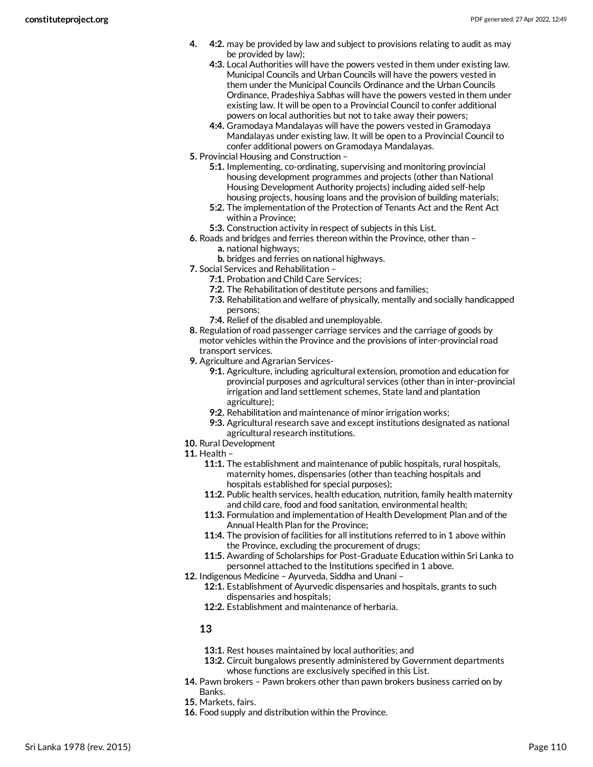4. 4:2. may be provided by law and subject to provisions relating to audit as may be provided by law);
    - **4:3.** Local Authorities will have the powers vested in them under existing law. Municipal Councils and Urban Councils will have the powers vested in them under the Municipal Councils Ordinance and the Urban Councils Ordinance, Pradeshiya Sabhas will have the powers vested in them under existing law. It will be open to a Provincial Council to confer additional powers on local authorities but not to take away their powers;
    - **4:4.** Gramodaya Mandalayas will have the powers vested in Gramodaya Mandalayas under existing law. It will be open to a Provincial Council to confer additional powers on Gramodaya Mandalayas.
5. Provincial Housing and Construction –
    - **5:1.** Implementing, co-ordinating, supervising and monitoring provincial housing development programmes and projects (other than National Housing Development Authority projects) including aided self-help housing projects, housing loans and the provision of building materials;
    - **5:2.** The implementation of the Protection of Tenants Act and the Rent Act within a Province;
    - **5:3.** Construction activity in respect of subjects in this List.
6. Roads and bridges and ferries thereon within the Province, other than –
    - **a.** national highways;
    - **b.** bridges and ferries on national highways.
7. Social Services and Rehabilitation –
    - **7:1.** Probation and Child Care Services;
    - **7:2.** The Rehabilitation of destitute persons and families;
    - **7:3.** Rehabilitation and welfare of physically, mentally and socially handicapped persons;
    - **7:4.** Relief of the disabled and unemployable.
8. Regulation of road passenger carriage services and the carriage of goods by motor vehicles within the Province and the provisions of inter-provincial road transport services.
9. Agriculture and Agrarian Services-
    - **9:1.** Agriculture, including agricultural extension, promotion and education for provincial purposes and agricultural services (other than in inter-provincial irrigation and land settlement schemes, State land and plantation agriculture);
    - **9:2.** Rehabilitation and maintenance of minor irrigation works;
    - **9:3.** Agricultural research save and except institutions designated as national agricultural research institutions.
10. Rural Development
11. Health –
    - **11:1.** The establishment and maintenance of public hospitals, rural hospitals, maternity homes, dispensaries (other than teaching hospitals and hospitals established for special purposes);
    - **11:2.** Public health services, health education, nutrition, family health maternity and child care, food and food sanitation, environmental health;
    - **11:3.** Formulation and implementation of Health Development Plan and of the Annual Health Plan for the Province;
    - **11:4.** The provision of facilities for all institutions referred to in 1 above within the Province, excluding the procurement of drugs;
    - **11:5.** Awarding of Scholarships for Post-Graduate Education within Sri Lanka to personnel attached to the Institutions specified in 1 above.
12. Indigenous Medicine – Ayurveda, Siddha and Unani –
    - **12:1.** Establishment of Ayurvedic dispensaries and hospitals, grants to such dispensaries and hospitals;
    - **12:2.** Establishment and maintenance of herbaria.

### 13

- **13:1.** Rest houses maintained by local authorities; and
- **13:2.** Circuit bungalows presently administered by Government departments whose functions are exclusively specified in this List.

14. Pawn brokers – Pawn brokers other than pawn brokers business carried on by Banks.
15. Markets, fairs.
16. Food supply and distribution within the Province.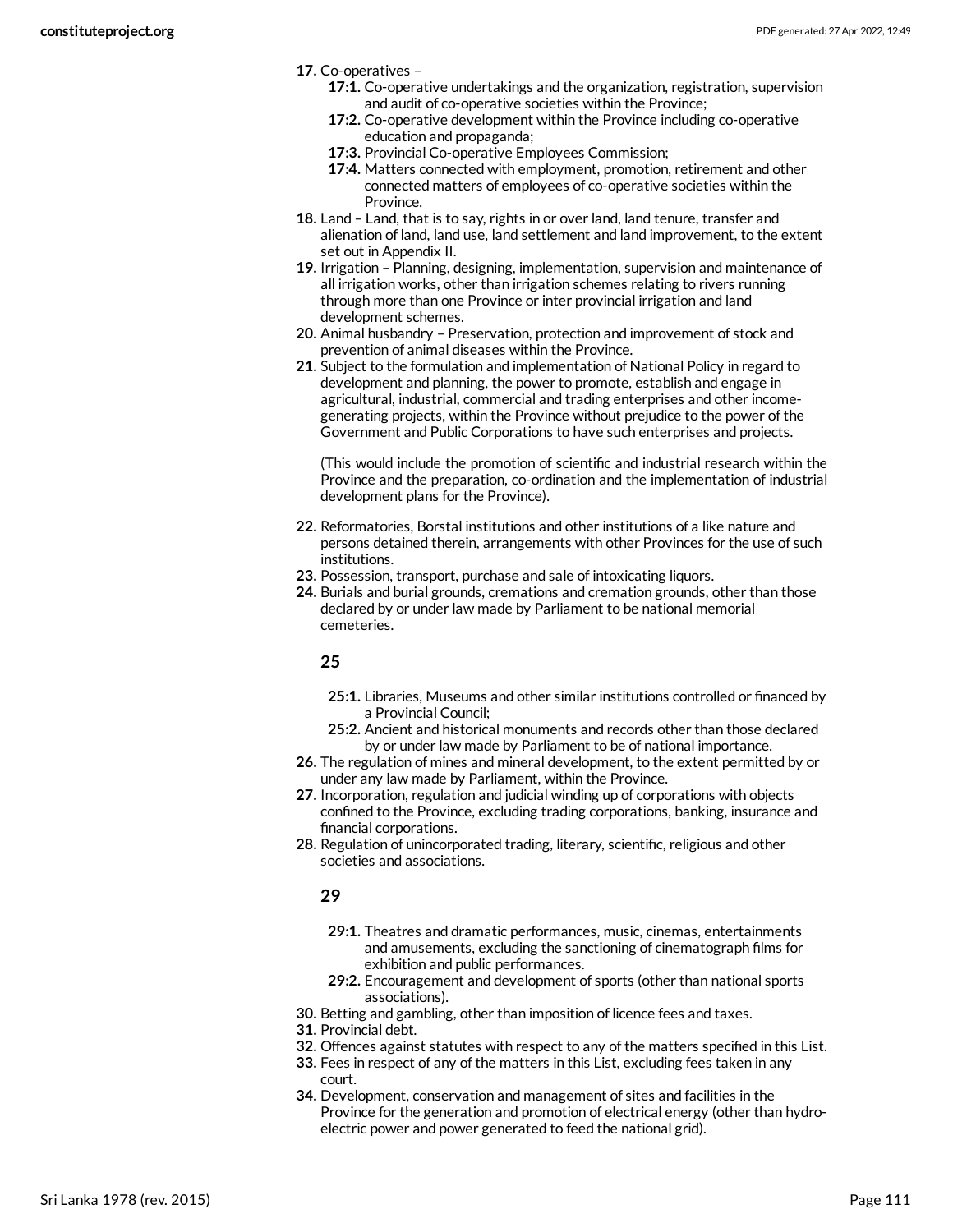**17.** Co-operatives –

- **17:1.** Co-operative undertakings and the organization, registration, supervision and audit of co-operative societies within the Province;
- **17:2.** Co-operative development within the Province including co-operative education and propaganda;
- **17:3.** Provincial Co-operative Employees Commission;
- **17:4.** Matters connected with employment, promotion, retirement and other connected matters of employees of co-operative societies within the Province.

**18.** Land – Land, that is to say, rights in or over land, land tenure, transfer and alienation of land, land use, land settlement and land improvement, to the extent set out in Appendix II.

**19.** Irrigation – Planning, designing, implementation, supervision and maintenance of all irrigation works, other than irrigation schemes relating to rivers running through more than one Province or inter provincial irrigation and land development schemes.

**20.** Animal husbandry – Preservation, protection and improvement of stock and prevention of animal diseases within the Province.

**21.** Subject to the formulation and implementation of National Policy in regard to development and planning, the power to promote, establish and engage in agricultural, industrial, commercial and trading enterprises and other income-generating projects, within the Province without prejudice to the power of the Government and Public Corporations to have such enterprises and projects.

(This would include the promotion of scientific and industrial research within the Province and the preparation, co-ordination and the implementation of industrial development plans for the Province).

**22.** Reformatories, Borstal institutions and other institutions of a like nature and persons detained therein, arrangements with other Provinces for the use of such institutions.

**23.** Possession, transport, purchase and sale of intoxicating liquors.

**24.** Burials and burial grounds, cremations and cremation grounds, other than those declared by or under law made by Parliament to be national memorial cemeteries.

### 25

- **25:1.** Libraries, Museums and other similar institutions controlled or financed by a Provincial Council;
- **25:2.** Ancient and historical monuments and records other than those declared by or under law made by Parliament to be of national importance.

**26.** The regulation of mines and mineral development, to the extent permitted by or under any law made by Parliament, within the Province.

**27.** Incorporation, regulation and judicial winding up of corporations with objects confined to the Province, excluding trading corporations, banking, insurance and financial corporations.

**28.** Regulation of unincorporated trading, literary, scientific, religious and other societies and associations.

### 29

- **29:1.** Theatres and dramatic performances, music, cinemas, entertainments and amusements, excluding the sanctioning of cinematograph films for exhibition and public performances.
- **29:2.** Encouragement and development of sports (other than national sports associations).

**30.** Betting and gambling, other than imposition of licence fees and taxes.

**31.** Provincial debt.

**32.** Offences against statutes with respect to any of the matters specified in this List.

**33.** Fees in respect of any of the matters in this List, excluding fees taken in any court.

**34.** Development, conservation and management of sites and facilities in the Province for the generation and promotion of electrical energy (other than hydro-electric power and power generated to feed the national grid).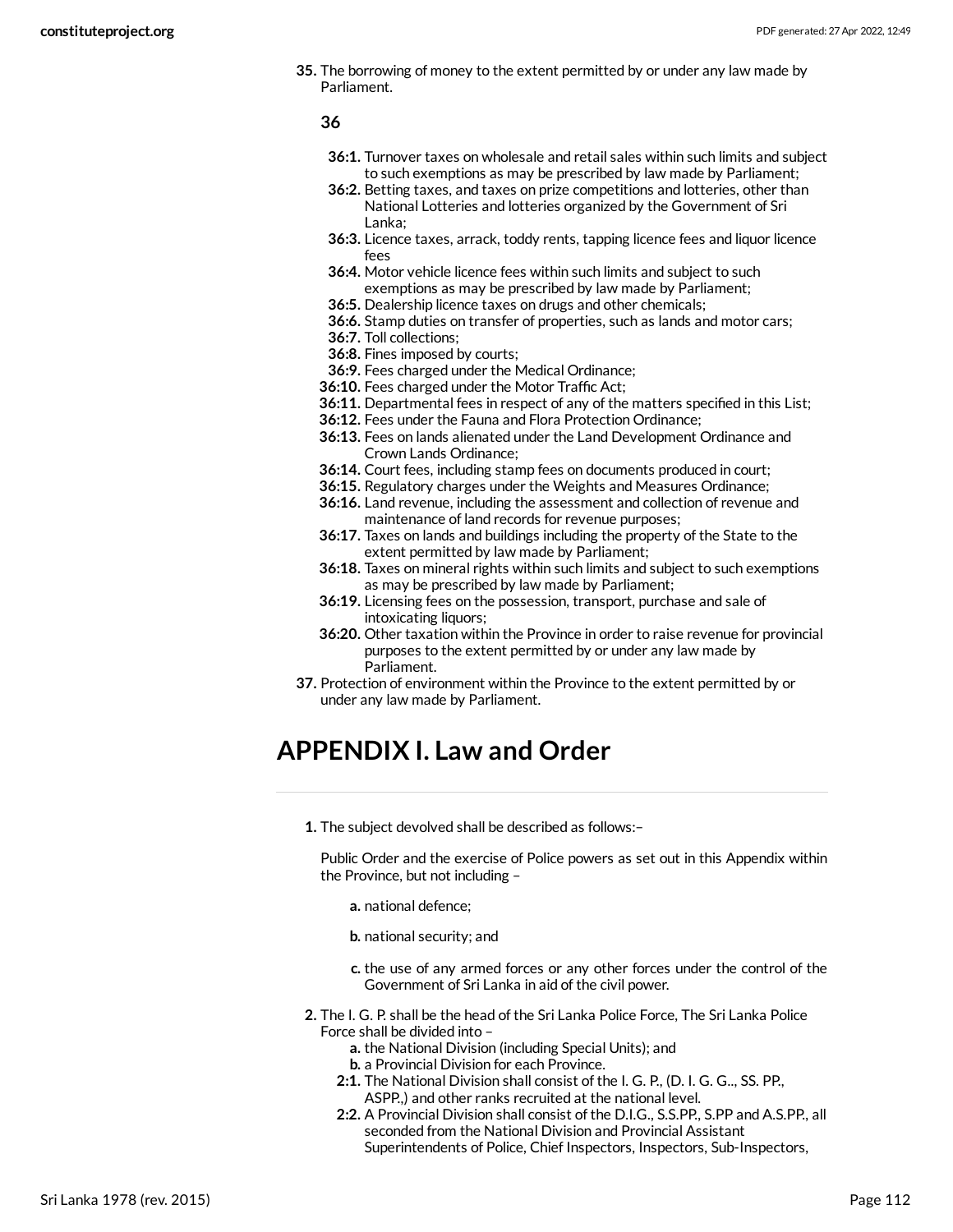35. The borrowing of money to the extent permitted by or under any law made by Parliament.

### 36

- **36:1.** Turnover taxes on wholesale and retail sales within such limits and subject to such exemptions as may be prescribed by law made by Parliament;
- **36:2.** Betting taxes, and taxes on prize competitions and lotteries, other than National Lotteries and lotteries organized by the Government of Sri Lanka;
- **36:3.** Licence taxes, arrack, toddy rents, tapping licence fees and liquor licence fees
- **36:4.** Motor vehicle licence fees within such limits and subject to such exemptions as may be prescribed by law made by Parliament;
- **36:5.** Dealership licence taxes on drugs and other chemicals;
- **36:6.** Stamp duties on transfer of properties, such as lands and motor cars;
- **36:7.** Toll collections;
- **36:8.** Fines imposed by courts;
- **36:9.** Fees charged under the Medical Ordinance;
- **36:10.** Fees charged under the Motor Traffic Act;
- **36:11.** Departmental fees in respect of any of the matters specified in this List;
- **36:12.** Fees under the Fauna and Flora Protection Ordinance;
- **36:13.** Fees on lands alienated under the Land Development Ordinance and Crown Lands Ordinance;
- **36:14.** Court fees, including stamp fees on documents produced in court;
- **36:15.** Regulatory charges under the Weights and Measures Ordinance;
- **36:16.** Land revenue, including the assessment and collection of revenue and maintenance of land records for revenue purposes;
- **36:17.** Taxes on lands and buildings including the property of the State to the extent permitted by law made by Parliament;
- **36:18.** Taxes on mineral rights within such limits and subject to such exemptions as may be prescribed by law made by Parliament;
- **36:19.** Licensing fees on the possession, transport, purchase and sale of intoxicating liquors;
- **36:20.** Other taxation within the Province in order to raise revenue for provincial purposes to the extent permitted by or under any law made by Parliament.

37. Protection of environment within the Province to the extent permitted by or under any law made by Parliament.

# APPENDIX I. Law and Order

1. The subject devolved shall be described as follows:–

   Public Order and the exercise of Police powers as set out in this Appendix within the Province, but not including –

   a. national defence;

   b. national security; and

   c. the use of any armed forces or any other forces under the control of the Government of Sri Lanka in aid of the civil power.

2. The I. G. P. shall be the head of the Sri Lanka Police Force, The Sri Lanka Police Force shall be divided into –
   a. the National Division (including Special Units); and
   b. a Provincial Division for each Province.
   - **2:1.** The National Division shall consist of the I. G. P., (D. I. G. G.., SS. PP., ASPP.,) and other ranks recruited at the national level.
   - **2:2.** A Provincial Division shall consist of the D.I.G., S.S.PP., S.PP and A.S.PP., all seconded from the National Division and Provincial Assistant Superintendents of Police, Chief Inspectors, Inspectors, Sub-Inspectors,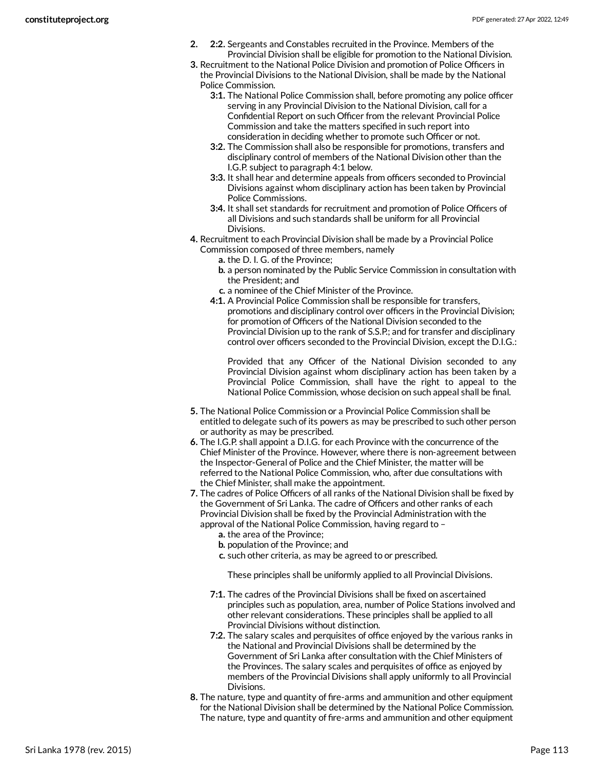2. **2:2.** Sergeants and Constables recruited in the Province. Members of the Provincial Division shall be eligible for promotion to the National Division.

3. Recruitment to the National Police Division and promotion of Police Officers in the Provincial Divisions to the National Division, shall be made by the National Police Commission.
   - **3:1.** The National Police Commission shall, before promoting any police officer serving in any Provincial Division to the National Division, call for a Confidential Report on such Officer from the relevant Provincial Police Commission and take the matters specified in such report into consideration in deciding whether to promote such Officer or not.
   - **3:2.** The Commission shall also be responsible for promotions, transfers and disciplinary control of members of the National Division other than the I.G.P. subject to paragraph 4:1 below.
   - **3:3.** It shall hear and determine appeals from officers seconded to Provincial Divisions against whom disciplinary action has been taken by Provincial Police Commissions.
   - **3:4.** It shall set standards for recruitment and promotion of Police Officers of all Divisions and such standards shall be uniform for all Provincial Divisions.

4. Recruitment to each Provincial Division shall be made by a Provincial Police Commission composed of three members, namely
   - a. the D. I. G. of the Province;
   - b. a person nominated by the Public Service Commission in consultation with the President; and
   - c. a nominee of the Chief Minister of the Province.
   - **4:1.** A Provincial Police Commission shall be responsible for transfers, promotions and disciplinary control over officers in the Provincial Division; for promotion of Officers of the National Division seconded to the Provincial Division up to the rank of S.S.P.; and for transfer and disciplinary control over officers seconded to the Provincial Division, except the D.I.G.:

     Provided that any Officer of the National Division seconded to any Provincial Division against whom disciplinary action has been taken by a Provincial Police Commission, shall have the right to appeal to the National Police Commission, whose decision on such appeal shall be final.

5. The National Police Commission or a Provincial Police Commission shall be entitled to delegate such of its powers as may be prescribed to such other person or authority as may be prescribed.

6. The I.G.P. shall appoint a D.I.G. for each Province with the concurrence of the Chief Minister of the Province. However, where there is non-agreement between the Inspector-General of Police and the Chief Minister, the matter will be referred to the National Police Commission, who, after due consultations with the Chief Minister, shall make the appointment.

7. The cadres of Police Officers of all ranks of the National Division shall be fixed by the Government of Sri Lanka. The cadre of Officers and other ranks of each Provincial Division shall be fixed by the Provincial Administration with the approval of the National Police Commission, having regard to –
   - a. the area of the Province;
   - b. population of the Province; and
   - c. such other criteria, as may be agreed to or prescribed.

     These principles shall be uniformly applied to all Provincial Divisions.
   - **7:1.** The cadres of the Provincial Divisions shall be fixed on ascertained principles such as population, area, number of Police Stations involved and other relevant considerations. These principles shall be applied to all Provincial Divisions without distinction.
   - **7:2.** The salary scales and perquisites of office enjoyed by the various ranks in the National and Provincial Divisions shall be determined by the Government of Sri Lanka after consultation with the Chief Ministers of the Provinces. The salary scales and perquisites of office as enjoyed by members of the Provincial Divisions shall apply uniformly to all Provincial Divisions.

8. The nature, type and quantity of fire-arms and ammunition and other equipment for the National Division shall be determined by the National Police Commission. The nature, type and quantity of fire-arms and ammunition and other equipment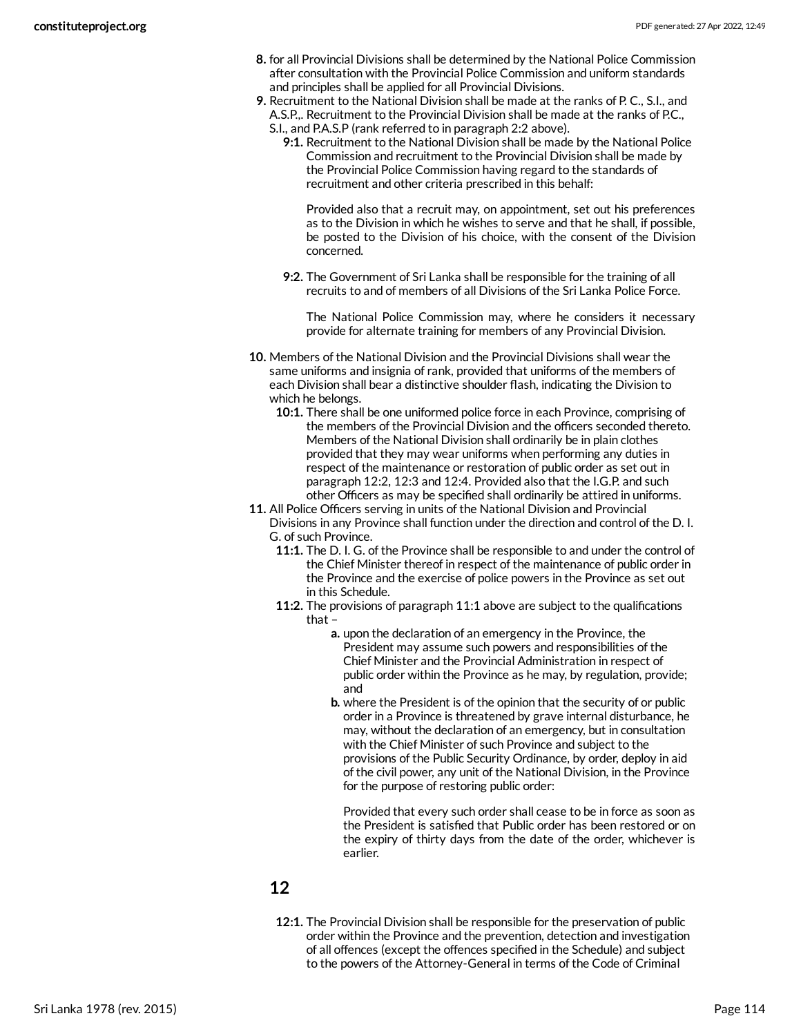8. for all Provincial Divisions shall be determined by the National Police Commission after consultation with the Provincial Police Commission and uniform standards and principles shall be applied for all Provincial Divisions.

9. Recruitment to the National Division shall be made at the ranks of P. C., S.I., and A.S.P.,. Recruitment to the Provincial Division shall be made at the ranks of P.C., S.I., and P.A.S.P (rank referred to in paragraph 2:2 above).

   **9:1.** Recruitment to the National Division shall be made by the National Police Commission and recruitment to the Provincial Division shall be made by the Provincial Police Commission having regard to the standards of recruitment and other criteria prescribed in this behalf:

   Provided also that a recruit may, on appointment, set out his preferences as to the Division in which he wishes to serve and that he shall, if possible, be posted to the Division of his choice, with the consent of the Division concerned.

   **9:2.** The Government of Sri Lanka shall be responsible for the training of all recruits to and of members of all Divisions of the Sri Lanka Police Force.

   The National Police Commission may, where he considers it necessary provide for alternate training for members of any Provincial Division.

10. Members of the National Division and the Provincial Divisions shall wear the same uniforms and insignia of rank, provided that uniforms of the members of each Division shall bear a distinctive shoulder flash, indicating the Division to which he belongs.

    **10:1.** There shall be one uniformed police force in each Province, comprising of the members of the Provincial Division and the officers seconded thereto. Members of the National Division shall ordinarily be in plain clothes provided that they may wear uniforms when performing any duties in respect of the maintenance or restoration of public order as set out in paragraph 12:2, 12:3 and 12:4. Provided also that the I.G.P. and such other Officers as may be specified shall ordinarily be attired in uniforms.

11. All Police Officers serving in units of the National Division and Provincial Divisions in any Province shall function under the direction and control of the D. I. G. of such Province.

    **11:1.** The D. I. G. of the Province shall be responsible to and under the control of the Chief Minister thereof in respect of the maintenance of public order in the Province and the exercise of police powers in the Province as set out in this Schedule.

    **11:2.** The provisions of paragraph 11:1 above are subject to the qualifications that –

    a. upon the declaration of an emergency in the Province, the President may assume such powers and responsibilities of the Chief Minister and the Provincial Administration in respect of public order within the Province as he may, by regulation, provide; and
    b. where the President is of the opinion that the security of or public order in a Province is threatened by grave internal disturbance, he may, without the declaration of an emergency, but in consultation with the Chief Minister of such Province and subject to the provisions of the Public Security Ordinance, by order, deploy in aid of the civil power, any unit of the National Division, in the Province for the purpose of restoring public order:

       Provided that every such order shall cease to be in force as soon as the President is satisfied that Public order has been restored or on the expiry of thirty days from the date of the order, whichever is earlier.

## 12

**12:1.** The Provincial Division shall be responsible for the preservation of public order within the Province and the prevention, detection and investigation of all offences (except the offences specified in the Schedule) and subject to the powers of the Attorney-General in terms of the Code of Criminal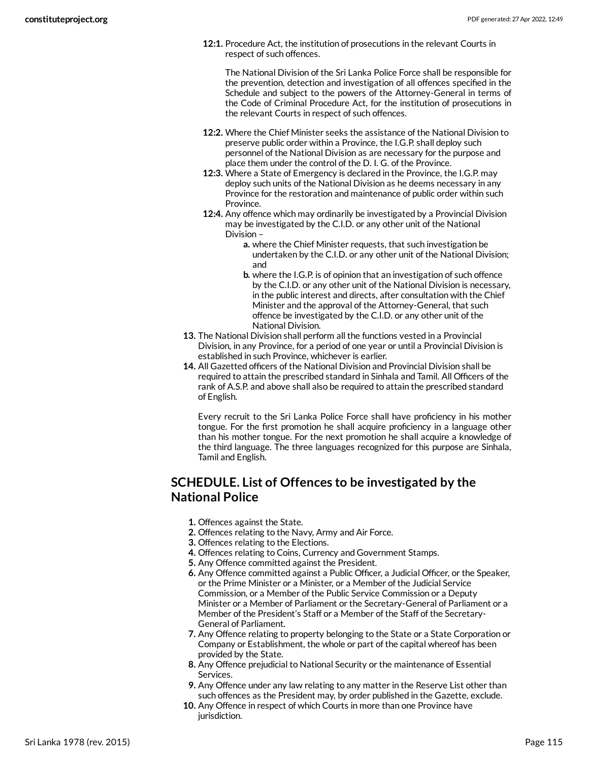**12:1.** Procedure Act, the institution of prosecutions in the relevant Courts in respect of such offences.

The National Division of the Sri Lanka Police Force shall be responsible for the prevention, detection and investigation of all offences specified in the Schedule and subject to the powers of the Attorney-General in terms of the Code of Criminal Procedure Act, for the institution of prosecutions in the relevant Courts in respect of such offences.

**12:2.** Where the Chief Minister seeks the assistance of the National Division to preserve public order within a Province, the I.G.P. shall deploy such personnel of the National Division as are necessary for the purpose and place them under the control of the D. I. G. of the Province.

**12:3.** Where a State of Emergency is declared in the Province, the I.G.P. may deploy such units of the National Division as he deems necessary in any Province for the restoration and maintenance of public order within such Province.

**12:4.** Any offence which may ordinarily be investigated by a Provincial Division may be investigated by the C.I.D. or any other unit of the National Division –

- **a.** where the Chief Minister requests, that such investigation be undertaken by the C.I.D. or any other unit of the National Division; and
- **b.** where the I.G.P. is of opinion that an investigation of such offence by the C.I.D. or any other unit of the National Division is necessary, in the public interest and directs, after consultation with the Chief Minister and the approval of the Attorney-General, that such offence be investigated by the C.I.D. or any other unit of the National Division.

**13.** The National Division shall perform all the functions vested in a Provincial Division, in any Province, for a period of one year or until a Provincial Division is established in such Province, whichever is earlier.

**14.** All Gazetted officers of the National Division and Provincial Division shall be required to attain the prescribed standard in Sinhala and Tamil. All Officers of the rank of A.S.P. and above shall also be required to attain the prescribed standard of English.

Every recruit to the Sri Lanka Police Force shall have proficiency in his mother tongue. For the first promotion he shall acquire proficiency in a language other than his mother tongue. For the next promotion he shall acquire a knowledge of the third language. The three languages recognized for this purpose are Sinhala, Tamil and English.

## SCHEDULE. List of Offences to be investigated by the National Police

1. Offences against the State.
2. Offences relating to the Navy, Army and Air Force.
3. Offences relating to the Elections.
4. Offences relating to Coins, Currency and Government Stamps.
5. Any Offence committed against the President.
6. Any Offence committed against a Public Officer, a Judicial Officer, or the Speaker, or the Prime Minister or a Minister, or a Member of the Judicial Service Commission, or a Member of the Public Service Commission or a Deputy Minister or a Member of Parliament or the Secretary-General of Parliament or a Member of the President's Staff or a Member of the Staff of the Secretary-General of Parliament.
7. Any Offence relating to property belonging to the State or a State Corporation or Company or Establishment, the whole or part of the capital whereof has been provided by the State.
8. Any Offence prejudicial to National Security or the maintenance of Essential Services.
9. Any Offence under any law relating to any matter in the Reserve List other than such offences as the President may, by order published in the Gazette, exclude.
10. Any Offence in respect of which Courts in more than one Province have jurisdiction.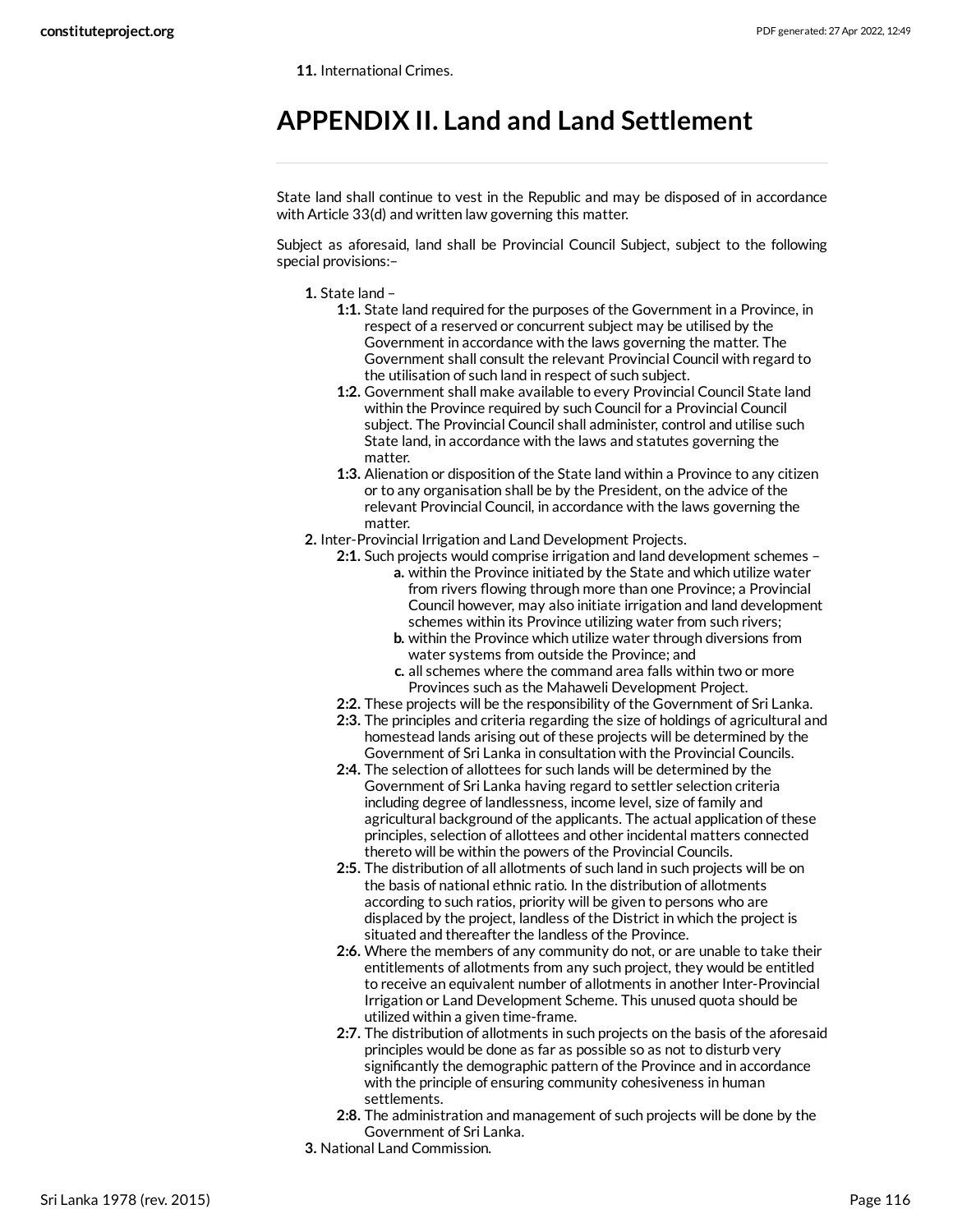11. International Crimes.

# APPENDIX II. Land and Land Settlement

State land shall continue to vest in the Republic and may be disposed of in accordance with Article 33(d) and written law governing this matter.

Subject as aforesaid, land shall be Provincial Council Subject, subject to the following special provisions:–

1. State land –
   - **1:1.** State land required for the purposes of the Government in a Province, in respect of a reserved or concurrent subject may be utilised by the Government in accordance with the laws governing the matter. The Government shall consult the relevant Provincial Council with regard to the utilisation of such land in respect of such subject.
   - **1:2.** Government shall make available to every Provincial Council State land within the Province required by such Council for a Provincial Council subject. The Provincial Council shall administer, control and utilise such State land, in accordance with the laws and statutes governing the matter.
   - **1:3.** Alienation or disposition of the State land within a Province to any citizen or to any organisation shall be by the President, on the advice of the relevant Provincial Council, in accordance with the laws governing the matter.
2. Inter-Provincial Irrigation and Land Development Projects.
   - **2:1.** Such projects would comprise irrigation and land development schemes –
     - a. within the Province initiated by the State and which utilize water from rivers flowing through more than one Province; a Provincial Council however, may also initiate irrigation and land development schemes within its Province utilizing water from such rivers;
     - b. within the Province which utilize water through diversions from water systems from outside the Province; and
     - c. all schemes where the command area falls within two or more Provinces such as the Mahaweli Development Project.
   - **2:2.** These projects will be the responsibility of the Government of Sri Lanka.
   - **2:3.** The principles and criteria regarding the size of holdings of agricultural and homestead lands arising out of these projects will be determined by the Government of Sri Lanka in consultation with the Provincial Councils.
   - **2:4.** The selection of allottees for such lands will be determined by the Government of Sri Lanka having regard to settler selection criteria including degree of landlessness, income level, size of family and agricultural background of the applicants. The actual application of these principles, selection of allottees and other incidental matters connected thereto will be within the powers of the Provincial Councils.
   - **2:5.** The distribution of all allotments of such land in such projects will be on the basis of national ethnic ratio. In the distribution of allotments according to such ratios, priority will be given to persons who are displaced by the project, landless of the District in which the project is situated and thereafter the landless of the Province.
   - **2:6.** Where the members of any community do not, or are unable to take their entitlements of allotments from any such project, they would be entitled to receive an equivalent number of allotments in another Inter-Provincial Irrigation or Land Development Scheme. This unused quota should be utilized within a given time-frame.
   - **2:7.** The distribution of allotments in such projects on the basis of the aforesaid principles would be done as far as possible so as not to disturb very significantly the demographic pattern of the Province and in accordance with the principle of ensuring community cohesiveness in human settlements.
   - **2:8.** The administration and management of such projects will be done by the Government of Sri Lanka.
3. National Land Commission.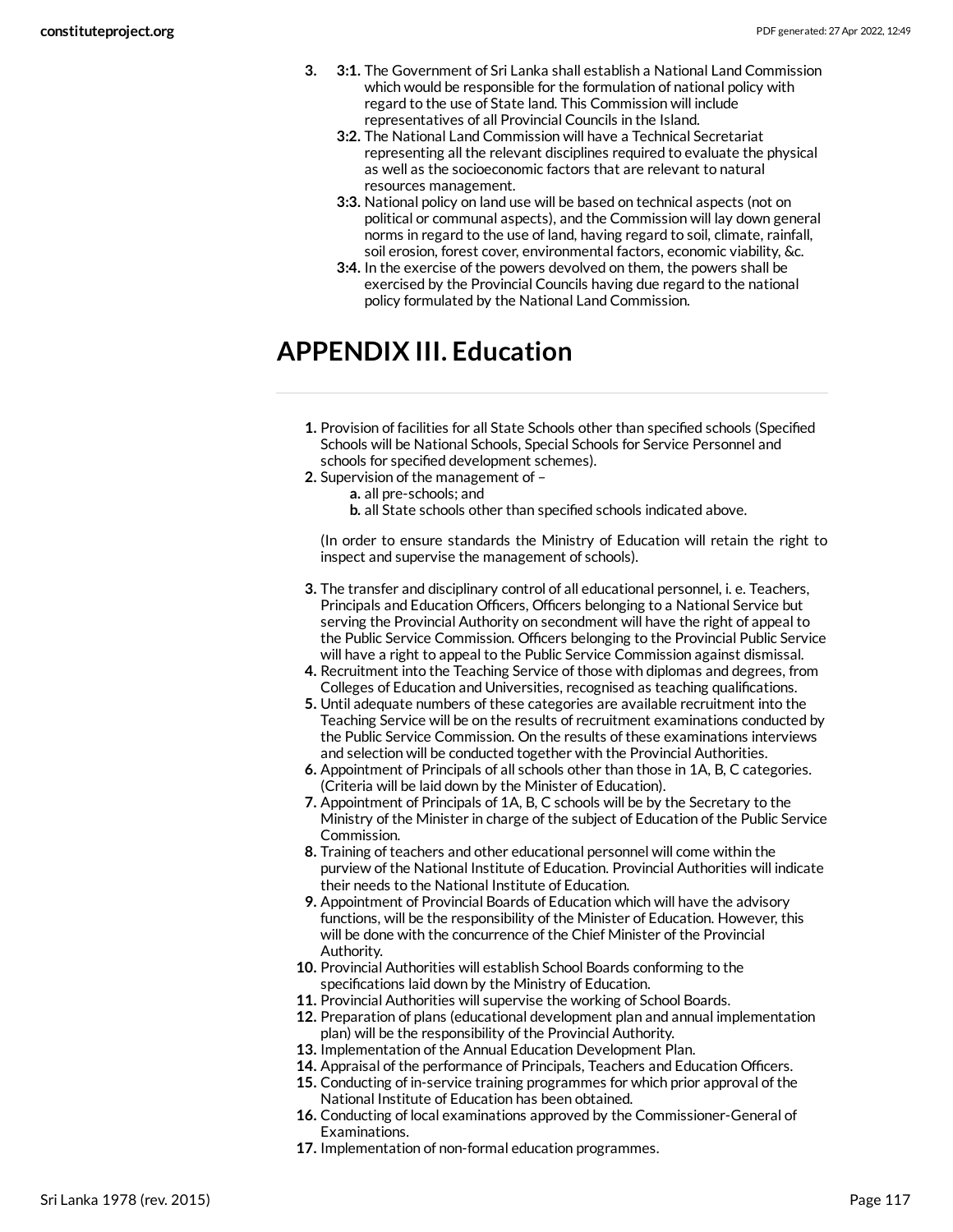3. **3:1.** The Government of Sri Lanka shall establish a National Land Commission which would be responsible for the formulation of national policy with regard to the use of State land. This Commission will include representatives of all Provincial Councils in the Island.

   **3:2.** The National Land Commission will have a Technical Secretariat representing all the relevant disciplines required to evaluate the physical as well as the socioeconomic factors that are relevant to natural resources management.

   **3:3.** National policy on land use will be based on technical aspects (not on political or communal aspects), and the Commission will lay down general norms in regard to the use of land, having regard to soil, climate, rainfall, soil erosion, forest cover, environmental factors, economic viability, &c.

   **3:4.** In the exercise of the powers devolved on them, the powers shall be exercised by the Provincial Councils having due regard to the national policy formulated by the National Land Commission.

# APPENDIX III. Education

1. Provision of facilities for all State Schools other than specified schools (Specified Schools will be National Schools, Special Schools for Service Personnel and schools for specified development schemes).
2. Supervision of the management of –
   a. all pre-schools; and
   b. all State schools other than specified schools indicated above.

   (In order to ensure standards the Ministry of Education will retain the right to inspect and supervise the management of schools).

3. The transfer and disciplinary control of all educational personnel, i. e. Teachers, Principals and Education Officers, Officers belonging to a National Service but serving the Provincial Authority on secondment will have the right of appeal to the Public Service Commission. Officers belonging to the Provincial Public Service will have a right to appeal to the Public Service Commission against dismissal.
4. Recruitment into the Teaching Service of those with diplomas and degrees, from Colleges of Education and Universities, recognised as teaching qualifications.
5. Until adequate numbers of these categories are available recruitment into the Teaching Service will be on the results of recruitment examinations conducted by the Public Service Commission. On the results of these examinations interviews and selection will be conducted together with the Provincial Authorities.
6. Appointment of Principals of all schools other than those in 1A, B, C categories. (Criteria will be laid down by the Minister of Education).
7. Appointment of Principals of 1A, B, C schools will be by the Secretary to the Ministry of the Minister in charge of the subject of Education of the Public Service Commission.
8. Training of teachers and other educational personnel will come within the purview of the National Institute of Education. Provincial Authorities will indicate their needs to the National Institute of Education.
9. Appointment of Provincial Boards of Education which will have the advisory functions, will be the responsibility of the Minister of Education. However, this will be done with the concurrence of the Chief Minister of the Provincial Authority.
10. Provincial Authorities will establish School Boards conforming to the specifications laid down by the Ministry of Education.
11. Provincial Authorities will supervise the working of School Boards.
12. Preparation of plans (educational development plan and annual implementation plan) will be the responsibility of the Provincial Authority.
13. Implementation of the Annual Education Development Plan.
14. Appraisal of the performance of Principals, Teachers and Education Officers.
15. Conducting of in-service training programmes for which prior approval of the National Institute of Education has been obtained.
16. Conducting of local examinations approved by the Commissioner-General of Examinations.
17. Implementation of non-formal education programmes.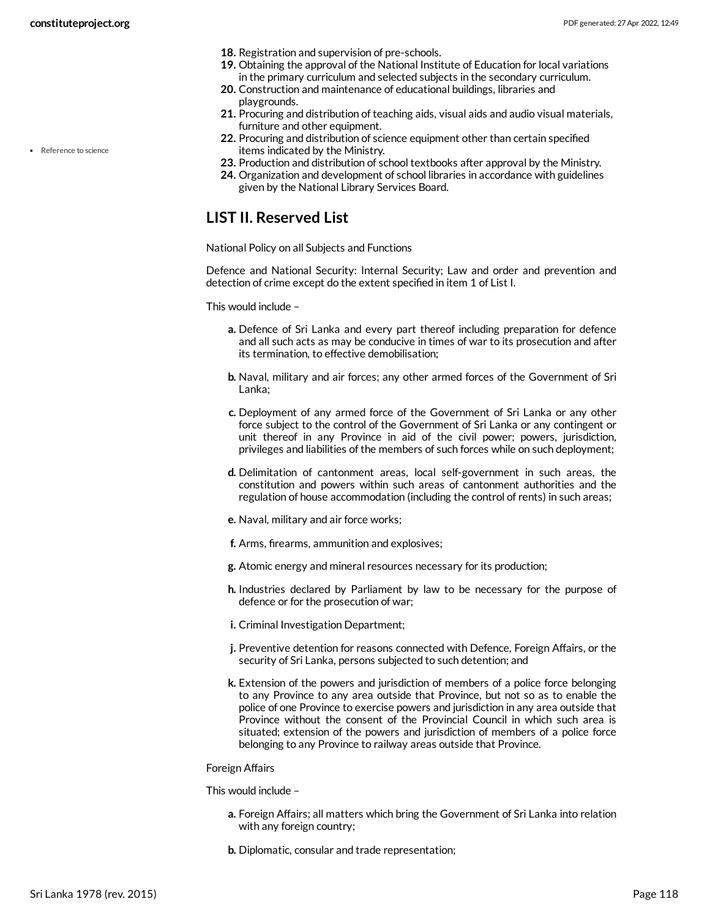18. Registration and supervision of pre-schools.
19. Obtaining the approval of the National Institute of Education for local variations in the primary curriculum and selected subjects in the secondary curriculum.
20. Construction and maintenance of educational buildings, libraries and playgrounds.
21. Procuring and distribution of teaching aids, visual aids and audio visual materials, furniture and other equipment.
22. Procuring and distribution of science equipment other than certain specified items indicated by the Ministry.
23. Production and distribution of school textbooks after approval by the Ministry.
24. Organization and development of school libraries in accordance with guidelines given by the National Library Services Board.

- Reference to science

## LIST II. Reserved List

National Policy on all Subjects and Functions

Defence and National Security: Internal Security; Law and order and prevention and detection of crime except do the extent specified in item 1 of List I.

This would include –

a. Defence of Sri Lanka and every part thereof including preparation for defence and all such acts as may be conducive in times of war to its prosecution and after its termination, to effective demobilisation;

b. Naval, military and air forces; any other armed forces of the Government of Sri Lanka;

c. Deployment of any armed force of the Government of Sri Lanka or any other force subject to the control of the Government of Sri Lanka or any contingent or unit thereof in any Province in aid of the civil power; powers, jurisdiction, privileges and liabilities of the members of such forces while on such deployment;

d. Delimitation of cantonment areas, local self-government in such areas, the constitution and powers within such areas of cantonment authorities and the regulation of house accommodation (including the control of rents) in such areas;

e. Naval, military and air force works;

f. Arms, firearms, ammunition and explosives;

g. Atomic energy and mineral resources necessary for its production;

h. Industries declared by Parliament by law to be necessary for the purpose of defence or for the prosecution of war;

i. Criminal Investigation Department;

j. Preventive detention for reasons connected with Defence, Foreign Affairs, or the security of Sri Lanka, persons subjected to such detention; and

k. Extension of the powers and jurisdiction of members of a police force belonging to any Province to any area outside that Province, but not so as to enable the police of one Province to exercise powers and jurisdiction in any area outside that Province without the consent of the Provincial Council in which such area is situated; extension of the powers and jurisdiction of members of a police force belonging to any Province to railway areas outside that Province.

Foreign Affairs

This would include –

a. Foreign Affairs; all matters which bring the Government of Sri Lanka into relation with any foreign country;

b. Diplomatic, consular and trade representation;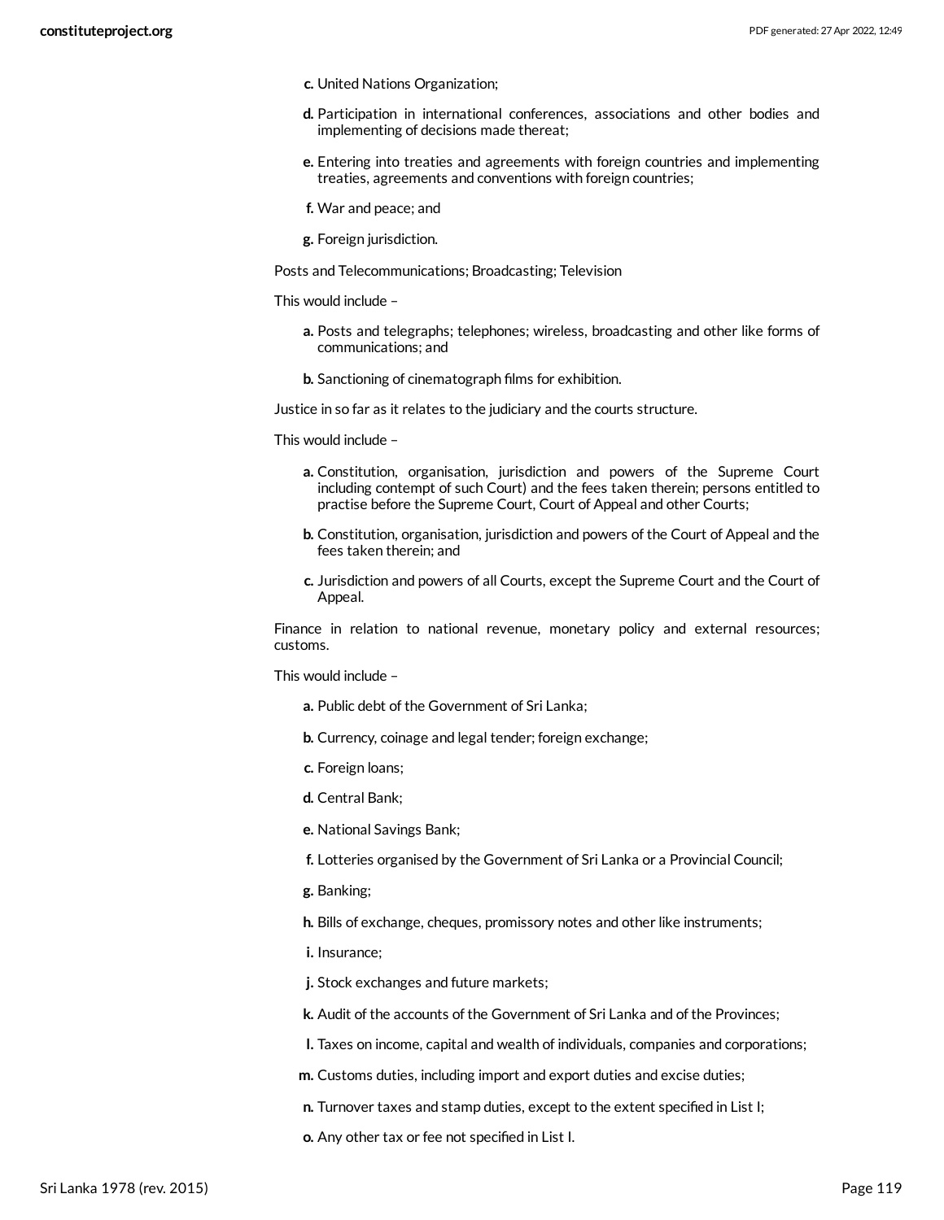c. United Nations Organization;

d. Participation in international conferences, associations and other bodies and implementing of decisions made thereat;

e. Entering into treaties and agreements with foreign countries and implementing treaties, agreements and conventions with foreign countries;

f. War and peace; and

g. Foreign jurisdiction.

Posts and Telecommunications; Broadcasting; Television

This would include –

a. Posts and telegraphs; telephones; wireless, broadcasting and other like forms of communications; and

b. Sanctioning of cinematograph films for exhibition.

Justice in so far as it relates to the judiciary and the courts structure.

This would include –

a. Constitution, organisation, jurisdiction and powers of the Supreme Court including contempt of such Court) and the fees taken therein; persons entitled to practise before the Supreme Court, Court of Appeal and other Courts;

b. Constitution, organisation, jurisdiction and powers of the Court of Appeal and the fees taken therein; and

c. Jurisdiction and powers of all Courts, except the Supreme Court and the Court of Appeal.

Finance in relation to national revenue, monetary policy and external resources; customs.

This would include –

a. Public debt of the Government of Sri Lanka;

b. Currency, coinage and legal tender; foreign exchange;

c. Foreign loans;

d. Central Bank;

e. National Savings Bank;

f. Lotteries organised by the Government of Sri Lanka or a Provincial Council;

g. Banking;

h. Bills of exchange, cheques, promissory notes and other like instruments;

i. Insurance;

j. Stock exchanges and future markets;

k. Audit of the accounts of the Government of Sri Lanka and of the Provinces;

l. Taxes on income, capital and wealth of individuals, companies and corporations;

m. Customs duties, including import and export duties and excise duties;

n. Turnover taxes and stamp duties, except to the extent specified in List I;

o. Any other tax or fee not specified in List I.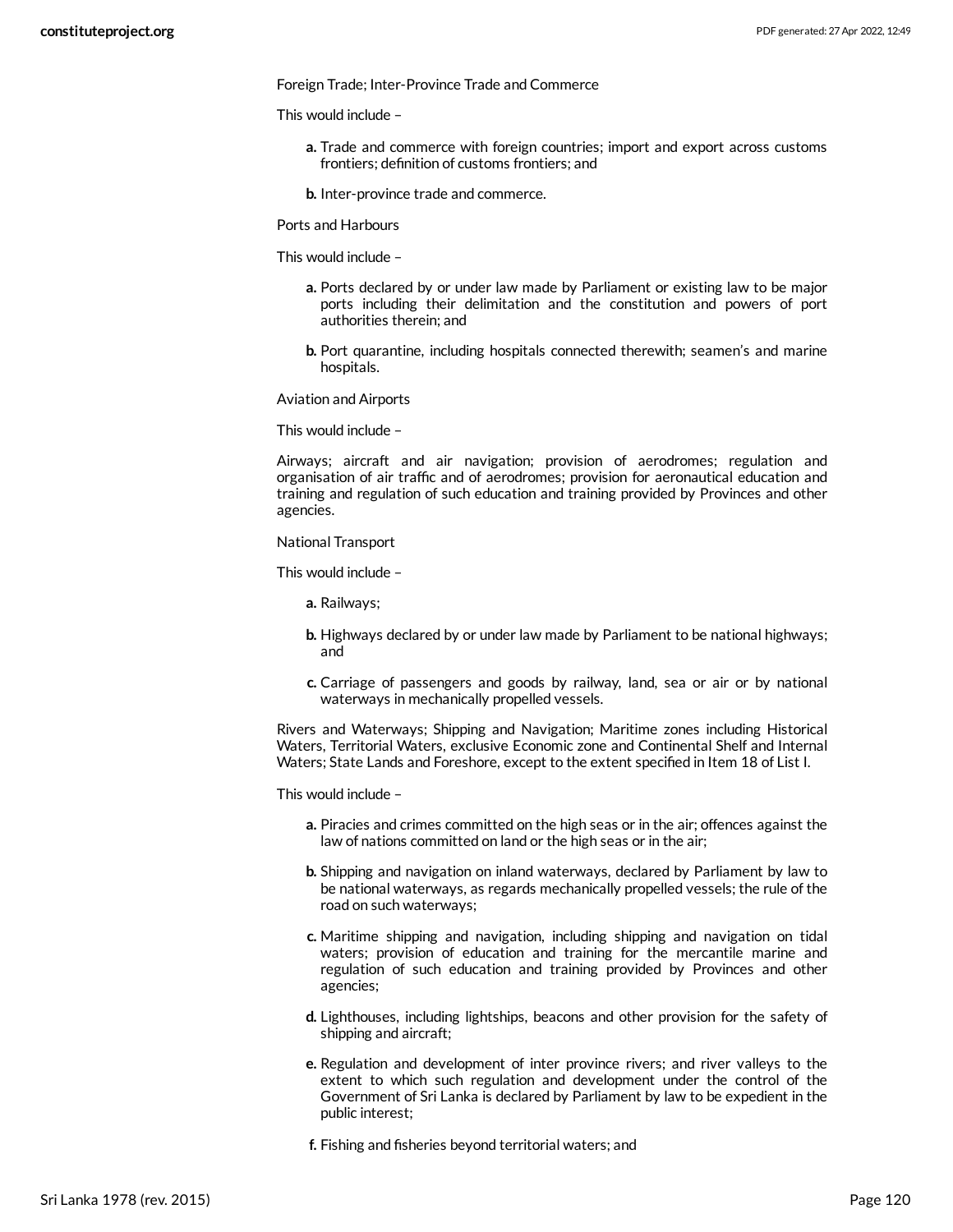Foreign Trade; Inter-Province Trade and Commerce

This would include –

**a.** Trade and commerce with foreign countries; import and export across customs frontiers; definition of customs frontiers; and

**b.** Inter-province trade and commerce.

Ports and Harbours

This would include –

**a.** Ports declared by or under law made by Parliament or existing law to be major ports including their delimitation and the constitution and powers of port authorities therein; and

**b.** Port quarantine, including hospitals connected therewith; seamen's and marine hospitals.

Aviation and Airports

This would include –

Airways; aircraft and air navigation; provision of aerodromes; regulation and organisation of air traffic and of aerodromes; provision for aeronautical education and training and regulation of such education and training provided by Provinces and other agencies.

National Transport

This would include –

**a.** Railways;

**b.** Highways declared by or under law made by Parliament to be national highways; and

**c.** Carriage of passengers and goods by railway, land, sea or air or by national waterways in mechanically propelled vessels.

Rivers and Waterways; Shipping and Navigation; Maritime zones including Historical Waters, Territorial Waters, exclusive Economic zone and Continental Shelf and Internal Waters; State Lands and Foreshore, except to the extent specified in Item 18 of List I.

This would include –

**a.** Piracies and crimes committed on the high seas or in the air; offences against the law of nations committed on land or the high seas or in the air;

**b.** Shipping and navigation on inland waterways, declared by Parliament by law to be national waterways, as regards mechanically propelled vessels; the rule of the road on such waterways;

**c.** Maritime shipping and navigation, including shipping and navigation on tidal waters; provision of education and training for the mercantile marine and regulation of such education and training provided by Provinces and other agencies;

**d.** Lighthouses, including lightships, beacons and other provision for the safety of shipping and aircraft;

**e.** Regulation and development of inter province rivers; and river valleys to the extent to which such regulation and development under the control of the Government of Sri Lanka is declared by Parliament by law to be expedient in the public interest;

**f.** Fishing and fisheries beyond territorial waters; and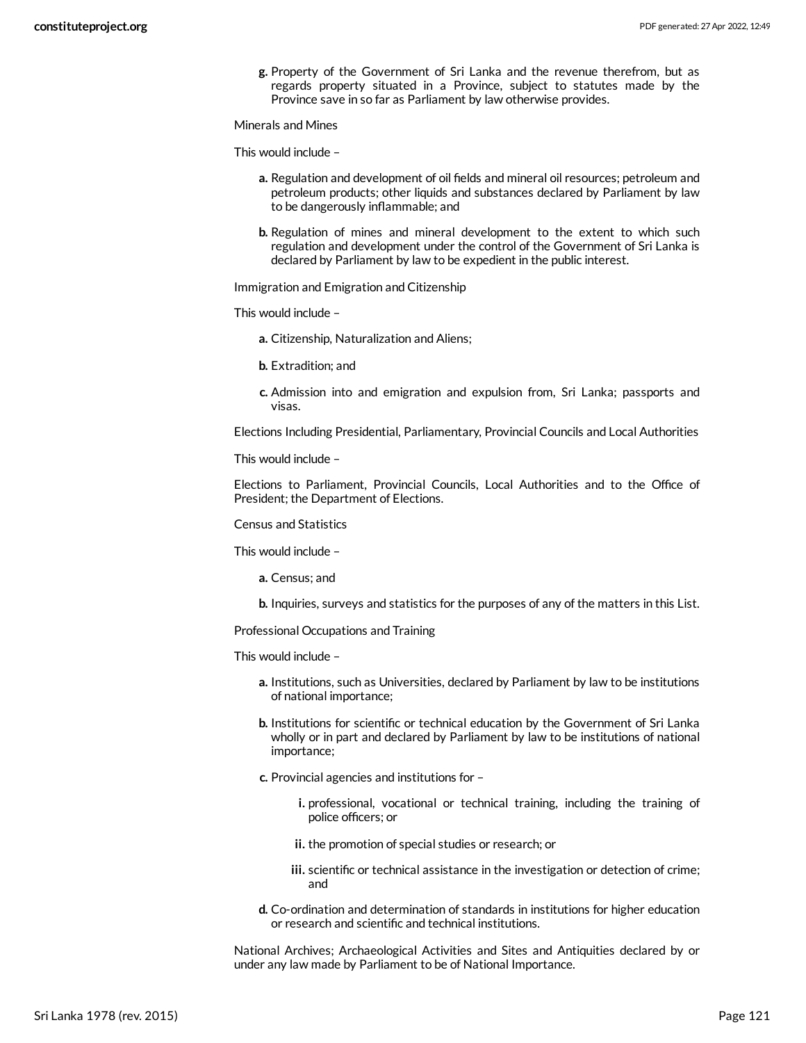g. Property of the Government of Sri Lanka and the revenue therefrom, but as regards property situated in a Province, subject to statutes made by the Province save in so far as Parliament by law otherwise provides.

Minerals and Mines

This would include –

a. Regulation and development of oil fields and mineral oil resources; petroleum and petroleum products; other liquids and substances declared by Parliament by law to be dangerously inflammable; and

b. Regulation of mines and mineral development to the extent to which such regulation and development under the control of the Government of Sri Lanka is declared by Parliament by law to be expedient in the public interest.

Immigration and Emigration and Citizenship

This would include –

a. Citizenship, Naturalization and Aliens;

b. Extradition; and

c. Admission into and emigration and expulsion from, Sri Lanka; passports and visas.

Elections Including Presidential, Parliamentary, Provincial Councils and Local Authorities

This would include –

Elections to Parliament, Provincial Councils, Local Authorities and to the Office of President; the Department of Elections.

Census and Statistics

This would include –

a. Census; and

b. Inquiries, surveys and statistics for the purposes of any of the matters in this List.

Professional Occupations and Training

This would include –

a. Institutions, such as Universities, declared by Parliament by law to be institutions of national importance;

b. Institutions for scientific or technical education by the Government of Sri Lanka wholly or in part and declared by Parliament by law to be institutions of national importance;

c. Provincial agencies and institutions for –

   i. professional, vocational or technical training, including the training of police officers; or

   ii. the promotion of special studies or research; or

   iii. scientific or technical assistance in the investigation or detection of crime; and

d. Co-ordination and determination of standards in institutions for higher education or research and scientific and technical institutions.

National Archives; Archaeological Activities and Sites and Antiquities declared by or under any law made by Parliament to be of National Importance.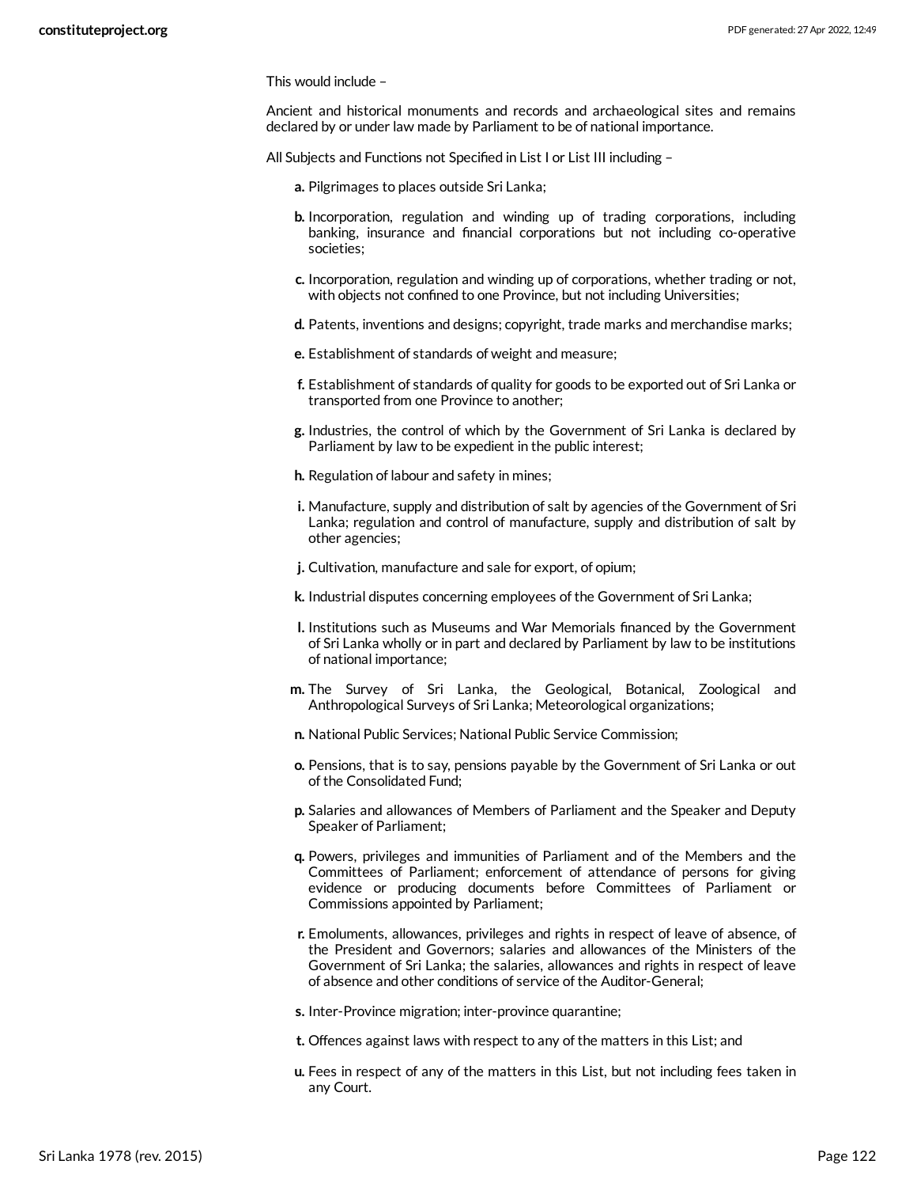This would include –

Ancient and historical monuments and records and archaeological sites and remains declared by or under law made by Parliament to be of national importance.

All Subjects and Functions not Specified in List I or List III including –

- **a.** Pilgrimages to places outside Sri Lanka;
- **b.** Incorporation, regulation and winding up of trading corporations, including banking, insurance and financial corporations but not including co-operative societies;
- **c.** Incorporation, regulation and winding up of corporations, whether trading or not, with objects not confined to one Province, but not including Universities;
- **d.** Patents, inventions and designs; copyright, trade marks and merchandise marks;
- **e.** Establishment of standards of weight and measure;
- **f.** Establishment of standards of quality for goods to be exported out of Sri Lanka or transported from one Province to another;
- **g.** Industries, the control of which by the Government of Sri Lanka is declared by Parliament by law to be expedient in the public interest;
- **h.** Regulation of labour and safety in mines;
- **i.** Manufacture, supply and distribution of salt by agencies of the Government of Sri Lanka; regulation and control of manufacture, supply and distribution of salt by other agencies;
- **j.** Cultivation, manufacture and sale for export, of opium;
- **k.** Industrial disputes concerning employees of the Government of Sri Lanka;
- **l.** Institutions such as Museums and War Memorials financed by the Government of Sri Lanka wholly or in part and declared by Parliament by law to be institutions of national importance;
- **m.** The Survey of Sri Lanka, the Geological, Botanical, Zoological and Anthropological Surveys of Sri Lanka; Meteorological organizations;
- **n.** National Public Services; National Public Service Commission;
- **o.** Pensions, that is to say, pensions payable by the Government of Sri Lanka or out of the Consolidated Fund;
- **p.** Salaries and allowances of Members of Parliament and the Speaker and Deputy Speaker of Parliament;
- **q.** Powers, privileges and immunities of Parliament and of the Members and the Committees of Parliament; enforcement of attendance of persons for giving evidence or producing documents before Committees of Parliament or Commissions appointed by Parliament;
- **r.** Emoluments, allowances, privileges and rights in respect of leave of absence, of the President and Governors; salaries and allowances of the Ministers of the Government of Sri Lanka; the salaries, allowances and rights in respect of leave of absence and other conditions of service of the Auditor-General;
- **s.** Inter-Province migration; inter-province quarantine;
- **t.** Offences against laws with respect to any of the matters in this List; and
- **u.** Fees in respect of any of the matters in this List, but not including fees taken in any Court.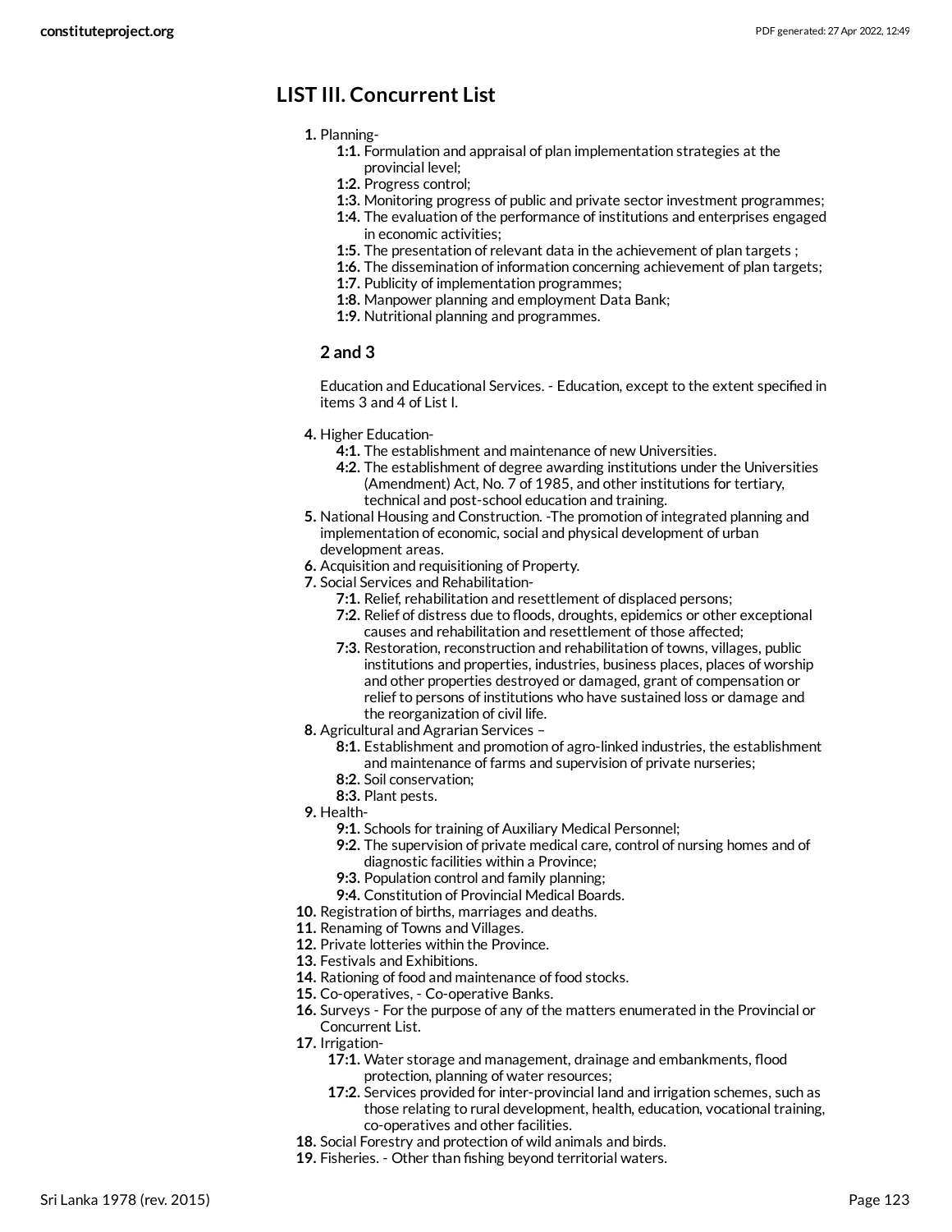## LIST III. Concurrent List

1. Planning-
   - **1:1.** Formulation and appraisal of plan implementation strategies at the provincial level;
   - **1:2.** Progress control;
   - **1:3.** Monitoring progress of public and private sector investment programmes;
   - **1:4.** The evaluation of the performance of institutions and enterprises engaged in economic activities;
   - **1:5.** The presentation of relevant data in the achievement of plan targets ;
   - **1:6.** The dissemination of information concerning achievement of plan targets;
   - **1:7.** Publicity of implementation programmes;
   - **1:8.** Manpower planning and employment Data Bank;
   - **1:9.** Nutritional planning and programmes.

### 2 and 3

Education and Educational Services. - Education, except to the extent specified in items 3 and 4 of List I.

4. Higher Education-
   - **4:1.** The establishment and maintenance of new Universities.
   - **4:2.** The establishment of degree awarding institutions under the Universities (Amendment) Act, No. 7 of 1985, and other institutions for tertiary, technical and post-school education and training.
5. National Housing and Construction. -The promotion of integrated planning and implementation of economic, social and physical development of urban development areas.
6. Acquisition and requisitioning of Property.
7. Social Services and Rehabilitation-
   - **7:1.** Relief, rehabilitation and resettlement of displaced persons;
   - **7:2.** Relief of distress due to floods, droughts, epidemics or other exceptional causes and rehabilitation and resettlement of those affected;
   - **7:3.** Restoration, reconstruction and rehabilitation of towns, villages, public institutions and properties, industries, business places, places of worship and other properties destroyed or damaged, grant of compensation or relief to persons of institutions who have sustained loss or damage and the reorganization of civil life.
8. Agricultural and Agrarian Services –
   - **8:1.** Establishment and promotion of agro-linked industries, the establishment and maintenance of farms and supervision of private nurseries;
   - **8:2.** Soil conservation;
   - **8:3.** Plant pests.
9. Health-
   - **9:1.** Schools for training of Auxiliary Medical Personnel;
   - **9:2.** The supervision of private medical care, control of nursing homes and of diagnostic facilities within a Province;
   - **9:3.** Population control and family planning;
   - **9:4.** Constitution of Provincial Medical Boards.
10. Registration of births, marriages and deaths.
11. Renaming of Towns and Villages.
12. Private lotteries within the Province.
13. Festivals and Exhibitions.
14. Rationing of food and maintenance of food stocks.
15. Co-operatives, - Co-operative Banks.
16. Surveys - For the purpose of any of the matters enumerated in the Provincial or Concurrent List.
17. Irrigation-
    - **17:1.** Water storage and management, drainage and embankments, flood protection, planning of water resources;
    - **17:2.** Services provided for inter-provincial land and irrigation schemes, such as those relating to rural development, health, education, vocational training, co-operatives and other facilities.
18. Social Forestry and protection of wild animals and birds.
19. Fisheries. - Other than fishing beyond territorial waters.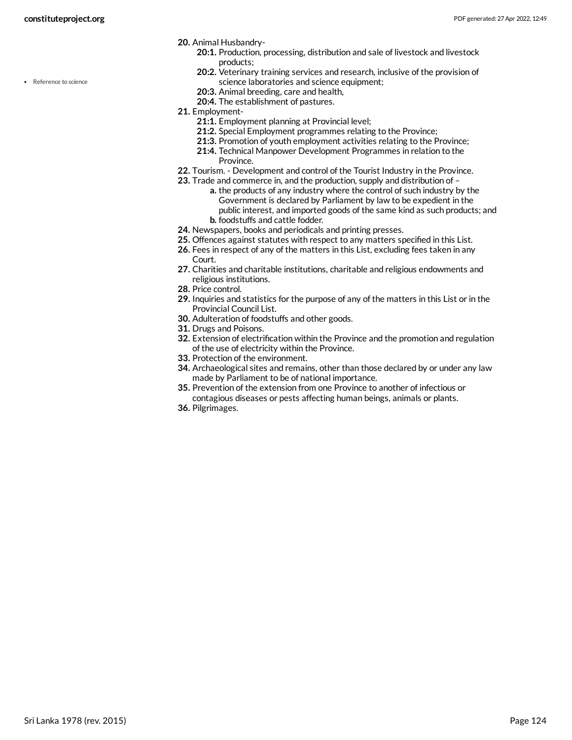- Reference to science

**20.** Animal Husbandry-

**20:1.** Production, processing, distribution and sale of livestock and livestock products;

**20:2.** Veterinary training services and research, inclusive of the provision of science laboratories and science equipment;

**20:3.** Animal breeding, care and health,

**20:4.** The establishment of pastures.

**21.** Employment-

**21:1.** Employment planning at Provincial level;

**21:2.** Special Employment programmes relating to the Province;

**21:3.** Promotion of youth employment activities relating to the Province;

**21:4.** Technical Manpower Development Programmes in relation to the Province.

**22.** Tourism. - Development and control of the Tourist Industry in the Province.

**23.** Trade and commerce in, and the production, supply and distribution of –

**a.** the products of any industry where the control of such industry by the Government is declared by Parliament by law to be expedient in the public interest, and imported goods of the same kind as such products; and

**b.** foodstuffs and cattle fodder.

**24.** Newspapers, books and periodicals and printing presses.

**25.** Offences against statutes with respect to any matters specified in this List.

**26.** Fees in respect of any of the matters in this List, excluding fees taken in any Court.

**27.** Charities and charitable institutions, charitable and religious endowments and religious institutions.

**28.** Price control.

**29.** Inquiries and statistics for the purpose of any of the matters in this List or in the Provincial Council List.

**30.** Adulteration of foodstuffs and other goods.

**31.** Drugs and Poisons.

**32.** Extension of electrification within the Province and the promotion and regulation of the use of electricity within the Province.

**33.** Protection of the environment.

**34.** Archaeological sites and remains, other than those declared by or under any law made by Parliament to be of national importance.

**35.** Prevention of the extension from one Province to another of infectious or contagious diseases or pests affecting human beings, animals or plants.

**36.** Pilgrimages.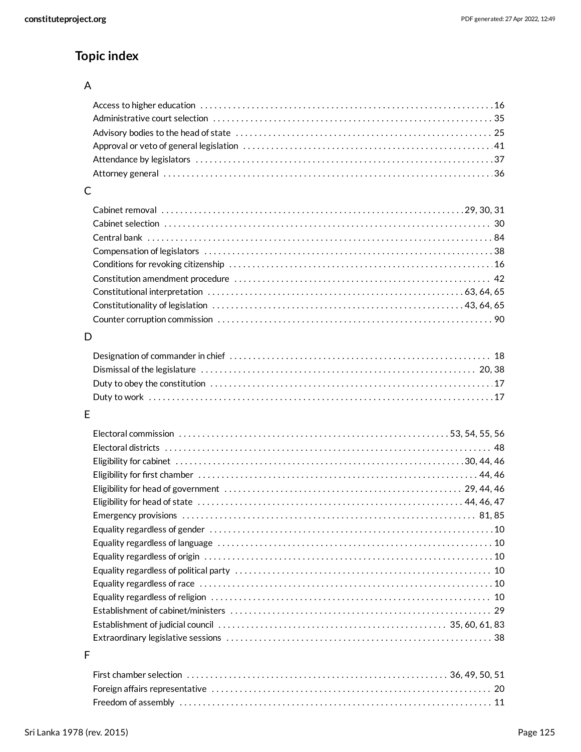## Topic index

### A

- Access to higher education . . . 16
- Administrative court selection . . . 35
- Advisory bodies to the head of state . . . 25
- Approval or veto of general legislation . . . 41
- Attendance by legislators . . . 37
- Attorney general . . . 36

### C

- Cabinet removal . . . 29, 30, 31
- Cabinet selection . . . 30
- Central bank . . . 84
- Compensation of legislators . . . 38
- Conditions for revoking citizenship . . . 16
- Constitution amendment procedure . . . 42
- Constitutional interpretation . . . 63, 64, 65
- Constitutionality of legislation . . . 43, 64, 65
- Counter corruption commission . . . 90

### D

- Designation of commander in chief . . . 18
- Dismissal of the legislature . . . 20, 38
- Duty to obey the constitution . . . 17
- Duty to work . . . 17

### E

- Electoral commission . . . 53, 54, 55, 56
- Electoral districts . . . 48
- Eligibility for cabinet . . . 30, 44, 46
- Eligibility for first chamber . . . 44, 46
- Eligibility for head of government . . . 29, 44, 46
- Eligibility for head of state . . . 44, 46, 47
- Emergency provisions . . . 81, 85
- Equality regardless of gender . . . 10
- Equality regardless of language . . . 10
- Equality regardless of origin . . . 10
- Equality regardless of political party . . . 10
- Equality regardless of race . . . 10
- Equality regardless of religion . . . 10
- Establishment of cabinet/ministers . . . 29
- Establishment of judicial council . . . 35, 60, 61, 83
- Extraordinary legislative sessions . . . 38

### F

- First chamber selection . . . 36, 49, 50, 51
- Foreign affairs representative . . . 20
- Freedom of assembly . . . 11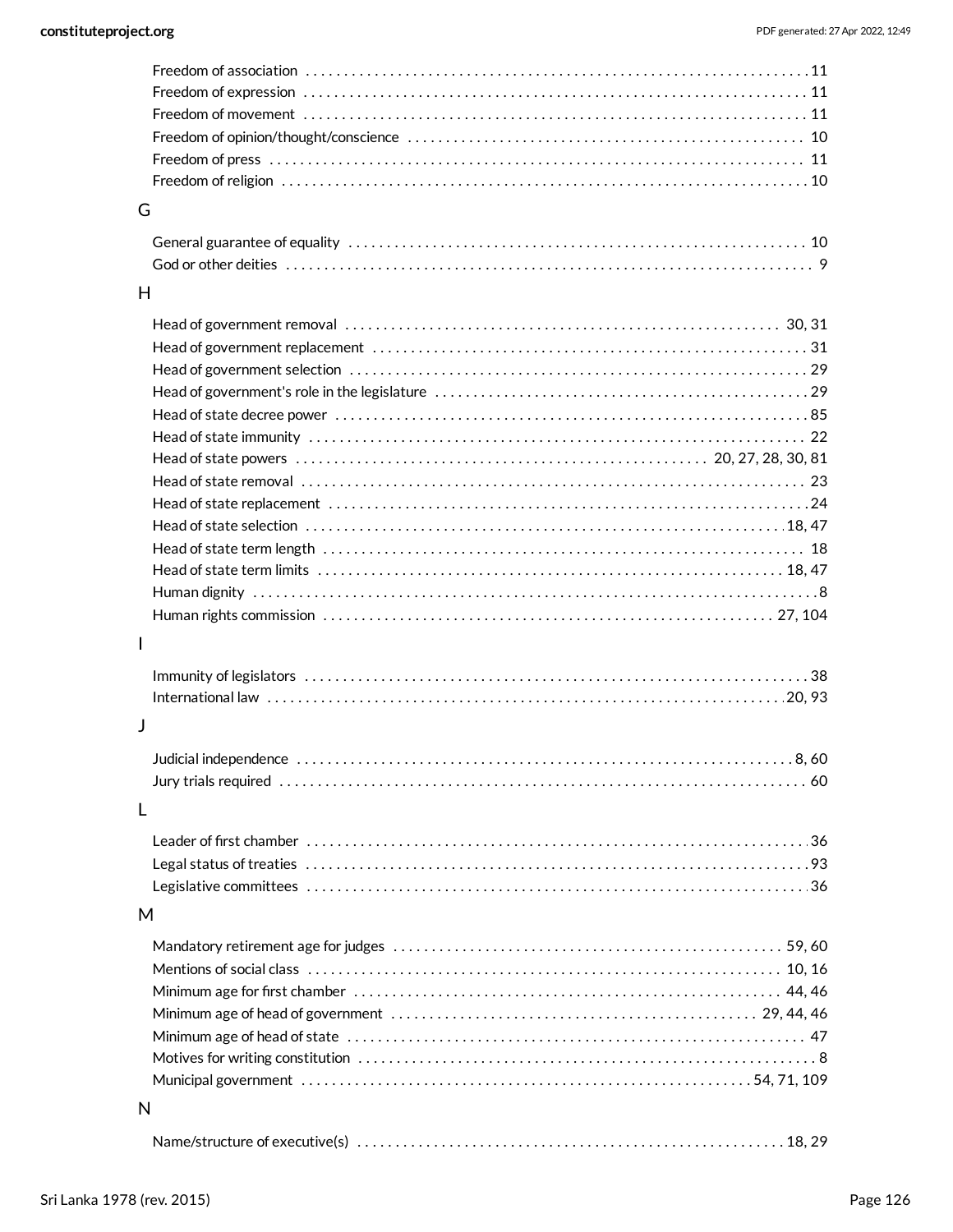Freedom of association . . . . . . . . . . 11
Freedom of expression . . . . . . . . . . 11
Freedom of movement . . . . . . . . . . 11
Freedom of opinion/thought/conscience . . . . . . . . . . 10
Freedom of press . . . . . . . . . . 11
Freedom of religion . . . . . . . . . . 10

## G

General guarantee of equality . . . . . . . . . . 10
God or other deities . . . . . . . . . . 9

## H

Head of government removal . . . . . . . . . . 30, 31
Head of government replacement . . . . . . . . . . 31
Head of government selection . . . . . . . . . . 29
Head of government's role in the legislature . . . . . . . . . . 29
Head of state decree power . . . . . . . . . . 85
Head of state immunity . . . . . . . . . . 22
Head of state powers . . . . . . . . . . 20, 27, 28, 30, 81
Head of state removal . . . . . . . . . . 23
Head of state replacement . . . . . . . . . . 24
Head of state selection . . . . . . . . . . 18, 47
Head of state term length . . . . . . . . . . 18
Head of state term limits . . . . . . . . . . 18, 47
Human dignity . . . . . . . . . . 8
Human rights commission . . . . . . . . . . 27, 104

## I

Immunity of legislators . . . . . . . . . . 38
International law . . . . . . . . . . 20, 93

## J

Judicial independence . . . . . . . . . . 8, 60
Jury trials required . . . . . . . . . . 60

## L

Leader of first chamber . . . . . . . . . . 36
Legal status of treaties . . . . . . . . . . 93
Legislative committees . . . . . . . . . . 36

## M

Mandatory retirement age for judges . . . . . . . . . . 59, 60
Mentions of social class . . . . . . . . . . 10, 16
Minimum age for first chamber . . . . . . . . . . 44, 46
Minimum age of head of government . . . . . . . . . . 29, 44, 46
Minimum age of head of state . . . . . . . . . . 47
Motives for writing constitution . . . . . . . . . . 8
Municipal government . . . . . . . . . . 54, 71, 109

## N

Name/structure of executive(s) . . . . . . . . . . 18, 29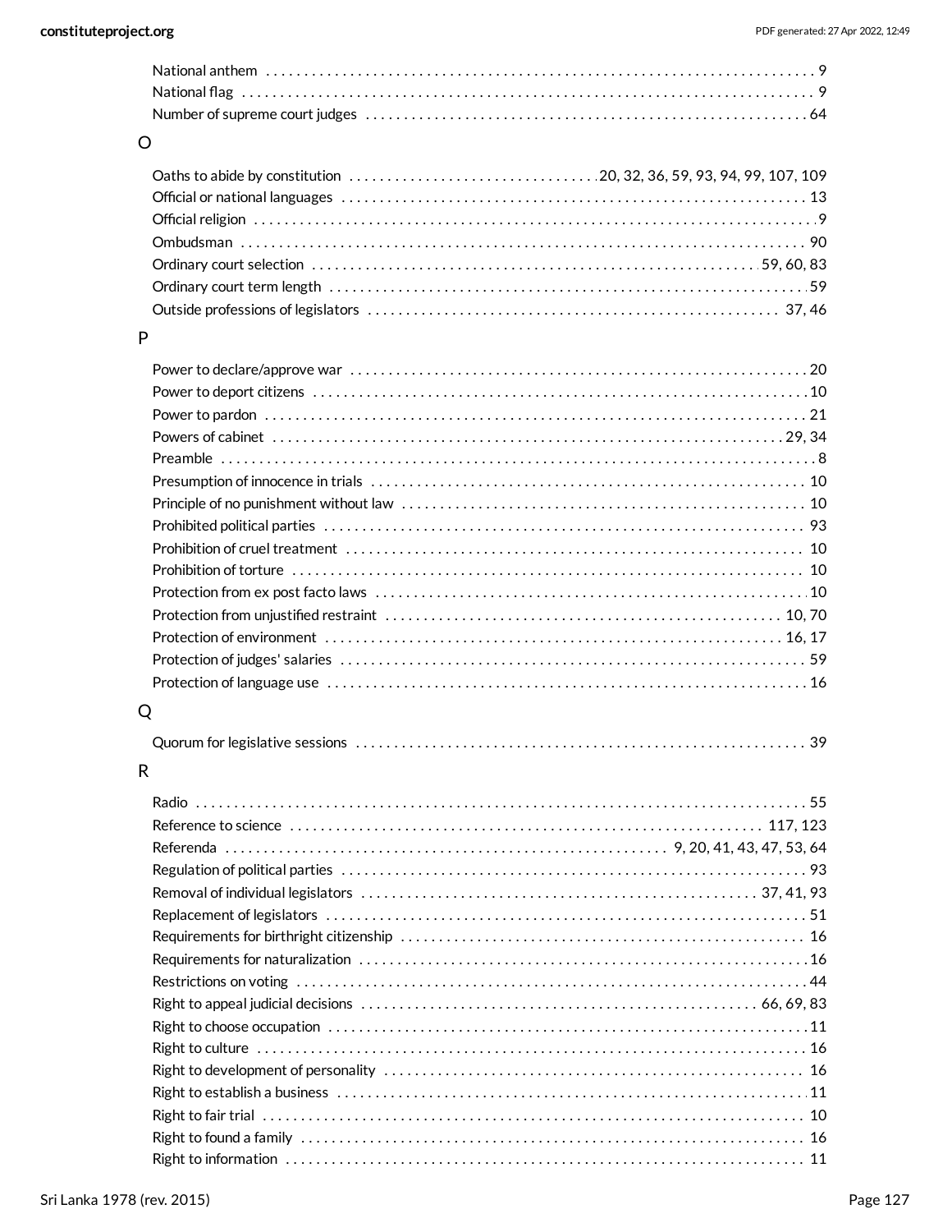National anthem . . . . . . . . . . . . 9
National flag . . . . . . . . . . . . 9
Number of supreme court judges . . . . . . . . . . . . 64

## O

Oaths to abide by constitution . . . . . . . . . . . . 20, 32, 36, 59, 93, 94, 99, 107, 109
Official or national languages . . . . . . . . . . . . 13
Official religion . . . . . . . . . . . . 9
Ombudsman . . . . . . . . . . . . 90
Ordinary court selection . . . . . . . . . . . . 59, 60, 83
Ordinary court term length . . . . . . . . . . . . 59
Outside professions of legislators . . . . . . . . . . . . 37, 46

## P

Power to declare/approve war . . . . . . . . . . . . 20
Power to deport citizens . . . . . . . . . . . . 10
Power to pardon . . . . . . . . . . . . 21
Powers of cabinet . . . . . . . . . . . . 29, 34
Preamble . . . . . . . . . . . . 8
Presumption of innocence in trials . . . . . . . . . . . . 10
Principle of no punishment without law . . . . . . . . . . . . 10
Prohibited political parties . . . . . . . . . . . . 93
Prohibition of cruel treatment . . . . . . . . . . . . 10
Prohibition of torture . . . . . . . . . . . . 10
Protection from ex post facto laws . . . . . . . . . . . . 10
Protection from unjustified restraint . . . . . . . . . . . . 10, 70
Protection of environment . . . . . . . . . . . . 16, 17
Protection of judges' salaries . . . . . . . . . . . . 59
Protection of language use . . . . . . . . . . . . 16

## Q

Quorum for legislative sessions . . . . . . . . . . . . 39

## R

Radio . . . . . . . . . . . . 55
Reference to science . . . . . . . . . . . . 117, 123
Referenda . . . . . . . . . . . . 9, 20, 41, 43, 47, 53, 64
Regulation of political parties . . . . . . . . . . . . 93
Removal of individual legislators . . . . . . . . . . . . 37, 41, 93
Replacement of legislators . . . . . . . . . . . . 51
Requirements for birthright citizenship . . . . . . . . . . . . 16
Requirements for naturalization . . . . . . . . . . . . 16
Restrictions on voting . . . . . . . . . . . . 44
Right to appeal judicial decisions . . . . . . . . . . . . 66, 69, 83
Right to choose occupation . . . . . . . . . . . . 11
Right to culture . . . . . . . . . . . . 16
Right to development of personality . . . . . . . . . . . . 16
Right to establish a business . . . . . . . . . . . . 11
Right to fair trial . . . . . . . . . . . . 10
Right to found a family . . . . . . . . . . . . 16
Right to information . . . . . . . . . . . . 11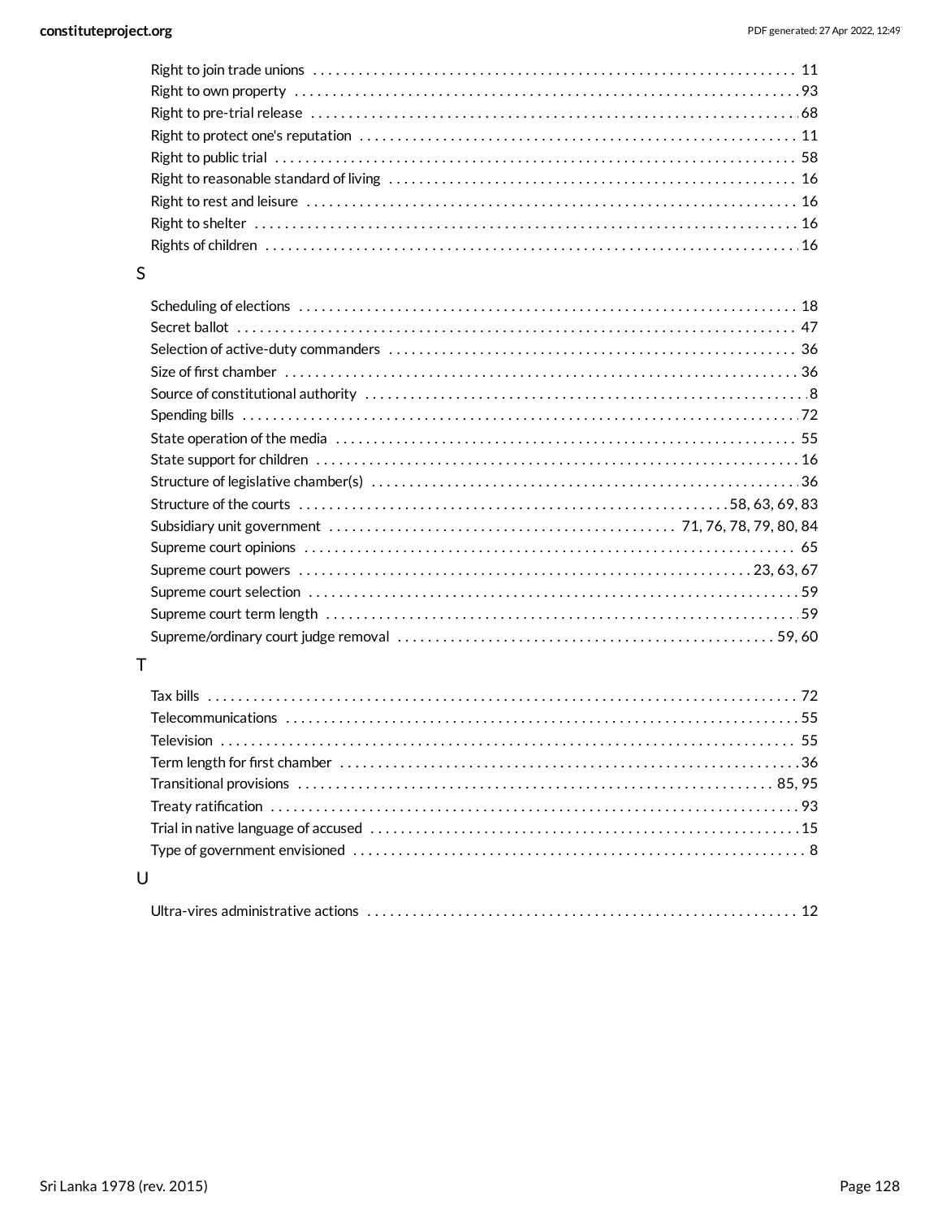Right to join trade unions . . . . . . . . . . . . . . . . . . . . . . . . . . . . . . . . . . . . . . . . . . . . . . . . . . . . . . . . . . . . . . . . 11
Right to own property . . . . . . . . . . . . . . . . . . . . . . . . . . . . . . . . . . . . . . . . . . . . . . . . . . . . . . . . . . . . . . . . . . . . 93
Right to pre-trial release . . . . . . . . . . . . . . . . . . . . . . . . . . . . . . . . . . . . . . . . . . . . . . . . . . . . . . . . . . . . . . . . . 68
Right to protect one's reputation . . . . . . . . . . . . . . . . . . . . . . . . . . . . . . . . . . . . . . . . . . . . . . . . . . . . . . . . . . 11
Right to public trial . . . . . . . . . . . . . . . . . . . . . . . . . . . . . . . . . . . . . . . . . . . . . . . . . . . . . . . . . . . . . . . . . . . . . . 58
Right to reasonable standard of living . . . . . . . . . . . . . . . . . . . . . . . . . . . . . . . . . . . . . . . . . . . . . . . . . . . . . 16
Right to rest and leisure . . . . . . . . . . . . . . . . . . . . . . . . . . . . . . . . . . . . . . . . . . . . . . . . . . . . . . . . . . . . . . . . . 16
Right to shelter . . . . . . . . . . . . . . . . . . . . . . . . . . . . . . . . . . . . . . . . . . . . . . . . . . . . . . . . . . . . . . . . . . . . . . . . . 16
Rights of children . . . . . . . . . . . . . . . . . . . . . . . . . . . . . . . . . . . . . . . . . . . . . . . . . . . . . . . . . . . . . . . . . . . . . . . 16

S

Scheduling of elections . . . . . . . . . . . . . . . . . . . . . . . . . . . . . . . . . . . . . . . . . . . . . . . . . . . . . . . . . . . . . . . . . . 18
Secret ballot . . . . . . . . . . . . . . . . . . . . . . . . . . . . . . . . . . . . . . . . . . . . . . . . . . . . . . . . . . . . . . . . . . . . . . . . . . . 47
Selection of active-duty commanders . . . . . . . . . . . . . . . . . . . . . . . . . . . . . . . . . . . . . . . . . . . . . . . . . . . . . 36
Size of first chamber . . . . . . . . . . . . . . . . . . . . . . . . . . . . . . . . . . . . . . . . . . . . . . . . . . . . . . . . . . . . . . . . . . . . . 36
Source of constitutional authority . . . . . . . . . . . . . . . . . . . . . . . . . . . . . . . . . . . . . . . . . . . . . . . . . . . . . . . . . . 8
Spending bills . . . . . . . . . . . . . . . . . . . . . . . . . . . . . . . . . . . . . . . . . . . . . . . . . . . . . . . . . . . . . . . . . . . . . . . . . . 72
State operation of the media . . . . . . . . . . . . . . . . . . . . . . . . . . . . . . . . . . . . . . . . . . . . . . . . . . . . . . . . . . . . . 55
State support for children . . . . . . . . . . . . . . . . . . . . . . . . . . . . . . . . . . . . . . . . . . . . . . . . . . . . . . . . . . . . . . . . 16
Structure of legislative chamber(s) . . . . . . . . . . . . . . . . . . . . . . . . . . . . . . . . . . . . . . . . . . . . . . . . . . . . . . . . 36
Structure of the courts . . . . . . . . . . . . . . . . . . . . . . . . . . . . . . . . . . . . . . . . . . . . . . . . . . . . . . . . 58, 63, 69, 83
Subsidiary unit government . . . . . . . . . . . . . . . . . . . . . . . . . . . . . . . . . . . . . . . . . . . . 71, 76, 78, 79, 80, 84
Supreme court opinions . . . . . . . . . . . . . . . . . . . . . . . . . . . . . . . . . . . . . . . . . . . . . . . . . . . . . . . . . . . . . . . . . 65
Supreme court powers . . . . . . . . . . . . . . . . . . . . . . . . . . . . . . . . . . . . . . . . . . . . . . . . . . . . . . . . . . . . 23, 63, 67
Supreme court selection . . . . . . . . . . . . . . . . . . . . . . . . . . . . . . . . . . . . . . . . . . . . . . . . . . . . . . . . . . . . . . . . . 59
Supreme court term length . . . . . . . . . . . . . . . . . . . . . . . . . . . . . . . . . . . . . . . . . . . . . . . . . . . . . . . . . . . . . . 59
Supreme/ordinary court judge removal . . . . . . . . . . . . . . . . . . . . . . . . . . . . . . . . . . . . . . . . . . . . . . . . . 59, 60

T

Tax bills . . . . . . . . . . . . . . . . . . . . . . . . . . . . . . . . . . . . . . . . . . . . . . . . . . . . . . . . . . . . . . . . . . . . . . . . . . . . . . . 72
Telecommunications . . . . . . . . . . . . . . . . . . . . . . . . . . . . . . . . . . . . . . . . . . . . . . . . . . . . . . . . . . . . . . . . . . . . 55
Television . . . . . . . . . . . . . . . . . . . . . . . . . . . . . . . . . . . . . . . . . . . . . . . . . . . . . . . . . . . . . . . . . . . . . . . . . . . . . 55
Term length for first chamber . . . . . . . . . . . . . . . . . . . . . . . . . . . . . . . . . . . . . . . . . . . . . . . . . . . . . . . . . . . . 36
Transitional provisions . . . . . . . . . . . . . . . . . . . . . . . . . . . . . . . . . . . . . . . . . . . . . . . . . . . . . . . . . . . . . . . 85, 95
Treaty ratification . . . . . . . . . . . . . . . . . . . . . . . . . . . . . . . . . . . . . . . . . . . . . . . . . . . . . . . . . . . . . . . . . . . . . . 93
Trial in native language of accused . . . . . . . . . . . . . . . . . . . . . . . . . . . . . . . . . . . . . . . . . . . . . . . . . . . . . . . . 15
Type of government envisioned . . . . . . . . . . . . . . . . . . . . . . . . . . . . . . . . . . . . . . . . . . . . . . . . . . . . . . . . . . . 8

U

Ultra-vires administrative actions . . . . . . . . . . . . . . . . . . . . . . . . . . . . . . . . . . . . . . . . . . . . . . . . . . . . . . . . . 12